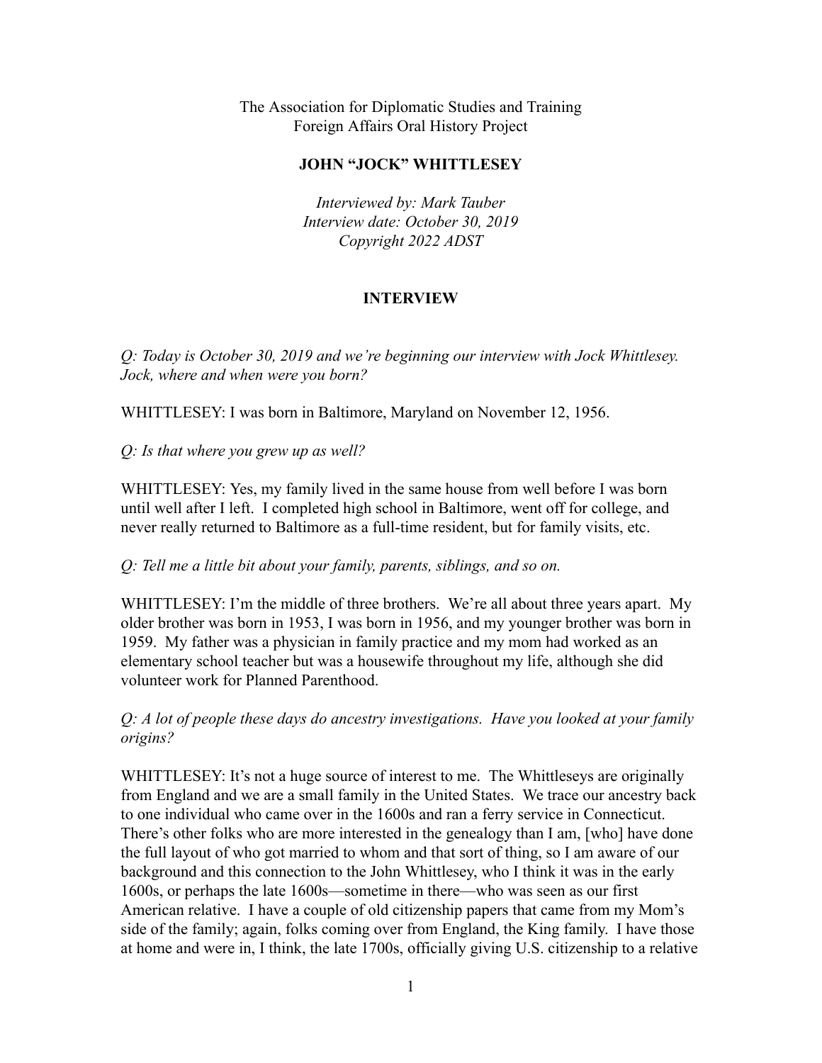The Association for Diplomatic Studies and Training
Foreign Affairs Oral History Project

**JOHN "JOCK" WHITTLESEY**

*Interviewed by: Mark Tauber*
*Interview date: October 30, 2019*
*Copyright 2022 ADST*

**INTERVIEW**

*Q: Today is October 30, 2019 and we're beginning our interview with Jock Whittlesey. Jock, where and when were you born?*

WHITTLESEY: I was born in Baltimore, Maryland on November 12, 1956.

*Q: Is that where you grew up as well?*

WHITTLESEY: Yes, my family lived in the same house from well before I was born until well after I left. I completed high school in Baltimore, went off for college, and never really returned to Baltimore as a full-time resident, but for family visits, etc.

*Q: Tell me a little bit about your family, parents, siblings, and so on.*

WHITTLESEY: I'm the middle of three brothers. We're all about three years apart. My older brother was born in 1953, I was born in 1956, and my younger brother was born in 1959. My father was a physician in family practice and my mom had worked as an elementary school teacher but was a housewife throughout my life, although she did volunteer work for Planned Parenthood.

*Q: A lot of people these days do ancestry investigations. Have you looked at your family origins?*

WHITTLESEY: It's not a huge source of interest to me. The Whittleseys are originally from England and we are a small family in the United States. We trace our ancestry back to one individual who came over in the 1600s and ran a ferry service in Connecticut. There's other folks who are more interested in the genealogy than I am, [who] have done the full layout of who got married to whom and that sort of thing, so I am aware of our background and this connection to the John Whittlesey, who I think it was in the early 1600s, or perhaps the late 1600s—sometime in there—who was seen as our first American relative. I have a couple of old citizenship papers that came from my Mom's side of the family; again, folks coming over from England, the King family. I have those at home and were in, I think, the late 1700s, officially giving U.S. citizenship to a relative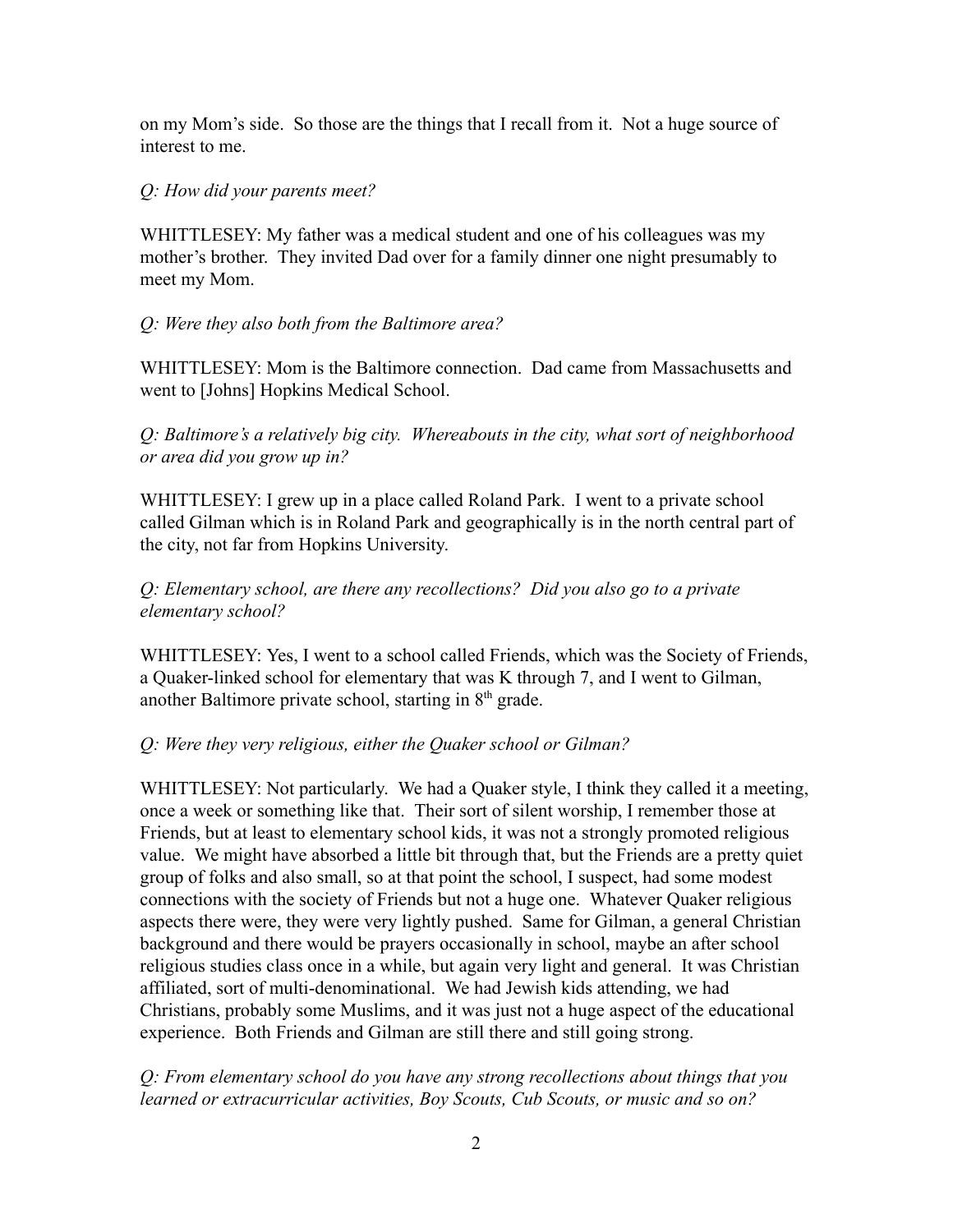on my Mom's side. So those are the things that I recall from it. Not a huge source of interest to me.

*Q: How did your parents meet?*

WHITTLESEY: My father was a medical student and one of his colleagues was my mother's brother. They invited Dad over for a family dinner one night presumably to meet my Mom.

*Q: Were they also both from the Baltimore area?*

WHITTLESEY: Mom is the Baltimore connection. Dad came from Massachusetts and went to [Johns] Hopkins Medical School.

*Q: Baltimore's a relatively big city. Whereabouts in the city, what sort of neighborhood or area did you grow up in?*

WHITTLESEY: I grew up in a place called Roland Park. I went to a private school called Gilman which is in Roland Park and geographically is in the north central part of the city, not far from Hopkins University.

*Q: Elementary school, are there any recollections? Did you also go to a private elementary school?*

WHITTLESEY: Yes, I went to a school called Friends, which was the Society of Friends, a Quaker-linked school for elementary that was K through 7, and I went to Gilman, another Baltimore private school, starting in 8th grade.

*Q: Were they very religious, either the Quaker school or Gilman?*

WHITTLESEY: Not particularly. We had a Quaker style, I think they called it a meeting, once a week or something like that. Their sort of silent worship, I remember those at Friends, but at least to elementary school kids, it was not a strongly promoted religious value. We might have absorbed a little bit through that, but the Friends are a pretty quiet group of folks and also small, so at that point the school, I suspect, had some modest connections with the society of Friends but not a huge one. Whatever Quaker religious aspects there were, they were very lightly pushed. Same for Gilman, a general Christian background and there would be prayers occasionally in school, maybe an after school religious studies class once in a while, but again very light and general. It was Christian affiliated, sort of multi-denominational. We had Jewish kids attending, we had Christians, probably some Muslims, and it was just not a huge aspect of the educational experience. Both Friends and Gilman are still there and still going strong.

*Q: From elementary school do you have any strong recollections about things that you learned or extracurricular activities, Boy Scouts, Cub Scouts, or music and so on?*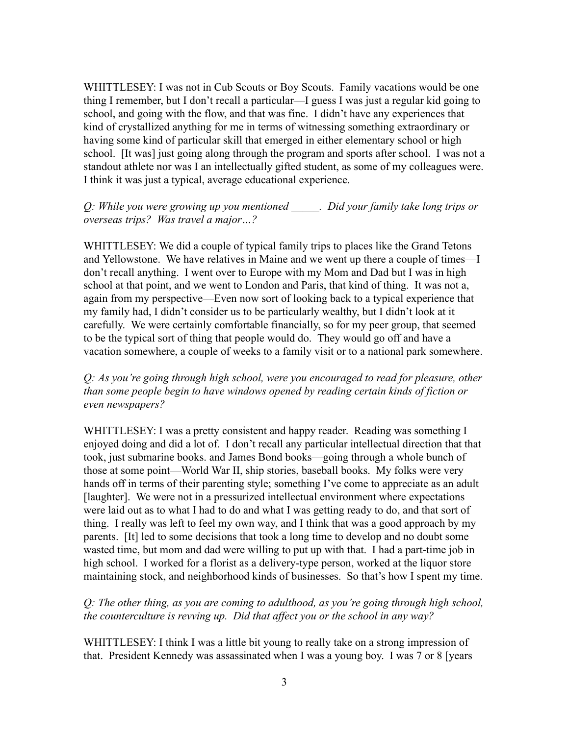WHITTLESEY: I was not in Cub Scouts or Boy Scouts. Family vacations would be one thing I remember, but I don't recall a particular—I guess I was just a regular kid going to school, and going with the flow, and that was fine. I didn't have any experiences that kind of crystallized anything for me in terms of witnessing something extraordinary or having some kind of particular skill that emerged in either elementary school or high school. [It was] just going along through the program and sports after school. I was not a standout athlete nor was I an intellectually gifted student, as some of my colleagues were. I think it was just a typical, average educational experience.

*Q: While you were growing up you mentioned _____. Did your family take long trips or overseas trips? Was travel a major…?*

WHITTLESEY: We did a couple of typical family trips to places like the Grand Tetons and Yellowstone. We have relatives in Maine and we went up there a couple of times—I don't recall anything. I went over to Europe with my Mom and Dad but I was in high school at that point, and we went to London and Paris, that kind of thing. It was not a, again from my perspective—Even now sort of looking back to a typical experience that my family had, I didn't consider us to be particularly wealthy, but I didn't look at it carefully. We were certainly comfortable financially, so for my peer group, that seemed to be the typical sort of thing that people would do. They would go off and have a vacation somewhere, a couple of weeks to a family visit or to a national park somewhere.

*Q: As you're going through high school, were you encouraged to read for pleasure, other than some people begin to have windows opened by reading certain kinds of fiction or even newspapers?*

WHITTLESEY: I was a pretty consistent and happy reader. Reading was something I enjoyed doing and did a lot of. I don't recall any particular intellectual direction that that took, just submarine books. and James Bond books—going through a whole bunch of those at some point—World War II, ship stories, baseball books. My folks were very hands off in terms of their parenting style; something I've come to appreciate as an adult [laughter]. We were not in a pressurized intellectual environment where expectations were laid out as to what I had to do and what I was getting ready to do, and that sort of thing. I really was left to feel my own way, and I think that was a good approach by my parents. [It] led to some decisions that took a long time to develop and no doubt some wasted time, but mom and dad were willing to put up with that. I had a part-time job in high school. I worked for a florist as a delivery-type person, worked at the liquor store maintaining stock, and neighborhood kinds of businesses. So that's how I spent my time.

*Q: The other thing, as you are coming to adulthood, as you're going through high school, the counterculture is revving up. Did that affect you or the school in any way?*

WHITTLESEY: I think I was a little bit young to really take on a strong impression of that. President Kennedy was assassinated when I was a young boy. I was 7 or 8 [years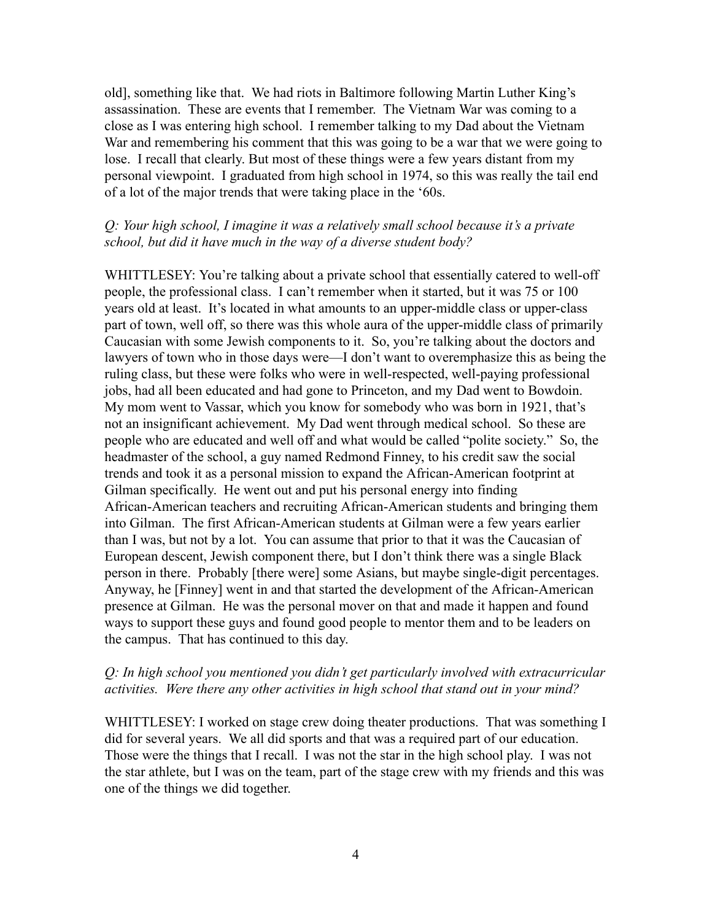old], something like that. We had riots in Baltimore following Martin Luther King's assassination. These are events that I remember. The Vietnam War was coming to a close as I was entering high school. I remember talking to my Dad about the Vietnam War and remembering his comment that this was going to be a war that we were going to lose. I recall that clearly. But most of these things were a few years distant from my personal viewpoint. I graduated from high school in 1974, so this was really the tail end of a lot of the major trends that were taking place in the '60s.

*Q: Your high school, I imagine it was a relatively small school because it's a private school, but did it have much in the way of a diverse student body?*

WHITTLESEY: You're talking about a private school that essentially catered to well-off people, the professional class. I can't remember when it started, but it was 75 or 100 years old at least. It's located in what amounts to an upper-middle class or upper-class part of town, well off, so there was this whole aura of the upper-middle class of primarily Caucasian with some Jewish components to it. So, you're talking about the doctors and lawyers of town who in those days were—I don't want to overemphasize this as being the ruling class, but these were folks who were in well-respected, well-paying professional jobs, had all been educated and had gone to Princeton, and my Dad went to Bowdoin. My mom went to Vassar, which you know for somebody who was born in 1921, that's not an insignificant achievement. My Dad went through medical school. So these are people who are educated and well off and what would be called "polite society." So, the headmaster of the school, a guy named Redmond Finney, to his credit saw the social trends and took it as a personal mission to expand the African-American footprint at Gilman specifically. He went out and put his personal energy into finding African-American teachers and recruiting African-American students and bringing them into Gilman. The first African-American students at Gilman were a few years earlier than I was, but not by a lot. You can assume that prior to that it was the Caucasian of European descent, Jewish component there, but I don't think there was a single Black person in there. Probably [there were] some Asians, but maybe single-digit percentages. Anyway, he [Finney] went in and that started the development of the African-American presence at Gilman. He was the personal mover on that and made it happen and found ways to support these guys and found good people to mentor them and to be leaders on the campus. That has continued to this day.

*Q: In high school you mentioned you didn't get particularly involved with extracurricular activities. Were there any other activities in high school that stand out in your mind?*

WHITTLESEY: I worked on stage crew doing theater productions. That was something I did for several years. We all did sports and that was a required part of our education. Those were the things that I recall. I was not the star in the high school play. I was not the star athlete, but I was on the team, part of the stage crew with my friends and this was one of the things we did together.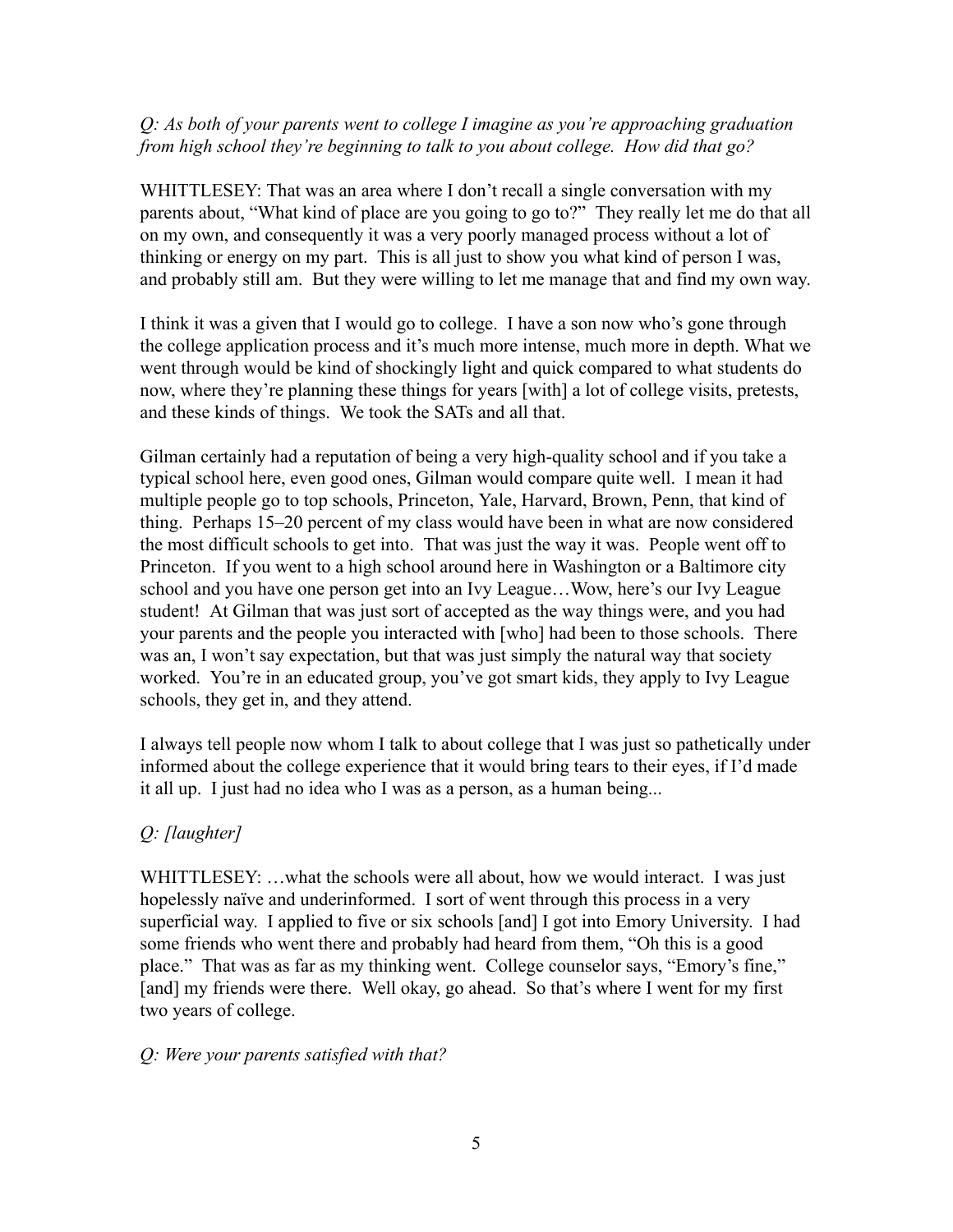*Q: As both of your parents went to college I imagine as you're approaching graduation from high school they're beginning to talk to you about college. How did that go?*

WHITTLESEY: That was an area where I don't recall a single conversation with my parents about, "What kind of place are you going to go to?" They really let me do that all on my own, and consequently it was a very poorly managed process without a lot of thinking or energy on my part. This is all just to show you what kind of person I was, and probably still am. But they were willing to let me manage that and find my own way.

I think it was a given that I would go to college. I have a son now who's gone through the college application process and it's much more intense, much more in depth. What we went through would be kind of shockingly light and quick compared to what students do now, where they're planning these things for years [with] a lot of college visits, pretests, and these kinds of things. We took the SATs and all that.

Gilman certainly had a reputation of being a very high-quality school and if you take a typical school here, even good ones, Gilman would compare quite well. I mean it had multiple people go to top schools, Princeton, Yale, Harvard, Brown, Penn, that kind of thing. Perhaps 15–20 percent of my class would have been in what are now considered the most difficult schools to get into. That was just the way it was. People went off to Princeton. If you went to a high school around here in Washington or a Baltimore city school and you have one person get into an Ivy League…Wow, here's our Ivy League student! At Gilman that was just sort of accepted as the way things were, and you had your parents and the people you interacted with [who] had been to those schools. There was an, I won't say expectation, but that was just simply the natural way that society worked. You're in an educated group, you've got smart kids, they apply to Ivy League schools, they get in, and they attend.

I always tell people now whom I talk to about college that I was just so pathetically under informed about the college experience that it would bring tears to their eyes, if I'd made it all up. I just had no idea who I was as a person, as a human being...

*Q: [laughter]*

WHITTLESEY: …what the schools were all about, how we would interact. I was just hopelessly naïve and underinformed. I sort of went through this process in a very superficial way. I applied to five or six schools [and] I got into Emory University. I had some friends who went there and probably had heard from them, "Oh this is a good place." That was as far as my thinking went. College counselor says, "Emory's fine," [and] my friends were there. Well okay, go ahead. So that's where I went for my first two years of college.

*Q: Were your parents satisfied with that?*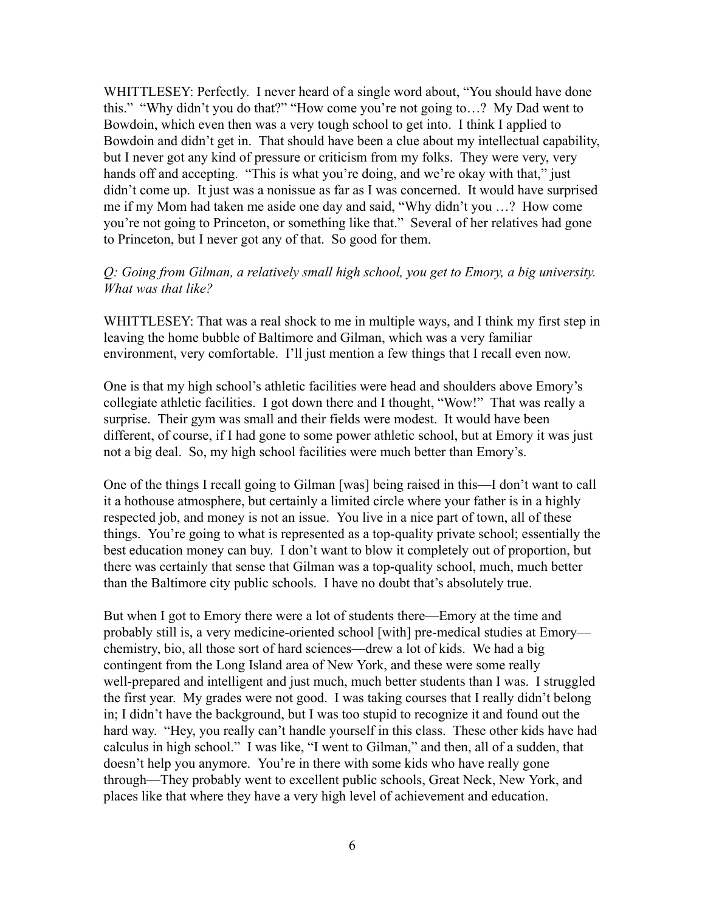WHITTLESEY: Perfectly. I never heard of a single word about, "You should have done this." "Why didn't you do that?" "How come you're not going to…? My Dad went to Bowdoin, which even then was a very tough school to get into. I think I applied to Bowdoin and didn't get in. That should have been a clue about my intellectual capability, but I never got any kind of pressure or criticism from my folks. They were very, very hands off and accepting. "This is what you're doing, and we're okay with that," just didn't come up. It just was a nonissue as far as I was concerned. It would have surprised me if my Mom had taken me aside one day and said, "Why didn't you …? How come you're not going to Princeton, or something like that." Several of her relatives had gone to Princeton, but I never got any of that. So good for them.

*Q: Going from Gilman, a relatively small high school, you get to Emory, a big university. What was that like?*

WHITTLESEY: That was a real shock to me in multiple ways, and I think my first step in leaving the home bubble of Baltimore and Gilman, which was a very familiar environment, very comfortable. I'll just mention a few things that I recall even now.

One is that my high school's athletic facilities were head and shoulders above Emory's collegiate athletic facilities. I got down there and I thought, "Wow!" That was really a surprise. Their gym was small and their fields were modest. It would have been different, of course, if I had gone to some power athletic school, but at Emory it was just not a big deal. So, my high school facilities were much better than Emory's.

One of the things I recall going to Gilman [was] being raised in this—I don't want to call it a hothouse atmosphere, but certainly a limited circle where your father is in a highly respected job, and money is not an issue. You live in a nice part of town, all of these things. You're going to what is represented as a top-quality private school; essentially the best education money can buy. I don't want to blow it completely out of proportion, but there was certainly that sense that Gilman was a top-quality school, much, much better than the Baltimore city public schools. I have no doubt that's absolutely true.

But when I got to Emory there were a lot of students there—Emory at the time and probably still is, a very medicine-oriented school [with] pre-medical studies at Emory—chemistry, bio, all those sort of hard sciences—drew a lot of kids. We had a big contingent from the Long Island area of New York, and these were some really well-prepared and intelligent and just much, much better students than I was. I struggled the first year. My grades were not good. I was taking courses that I really didn't belong in; I didn't have the background, but I was too stupid to recognize it and found out the hard way. "Hey, you really can't handle yourself in this class. These other kids have had calculus in high school." I was like, "I went to Gilman," and then, all of a sudden, that doesn't help you anymore. You're in there with some kids who have really gone through—They probably went to excellent public schools, Great Neck, New York, and places like that where they have a very high level of achievement and education.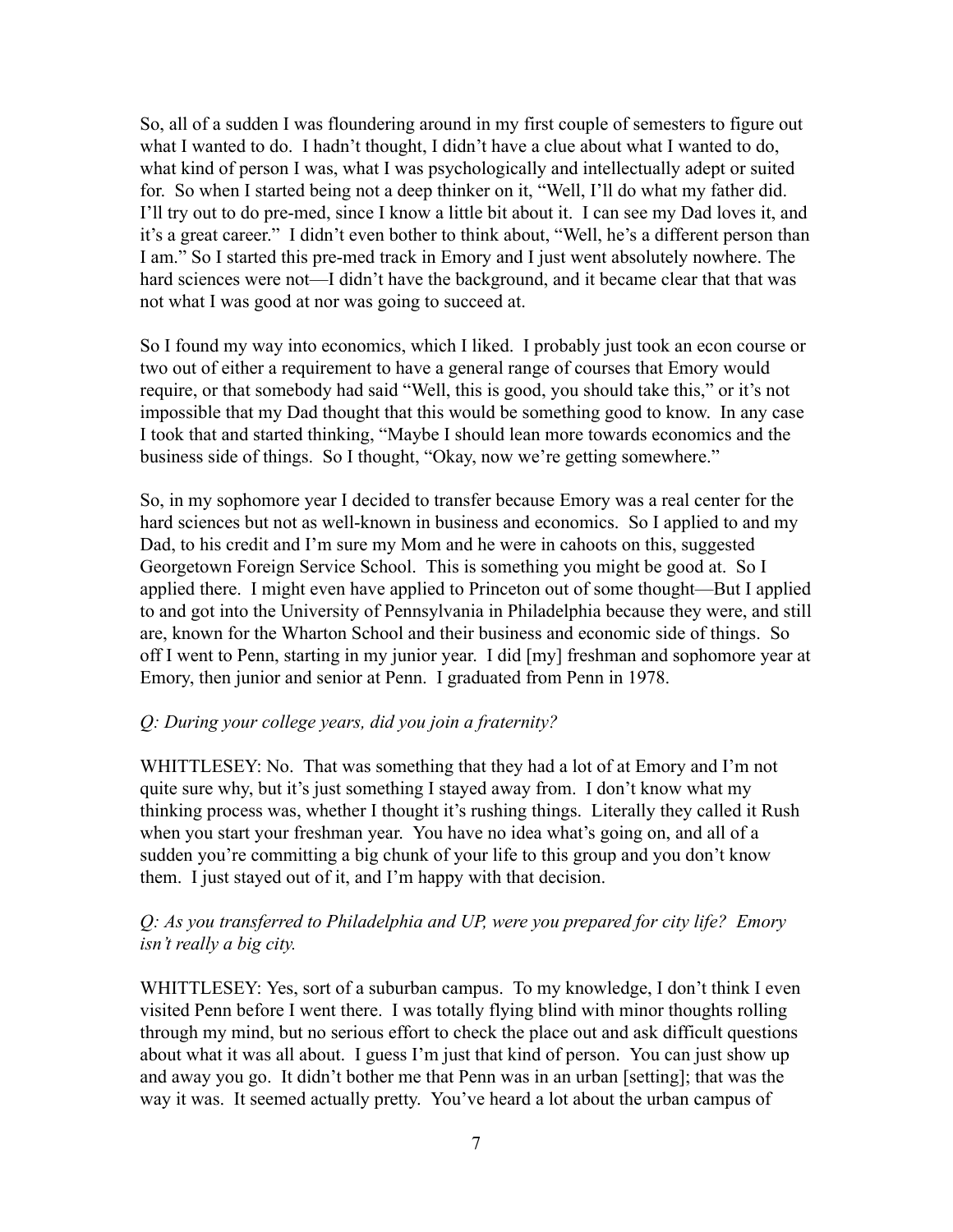So, all of a sudden I was floundering around in my first couple of semesters to figure out what I wanted to do. I hadn't thought, I didn't have a clue about what I wanted to do, what kind of person I was, what I was psychologically and intellectually adept or suited for. So when I started being not a deep thinker on it, "Well, I'll do what my father did. I'll try out to do pre-med, since I know a little bit about it. I can see my Dad loves it, and it's a great career." I didn't even bother to think about, "Well, he's a different person than I am." So I started this pre-med track in Emory and I just went absolutely nowhere. The hard sciences were not—I didn't have the background, and it became clear that that was not what I was good at nor was going to succeed at.

So I found my way into economics, which I liked. I probably just took an econ course or two out of either a requirement to have a general range of courses that Emory would require, or that somebody had said "Well, this is good, you should take this," or it's not impossible that my Dad thought that this would be something good to know. In any case I took that and started thinking, "Maybe I should lean more towards economics and the business side of things. So I thought, "Okay, now we're getting somewhere."

So, in my sophomore year I decided to transfer because Emory was a real center for the hard sciences but not as well-known in business and economics. So I applied to and my Dad, to his credit and I'm sure my Mom and he were in cahoots on this, suggested Georgetown Foreign Service School. This is something you might be good at. So I applied there. I might even have applied to Princeton out of some thought—But I applied to and got into the University of Pennsylvania in Philadelphia because they were, and still are, known for the Wharton School and their business and economic side of things. So off I went to Penn, starting in my junior year. I did [my] freshman and sophomore year at Emory, then junior and senior at Penn. I graduated from Penn in 1978.

*Q: During your college years, did you join a fraternity?*

WHITTLESEY: No. That was something that they had a lot of at Emory and I'm not quite sure why, but it's just something I stayed away from. I don't know what my thinking process was, whether I thought it's rushing things. Literally they called it Rush when you start your freshman year. You have no idea what's going on, and all of a sudden you're committing a big chunk of your life to this group and you don't know them. I just stayed out of it, and I'm happy with that decision.

*Q: As you transferred to Philadelphia and UP, were you prepared for city life? Emory isn't really a big city.*

WHITTLESEY: Yes, sort of a suburban campus. To my knowledge, I don't think I even visited Penn before I went there. I was totally flying blind with minor thoughts rolling through my mind, but no serious effort to check the place out and ask difficult questions about what it was all about. I guess I'm just that kind of person. You can just show up and away you go. It didn't bother me that Penn was in an urban [setting]; that was the way it was. It seemed actually pretty. You've heard a lot about the urban campus of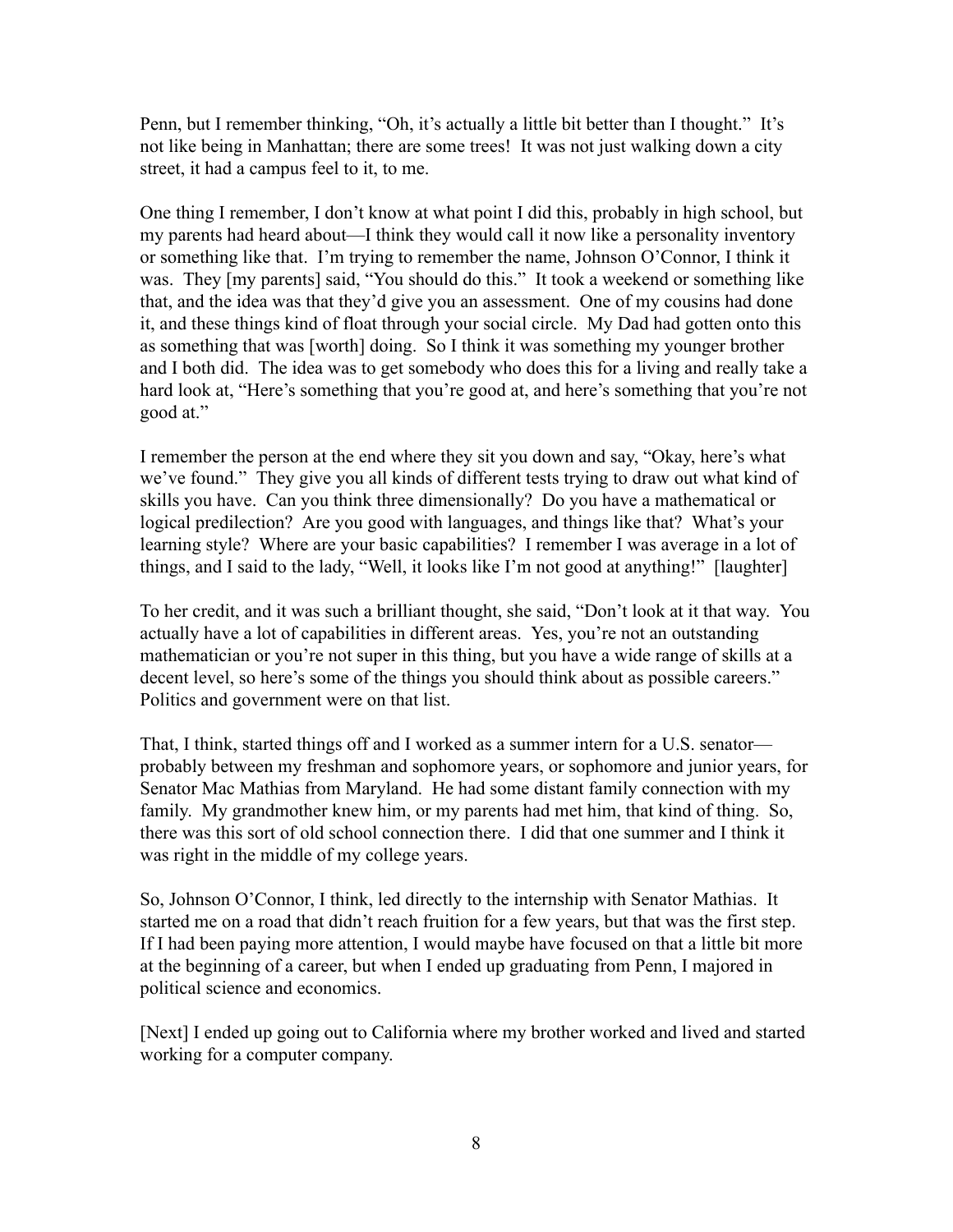Penn, but I remember thinking, "Oh, it's actually a little bit better than I thought." It's not like being in Manhattan; there are some trees! It was not just walking down a city street, it had a campus feel to it, to me.

One thing I remember, I don't know at what point I did this, probably in high school, but my parents had heard about—I think they would call it now like a personality inventory or something like that. I'm trying to remember the name, Johnson O'Connor, I think it was. They [my parents] said, "You should do this." It took a weekend or something like that, and the idea was that they'd give you an assessment. One of my cousins had done it, and these things kind of float through your social circle. My Dad had gotten onto this as something that was [worth] doing. So I think it was something my younger brother and I both did. The idea was to get somebody who does this for a living and really take a hard look at, "Here's something that you're good at, and here's something that you're not good at."

I remember the person at the end where they sit you down and say, "Okay, here's what we've found." They give you all kinds of different tests trying to draw out what kind of skills you have. Can you think three dimensionally? Do you have a mathematical or logical predilection? Are you good with languages, and things like that? What's your learning style? Where are your basic capabilities? I remember I was average in a lot of things, and I said to the lady, "Well, it looks like I'm not good at anything!" [laughter]

To her credit, and it was such a brilliant thought, she said, "Don't look at it that way. You actually have a lot of capabilities in different areas. Yes, you're not an outstanding mathematician or you're not super in this thing, but you have a wide range of skills at a decent level, so here's some of the things you should think about as possible careers." Politics and government were on that list.

That, I think, started things off and I worked as a summer intern for a U.S. senator—probably between my freshman and sophomore years, or sophomore and junior years, for Senator Mac Mathias from Maryland. He had some distant family connection with my family. My grandmother knew him, or my parents had met him, that kind of thing. So, there was this sort of old school connection there. I did that one summer and I think it was right in the middle of my college years.

So, Johnson O'Connor, I think, led directly to the internship with Senator Mathias. It started me on a road that didn't reach fruition for a few years, but that was the first step. If I had been paying more attention, I would maybe have focused on that a little bit more at the beginning of a career, but when I ended up graduating from Penn, I majored in political science and economics.

[Next] I ended up going out to California where my brother worked and lived and started working for a computer company.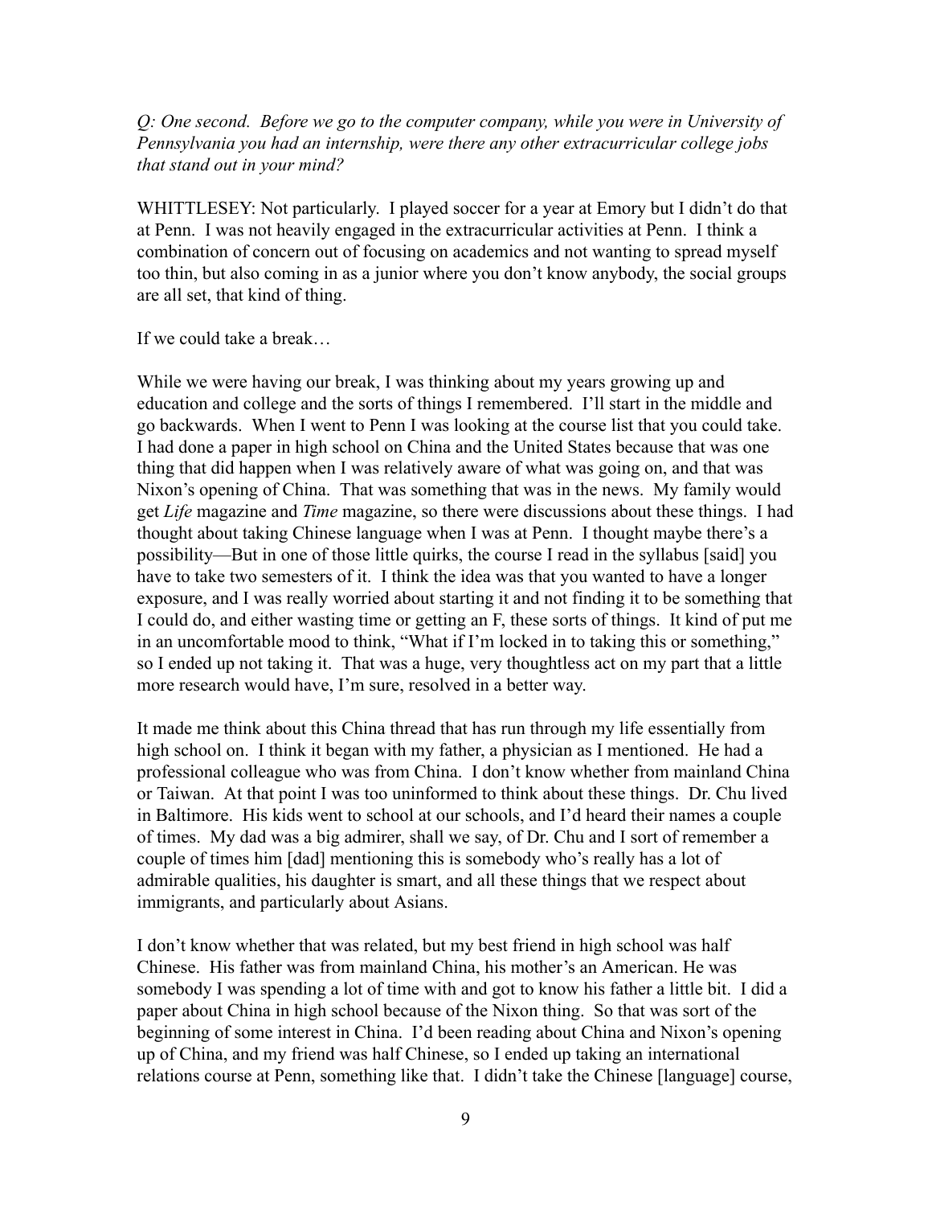*Q: One second. Before we go to the computer company, while you were in University of Pennsylvania you had an internship, were there any other extracurricular college jobs that stand out in your mind?*

WHITTLESEY: Not particularly. I played soccer for a year at Emory but I didn't do that at Penn. I was not heavily engaged in the extracurricular activities at Penn. I think a combination of concern out of focusing on academics and not wanting to spread myself too thin, but also coming in as a junior where you don't know anybody, the social groups are all set, that kind of thing.

If we could take a break…

While we were having our break, I was thinking about my years growing up and education and college and the sorts of things I remembered. I'll start in the middle and go backwards. When I went to Penn I was looking at the course list that you could take. I had done a paper in high school on China and the United States because that was one thing that did happen when I was relatively aware of what was going on, and that was Nixon's opening of China. That was something that was in the news. My family would get *Life* magazine and *Time* magazine, so there were discussions about these things. I had thought about taking Chinese language when I was at Penn. I thought maybe there's a possibility—But in one of those little quirks, the course I read in the syllabus [said] you have to take two semesters of it. I think the idea was that you wanted to have a longer exposure, and I was really worried about starting it and not finding it to be something that I could do, and either wasting time or getting an F, these sorts of things. It kind of put me in an uncomfortable mood to think, "What if I'm locked in to taking this or something," so I ended up not taking it. That was a huge, very thoughtless act on my part that a little more research would have, I'm sure, resolved in a better way.

It made me think about this China thread that has run through my life essentially from high school on. I think it began with my father, a physician as I mentioned. He had a professional colleague who was from China. I don't know whether from mainland China or Taiwan. At that point I was too uninformed to think about these things. Dr. Chu lived in Baltimore. His kids went to school at our schools, and I'd heard their names a couple of times. My dad was a big admirer, shall we say, of Dr. Chu and I sort of remember a couple of times him [dad] mentioning this is somebody who's really has a lot of admirable qualities, his daughter is smart, and all these things that we respect about immigrants, and particularly about Asians.

I don't know whether that was related, but my best friend in high school was half Chinese. His father was from mainland China, his mother's an American. He was somebody I was spending a lot of time with and got to know his father a little bit. I did a paper about China in high school because of the Nixon thing. So that was sort of the beginning of some interest in China. I'd been reading about China and Nixon's opening up of China, and my friend was half Chinese, so I ended up taking an international relations course at Penn, something like that. I didn't take the Chinese [language] course,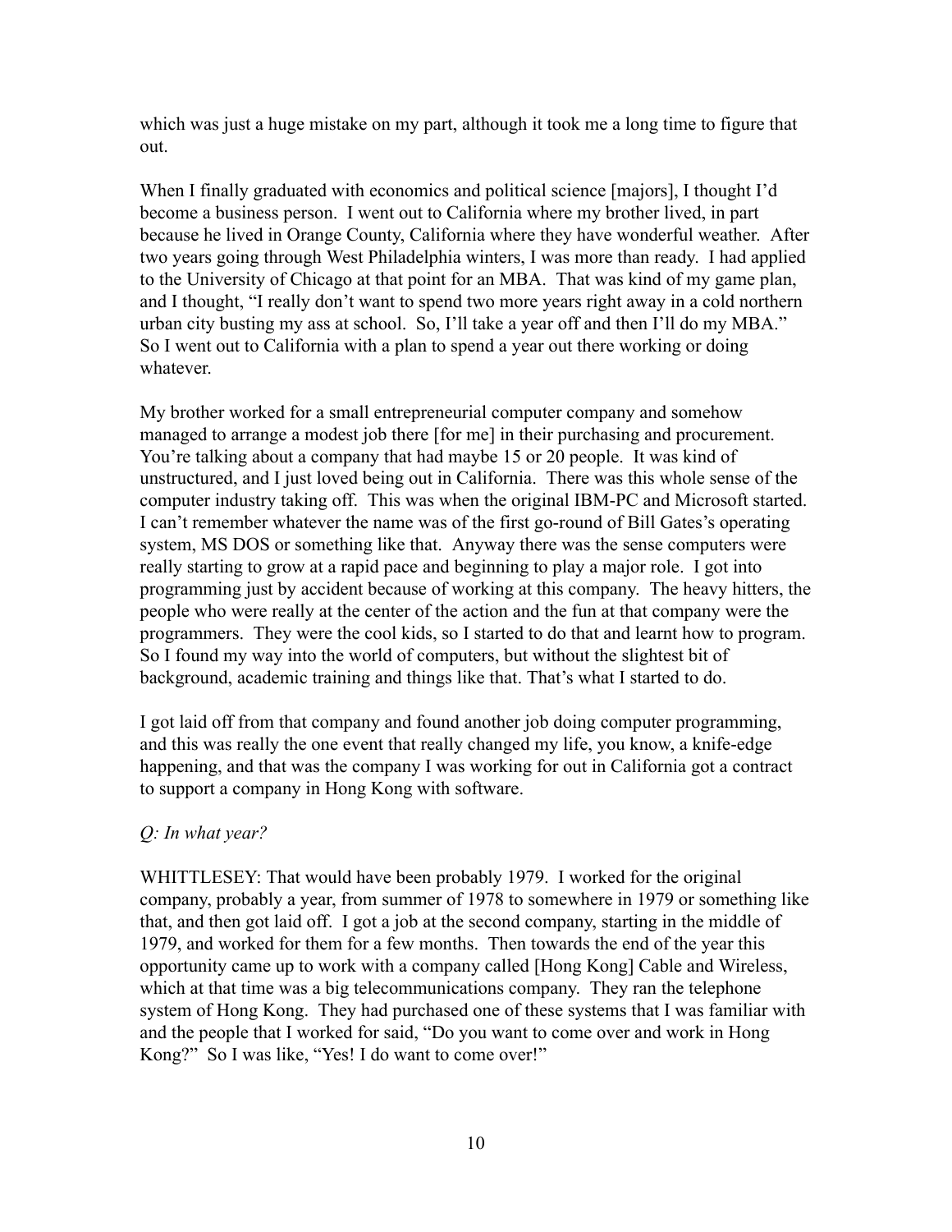which was just a huge mistake on my part, although it took me a long time to figure that out.

When I finally graduated with economics and political science [majors], I thought I'd become a business person. I went out to California where my brother lived, in part because he lived in Orange County, California where they have wonderful weather. After two years going through West Philadelphia winters, I was more than ready. I had applied to the University of Chicago at that point for an MBA. That was kind of my game plan, and I thought, "I really don't want to spend two more years right away in a cold northern urban city busting my ass at school. So, I'll take a year off and then I'll do my MBA." So I went out to California with a plan to spend a year out there working or doing whatever.

My brother worked for a small entrepreneurial computer company and somehow managed to arrange a modest job there [for me] in their purchasing and procurement. You're talking about a company that had maybe 15 or 20 people. It was kind of unstructured, and I just loved being out in California. There was this whole sense of the computer industry taking off. This was when the original IBM-PC and Microsoft started. I can't remember whatever the name was of the first go-round of Bill Gates's operating system, MS DOS or something like that. Anyway there was the sense computers were really starting to grow at a rapid pace and beginning to play a major role. I got into programming just by accident because of working at this company. The heavy hitters, the people who were really at the center of the action and the fun at that company were the programmers. They were the cool kids, so I started to do that and learnt how to program. So I found my way into the world of computers, but without the slightest bit of background, academic training and things like that. That's what I started to do.

I got laid off from that company and found another job doing computer programming, and this was really the one event that really changed my life, you know, a knife-edge happening, and that was the company I was working for out in California got a contract to support a company in Hong Kong with software.

*Q: In what year?*

WHITTLESEY: That would have been probably 1979. I worked for the original company, probably a year, from summer of 1978 to somewhere in 1979 or something like that, and then got laid off. I got a job at the second company, starting in the middle of 1979, and worked for them for a few months. Then towards the end of the year this opportunity came up to work with a company called [Hong Kong] Cable and Wireless, which at that time was a big telecommunications company. They ran the telephone system of Hong Kong. They had purchased one of these systems that I was familiar with and the people that I worked for said, "Do you want to come over and work in Hong Kong?" So I was like, "Yes! I do want to come over!"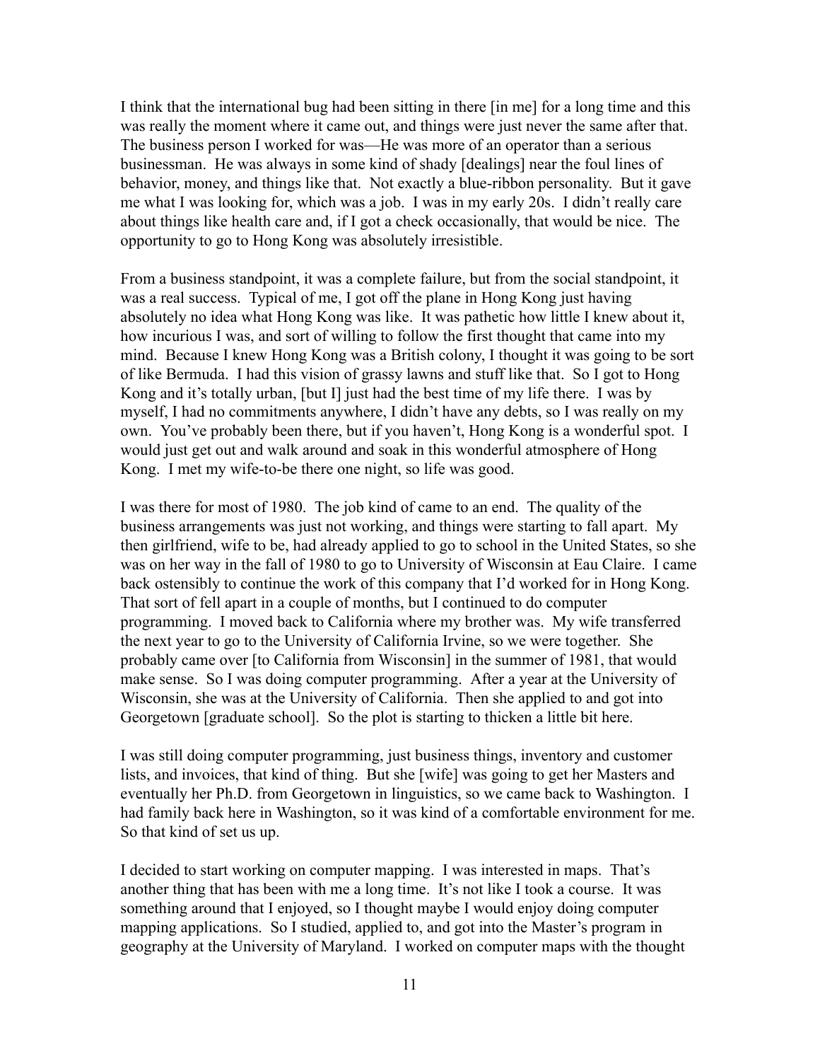I think that the international bug had been sitting in there [in me] for a long time and this was really the moment where it came out, and things were just never the same after that. The business person I worked for was—He was more of an operator than a serious businessman. He was always in some kind of shady [dealings] near the foul lines of behavior, money, and things like that. Not exactly a blue-ribbon personality. But it gave me what I was looking for, which was a job. I was in my early 20s. I didn't really care about things like health care and, if I got a check occasionally, that would be nice. The opportunity to go to Hong Kong was absolutely irresistible.

From a business standpoint, it was a complete failure, but from the social standpoint, it was a real success. Typical of me, I got off the plane in Hong Kong just having absolutely no idea what Hong Kong was like. It was pathetic how little I knew about it, how incurious I was, and sort of willing to follow the first thought that came into my mind. Because I knew Hong Kong was a British colony, I thought it was going to be sort of like Bermuda. I had this vision of grassy lawns and stuff like that. So I got to Hong Kong and it's totally urban, [but I] just had the best time of my life there. I was by myself, I had no commitments anywhere, I didn't have any debts, so I was really on my own. You've probably been there, but if you haven't, Hong Kong is a wonderful spot. I would just get out and walk around and soak in this wonderful atmosphere of Hong Kong. I met my wife-to-be there one night, so life was good.

I was there for most of 1980. The job kind of came to an end. The quality of the business arrangements was just not working, and things were starting to fall apart. My then girlfriend, wife to be, had already applied to go to school in the United States, so she was on her way in the fall of 1980 to go to University of Wisconsin at Eau Claire. I came back ostensibly to continue the work of this company that I'd worked for in Hong Kong. That sort of fell apart in a couple of months, but I continued to do computer programming. I moved back to California where my brother was. My wife transferred the next year to go to the University of California Irvine, so we were together. She probably came over [to California from Wisconsin] in the summer of 1981, that would make sense. So I was doing computer programming. After a year at the University of Wisconsin, she was at the University of California. Then she applied to and got into Georgetown [graduate school]. So the plot is starting to thicken a little bit here.

I was still doing computer programming, just business things, inventory and customer lists, and invoices, that kind of thing. But she [wife] was going to get her Masters and eventually her Ph.D. from Georgetown in linguistics, so we came back to Washington. I had family back here in Washington, so it was kind of a comfortable environment for me. So that kind of set us up.

I decided to start working on computer mapping. I was interested in maps. That's another thing that has been with me a long time. It's not like I took a course. It was something around that I enjoyed, so I thought maybe I would enjoy doing computer mapping applications. So I studied, applied to, and got into the Master's program in geography at the University of Maryland. I worked on computer maps with the thought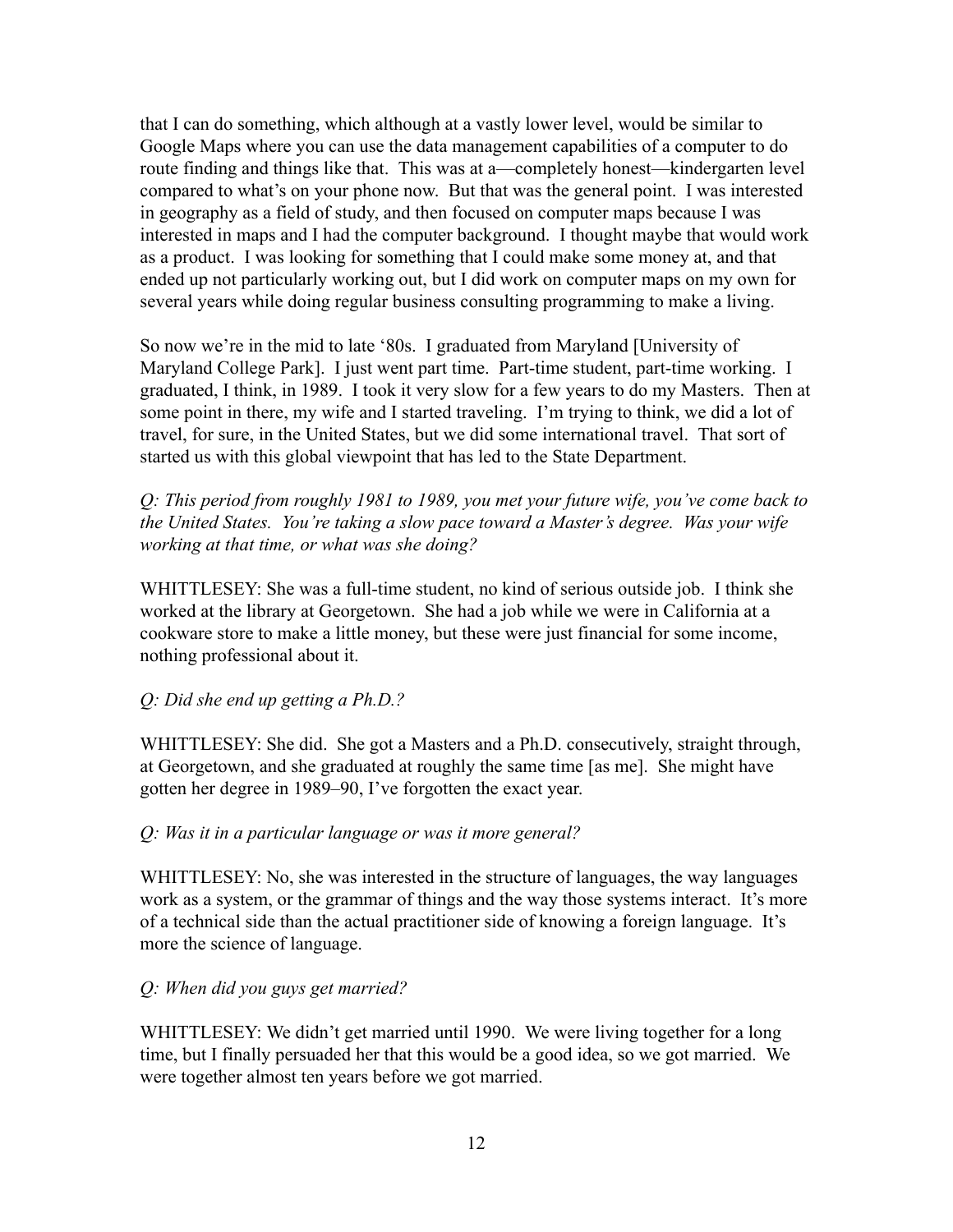that I can do something, which although at a vastly lower level, would be similar to Google Maps where you can use the data management capabilities of a computer to do route finding and things like that. This was at a—completely honest—kindergarten level compared to what's on your phone now. But that was the general point. I was interested in geography as a field of study, and then focused on computer maps because I was interested in maps and I had the computer background. I thought maybe that would work as a product. I was looking for something that I could make some money at, and that ended up not particularly working out, but I did work on computer maps on my own for several years while doing regular business consulting programming to make a living.

So now we're in the mid to late '80s. I graduated from Maryland [University of Maryland College Park]. I just went part time. Part-time student, part-time working. I graduated, I think, in 1989. I took it very slow for a few years to do my Masters. Then at some point in there, my wife and I started traveling. I'm trying to think, we did a lot of travel, for sure, in the United States, but we did some international travel. That sort of started us with this global viewpoint that has led to the State Department.

*Q: This period from roughly 1981 to 1989, you met your future wife, you've come back to the United States. You're taking a slow pace toward a Master's degree. Was your wife working at that time, or what was she doing?*

WHITTLESEY: She was a full-time student, no kind of serious outside job. I think she worked at the library at Georgetown. She had a job while we were in California at a cookware store to make a little money, but these were just financial for some income, nothing professional about it.

*Q: Did she end up getting a Ph.D.?*

WHITTLESEY: She did. She got a Masters and a Ph.D. consecutively, straight through, at Georgetown, and she graduated at roughly the same time [as me]. She might have gotten her degree in 1989–90, I've forgotten the exact year.

*Q: Was it in a particular language or was it more general?*

WHITTLESEY: No, she was interested in the structure of languages, the way languages work as a system, or the grammar of things and the way those systems interact. It's more of a technical side than the actual practitioner side of knowing a foreign language. It's more the science of language.

*Q: When did you guys get married?*

WHITTLESEY: We didn't get married until 1990. We were living together for a long time, but I finally persuaded her that this would be a good idea, so we got married. We were together almost ten years before we got married.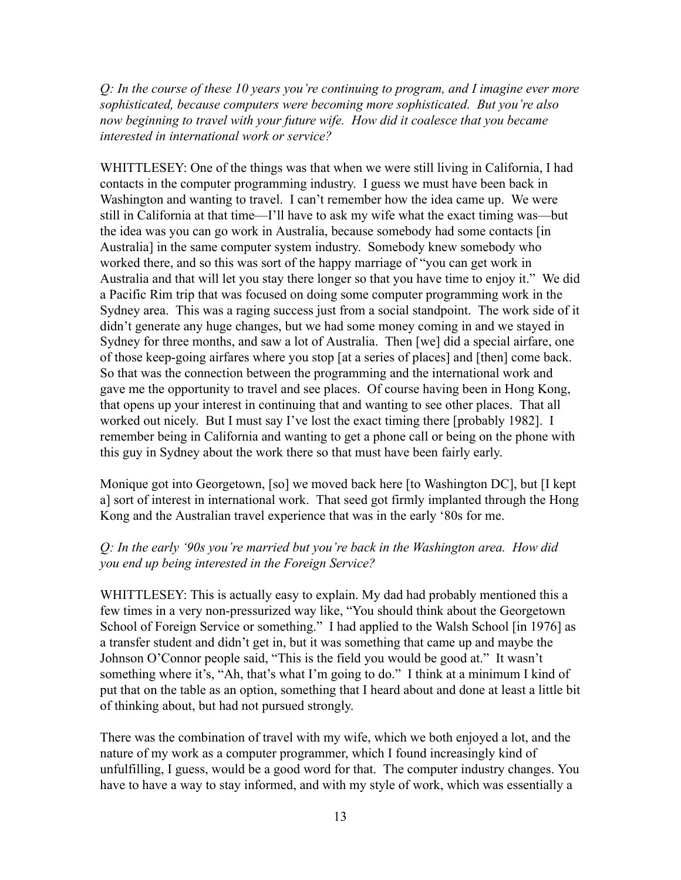*Q: In the course of these 10 years you're continuing to program, and I imagine ever more sophisticated, because computers were becoming more sophisticated. But you're also now beginning to travel with your future wife. How did it coalesce that you became interested in international work or service?*

WHITTLESEY: One of the things was that when we were still living in California, I had contacts in the computer programming industry. I guess we must have been back in Washington and wanting to travel. I can't remember how the idea came up. We were still in California at that time—I'll have to ask my wife what the exact timing was—but the idea was you can go work in Australia, because somebody had some contacts [in Australia] in the same computer system industry. Somebody knew somebody who worked there, and so this was sort of the happy marriage of "you can get work in Australia and that will let you stay there longer so that you have time to enjoy it." We did a Pacific Rim trip that was focused on doing some computer programming work in the Sydney area. This was a raging success just from a social standpoint. The work side of it didn't generate any huge changes, but we had some money coming in and we stayed in Sydney for three months, and saw a lot of Australia. Then [we] did a special airfare, one of those keep-going airfares where you stop [at a series of places] and [then] come back. So that was the connection between the programming and the international work and gave me the opportunity to travel and see places. Of course having been in Hong Kong, that opens up your interest in continuing that and wanting to see other places. That all worked out nicely. But I must say I've lost the exact timing there [probably 1982]. I remember being in California and wanting to get a phone call or being on the phone with this guy in Sydney about the work there so that must have been fairly early.

Monique got into Georgetown, [so] we moved back here [to Washington DC], but [I kept a] sort of interest in international work. That seed got firmly implanted through the Hong Kong and the Australian travel experience that was in the early '80s for me.

*Q: In the early '90s you're married but you're back in the Washington area. How did you end up being interested in the Foreign Service?*

WHITTLESEY: This is actually easy to explain. My dad had probably mentioned this a few times in a very non-pressurized way like, "You should think about the Georgetown School of Foreign Service or something." I had applied to the Walsh School [in 1976] as a transfer student and didn't get in, but it was something that came up and maybe the Johnson O'Connor people said, "This is the field you would be good at." It wasn't something where it's, "Ah, that's what I'm going to do." I think at a minimum I kind of put that on the table as an option, something that I heard about and done at least a little bit of thinking about, but had not pursued strongly.

There was the combination of travel with my wife, which we both enjoyed a lot, and the nature of my work as a computer programmer, which I found increasingly kind of unfulfilling, I guess, would be a good word for that. The computer industry changes. You have to have a way to stay informed, and with my style of work, which was essentially a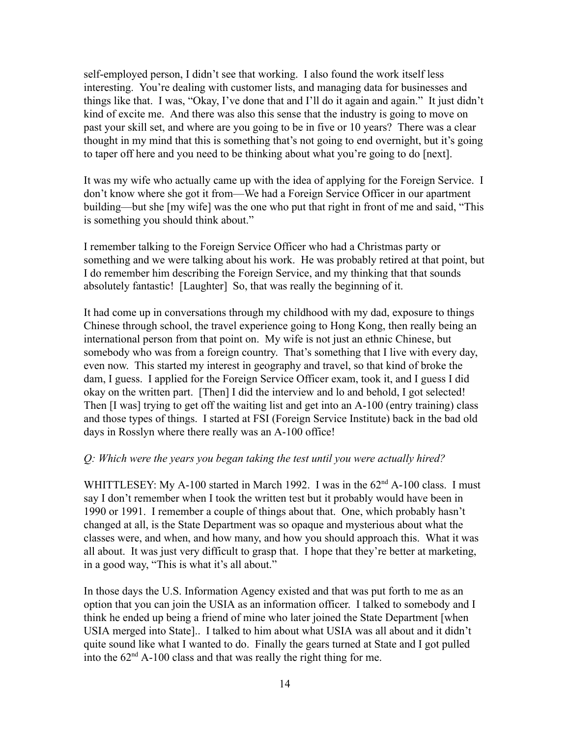self-employed person, I didn't see that working. I also found the work itself less interesting. You're dealing with customer lists, and managing data for businesses and things like that. I was, "Okay, I've done that and I'll do it again and again." It just didn't kind of excite me. And there was also this sense that the industry is going to move on past your skill set, and where are you going to be in five or 10 years? There was a clear thought in my mind that this is something that's not going to end overnight, but it's going to taper off here and you need to be thinking about what you're going to do [next].

It was my wife who actually came up with the idea of applying for the Foreign Service. I don't know where she got it from—We had a Foreign Service Officer in our apartment building—but she [my wife] was the one who put that right in front of me and said, "This is something you should think about."

I remember talking to the Foreign Service Officer who had a Christmas party or something and we were talking about his work. He was probably retired at that point, but I do remember him describing the Foreign Service, and my thinking that that sounds absolutely fantastic! [Laughter] So, that was really the beginning of it.

It had come up in conversations through my childhood with my dad, exposure to things Chinese through school, the travel experience going to Hong Kong, then really being an international person from that point on. My wife is not just an ethnic Chinese, but somebody who was from a foreign country. That's something that I live with every day, even now. This started my interest in geography and travel, so that kind of broke the dam, I guess. I applied for the Foreign Service Officer exam, took it, and I guess I did okay on the written part. [Then] I did the interview and lo and behold, I got selected! Then [I was] trying to get off the waiting list and get into an A-100 (entry training) class and those types of things. I started at FSI (Foreign Service Institute) back in the bad old days in Rosslyn where there really was an A-100 office!

*Q: Which were the years you began taking the test until you were actually hired?*

WHITTLESEY: My A-100 started in March 1992. I was in the 62nd A-100 class. I must say I don't remember when I took the written test but it probably would have been in 1990 or 1991. I remember a couple of things about that. One, which probably hasn't changed at all, is the State Department was so opaque and mysterious about what the classes were, and when, and how many, and how you should approach this. What it was all about. It was just very difficult to grasp that. I hope that they're better at marketing, in a good way, "This is what it's all about."

In those days the U.S. Information Agency existed and that was put forth to me as an option that you can join the USIA as an information officer. I talked to somebody and I think he ended up being a friend of mine who later joined the State Department [when USIA merged into State].. I talked to him about what USIA was all about and it didn't quite sound like what I wanted to do. Finally the gears turned at State and I got pulled into the 62nd A-100 class and that was really the right thing for me.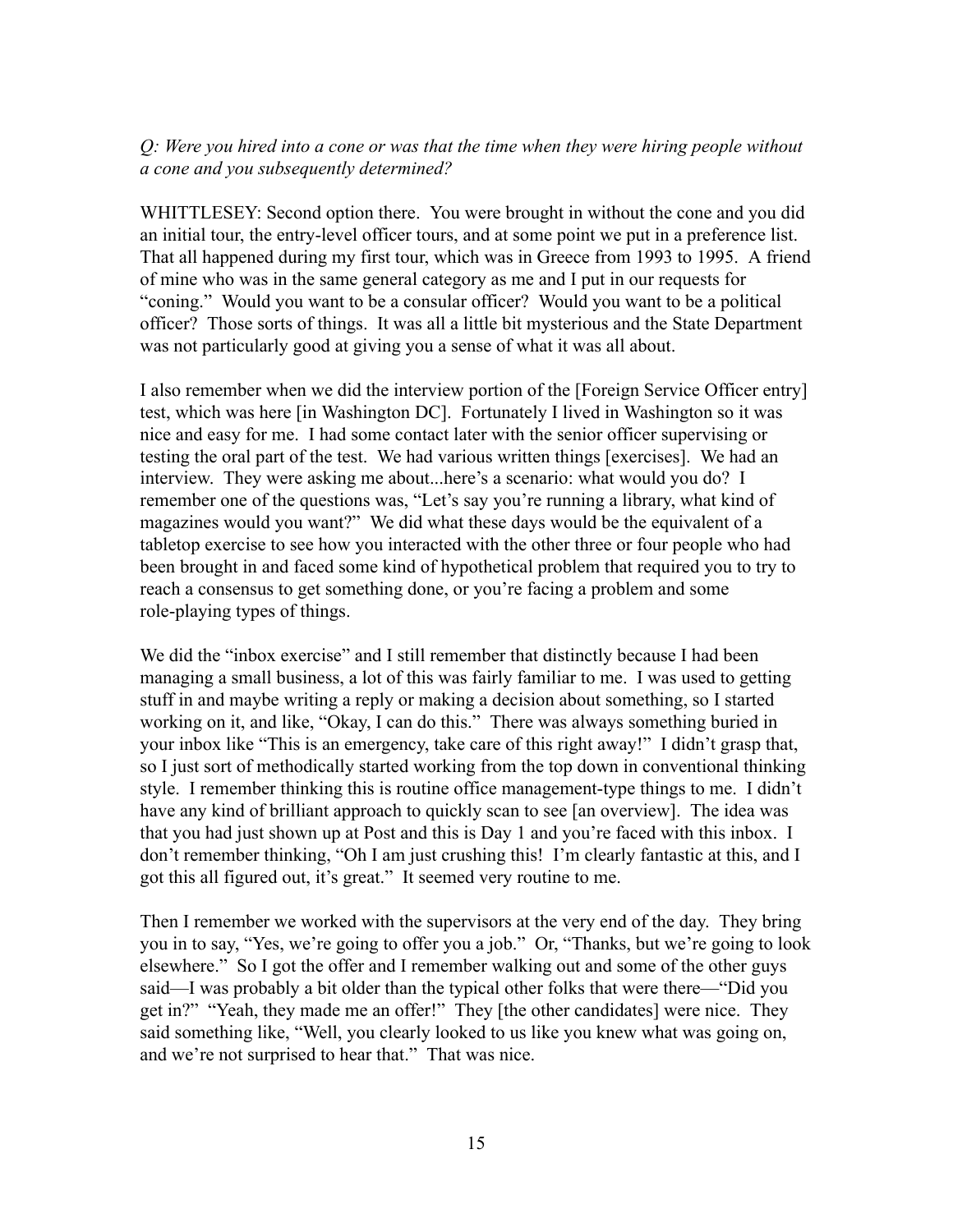*Q: Were you hired into a cone or was that the time when they were hiring people without a cone and you subsequently determined?*

WHITTLESEY: Second option there. You were brought in without the cone and you did an initial tour, the entry-level officer tours, and at some point we put in a preference list. That all happened during my first tour, which was in Greece from 1993 to 1995. A friend of mine who was in the same general category as me and I put in our requests for "coning." Would you want to be a consular officer? Would you want to be a political officer? Those sorts of things. It was all a little bit mysterious and the State Department was not particularly good at giving you a sense of what it was all about.

I also remember when we did the interview portion of the [Foreign Service Officer entry] test, which was here [in Washington DC]. Fortunately I lived in Washington so it was nice and easy for me. I had some contact later with the senior officer supervising or testing the oral part of the test. We had various written things [exercises]. We had an interview. They were asking me about...here's a scenario: what would you do? I remember one of the questions was, "Let's say you're running a library, what kind of magazines would you want?" We did what these days would be the equivalent of a tabletop exercise to see how you interacted with the other three or four people who had been brought in and faced some kind of hypothetical problem that required you to try to reach a consensus to get something done, or you're facing a problem and some role-playing types of things.

We did the "inbox exercise" and I still remember that distinctly because I had been managing a small business, a lot of this was fairly familiar to me. I was used to getting stuff in and maybe writing a reply or making a decision about something, so I started working on it, and like, "Okay, I can do this." There was always something buried in your inbox like "This is an emergency, take care of this right away!" I didn't grasp that, so I just sort of methodically started working from the top down in conventional thinking style. I remember thinking this is routine office management-type things to me. I didn't have any kind of brilliant approach to quickly scan to see [an overview]. The idea was that you had just shown up at Post and this is Day 1 and you're faced with this inbox. I don't remember thinking, "Oh I am just crushing this! I'm clearly fantastic at this, and I got this all figured out, it's great." It seemed very routine to me.

Then I remember we worked with the supervisors at the very end of the day. They bring you in to say, "Yes, we're going to offer you a job." Or, "Thanks, but we're going to look elsewhere." So I got the offer and I remember walking out and some of the other guys said—I was probably a bit older than the typical other folks that were there—"Did you get in?" "Yeah, they made me an offer!" They [the other candidates] were nice. They said something like, "Well, you clearly looked to us like you knew what was going on, and we're not surprised to hear that." That was nice.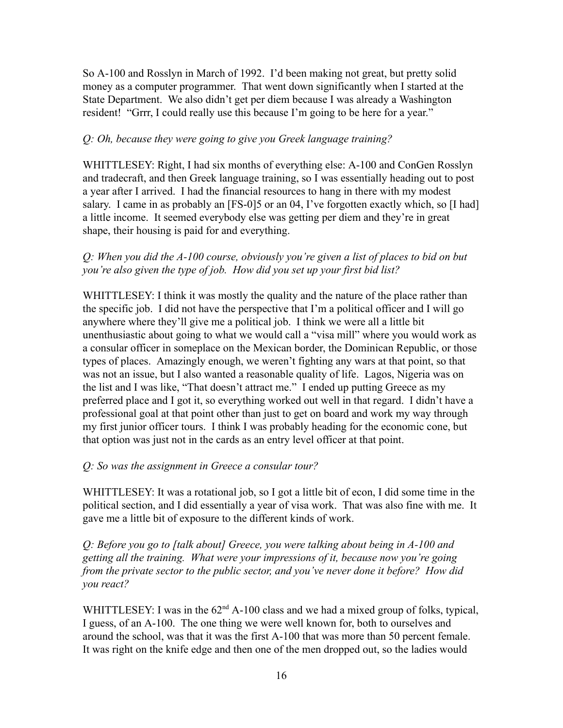So A-100 and Rosslyn in March of 1992. I'd been making not great, but pretty solid money as a computer programmer. That went down significantly when I started at the State Department. We also didn't get per diem because I was already a Washington resident! "Grrr, I could really use this because I'm going to be here for a year."

*Q: Oh, because they were going to give you Greek language training?*

WHITTLESEY: Right, I had six months of everything else: A-100 and ConGen Rosslyn and tradecraft, and then Greek language training, so I was essentially heading out to post a year after I arrived. I had the financial resources to hang in there with my modest salary. I came in as probably an [FS-0]5 or an 04, I've forgotten exactly which, so [I had] a little income. It seemed everybody else was getting per diem and they're in great shape, their housing is paid for and everything.

*Q: When you did the A-100 course, obviously you're given a list of places to bid on but you're also given the type of job. How did you set up your first bid list?*

WHITTLESEY: I think it was mostly the quality and the nature of the place rather than the specific job. I did not have the perspective that I'm a political officer and I will go anywhere where they'll give me a political job. I think we were all a little bit unenthusiastic about going to what we would call a "visa mill" where you would work as a consular officer in someplace on the Mexican border, the Dominican Republic, or those types of places. Amazingly enough, we weren't fighting any wars at that point, so that was not an issue, but I also wanted a reasonable quality of life. Lagos, Nigeria was on the list and I was like, "That doesn't attract me." I ended up putting Greece as my preferred place and I got it, so everything worked out well in that regard. I didn't have a professional goal at that point other than just to get on board and work my way through my first junior officer tours. I think I was probably heading for the economic cone, but that option was just not in the cards as an entry level officer at that point.

*Q: So was the assignment in Greece a consular tour?*

WHITTLESEY: It was a rotational job, so I got a little bit of econ, I did some time in the political section, and I did essentially a year of visa work. That was also fine with me. It gave me a little bit of exposure to the different kinds of work.

*Q: Before you go to [talk about] Greece, you were talking about being in A-100 and getting all the training. What were your impressions of it, because now you're going from the private sector to the public sector, and you've never done it before? How did you react?*

WHITTLESEY: I was in the 62nd A-100 class and we had a mixed group of folks, typical, I guess, of an A-100. The one thing we were well known for, both to ourselves and around the school, was that it was the first A-100 that was more than 50 percent female. It was right on the knife edge and then one of the men dropped out, so the ladies would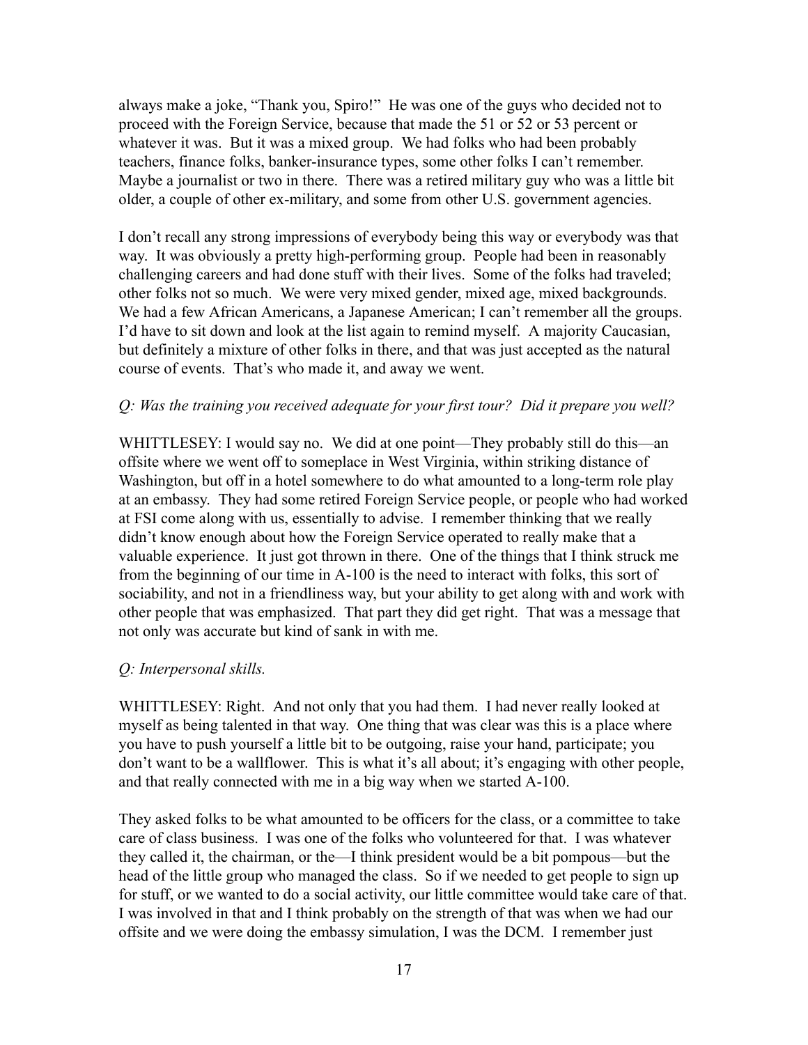always make a joke, "Thank you, Spiro!" He was one of the guys who decided not to proceed with the Foreign Service, because that made the 51 or 52 or 53 percent or whatever it was. But it was a mixed group. We had folks who had been probably teachers, finance folks, banker-insurance types, some other folks I can't remember. Maybe a journalist or two in there. There was a retired military guy who was a little bit older, a couple of other ex-military, and some from other U.S. government agencies.

I don't recall any strong impressions of everybody being this way or everybody was that way. It was obviously a pretty high-performing group. People had been in reasonably challenging careers and had done stuff with their lives. Some of the folks had traveled; other folks not so much. We were very mixed gender, mixed age, mixed backgrounds. We had a few African Americans, a Japanese American; I can't remember all the groups. I'd have to sit down and look at the list again to remind myself. A majority Caucasian, but definitely a mixture of other folks in there, and that was just accepted as the natural course of events. That's who made it, and away we went.

*Q: Was the training you received adequate for your first tour? Did it prepare you well?*

WHITTLESEY: I would say no. We did at one point—They probably still do this—an offsite where we went off to someplace in West Virginia, within striking distance of Washington, but off in a hotel somewhere to do what amounted to a long-term role play at an embassy. They had some retired Foreign Service people, or people who had worked at FSI come along with us, essentially to advise. I remember thinking that we really didn't know enough about how the Foreign Service operated to really make that a valuable experience. It just got thrown in there. One of the things that I think struck me from the beginning of our time in A-100 is the need to interact with folks, this sort of sociability, and not in a friendliness way, but your ability to get along with and work with other people that was emphasized. That part they did get right. That was a message that not only was accurate but kind of sank in with me.

*Q: Interpersonal skills.*

WHITTLESEY: Right. And not only that you had them. I had never really looked at myself as being talented in that way. One thing that was clear was this is a place where you have to push yourself a little bit to be outgoing, raise your hand, participate; you don't want to be a wallflower. This is what it's all about; it's engaging with other people, and that really connected with me in a big way when we started A-100.

They asked folks to be what amounted to be officers for the class, or a committee to take care of class business. I was one of the folks who volunteered for that. I was whatever they called it, the chairman, or the—I think president would be a bit pompous—but the head of the little group who managed the class. So if we needed to get people to sign up for stuff, or we wanted to do a social activity, our little committee would take care of that. I was involved in that and I think probably on the strength of that was when we had our offsite and we were doing the embassy simulation, I was the DCM. I remember just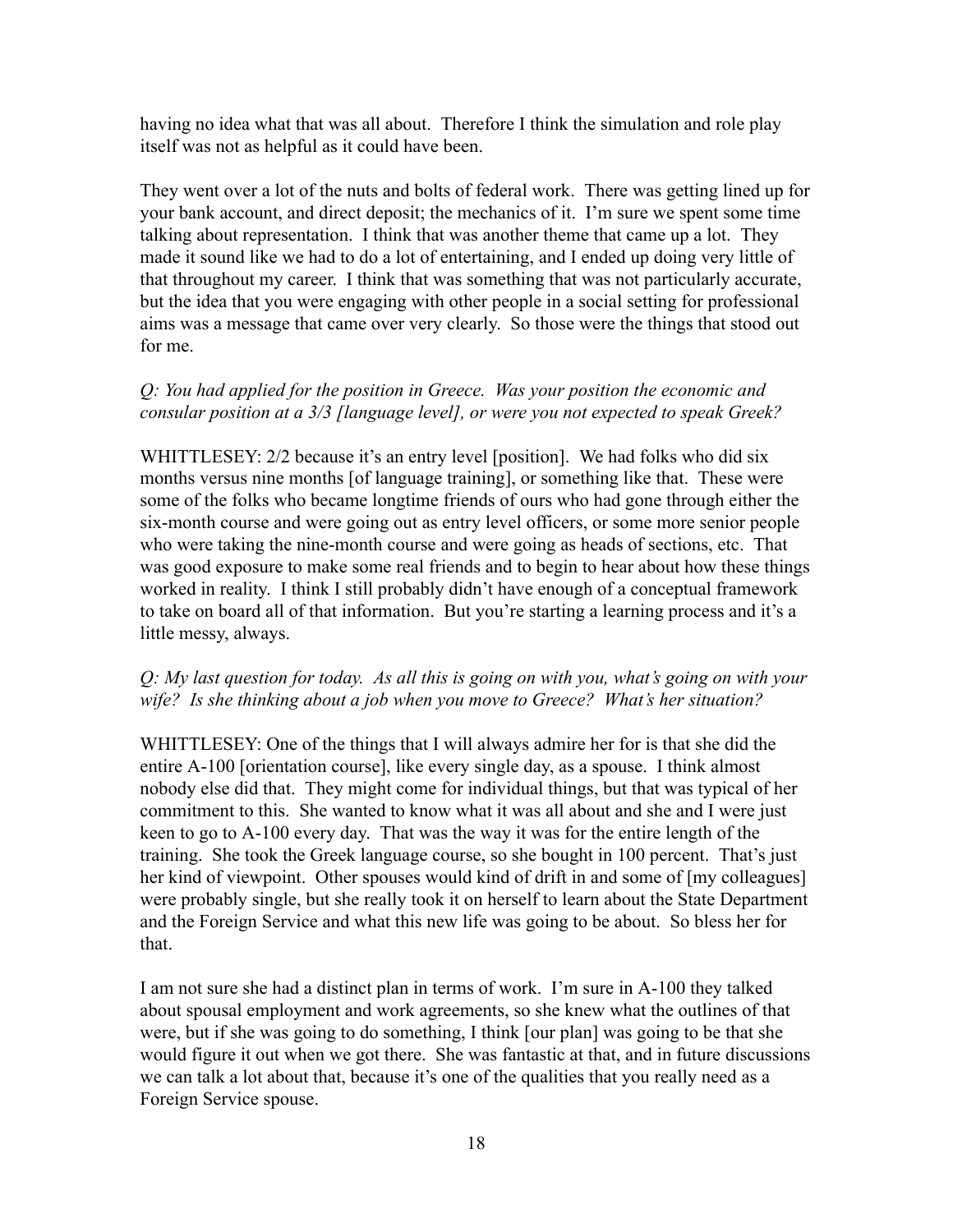having no idea what that was all about. Therefore I think the simulation and role play itself was not as helpful as it could have been.

They went over a lot of the nuts and bolts of federal work. There was getting lined up for your bank account, and direct deposit; the mechanics of it. I'm sure we spent some time talking about representation. I think that was another theme that came up a lot. They made it sound like we had to do a lot of entertaining, and I ended up doing very little of that throughout my career. I think that was something that was not particularly accurate, but the idea that you were engaging with other people in a social setting for professional aims was a message that came over very clearly. So those were the things that stood out for me.

*Q: You had applied for the position in Greece. Was your position the economic and consular position at a 3/3 [language level], or were you not expected to speak Greek?*

WHITTLESEY: 2/2 because it's an entry level [position]. We had folks who did six months versus nine months [of language training], or something like that. These were some of the folks who became longtime friends of ours who had gone through either the six-month course and were going out as entry level officers, or some more senior people who were taking the nine-month course and were going as heads of sections, etc. That was good exposure to make some real friends and to begin to hear about how these things worked in reality. I think I still probably didn't have enough of a conceptual framework to take on board all of that information. But you're starting a learning process and it's a little messy, always.

*Q: My last question for today. As all this is going on with you, what's going on with your wife? Is she thinking about a job when you move to Greece? What's her situation?*

WHITTLESEY: One of the things that I will always admire her for is that she did the entire A-100 [orientation course], like every single day, as a spouse. I think almost nobody else did that. They might come for individual things, but that was typical of her commitment to this. She wanted to know what it was all about and she and I were just keen to go to A-100 every day. That was the way it was for the entire length of the training. She took the Greek language course, so she bought in 100 percent. That's just her kind of viewpoint. Other spouses would kind of drift in and some of [my colleagues] were probably single, but she really took it on herself to learn about the State Department and the Foreign Service and what this new life was going to be about. So bless her for that.

I am not sure she had a distinct plan in terms of work. I'm sure in A-100 they talked about spousal employment and work agreements, so she knew what the outlines of that were, but if she was going to do something, I think [our plan] was going to be that she would figure it out when we got there. She was fantastic at that, and in future discussions we can talk a lot about that, because it's one of the qualities that you really need as a Foreign Service spouse.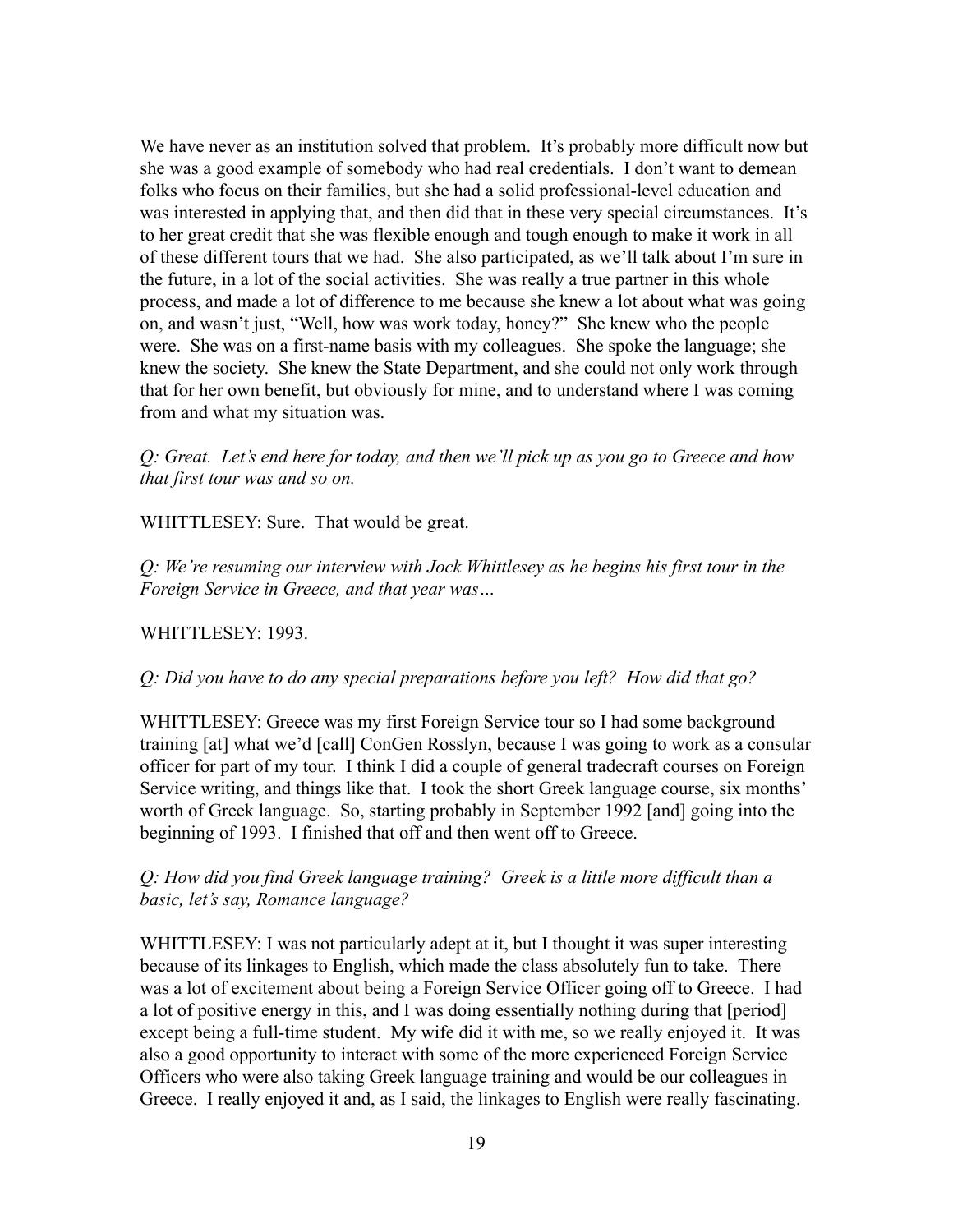We have never as an institution solved that problem. It's probably more difficult now but she was a good example of somebody who had real credentials. I don't want to demean folks who focus on their families, but she had a solid professional-level education and was interested in applying that, and then did that in these very special circumstances. It's to her great credit that she was flexible enough and tough enough to make it work in all of these different tours that we had. She also participated, as we'll talk about I'm sure in the future, in a lot of the social activities. She was really a true partner in this whole process, and made a lot of difference to me because she knew a lot about what was going on, and wasn't just, "Well, how was work today, honey?" She knew who the people were. She was on a first-name basis with my colleagues. She spoke the language; she knew the society. She knew the State Department, and she could not only work through that for her own benefit, but obviously for mine, and to understand where I was coming from and what my situation was.

*Q: Great. Let's end here for today, and then we'll pick up as you go to Greece and how that first tour was and so on.*

WHITTLESEY: Sure. That would be great.

*Q: We're resuming our interview with Jock Whittlesey as he begins his first tour in the Foreign Service in Greece, and that year was…*

WHITTLESEY: 1993.

*Q: Did you have to do any special preparations before you left? How did that go?*

WHITTLESEY: Greece was my first Foreign Service tour so I had some background training [at] what we'd [call] ConGen Rosslyn, because I was going to work as a consular officer for part of my tour. I think I did a couple of general tradecraft courses on Foreign Service writing, and things like that. I took the short Greek language course, six months' worth of Greek language. So, starting probably in September 1992 [and] going into the beginning of 1993. I finished that off and then went off to Greece.

*Q: How did you find Greek language training? Greek is a little more difficult than a basic, let's say, Romance language?*

WHITTLESEY: I was not particularly adept at it, but I thought it was super interesting because of its linkages to English, which made the class absolutely fun to take. There was a lot of excitement about being a Foreign Service Officer going off to Greece. I had a lot of positive energy in this, and I was doing essentially nothing during that [period] except being a full-time student. My wife did it with me, so we really enjoyed it. It was also a good opportunity to interact with some of the more experienced Foreign Service Officers who were also taking Greek language training and would be our colleagues in Greece. I really enjoyed it and, as I said, the linkages to English were really fascinating.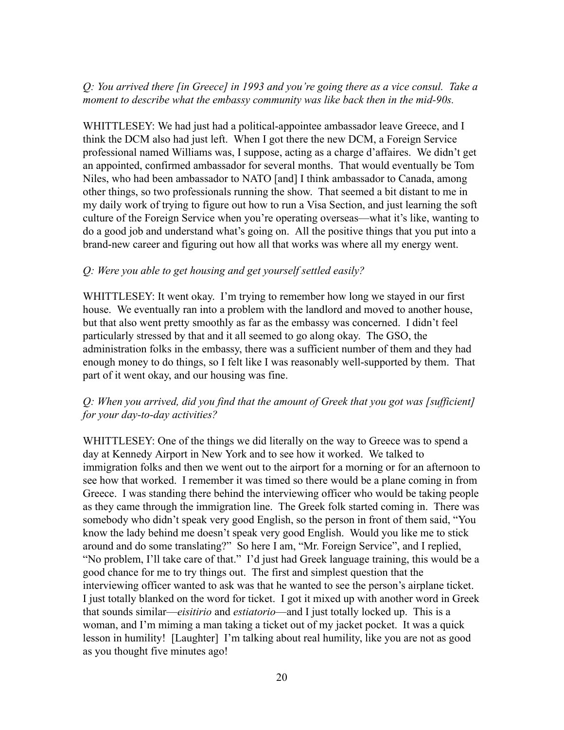*Q: You arrived there [in Greece] in 1993 and you're going there as a vice consul. Take a moment to describe what the embassy community was like back then in the mid-90s.*

WHITTLESEY: We had just had a political-appointee ambassador leave Greece, and I think the DCM also had just left. When I got there the new DCM, a Foreign Service professional named Williams was, I suppose, acting as a charge d'affaires. We didn't get an appointed, confirmed ambassador for several months. That would eventually be Tom Niles, who had been ambassador to NATO [and] I think ambassador to Canada, among other things, so two professionals running the show. That seemed a bit distant to me in my daily work of trying to figure out how to run a Visa Section, and just learning the soft culture of the Foreign Service when you're operating overseas—what it's like, wanting to do a good job and understand what's going on. All the positive things that you put into a brand-new career and figuring out how all that works was where all my energy went.

*Q: Were you able to get housing and get yourself settled easily?*

WHITTLESEY: It went okay. I'm trying to remember how long we stayed in our first house. We eventually ran into a problem with the landlord and moved to another house, but that also went pretty smoothly as far as the embassy was concerned. I didn't feel particularly stressed by that and it all seemed to go along okay. The GSO, the administration folks in the embassy, there was a sufficient number of them and they had enough money to do things, so I felt like I was reasonably well-supported by them. That part of it went okay, and our housing was fine.

*Q: When you arrived, did you find that the amount of Greek that you got was [sufficient] for your day-to-day activities?*

WHITTLESEY: One of the things we did literally on the way to Greece was to spend a day at Kennedy Airport in New York and to see how it worked. We talked to immigration folks and then we went out to the airport for a morning or for an afternoon to see how that worked. I remember it was timed so there would be a plane coming in from Greece. I was standing there behind the interviewing officer who would be taking people as they came through the immigration line. The Greek folk started coming in. There was somebody who didn't speak very good English, so the person in front of them said, "You know the lady behind me doesn't speak very good English. Would you like me to stick around and do some translating?" So here I am, "Mr. Foreign Service", and I replied, "No problem, I'll take care of that." I'd just had Greek language training, this would be a good chance for me to try things out. The first and simplest question that the interviewing officer wanted to ask was that he wanted to see the person's airplane ticket. I just totally blanked on the word for ticket. I got it mixed up with another word in Greek that sounds similar—*eisitirio* and *estiatorio*—and I just totally locked up. This is a woman, and I'm miming a man taking a ticket out of my jacket pocket. It was a quick lesson in humility! [Laughter] I'm talking about real humility, like you are not as good as you thought five minutes ago!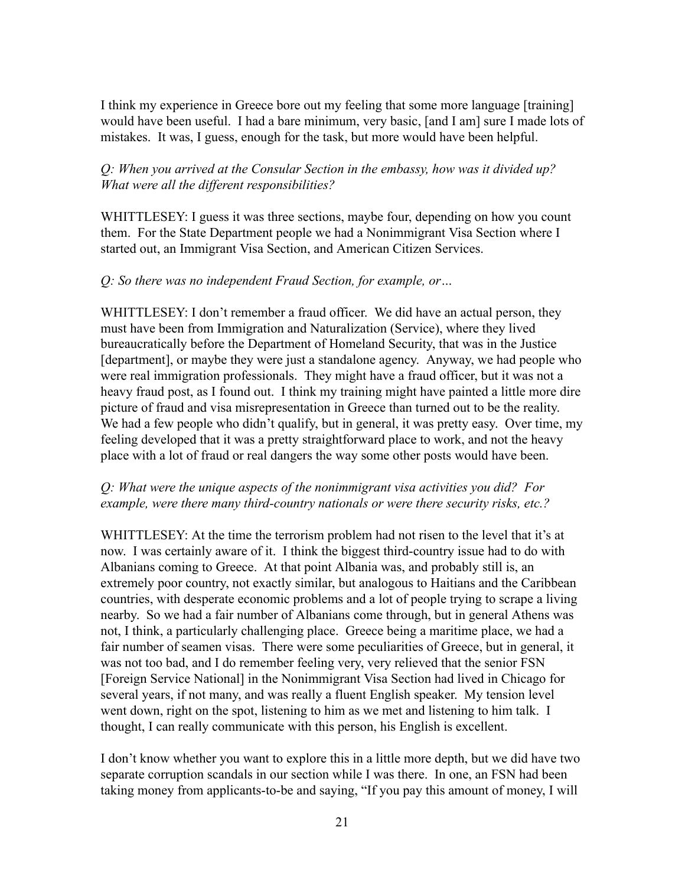I think my experience in Greece bore out my feeling that some more language [training] would have been useful. I had a bare minimum, very basic, [and I am] sure I made lots of mistakes. It was, I guess, enough for the task, but more would have been helpful.

*Q: When you arrived at the Consular Section in the embassy, how was it divided up? What were all the different responsibilities?*

WHITTLESEY: I guess it was three sections, maybe four, depending on how you count them. For the State Department people we had a Nonimmigrant Visa Section where I started out, an Immigrant Visa Section, and American Citizen Services.

*Q: So there was no independent Fraud Section, for example, or…*

WHITTLESEY: I don't remember a fraud officer. We did have an actual person, they must have been from Immigration and Naturalization (Service), where they lived bureaucratically before the Department of Homeland Security, that was in the Justice [department], or maybe they were just a standalone agency. Anyway, we had people who were real immigration professionals. They might have a fraud officer, but it was not a heavy fraud post, as I found out. I think my training might have painted a little more dire picture of fraud and visa misrepresentation in Greece than turned out to be the reality. We had a few people who didn't qualify, but in general, it was pretty easy. Over time, my feeling developed that it was a pretty straightforward place to work, and not the heavy place with a lot of fraud or real dangers the way some other posts would have been.

*Q: What were the unique aspects of the nonimmigrant visa activities you did? For example, were there many third-country nationals or were there security risks, etc.?*

WHITTLESEY: At the time the terrorism problem had not risen to the level that it's at now. I was certainly aware of it. I think the biggest third-country issue had to do with Albanians coming to Greece. At that point Albania was, and probably still is, an extremely poor country, not exactly similar, but analogous to Haitians and the Caribbean countries, with desperate economic problems and a lot of people trying to scrape a living nearby. So we had a fair number of Albanians come through, but in general Athens was not, I think, a particularly challenging place. Greece being a maritime place, we had a fair number of seamen visas. There were some peculiarities of Greece, but in general, it was not too bad, and I do remember feeling very, very relieved that the senior FSN [Foreign Service National] in the Nonimmigrant Visa Section had lived in Chicago for several years, if not many, and was really a fluent English speaker. My tension level went down, right on the spot, listening to him as we met and listening to him talk. I thought, I can really communicate with this person, his English is excellent.

I don't know whether you want to explore this in a little more depth, but we did have two separate corruption scandals in our section while I was there. In one, an FSN had been taking money from applicants-to-be and saying, "If you pay this amount of money, I will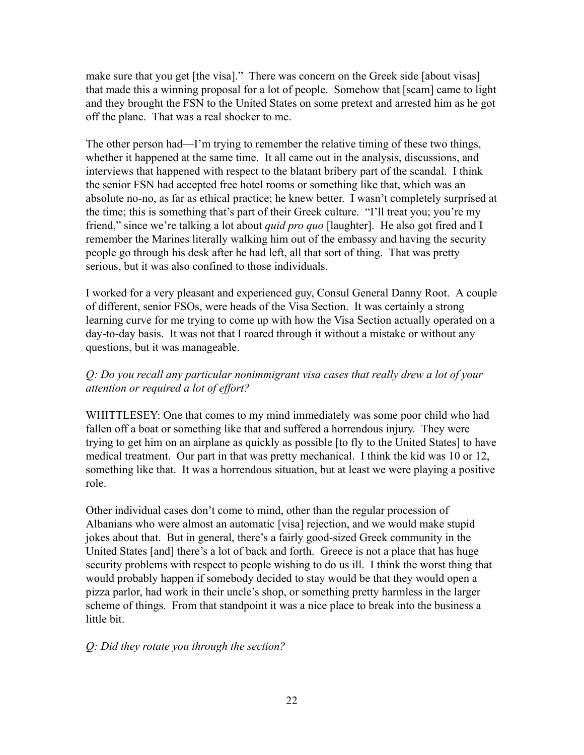make sure that you get [the visa]." There was concern on the Greek side [about visas] that made this a winning proposal for a lot of people. Somehow that [scam] came to light and they brought the FSN to the United States on some pretext and arrested him as he got off the plane. That was a real shocker to me.

The other person had—I'm trying to remember the relative timing of these two things, whether it happened at the same time. It all came out in the analysis, discussions, and interviews that happened with respect to the blatant bribery part of the scandal. I think the senior FSN had accepted free hotel rooms or something like that, which was an absolute no-no, as far as ethical practice; he knew better. I wasn't completely surprised at the time; this is something that's part of their Greek culture. "I'll treat you; you're my friend," since we're talking a lot about *quid pro quo* [laughter]. He also got fired and I remember the Marines literally walking him out of the embassy and having the security people go through his desk after he had left, all that sort of thing. That was pretty serious, but it was also confined to those individuals.

I worked for a very pleasant and experienced guy, Consul General Danny Root. A couple of different, senior FSOs, were heads of the Visa Section. It was certainly a strong learning curve for me trying to come up with how the Visa Section actually operated on a day-to-day basis. It was not that I roared through it without a mistake or without any questions, but it was manageable.

*Q: Do you recall any particular nonimmigrant visa cases that really drew a lot of your attention or required a lot of effort?*

WHITTLESEY: One that comes to my mind immediately was some poor child who had fallen off a boat or something like that and suffered a horrendous injury. They were trying to get him on an airplane as quickly as possible [to fly to the United States] to have medical treatment. Our part in that was pretty mechanical. I think the kid was 10 or 12, something like that. It was a horrendous situation, but at least we were playing a positive role.

Other individual cases don't come to mind, other than the regular procession of Albanians who were almost an automatic [visa] rejection, and we would make stupid jokes about that. But in general, there's a fairly good-sized Greek community in the United States [and] there's a lot of back and forth. Greece is not a place that has huge security problems with respect to people wishing to do us ill. I think the worst thing that would probably happen if somebody decided to stay would be that they would open a pizza parlor, had work in their uncle's shop, or something pretty harmless in the larger scheme of things. From that standpoint it was a nice place to break into the business a little bit.

*Q: Did they rotate you through the section?*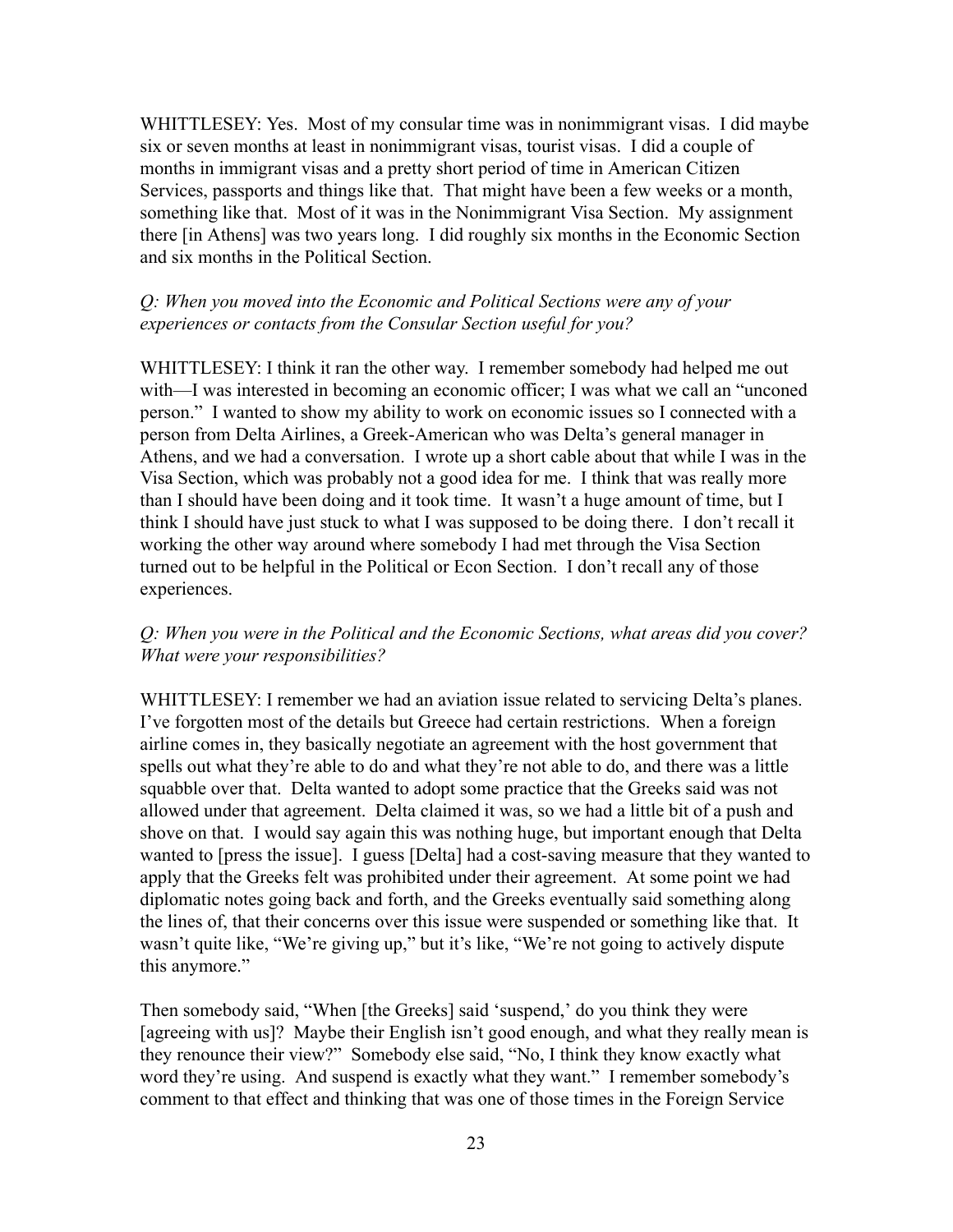WHITTLESEY: Yes. Most of my consular time was in nonimmigrant visas. I did maybe six or seven months at least in nonimmigrant visas, tourist visas. I did a couple of months in immigrant visas and a pretty short period of time in American Citizen Services, passports and things like that. That might have been a few weeks or a month, something like that. Most of it was in the Nonimmigrant Visa Section. My assignment there [in Athens] was two years long. I did roughly six months in the Economic Section and six months in the Political Section.

*Q: When you moved into the Economic and Political Sections were any of your experiences or contacts from the Consular Section useful for you?*

WHITTLESEY: I think it ran the other way. I remember somebody had helped me out with—I was interested in becoming an economic officer; I was what we call an "unconed person." I wanted to show my ability to work on economic issues so I connected with a person from Delta Airlines, a Greek-American who was Delta's general manager in Athens, and we had a conversation. I wrote up a short cable about that while I was in the Visa Section, which was probably not a good idea for me. I think that was really more than I should have been doing and it took time. It wasn't a huge amount of time, but I think I should have just stuck to what I was supposed to be doing there. I don't recall it working the other way around where somebody I had met through the Visa Section turned out to be helpful in the Political or Econ Section. I don't recall any of those experiences.

*Q: When you were in the Political and the Economic Sections, what areas did you cover? What were your responsibilities?*

WHITTLESEY: I remember we had an aviation issue related to servicing Delta's planes. I've forgotten most of the details but Greece had certain restrictions. When a foreign airline comes in, they basically negotiate an agreement with the host government that spells out what they're able to do and what they're not able to do, and there was a little squabble over that. Delta wanted to adopt some practice that the Greeks said was not allowed under that agreement. Delta claimed it was, so we had a little bit of a push and shove on that. I would say again this was nothing huge, but important enough that Delta wanted to [press the issue]. I guess [Delta] had a cost-saving measure that they wanted to apply that the Greeks felt was prohibited under their agreement. At some point we had diplomatic notes going back and forth, and the Greeks eventually said something along the lines of, that their concerns over this issue were suspended or something like that. It wasn't quite like, "We're giving up," but it's like, "We're not going to actively dispute this anymore."

Then somebody said, "When [the Greeks] said 'suspend,' do you think they were [agreeing with us]? Maybe their English isn't good enough, and what they really mean is they renounce their view?" Somebody else said, "No, I think they know exactly what word they're using. And suspend is exactly what they want." I remember somebody's comment to that effect and thinking that was one of those times in the Foreign Service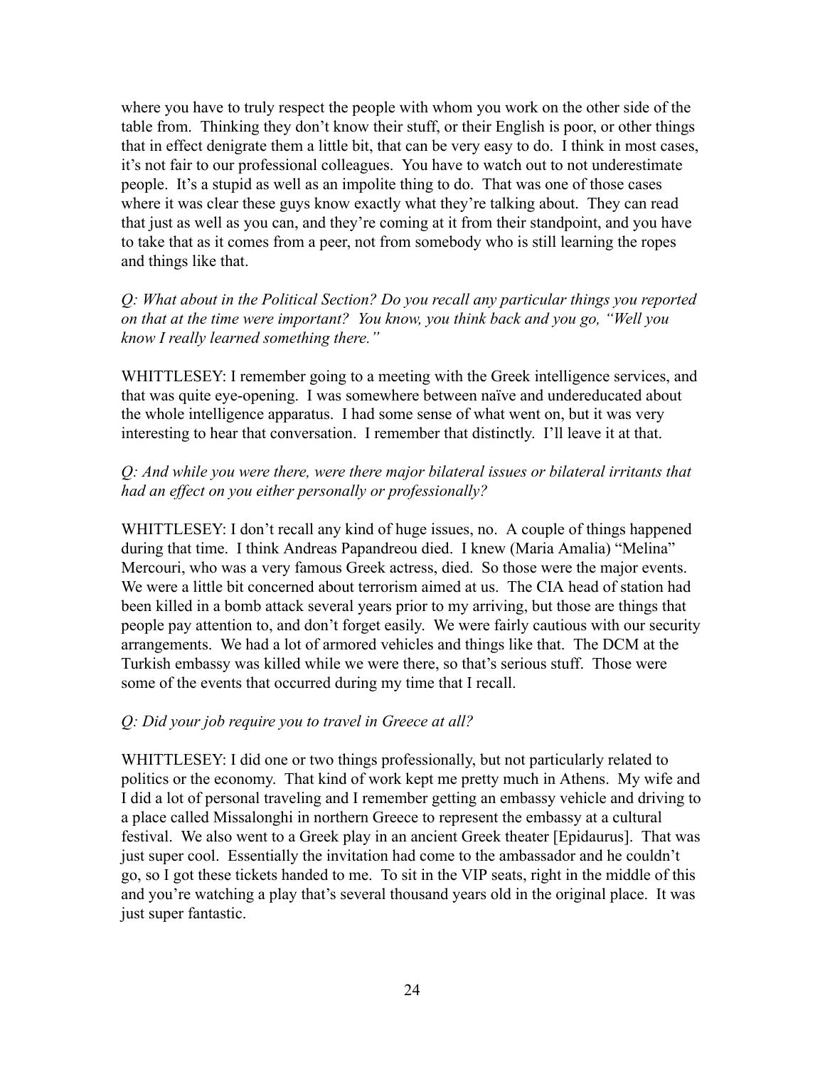where you have to truly respect the people with whom you work on the other side of the table from. Thinking they don't know their stuff, or their English is poor, or other things that in effect denigrate them a little bit, that can be very easy to do. I think in most cases, it's not fair to our professional colleagues. You have to watch out to not underestimate people. It's a stupid as well as an impolite thing to do. That was one of those cases where it was clear these guys know exactly what they're talking about. They can read that just as well as you can, and they're coming at it from their standpoint, and you have to take that as it comes from a peer, not from somebody who is still learning the ropes and things like that.

*Q: What about in the Political Section? Do you recall any particular things you reported on that at the time were important? You know, you think back and you go, "Well you know I really learned something there."*

WHITTLESEY: I remember going to a meeting with the Greek intelligence services, and that was quite eye-opening. I was somewhere between naïve and undereducated about the whole intelligence apparatus. I had some sense of what went on, but it was very interesting to hear that conversation. I remember that distinctly. I'll leave it at that.

*Q: And while you were there, were there major bilateral issues or bilateral irritants that had an effect on you either personally or professionally?*

WHITTLESEY: I don't recall any kind of huge issues, no. A couple of things happened during that time. I think Andreas Papandreou died. I knew (Maria Amalia) "Melina" Mercouri, who was a very famous Greek actress, died. So those were the major events. We were a little bit concerned about terrorism aimed at us. The CIA head of station had been killed in a bomb attack several years prior to my arriving, but those are things that people pay attention to, and don't forget easily. We were fairly cautious with our security arrangements. We had a lot of armored vehicles and things like that. The DCM at the Turkish embassy was killed while we were there, so that's serious stuff. Those were some of the events that occurred during my time that I recall.

*Q: Did your job require you to travel in Greece at all?*

WHITTLESEY: I did one or two things professionally, but not particularly related to politics or the economy. That kind of work kept me pretty much in Athens. My wife and I did a lot of personal traveling and I remember getting an embassy vehicle and driving to a place called Missalonghi in northern Greece to represent the embassy at a cultural festival. We also went to a Greek play in an ancient Greek theater [Epidaurus]. That was just super cool. Essentially the invitation had come to the ambassador and he couldn't go, so I got these tickets handed to me. To sit in the VIP seats, right in the middle of this and you're watching a play that's several thousand years old in the original place. It was just super fantastic.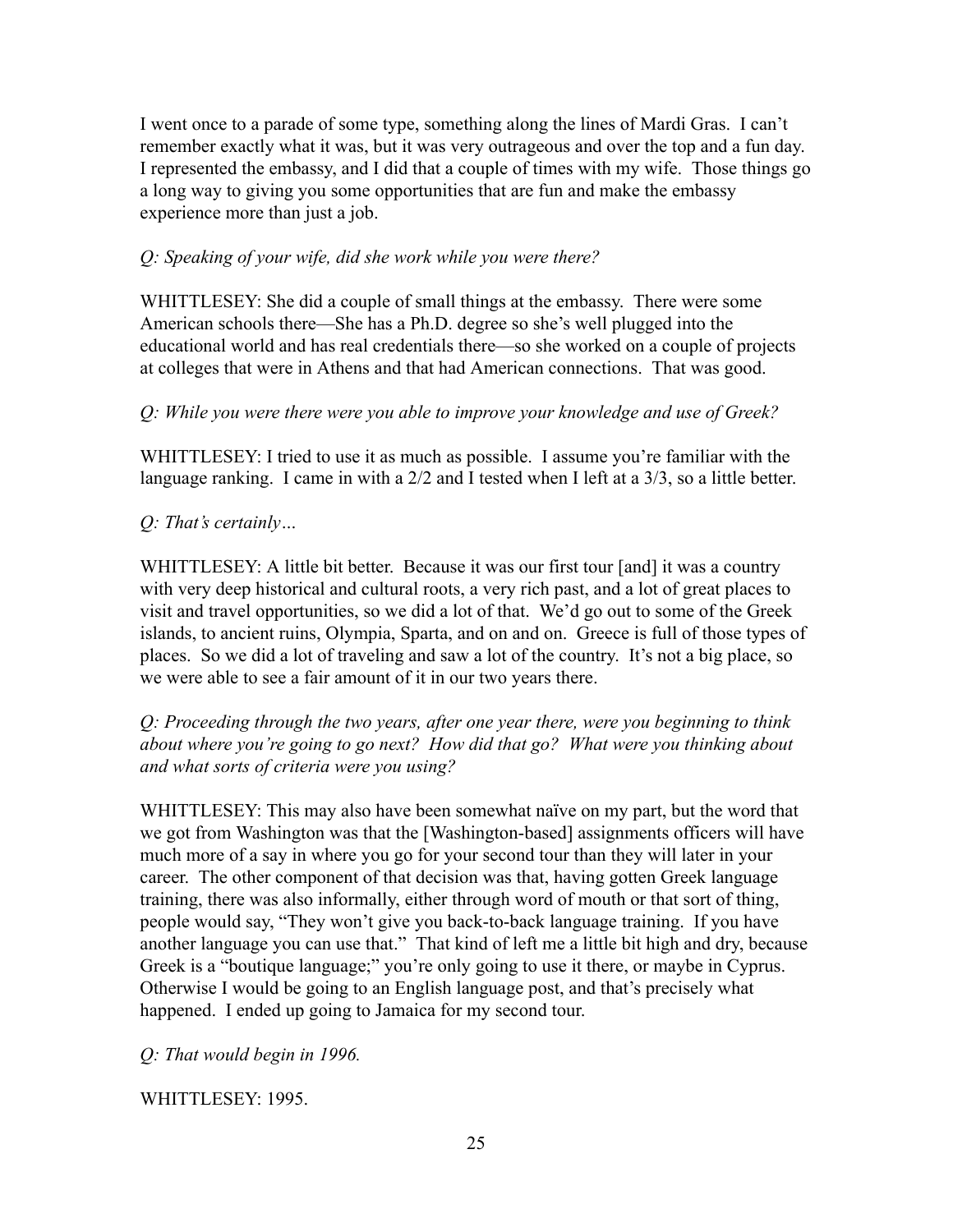I went once to a parade of some type, something along the lines of Mardi Gras. I can't remember exactly what it was, but it was very outrageous and over the top and a fun day. I represented the embassy, and I did that a couple of times with my wife. Those things go a long way to giving you some opportunities that are fun and make the embassy experience more than just a job.

*Q: Speaking of your wife, did she work while you were there?*

WHITTLESEY: She did a couple of small things at the embassy. There were some American schools there—She has a Ph.D. degree so she's well plugged into the educational world and has real credentials there—so she worked on a couple of projects at colleges that were in Athens and that had American connections. That was good.

*Q: While you were there were you able to improve your knowledge and use of Greek?*

WHITTLESEY: I tried to use it as much as possible. I assume you're familiar with the language ranking. I came in with a 2/2 and I tested when I left at a 3/3, so a little better.

*Q: That's certainly…*

WHITTLESEY: A little bit better. Because it was our first tour [and] it was a country with very deep historical and cultural roots, a very rich past, and a lot of great places to visit and travel opportunities, so we did a lot of that. We'd go out to some of the Greek islands, to ancient ruins, Olympia, Sparta, and on and on. Greece is full of those types of places. So we did a lot of traveling and saw a lot of the country. It's not a big place, so we were able to see a fair amount of it in our two years there.

*Q: Proceeding through the two years, after one year there, were you beginning to think about where you're going to go next? How did that go? What were you thinking about and what sorts of criteria were you using?*

WHITTLESEY: This may also have been somewhat naïve on my part, but the word that we got from Washington was that the [Washington-based] assignments officers will have much more of a say in where you go for your second tour than they will later in your career. The other component of that decision was that, having gotten Greek language training, there was also informally, either through word of mouth or that sort of thing, people would say, "They won't give you back-to-back language training. If you have another language you can use that." That kind of left me a little bit high and dry, because Greek is a "boutique language;" you're only going to use it there, or maybe in Cyprus. Otherwise I would be going to an English language post, and that's precisely what happened. I ended up going to Jamaica for my second tour.

*Q: That would begin in 1996.*

WHITTLESEY: 1995.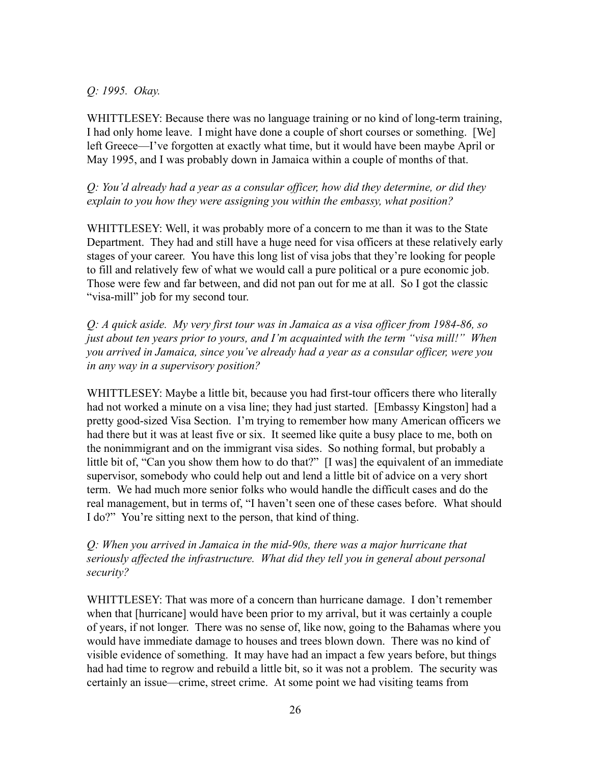*Q: 1995. Okay.*

WHITTLESEY: Because there was no language training or no kind of long-term training, I had only home leave. I might have done a couple of short courses or something. [We] left Greece—I've forgotten at exactly what time, but it would have been maybe April or May 1995, and I was probably down in Jamaica within a couple of months of that.

*Q: You'd already had a year as a consular officer, how did they determine, or did they explain to you how they were assigning you within the embassy, what position?*

WHITTLESEY: Well, it was probably more of a concern to me than it was to the State Department. They had and still have a huge need for visa officers at these relatively early stages of your career. You have this long list of visa jobs that they're looking for people to fill and relatively few of what we would call a pure political or a pure economic job. Those were few and far between, and did not pan out for me at all. So I got the classic "visa-mill" job for my second tour.

*Q: A quick aside. My very first tour was in Jamaica as a visa officer from 1984-86, so just about ten years prior to yours, and I'm acquainted with the term "visa mill!" When you arrived in Jamaica, since you've already had a year as a consular officer, were you in any way in a supervisory position?*

WHITTLESEY: Maybe a little bit, because you had first-tour officers there who literally had not worked a minute on a visa line; they had just started. [Embassy Kingston] had a pretty good-sized Visa Section. I'm trying to remember how many American officers we had there but it was at least five or six. It seemed like quite a busy place to me, both on the nonimmigrant and on the immigrant visa sides. So nothing formal, but probably a little bit of, "Can you show them how to do that?" [I was] the equivalent of an immediate supervisor, somebody who could help out and lend a little bit of advice on a very short term. We had much more senior folks who would handle the difficult cases and do the real management, but in terms of, "I haven't seen one of these cases before. What should I do?" You're sitting next to the person, that kind of thing.

*Q: When you arrived in Jamaica in the mid-90s, there was a major hurricane that seriously affected the infrastructure. What did they tell you in general about personal security?*

WHITTLESEY: That was more of a concern than hurricane damage. I don't remember when that [hurricane] would have been prior to my arrival, but it was certainly a couple of years, if not longer. There was no sense of, like now, going to the Bahamas where you would have immediate damage to houses and trees blown down. There was no kind of visible evidence of something. It may have had an impact a few years before, but things had had time to regrow and rebuild a little bit, so it was not a problem. The security was certainly an issue—crime, street crime. At some point we had visiting teams from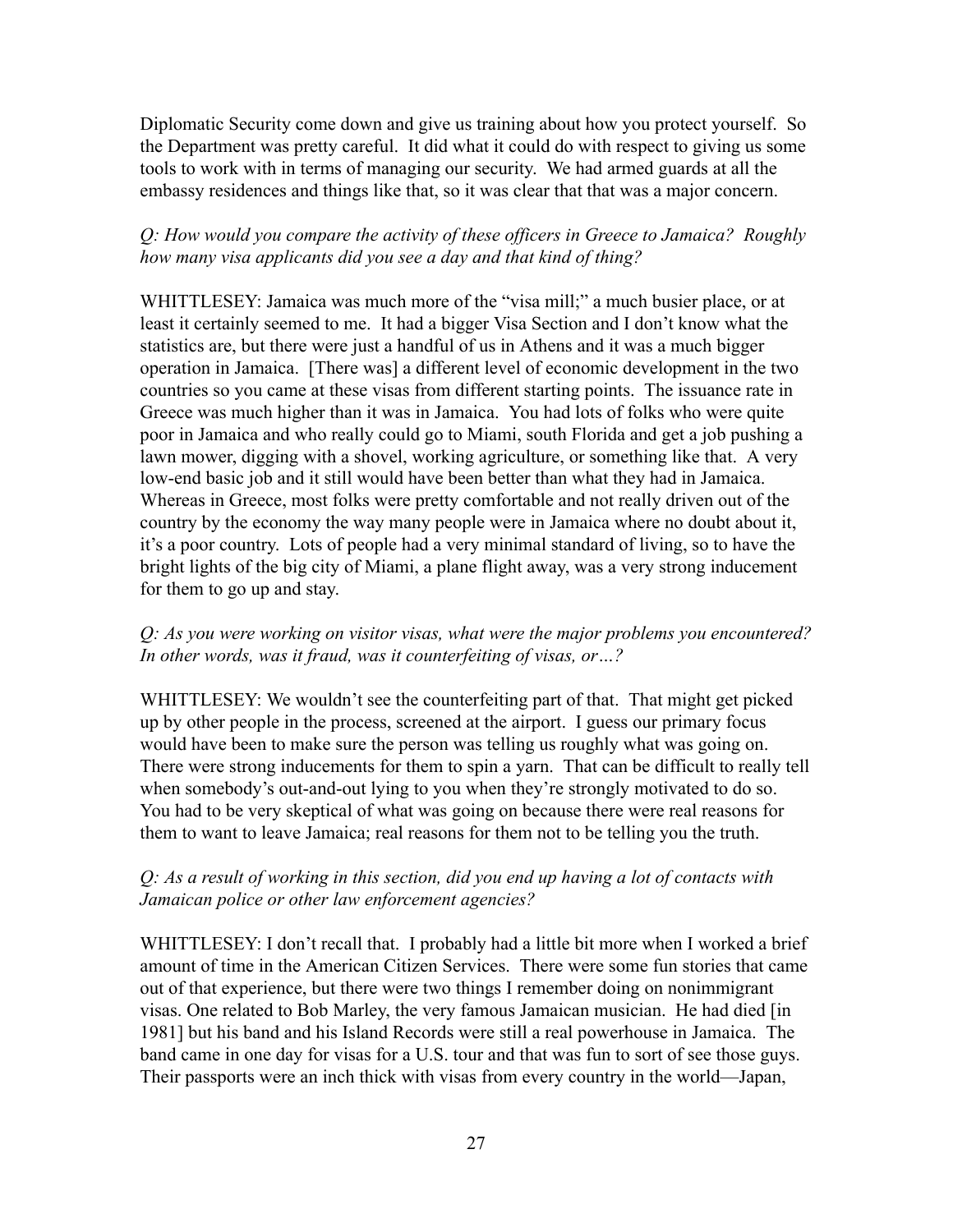Diplomatic Security come down and give us training about how you protect yourself. So the Department was pretty careful. It did what it could do with respect to giving us some tools to work with in terms of managing our security. We had armed guards at all the embassy residences and things like that, so it was clear that that was a major concern.

*Q: How would you compare the activity of these officers in Greece to Jamaica? Roughly how many visa applicants did you see a day and that kind of thing?*

WHITTLESEY: Jamaica was much more of the "visa mill;" a much busier place, or at least it certainly seemed to me. It had a bigger Visa Section and I don't know what the statistics are, but there were just a handful of us in Athens and it was a much bigger operation in Jamaica. [There was] a different level of economic development in the two countries so you came at these visas from different starting points. The issuance rate in Greece was much higher than it was in Jamaica. You had lots of folks who were quite poor in Jamaica and who really could go to Miami, south Florida and get a job pushing a lawn mower, digging with a shovel, working agriculture, or something like that. A very low-end basic job and it still would have been better than what they had in Jamaica. Whereas in Greece, most folks were pretty comfortable and not really driven out of the country by the economy the way many people were in Jamaica where no doubt about it, it's a poor country. Lots of people had a very minimal standard of living, so to have the bright lights of the big city of Miami, a plane flight away, was a very strong inducement for them to go up and stay.

*Q: As you were working on visitor visas, what were the major problems you encountered? In other words, was it fraud, was it counterfeiting of visas, or…?*

WHITTLESEY: We wouldn't see the counterfeiting part of that. That might get picked up by other people in the process, screened at the airport. I guess our primary focus would have been to make sure the person was telling us roughly what was going on. There were strong inducements for them to spin a yarn. That can be difficult to really tell when somebody's out-and-out lying to you when they're strongly motivated to do so. You had to be very skeptical of what was going on because there were real reasons for them to want to leave Jamaica; real reasons for them not to be telling you the truth.

*Q: As a result of working in this section, did you end up having a lot of contacts with Jamaican police or other law enforcement agencies?*

WHITTLESEY: I don't recall that. I probably had a little bit more when I worked a brief amount of time in the American Citizen Services. There were some fun stories that came out of that experience, but there were two things I remember doing on nonimmigrant visas. One related to Bob Marley, the very famous Jamaican musician. He had died [in 1981] but his band and his Island Records were still a real powerhouse in Jamaica. The band came in one day for visas for a U.S. tour and that was fun to sort of see those guys. Their passports were an inch thick with visas from every country in the world—Japan,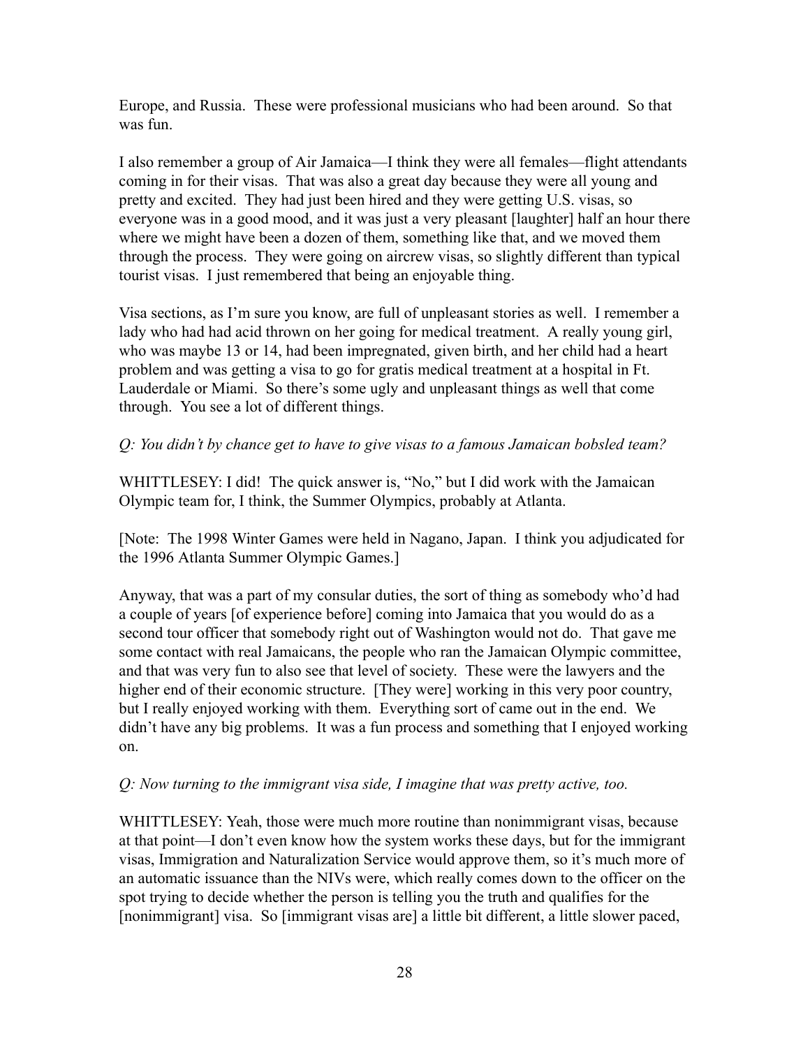Europe, and Russia. These were professional musicians who had been around. So that was fun.

I also remember a group of Air Jamaica—I think they were all females—flight attendants coming in for their visas. That was also a great day because they were all young and pretty and excited. They had just been hired and they were getting U.S. visas, so everyone was in a good mood, and it was just a very pleasant [laughter] half an hour there where we might have been a dozen of them, something like that, and we moved them through the process. They were going on aircrew visas, so slightly different than typical tourist visas. I just remembered that being an enjoyable thing.

Visa sections, as I'm sure you know, are full of unpleasant stories as well. I remember a lady who had had acid thrown on her going for medical treatment. A really young girl, who was maybe 13 or 14, had been impregnated, given birth, and her child had a heart problem and was getting a visa to go for gratis medical treatment at a hospital in Ft. Lauderdale or Miami. So there's some ugly and unpleasant things as well that come through. You see a lot of different things.

*Q: You didn't by chance get to have to give visas to a famous Jamaican bobsled team?*

WHITTLESEY: I did! The quick answer is, "No," but I did work with the Jamaican Olympic team for, I think, the Summer Olympics, probably at Atlanta.

[Note: The 1998 Winter Games were held in Nagano, Japan. I think you adjudicated for the 1996 Atlanta Summer Olympic Games.]

Anyway, that was a part of my consular duties, the sort of thing as somebody who'd had a couple of years [of experience before] coming into Jamaica that you would do as a second tour officer that somebody right out of Washington would not do. That gave me some contact with real Jamaicans, the people who ran the Jamaican Olympic committee, and that was very fun to also see that level of society. These were the lawyers and the higher end of their economic structure. [They were] working in this very poor country, but I really enjoyed working with them. Everything sort of came out in the end. We didn't have any big problems. It was a fun process and something that I enjoyed working on.

*Q: Now turning to the immigrant visa side, I imagine that was pretty active, too.*

WHITTLESEY: Yeah, those were much more routine than nonimmigrant visas, because at that point—I don't even know how the system works these days, but for the immigrant visas, Immigration and Naturalization Service would approve them, so it's much more of an automatic issuance than the NIVs were, which really comes down to the officer on the spot trying to decide whether the person is telling you the truth and qualifies for the [nonimmigrant] visa. So [immigrant visas are] a little bit different, a little slower paced,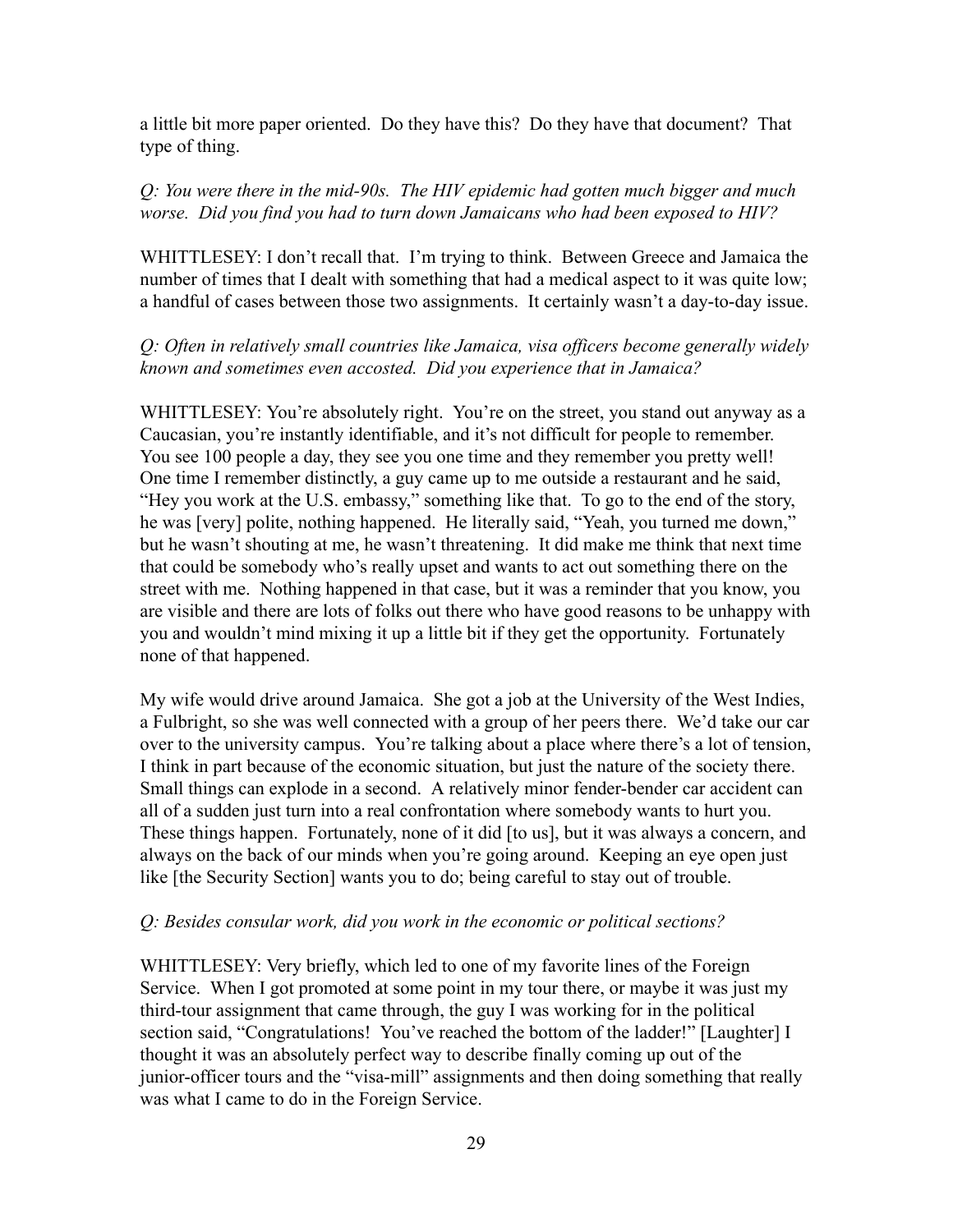a little bit more paper oriented. Do they have this? Do they have that document? That type of thing.

*Q: You were there in the mid-90s. The HIV epidemic had gotten much bigger and much worse. Did you find you had to turn down Jamaicans who had been exposed to HIV?*

WHITTLESEY: I don't recall that. I'm trying to think. Between Greece and Jamaica the number of times that I dealt with something that had a medical aspect to it was quite low; a handful of cases between those two assignments. It certainly wasn't a day-to-day issue.

*Q: Often in relatively small countries like Jamaica, visa officers become generally widely known and sometimes even accosted. Did you experience that in Jamaica?*

WHITTLESEY: You're absolutely right. You're on the street, you stand out anyway as a Caucasian, you're instantly identifiable, and it's not difficult for people to remember. You see 100 people a day, they see you one time and they remember you pretty well! One time I remember distinctly, a guy came up to me outside a restaurant and he said, "Hey you work at the U.S. embassy," something like that. To go to the end of the story, he was [very] polite, nothing happened. He literally said, "Yeah, you turned me down," but he wasn't shouting at me, he wasn't threatening. It did make me think that next time that could be somebody who's really upset and wants to act out something there on the street with me. Nothing happened in that case, but it was a reminder that you know, you are visible and there are lots of folks out there who have good reasons to be unhappy with you and wouldn't mind mixing it up a little bit if they get the opportunity. Fortunately none of that happened.

My wife would drive around Jamaica. She got a job at the University of the West Indies, a Fulbright, so she was well connected with a group of her peers there. We'd take our car over to the university campus. You're talking about a place where there's a lot of tension, I think in part because of the economic situation, but just the nature of the society there. Small things can explode in a second. A relatively minor fender-bender car accident can all of a sudden just turn into a real confrontation where somebody wants to hurt you. These things happen. Fortunately, none of it did [to us], but it was always a concern, and always on the back of our minds when you're going around. Keeping an eye open just like [the Security Section] wants you to do; being careful to stay out of trouble.

*Q: Besides consular work, did you work in the economic or political sections?*

WHITTLESEY: Very briefly, which led to one of my favorite lines of the Foreign Service. When I got promoted at some point in my tour there, or maybe it was just my third-tour assignment that came through, the guy I was working for in the political section said, "Congratulations! You've reached the bottom of the ladder!" [Laughter] I thought it was an absolutely perfect way to describe finally coming up out of the junior-officer tours and the "visa-mill" assignments and then doing something that really was what I came to do in the Foreign Service.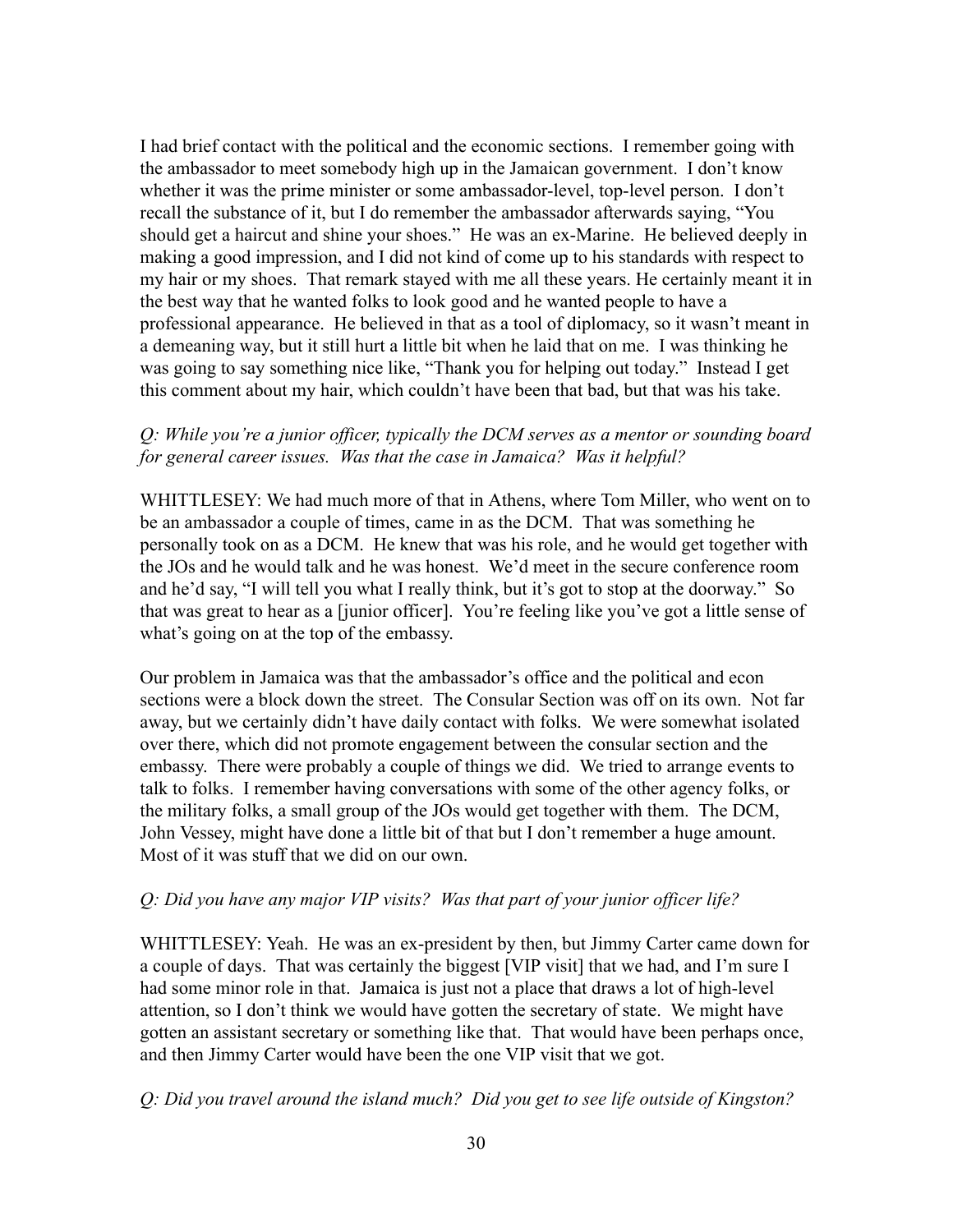I had brief contact with the political and the economic sections. I remember going with the ambassador to meet somebody high up in the Jamaican government. I don't know whether it was the prime minister or some ambassador-level, top-level person. I don't recall the substance of it, but I do remember the ambassador afterwards saying, "You should get a haircut and shine your shoes." He was an ex-Marine. He believed deeply in making a good impression, and I did not kind of come up to his standards with respect to my hair or my shoes. That remark stayed with me all these years. He certainly meant it in the best way that he wanted folks to look good and he wanted people to have a professional appearance. He believed in that as a tool of diplomacy, so it wasn't meant in a demeaning way, but it still hurt a little bit when he laid that on me. I was thinking he was going to say something nice like, "Thank you for helping out today." Instead I get this comment about my hair, which couldn't have been that bad, but that was his take.

*Q: While you're a junior officer, typically the DCM serves as a mentor or sounding board for general career issues. Was that the case in Jamaica? Was it helpful?*

WHITTLESEY: We had much more of that in Athens, where Tom Miller, who went on to be an ambassador a couple of times, came in as the DCM. That was something he personally took on as a DCM. He knew that was his role, and he would get together with the JOs and he would talk and he was honest. We'd meet in the secure conference room and he'd say, "I will tell you what I really think, but it's got to stop at the doorway." So that was great to hear as a [junior officer]. You're feeling like you've got a little sense of what's going on at the top of the embassy.

Our problem in Jamaica was that the ambassador's office and the political and econ sections were a block down the street. The Consular Section was off on its own. Not far away, but we certainly didn't have daily contact with folks. We were somewhat isolated over there, which did not promote engagement between the consular section and the embassy. There were probably a couple of things we did. We tried to arrange events to talk to folks. I remember having conversations with some of the other agency folks, or the military folks, a small group of the JOs would get together with them. The DCM, John Vessey, might have done a little bit of that but I don't remember a huge amount. Most of it was stuff that we did on our own.

*Q: Did you have any major VIP visits? Was that part of your junior officer life?*

WHITTLESEY: Yeah. He was an ex-president by then, but Jimmy Carter came down for a couple of days. That was certainly the biggest [VIP visit] that we had, and I'm sure I had some minor role in that. Jamaica is just not a place that draws a lot of high-level attention, so I don't think we would have gotten the secretary of state. We might have gotten an assistant secretary or something like that. That would have been perhaps once, and then Jimmy Carter would have been the one VIP visit that we got.

*Q: Did you travel around the island much? Did you get to see life outside of Kingston?*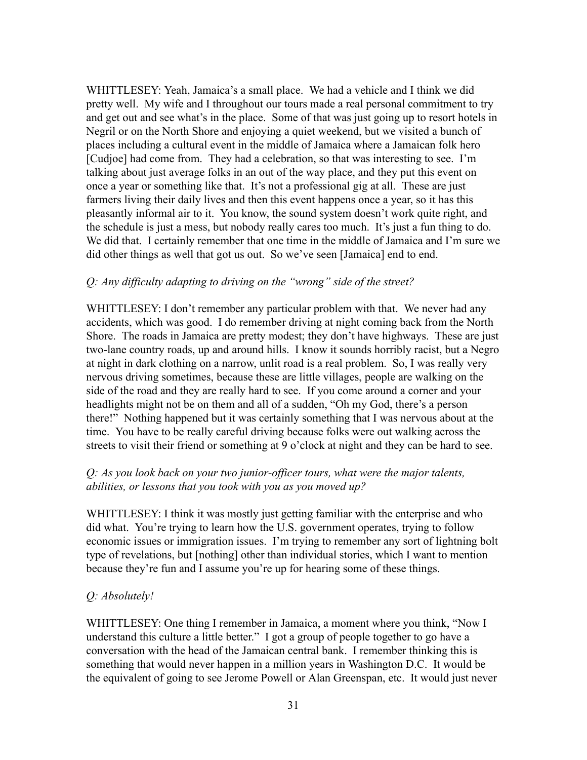WHITTLESEY: Yeah, Jamaica's a small place. We had a vehicle and I think we did pretty well. My wife and I throughout our tours made a real personal commitment to try and get out and see what's in the place. Some of that was just going up to resort hotels in Negril or on the North Shore and enjoying a quiet weekend, but we visited a bunch of places including a cultural event in the middle of Jamaica where a Jamaican folk hero [Cudjoe] had come from. They had a celebration, so that was interesting to see. I'm talking about just average folks in an out of the way place, and they put this event on once a year or something like that. It's not a professional gig at all. These are just farmers living their daily lives and then this event happens once a year, so it has this pleasantly informal air to it. You know, the sound system doesn't work quite right, and the schedule is just a mess, but nobody really cares too much. It's just a fun thing to do. We did that. I certainly remember that one time in the middle of Jamaica and I'm sure we did other things as well that got us out. So we've seen [Jamaica] end to end.

*Q: Any difficulty adapting to driving on the "wrong" side of the street?*

WHITTLESEY: I don't remember any particular problem with that. We never had any accidents, which was good. I do remember driving at night coming back from the North Shore. The roads in Jamaica are pretty modest; they don't have highways. These are just two-lane country roads, up and around hills. I know it sounds horribly racist, but a Negro at night in dark clothing on a narrow, unlit road is a real problem. So, I was really very nervous driving sometimes, because these are little villages, people are walking on the side of the road and they are really hard to see. If you come around a corner and your headlights might not be on them and all of a sudden, "Oh my God, there's a person there!" Nothing happened but it was certainly something that I was nervous about at the time. You have to be really careful driving because folks were out walking across the streets to visit their friend or something at 9 o'clock at night and they can be hard to see.

*Q: As you look back on your two junior-officer tours, what were the major talents, abilities, or lessons that you took with you as you moved up?*

WHITTLESEY: I think it was mostly just getting familiar with the enterprise and who did what. You're trying to learn how the U.S. government operates, trying to follow economic issues or immigration issues. I'm trying to remember any sort of lightning bolt type of revelations, but [nothing] other than individual stories, which I want to mention because they're fun and I assume you're up for hearing some of these things.

*Q: Absolutely!*

WHITTLESEY: One thing I remember in Jamaica, a moment where you think, "Now I understand this culture a little better." I got a group of people together to go have a conversation with the head of the Jamaican central bank. I remember thinking this is something that would never happen in a million years in Washington D.C. It would be the equivalent of going to see Jerome Powell or Alan Greenspan, etc. It would just never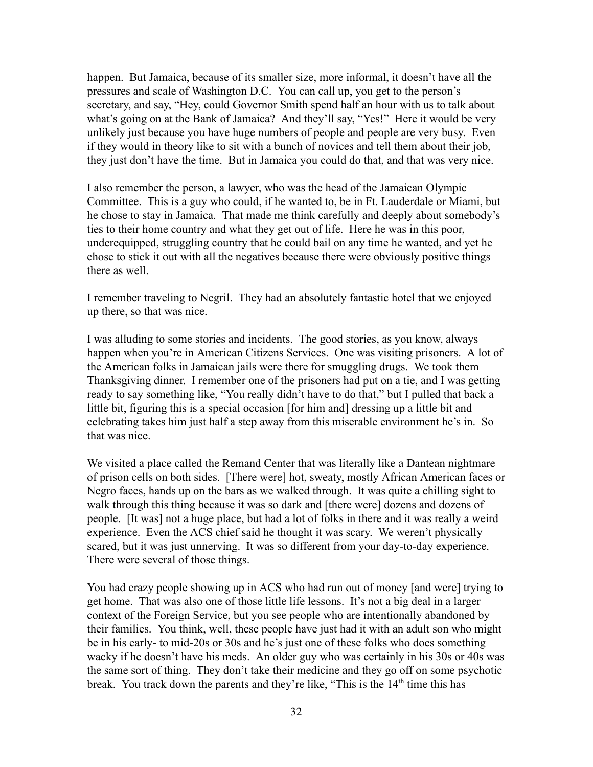happen. But Jamaica, because of its smaller size, more informal, it doesn't have all the pressures and scale of Washington D.C. You can call up, you get to the person's secretary, and say, "Hey, could Governor Smith spend half an hour with us to talk about what's going on at the Bank of Jamaica? And they'll say, "Yes!" Here it would be very unlikely just because you have huge numbers of people and people are very busy. Even if they would in theory like to sit with a bunch of novices and tell them about their job, they just don't have the time. But in Jamaica you could do that, and that was very nice.

I also remember the person, a lawyer, who was the head of the Jamaican Olympic Committee. This is a guy who could, if he wanted to, be in Ft. Lauderdale or Miami, but he chose to stay in Jamaica. That made me think carefully and deeply about somebody's ties to their home country and what they get out of life. Here he was in this poor, underequipped, struggling country that he could bail on any time he wanted, and yet he chose to stick it out with all the negatives because there were obviously positive things there as well.

I remember traveling to Negril. They had an absolutely fantastic hotel that we enjoyed up there, so that was nice.

I was alluding to some stories and incidents. The good stories, as you know, always happen when you're in American Citizens Services. One was visiting prisoners. A lot of the American folks in Jamaican jails were there for smuggling drugs. We took them Thanksgiving dinner. I remember one of the prisoners had put on a tie, and I was getting ready to say something like, "You really didn't have to do that," but I pulled that back a little bit, figuring this is a special occasion [for him and] dressing up a little bit and celebrating takes him just half a step away from this miserable environment he's in. So that was nice.

We visited a place called the Remand Center that was literally like a Dantean nightmare of prison cells on both sides. [There were] hot, sweaty, mostly African American faces or Negro faces, hands up on the bars as we walked through. It was quite a chilling sight to walk through this thing because it was so dark and [there were] dozens and dozens of people. [It was] not a huge place, but had a lot of folks in there and it was really a weird experience. Even the ACS chief said he thought it was scary. We weren't physically scared, but it was just unnerving. It was so different from your day-to-day experience. There were several of those things.

You had crazy people showing up in ACS who had run out of money [and were] trying to get home. That was also one of those little life lessons. It's not a big deal in a larger context of the Foreign Service, but you see people who are intentionally abandoned by their families. You think, well, these people have just had it with an adult son who might be in his early- to mid-20s or 30s and he's just one of these folks who does something wacky if he doesn't have his meds. An older guy who was certainly in his 30s or 40s was the same sort of thing. They don't take their medicine and they go off on some psychotic break. You track down the parents and they're like, "This is the 14th time this has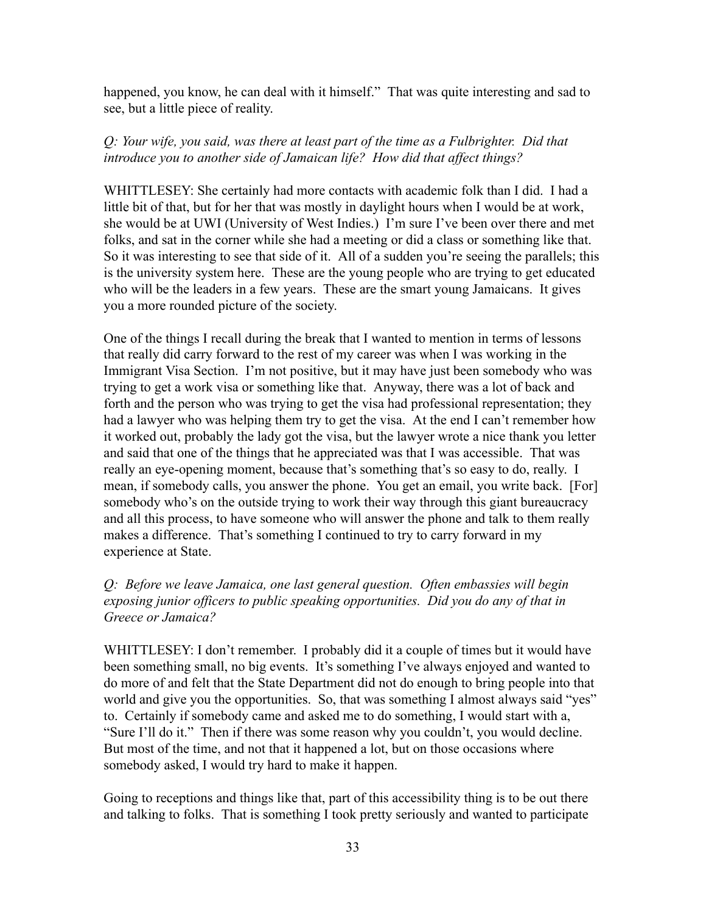happened, you know, he can deal with it himself." That was quite interesting and sad to see, but a little piece of reality.

*Q: Your wife, you said, was there at least part of the time as a Fulbrighter. Did that introduce you to another side of Jamaican life? How did that affect things?*

WHITTLESEY: She certainly had more contacts with academic folk than I did. I had a little bit of that, but for her that was mostly in daylight hours when I would be at work, she would be at UWI (University of West Indies.) I'm sure I've been over there and met folks, and sat in the corner while she had a meeting or did a class or something like that. So it was interesting to see that side of it. All of a sudden you're seeing the parallels; this is the university system here. These are the young people who are trying to get educated who will be the leaders in a few years. These are the smart young Jamaicans. It gives you a more rounded picture of the society.

One of the things I recall during the break that I wanted to mention in terms of lessons that really did carry forward to the rest of my career was when I was working in the Immigrant Visa Section. I'm not positive, but it may have just been somebody who was trying to get a work visa or something like that. Anyway, there was a lot of back and forth and the person who was trying to get the visa had professional representation; they had a lawyer who was helping them try to get the visa. At the end I can't remember how it worked out, probably the lady got the visa, but the lawyer wrote a nice thank you letter and said that one of the things that he appreciated was that I was accessible. That was really an eye-opening moment, because that's something that's so easy to do, really. I mean, if somebody calls, you answer the phone. You get an email, you write back. [For] somebody who's on the outside trying to work their way through this giant bureaucracy and all this process, to have someone who will answer the phone and talk to them really makes a difference. That's something I continued to try to carry forward in my experience at State.

*Q: Before we leave Jamaica, one last general question. Often embassies will begin exposing junior officers to public speaking opportunities. Did you do any of that in Greece or Jamaica?*

WHITTLESEY: I don't remember. I probably did it a couple of times but it would have been something small, no big events. It's something I've always enjoyed and wanted to do more of and felt that the State Department did not do enough to bring people into that world and give you the opportunities. So, that was something I almost always said "yes" to. Certainly if somebody came and asked me to do something, I would start with a, "Sure I'll do it." Then if there was some reason why you couldn't, you would decline. But most of the time, and not that it happened a lot, but on those occasions where somebody asked, I would try hard to make it happen.

Going to receptions and things like that, part of this accessibility thing is to be out there and talking to folks. That is something I took pretty seriously and wanted to participate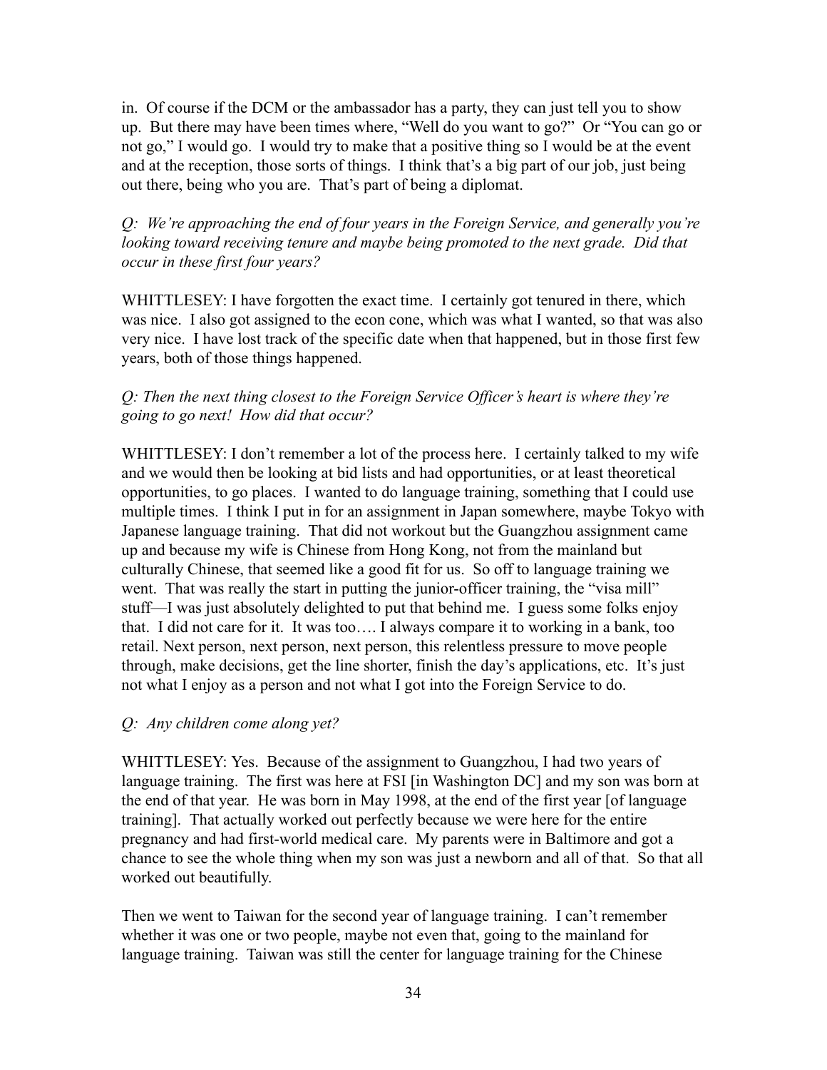in. Of course if the DCM or the ambassador has a party, they can just tell you to show up. But there may have been times where, "Well do you want to go?" Or "You can go or not go," I would go. I would try to make that a positive thing so I would be at the event and at the reception, those sorts of things. I think that's a big part of our job, just being out there, being who you are. That's part of being a diplomat.

*Q: We're approaching the end of four years in the Foreign Service, and generally you're looking toward receiving tenure and maybe being promoted to the next grade. Did that occur in these first four years?*

WHITTLESEY: I have forgotten the exact time. I certainly got tenured in there, which was nice. I also got assigned to the econ cone, which was what I wanted, so that was also very nice. I have lost track of the specific date when that happened, but in those first few years, both of those things happened.

*Q: Then the next thing closest to the Foreign Service Officer's heart is where they're going to go next! How did that occur?*

WHITTLESEY: I don't remember a lot of the process here. I certainly talked to my wife and we would then be looking at bid lists and had opportunities, or at least theoretical opportunities, to go places. I wanted to do language training, something that I could use multiple times. I think I put in for an assignment in Japan somewhere, maybe Tokyo with Japanese language training. That did not workout but the Guangzhou assignment came up and because my wife is Chinese from Hong Kong, not from the mainland but culturally Chinese, that seemed like a good fit for us. So off to language training we went. That was really the start in putting the junior-officer training, the "visa mill" stuff—I was just absolutely delighted to put that behind me. I guess some folks enjoy that. I did not care for it. It was too…. I always compare it to working in a bank, too retail. Next person, next person, next person, this relentless pressure to move people through, make decisions, get the line shorter, finish the day's applications, etc. It's just not what I enjoy as a person and not what I got into the Foreign Service to do.

*Q: Any children come along yet?*

WHITTLESEY: Yes. Because of the assignment to Guangzhou, I had two years of language training. The first was here at FSI [in Washington DC] and my son was born at the end of that year. He was born in May 1998, at the end of the first year [of language training]. That actually worked out perfectly because we were here for the entire pregnancy and had first-world medical care. My parents were in Baltimore and got a chance to see the whole thing when my son was just a newborn and all of that. So that all worked out beautifully.

Then we went to Taiwan for the second year of language training. I can't remember whether it was one or two people, maybe not even that, going to the mainland for language training. Taiwan was still the center for language training for the Chinese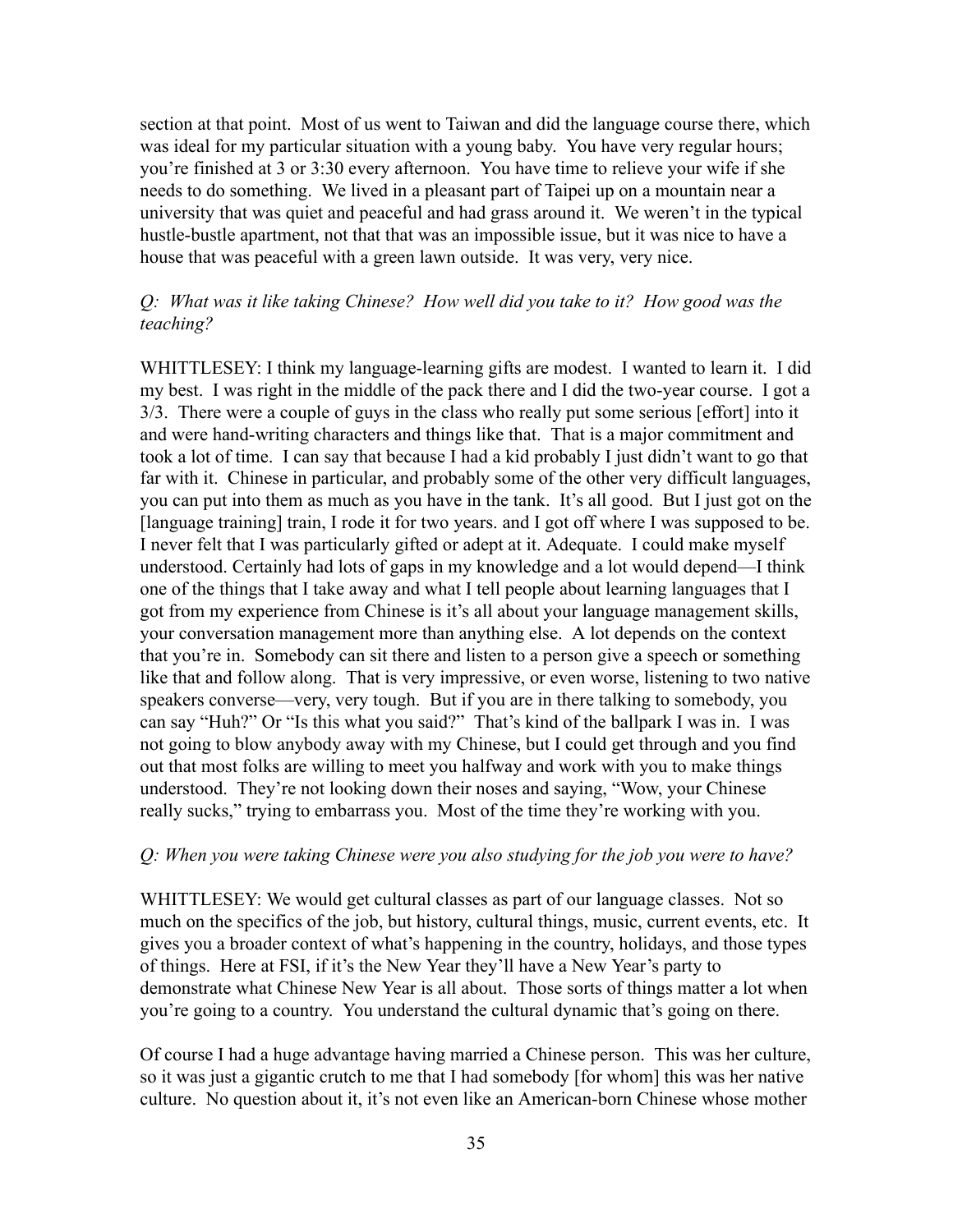section at that point. Most of us went to Taiwan and did the language course there, which was ideal for my particular situation with a young baby. You have very regular hours; you're finished at 3 or 3:30 every afternoon. You have time to relieve your wife if she needs to do something. We lived in a pleasant part of Taipei up on a mountain near a university that was quiet and peaceful and had grass around it. We weren't in the typical hustle-bustle apartment, not that that was an impossible issue, but it was nice to have a house that was peaceful with a green lawn outside. It was very, very nice.

*Q: What was it like taking Chinese? How well did you take to it? How good was the teaching?*

WHITTLESEY: I think my language-learning gifts are modest. I wanted to learn it. I did my best. I was right in the middle of the pack there and I did the two-year course. I got a 3/3. There were a couple of guys in the class who really put some serious [effort] into it and were hand-writing characters and things like that. That is a major commitment and took a lot of time. I can say that because I had a kid probably I just didn't want to go that far with it. Chinese in particular, and probably some of the other very difficult languages, you can put into them as much as you have in the tank. It's all good. But I just got on the [language training] train, I rode it for two years. and I got off where I was supposed to be. I never felt that I was particularly gifted or adept at it. Adequate. I could make myself understood. Certainly had lots of gaps in my knowledge and a lot would depend—I think one of the things that I take away and what I tell people about learning languages that I got from my experience from Chinese is it's all about your language management skills, your conversation management more than anything else. A lot depends on the context that you're in. Somebody can sit there and listen to a person give a speech or something like that and follow along. That is very impressive, or even worse, listening to two native speakers converse—very, very tough. But if you are in there talking to somebody, you can say "Huh?" Or "Is this what you said?" That's kind of the ballpark I was in. I was not going to blow anybody away with my Chinese, but I could get through and you find out that most folks are willing to meet you halfway and work with you to make things understood. They're not looking down their noses and saying, "Wow, your Chinese really sucks," trying to embarrass you. Most of the time they're working with you.

*Q: When you were taking Chinese were you also studying for the job you were to have?*

WHITTLESEY: We would get cultural classes as part of our language classes. Not so much on the specifics of the job, but history, cultural things, music, current events, etc. It gives you a broader context of what's happening in the country, holidays, and those types of things. Here at FSI, if it's the New Year they'll have a New Year's party to demonstrate what Chinese New Year is all about. Those sorts of things matter a lot when you're going to a country. You understand the cultural dynamic that's going on there.

Of course I had a huge advantage having married a Chinese person. This was her culture, so it was just a gigantic crutch to me that I had somebody [for whom] this was her native culture. No question about it, it's not even like an American-born Chinese whose mother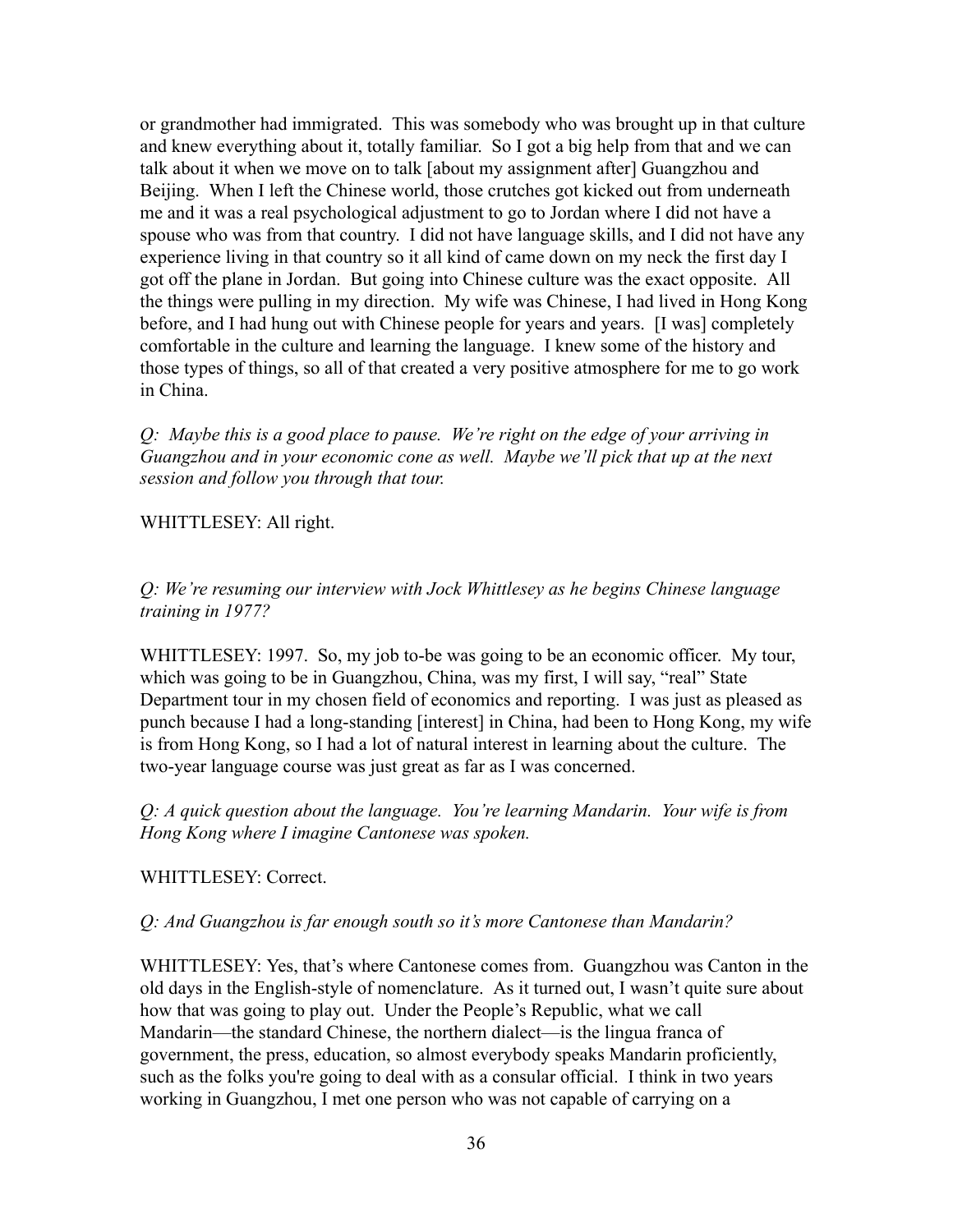or grandmother had immigrated. This was somebody who was brought up in that culture and knew everything about it, totally familiar. So I got a big help from that and we can talk about it when we move on to talk [about my assignment after] Guangzhou and Beijing. When I left the Chinese world, those crutches got kicked out from underneath me and it was a real psychological adjustment to go to Jordan where I did not have a spouse who was from that country. I did not have language skills, and I did not have any experience living in that country so it all kind of came down on my neck the first day I got off the plane in Jordan. But going into Chinese culture was the exact opposite. All the things were pulling in my direction. My wife was Chinese, I had lived in Hong Kong before, and I had hung out with Chinese people for years and years. [I was] completely comfortable in the culture and learning the language. I knew some of the history and those types of things, so all of that created a very positive atmosphere for me to go work in China.

*Q: Maybe this is a good place to pause. We're right on the edge of your arriving in Guangzhou and in your economic cone as well. Maybe we'll pick that up at the next session and follow you through that tour.*

WHITTLESEY: All right.

*Q: We're resuming our interview with Jock Whittlesey as he begins Chinese language training in 1977?*

WHITTLESEY: 1997. So, my job to-be was going to be an economic officer. My tour, which was going to be in Guangzhou, China, was my first, I will say, "real" State Department tour in my chosen field of economics and reporting. I was just as pleased as punch because I had a long-standing [interest] in China, had been to Hong Kong, my wife is from Hong Kong, so I had a lot of natural interest in learning about the culture. The two-year language course was just great as far as I was concerned.

*Q: A quick question about the language. You're learning Mandarin. Your wife is from Hong Kong where I imagine Cantonese was spoken.*

WHITTLESEY: Correct.

*Q: And Guangzhou is far enough south so it's more Cantonese than Mandarin?*

WHITTLESEY: Yes, that's where Cantonese comes from. Guangzhou was Canton in the old days in the English-style of nomenclature. As it turned out, I wasn't quite sure about how that was going to play out. Under the People's Republic, what we call Mandarin—the standard Chinese, the northern dialect—is the lingua franca of government, the press, education, so almost everybody speaks Mandarin proficiently, such as the folks you're going to deal with as a consular official. I think in two years working in Guangzhou, I met one person who was not capable of carrying on a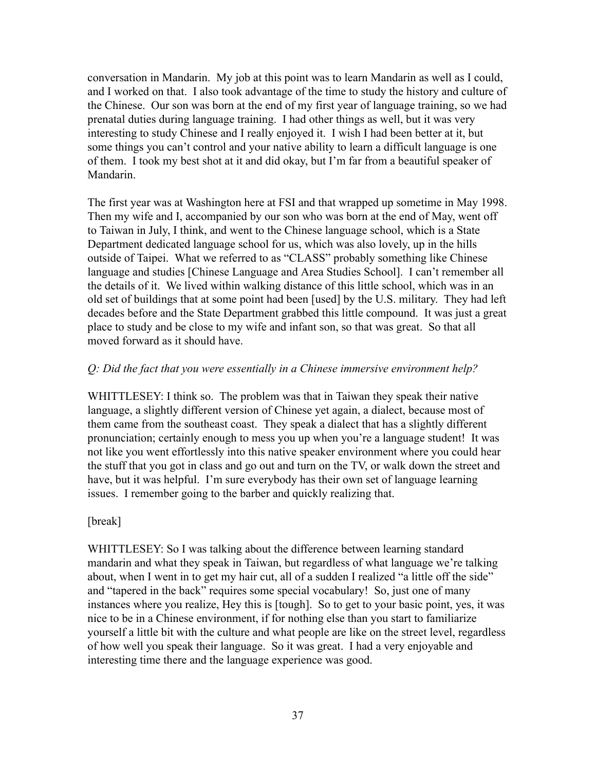conversation in Mandarin. My job at this point was to learn Mandarin as well as I could, and I worked on that. I also took advantage of the time to study the history and culture of the Chinese. Our son was born at the end of my first year of language training, so we had prenatal duties during language training. I had other things as well, but it was very interesting to study Chinese and I really enjoyed it. I wish I had been better at it, but some things you can't control and your native ability to learn a difficult language is one of them. I took my best shot at it and did okay, but I'm far from a beautiful speaker of Mandarin.

The first year was at Washington here at FSI and that wrapped up sometime in May 1998. Then my wife and I, accompanied by our son who was born at the end of May, went off to Taiwan in July, I think, and went to the Chinese language school, which is a State Department dedicated language school for us, which was also lovely, up in the hills outside of Taipei. What we referred to as "CLASS" probably something like Chinese language and studies [Chinese Language and Area Studies School]. I can't remember all the details of it. We lived within walking distance of this little school, which was in an old set of buildings that at some point had been [used] by the U.S. military. They had left decades before and the State Department grabbed this little compound. It was just a great place to study and be close to my wife and infant son, so that was great. So that all moved forward as it should have.

*Q: Did the fact that you were essentially in a Chinese immersive environment help?*

WHITTLESEY: I think so. The problem was that in Taiwan they speak their native language, a slightly different version of Chinese yet again, a dialect, because most of them came from the southeast coast. They speak a dialect that has a slightly different pronunciation; certainly enough to mess you up when you're a language student! It was not like you went effortlessly into this native speaker environment where you could hear the stuff that you got in class and go out and turn on the TV, or walk down the street and have, but it was helpful. I'm sure everybody has their own set of language learning issues. I remember going to the barber and quickly realizing that.

[break]

WHITTLESEY: So I was talking about the difference between learning standard mandarin and what they speak in Taiwan, but regardless of what language we're talking about, when I went in to get my hair cut, all of a sudden I realized "a little off the side" and "tapered in the back" requires some special vocabulary! So, just one of many instances where you realize, Hey this is [tough]. So to get to your basic point, yes, it was nice to be in a Chinese environment, if for nothing else than you start to familiarize yourself a little bit with the culture and what people are like on the street level, regardless of how well you speak their language. So it was great. I had a very enjoyable and interesting time there and the language experience was good.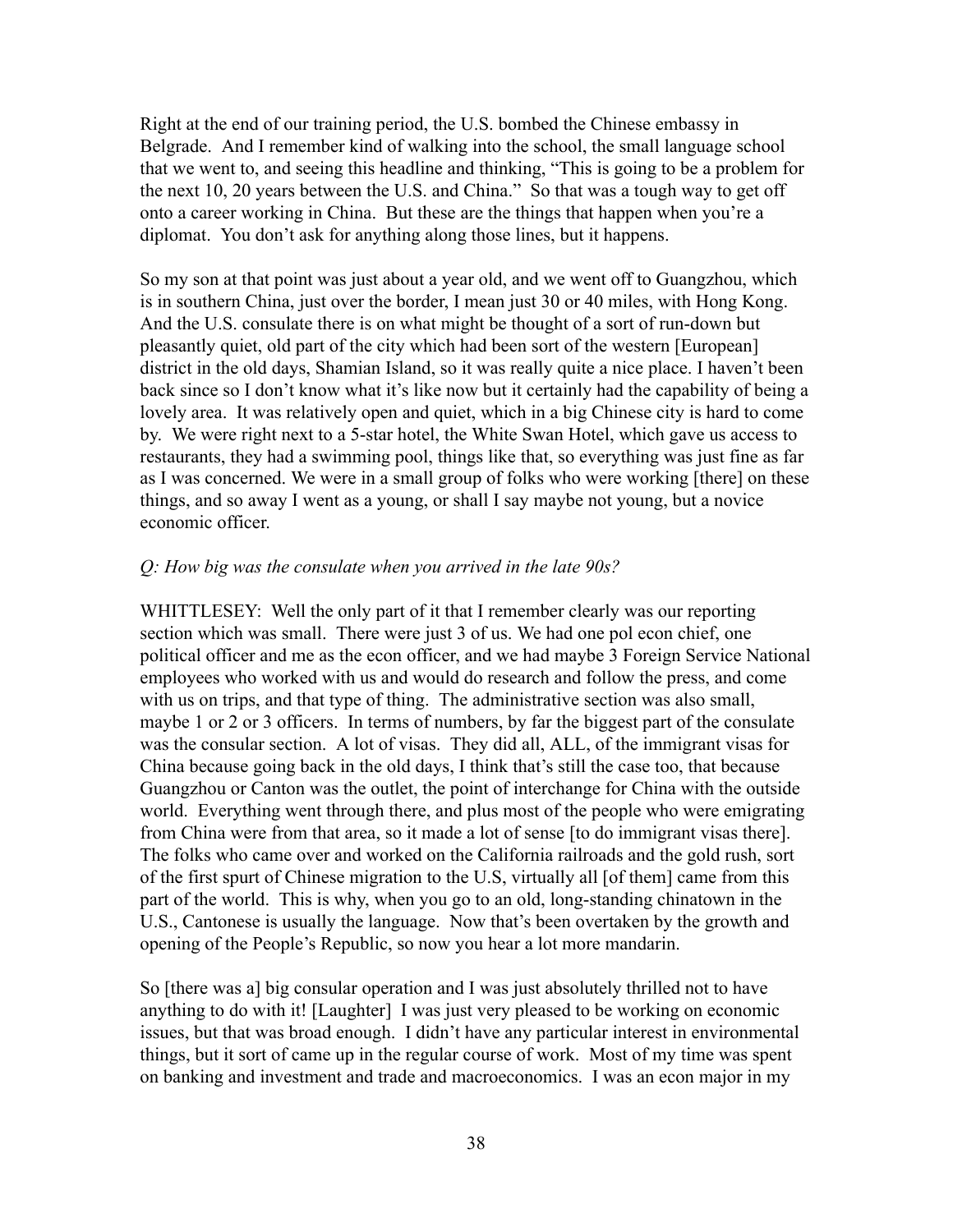Right at the end of our training period, the U.S. bombed the Chinese embassy in Belgrade. And I remember kind of walking into the school, the small language school that we went to, and seeing this headline and thinking, "This is going to be a problem for the next 10, 20 years between the U.S. and China." So that was a tough way to get off onto a career working in China. But these are the things that happen when you're a diplomat. You don't ask for anything along those lines, but it happens.

So my son at that point was just about a year old, and we went off to Guangzhou, which is in southern China, just over the border, I mean just 30 or 40 miles, with Hong Kong. And the U.S. consulate there is on what might be thought of a sort of run-down but pleasantly quiet, old part of the city which had been sort of the western [European] district in the old days, Shamian Island, so it was really quite a nice place. I haven't been back since so I don't know what it's like now but it certainly had the capability of being a lovely area. It was relatively open and quiet, which in a big Chinese city is hard to come by. We were right next to a 5-star hotel, the White Swan Hotel, which gave us access to restaurants, they had a swimming pool, things like that, so everything was just fine as far as I was concerned. We were in a small group of folks who were working [there] on these things, and so away I went as a young, or shall I say maybe not young, but a novice economic officer.

*Q: How big was the consulate when you arrived in the late 90s?*

WHITTLESEY: Well the only part of it that I remember clearly was our reporting section which was small. There were just 3 of us. We had one pol econ chief, one political officer and me as the econ officer, and we had maybe 3 Foreign Service National employees who worked with us and would do research and follow the press, and come with us on trips, and that type of thing. The administrative section was also small, maybe 1 or 2 or 3 officers. In terms of numbers, by far the biggest part of the consulate was the consular section. A lot of visas. They did all, ALL, of the immigrant visas for China because going back in the old days, I think that's still the case too, that because Guangzhou or Canton was the outlet, the point of interchange for China with the outside world. Everything went through there, and plus most of the people who were emigrating from China were from that area, so it made a lot of sense [to do immigrant visas there]. The folks who came over and worked on the California railroads and the gold rush, sort of the first spurt of Chinese migration to the U.S, virtually all [of them] came from this part of the world. This is why, when you go to an old, long-standing chinatown in the U.S., Cantonese is usually the language. Now that's been overtaken by the growth and opening of the People's Republic, so now you hear a lot more mandarin.

So [there was a] big consular operation and I was just absolutely thrilled not to have anything to do with it! [Laughter] I was just very pleased to be working on economic issues, but that was broad enough. I didn't have any particular interest in environmental things, but it sort of came up in the regular course of work. Most of my time was spent on banking and investment and trade and macroeconomics. I was an econ major in my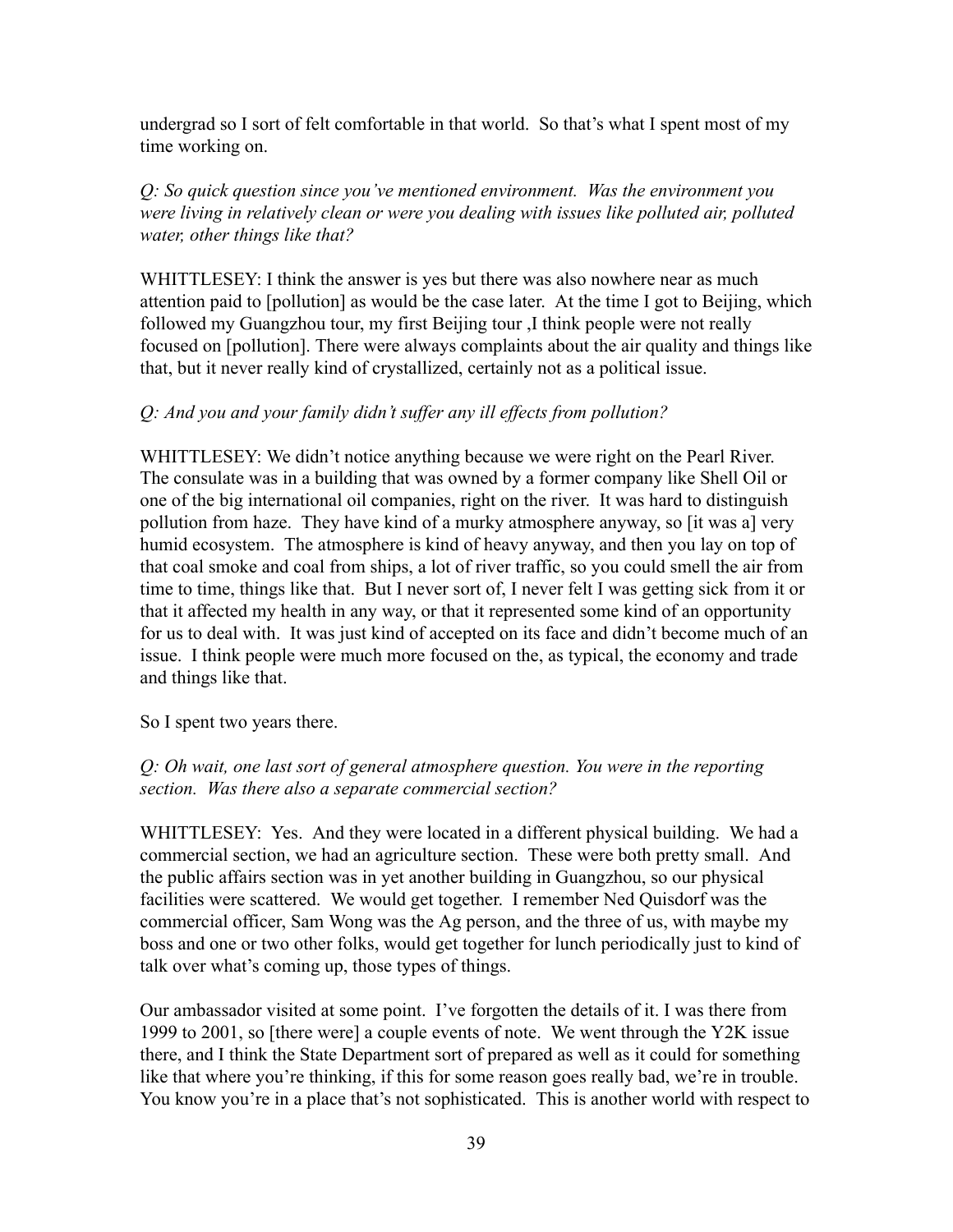undergrad so I sort of felt comfortable in that world. So that's what I spent most of my time working on.

*Q: So quick question since you've mentioned environment. Was the environment you were living in relatively clean or were you dealing with issues like polluted air, polluted water, other things like that?*

WHITTLESEY: I think the answer is yes but there was also nowhere near as much attention paid to [pollution] as would be the case later. At the time I got to Beijing, which followed my Guangzhou tour, my first Beijing tour ,I think people were not really focused on [pollution]. There were always complaints about the air quality and things like that, but it never really kind of crystallized, certainly not as a political issue.

*Q: And you and your family didn't suffer any ill effects from pollution?*

WHITTLESEY: We didn't notice anything because we were right on the Pearl River. The consulate was in a building that was owned by a former company like Shell Oil or one of the big international oil companies, right on the river. It was hard to distinguish pollution from haze. They have kind of a murky atmosphere anyway, so [it was a] very humid ecosystem. The atmosphere is kind of heavy anyway, and then you lay on top of that coal smoke and coal from ships, a lot of river traffic, so you could smell the air from time to time, things like that. But I never sort of, I never felt I was getting sick from it or that it affected my health in any way, or that it represented some kind of an opportunity for us to deal with. It was just kind of accepted on its face and didn't become much of an issue. I think people were much more focused on the, as typical, the economy and trade and things like that.

So I spent two years there.

*Q: Oh wait, one last sort of general atmosphere question. You were in the reporting section. Was there also a separate commercial section?*

WHITTLESEY: Yes. And they were located in a different physical building. We had a commercial section, we had an agriculture section. These were both pretty small. And the public affairs section was in yet another building in Guangzhou, so our physical facilities were scattered. We would get together. I remember Ned Quisdorf was the commercial officer, Sam Wong was the Ag person, and the three of us, with maybe my boss and one or two other folks, would get together for lunch periodically just to kind of talk over what's coming up, those types of things.

Our ambassador visited at some point. I've forgotten the details of it. I was there from 1999 to 2001, so [there were] a couple events of note. We went through the Y2K issue there, and I think the State Department sort of prepared as well as it could for something like that where you're thinking, if this for some reason goes really bad, we're in trouble. You know you're in a place that's not sophisticated. This is another world with respect to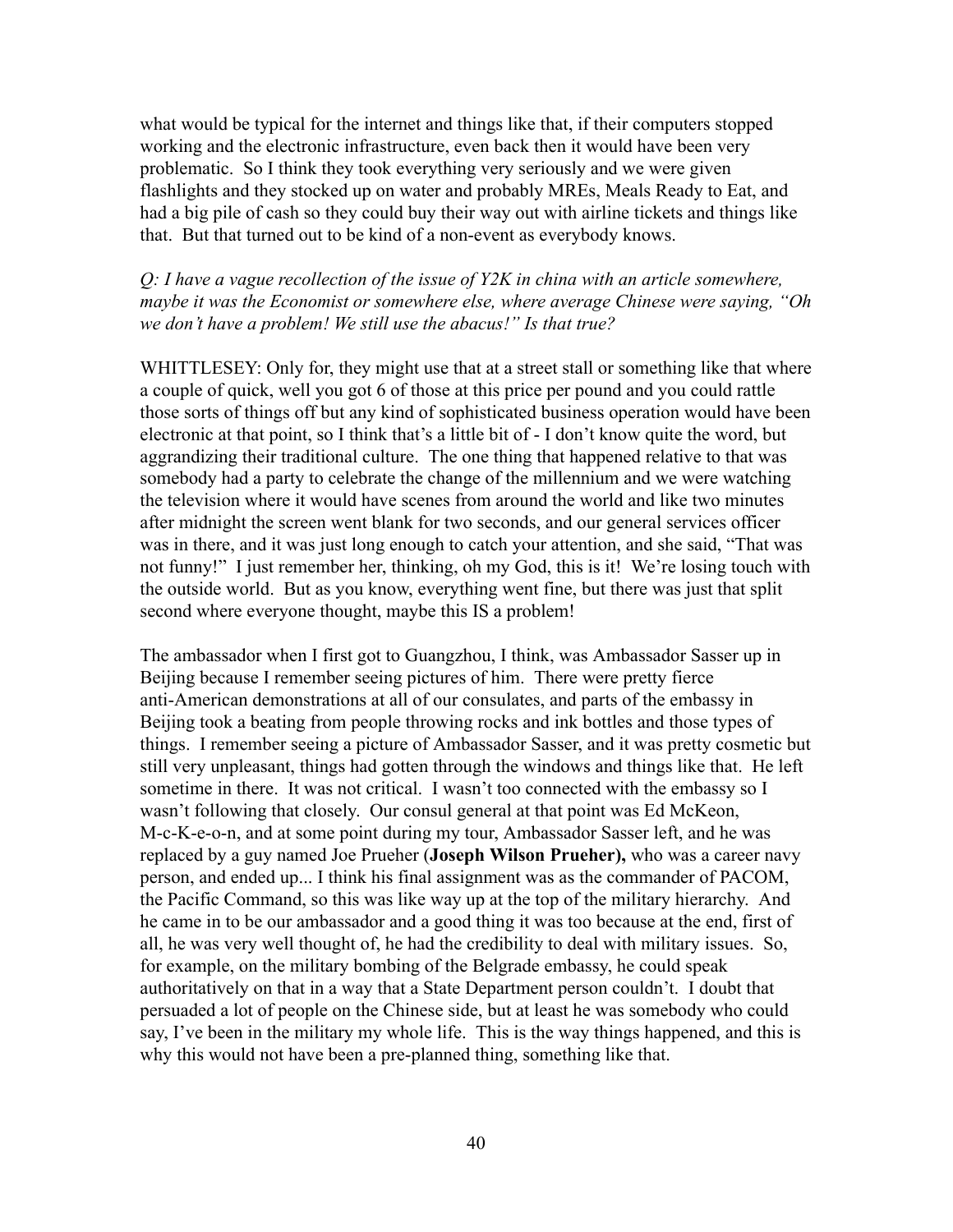what would be typical for the internet and things like that, if their computers stopped working and the electronic infrastructure, even back then it would have been very problematic. So I think they took everything very seriously and we were given flashlights and they stocked up on water and probably MREs, Meals Ready to Eat, and had a big pile of cash so they could buy their way out with airline tickets and things like that. But that turned out to be kind of a non-event as everybody knows.

*Q: I have a vague recollection of the issue of Y2K in china with an article somewhere, maybe it was the Economist or somewhere else, where average Chinese were saying, "Oh we don't have a problem! We still use the abacus!" Is that true?*

WHITTLESEY: Only for, they might use that at a street stall or something like that where a couple of quick, well you got 6 of those at this price per pound and you could rattle those sorts of things off but any kind of sophisticated business operation would have been electronic at that point, so I think that's a little bit of - I don't know quite the word, but aggrandizing their traditional culture. The one thing that happened relative to that was somebody had a party to celebrate the change of the millennium and we were watching the television where it would have scenes from around the world and like two minutes after midnight the screen went blank for two seconds, and our general services officer was in there, and it was just long enough to catch your attention, and she said, "That was not funny!" I just remember her, thinking, oh my God, this is it! We're losing touch with the outside world. But as you know, everything went fine, but there was just that split second where everyone thought, maybe this IS a problem!

The ambassador when I first got to Guangzhou, I think, was Ambassador Sasser up in Beijing because I remember seeing pictures of him. There were pretty fierce anti-American demonstrations at all of our consulates, and parts of the embassy in Beijing took a beating from people throwing rocks and ink bottles and those types of things. I remember seeing a picture of Ambassador Sasser, and it was pretty cosmetic but still very unpleasant, things had gotten through the windows and things like that. He left sometime in there. It was not critical. I wasn't too connected with the embassy so I wasn't following that closely. Our consul general at that point was Ed McKeon, M-c-K-e-o-n, and at some point during my tour, Ambassador Sasser left, and he was replaced by a guy named Joe Prueher (**Joseph Wilson Prueher),** who was a career navy person, and ended up... I think his final assignment was as the commander of PACOM, the Pacific Command, so this was like way up at the top of the military hierarchy. And he came in to be our ambassador and a good thing it was too because at the end, first of all, he was very well thought of, he had the credibility to deal with military issues. So, for example, on the military bombing of the Belgrade embassy, he could speak authoritatively on that in a way that a State Department person couldn't. I doubt that persuaded a lot of people on the Chinese side, but at least he was somebody who could say, I've been in the military my whole life. This is the way things happened, and this is why this would not have been a pre-planned thing, something like that.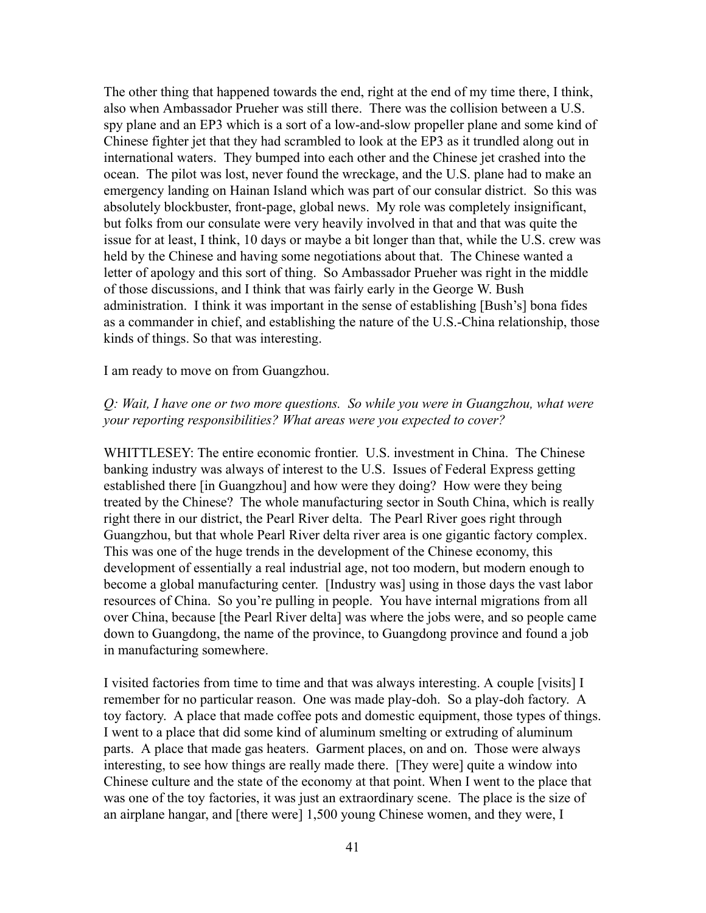The other thing that happened towards the end, right at the end of my time there, I think, also when Ambassador Prueher was still there. There was the collision between a U.S. spy plane and an EP3 which is a sort of a low-and-slow propeller plane and some kind of Chinese fighter jet that they had scrambled to look at the EP3 as it trundled along out in international waters. They bumped into each other and the Chinese jet crashed into the ocean. The pilot was lost, never found the wreckage, and the U.S. plane had to make an emergency landing on Hainan Island which was part of our consular district. So this was absolutely blockbuster, front-page, global news. My role was completely insignificant, but folks from our consulate were very heavily involved in that and that was quite the issue for at least, I think, 10 days or maybe a bit longer than that, while the U.S. crew was held by the Chinese and having some negotiations about that. The Chinese wanted a letter of apology and this sort of thing. So Ambassador Prueher was right in the middle of those discussions, and I think that was fairly early in the George W. Bush administration. I think it was important in the sense of establishing [Bush's] bona fides as a commander in chief, and establishing the nature of the U.S.-China relationship, those kinds of things. So that was interesting.

I am ready to move on from Guangzhou.

*Q: Wait, I have one or two more questions. So while you were in Guangzhou, what were your reporting responsibilities? What areas were you expected to cover?*

WHITTLESEY: The entire economic frontier. U.S. investment in China. The Chinese banking industry was always of interest to the U.S. Issues of Federal Express getting established there [in Guangzhou] and how were they doing? How were they being treated by the Chinese? The whole manufacturing sector in South China, which is really right there in our district, the Pearl River delta. The Pearl River goes right through Guangzhou, but that whole Pearl River delta river area is one gigantic factory complex. This was one of the huge trends in the development of the Chinese economy, this development of essentially a real industrial age, not too modern, but modern enough to become a global manufacturing center. [Industry was] using in those days the vast labor resources of China. So you're pulling in people. You have internal migrations from all over China, because [the Pearl River delta] was where the jobs were, and so people came down to Guangdong, the name of the province, to Guangdong province and found a job in manufacturing somewhere.

I visited factories from time to time and that was always interesting. A couple [visits] I remember for no particular reason. One was made play-doh. So a play-doh factory. A toy factory. A place that made coffee pots and domestic equipment, those types of things. I went to a place that did some kind of aluminum smelting or extruding of aluminum parts. A place that made gas heaters. Garment places, on and on. Those were always interesting, to see how things are really made there. [They were] quite a window into Chinese culture and the state of the economy at that point. When I went to the place that was one of the toy factories, it was just an extraordinary scene. The place is the size of an airplane hangar, and [there were] 1,500 young Chinese women, and they were, I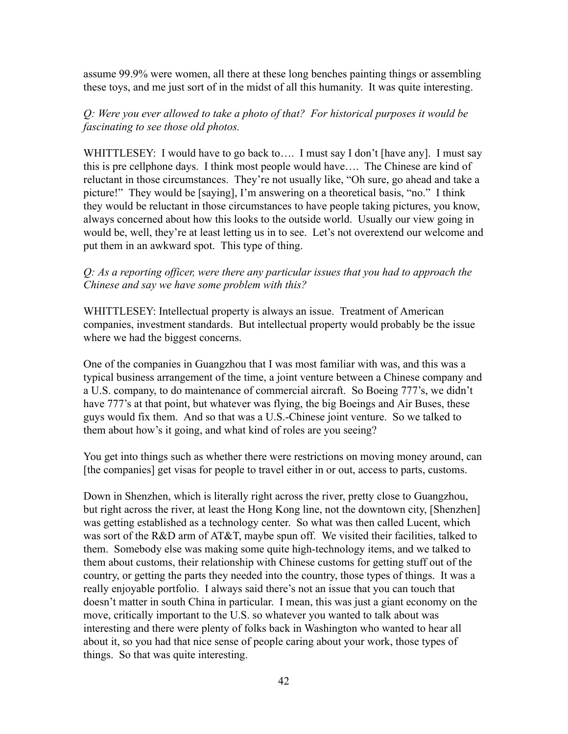assume 99.9% were women, all there at these long benches painting things or assembling these toys, and me just sort of in the midst of all this humanity. It was quite interesting.

*Q: Were you ever allowed to take a photo of that? For historical purposes it would be fascinating to see those old photos.*

WHITTLESEY: I would have to go back to…. I must say I don't [have any]. I must say this is pre cellphone days. I think most people would have…. The Chinese are kind of reluctant in those circumstances. They're not usually like, "Oh sure, go ahead and take a picture!" They would be [saying], I'm answering on a theoretical basis, "no." I think they would be reluctant in those circumstances to have people taking pictures, you know, always concerned about how this looks to the outside world. Usually our view going in would be, well, they're at least letting us in to see. Let's not overextend our welcome and put them in an awkward spot. This type of thing.

*Q: As a reporting officer, were there any particular issues that you had to approach the Chinese and say we have some problem with this?*

WHITTLESEY: Intellectual property is always an issue. Treatment of American companies, investment standards. But intellectual property would probably be the issue where we had the biggest concerns.

One of the companies in Guangzhou that I was most familiar with was, and this was a typical business arrangement of the time, a joint venture between a Chinese company and a U.S. company, to do maintenance of commercial aircraft. So Boeing 777's, we didn't have 777's at that point, but whatever was flying, the big Boeings and Air Buses, these guys would fix them. And so that was a U.S.-Chinese joint venture. So we talked to them about how's it going, and what kind of roles are you seeing?

You get into things such as whether there were restrictions on moving money around, can [the companies] get visas for people to travel either in or out, access to parts, customs.

Down in Shenzhen, which is literally right across the river, pretty close to Guangzhou, but right across the river, at least the Hong Kong line, not the downtown city, [Shenzhen] was getting established as a technology center. So what was then called Lucent, which was sort of the R&D arm of AT&T, maybe spun off. We visited their facilities, talked to them. Somebody else was making some quite high-technology items, and we talked to them about customs, their relationship with Chinese customs for getting stuff out of the country, or getting the parts they needed into the country, those types of things. It was a really enjoyable portfolio. I always said there's not an issue that you can touch that doesn't matter in south China in particular. I mean, this was just a giant economy on the move, critically important to the U.S. so whatever you wanted to talk about was interesting and there were plenty of folks back in Washington who wanted to hear all about it, so you had that nice sense of people caring about your work, those types of things. So that was quite interesting.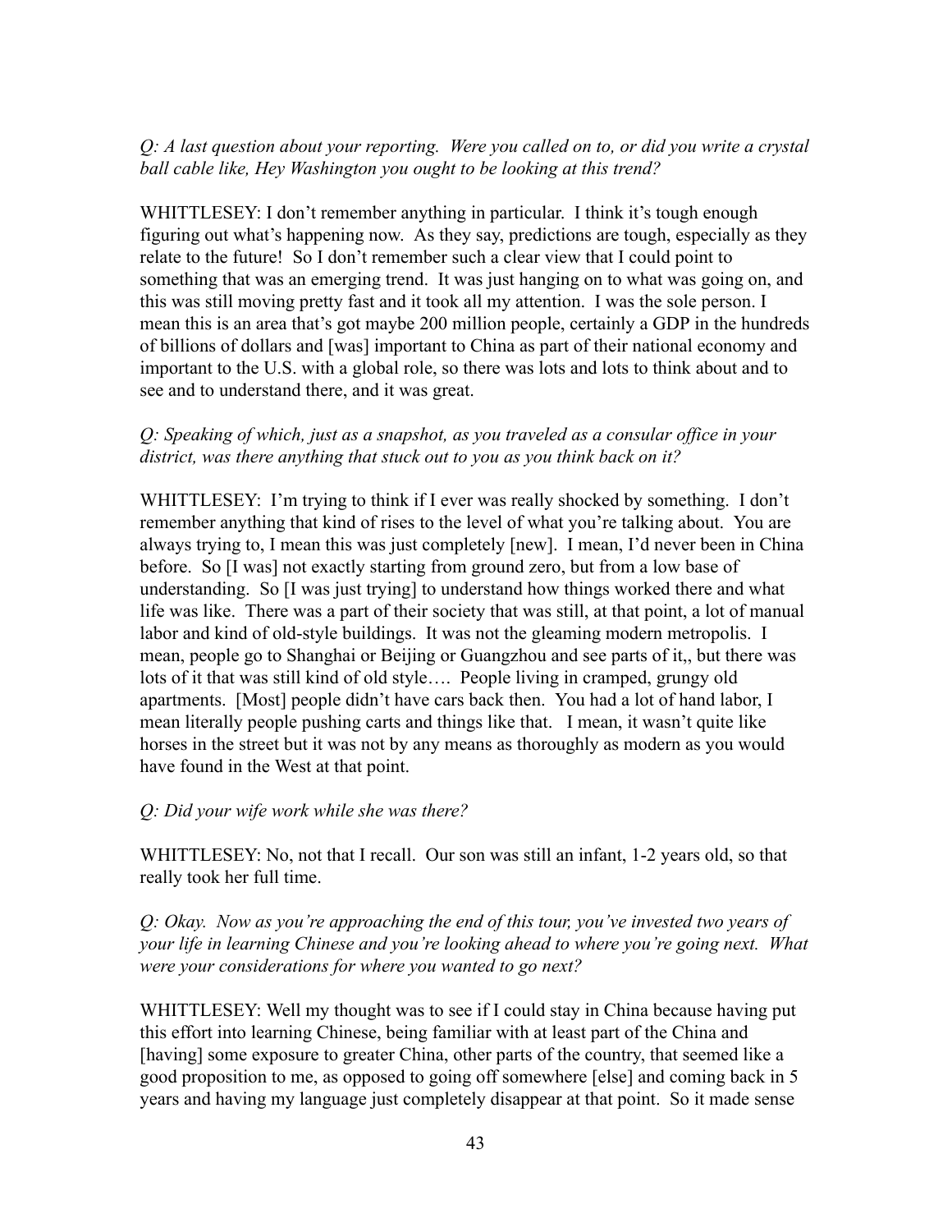*Q: A last question about your reporting. Were you called on to, or did you write a crystal ball cable like, Hey Washington you ought to be looking at this trend?*

WHITTLESEY: I don't remember anything in particular. I think it's tough enough figuring out what's happening now. As they say, predictions are tough, especially as they relate to the future! So I don't remember such a clear view that I could point to something that was an emerging trend. It was just hanging on to what was going on, and this was still moving pretty fast and it took all my attention. I was the sole person. I mean this is an area that's got maybe 200 million people, certainly a GDP in the hundreds of billions of dollars and [was] important to China as part of their national economy and important to the U.S. with a global role, so there was lots and lots to think about and to see and to understand there, and it was great.

*Q: Speaking of which, just as a snapshot, as you traveled as a consular office in your district, was there anything that stuck out to you as you think back on it?*

WHITTLESEY: I'm trying to think if I ever was really shocked by something. I don't remember anything that kind of rises to the level of what you're talking about. You are always trying to, I mean this was just completely [new]. I mean, I'd never been in China before. So [I was] not exactly starting from ground zero, but from a low base of understanding. So [I was just trying] to understand how things worked there and what life was like. There was a part of their society that was still, at that point, a lot of manual labor and kind of old-style buildings. It was not the gleaming modern metropolis. I mean, people go to Shanghai or Beijing or Guangzhou and see parts of it,, but there was lots of it that was still kind of old style…. People living in cramped, grungy old apartments. [Most] people didn't have cars back then. You had a lot of hand labor, I mean literally people pushing carts and things like that. I mean, it wasn't quite like horses in the street but it was not by any means as thoroughly as modern as you would have found in the West at that point.

*Q: Did your wife work while she was there?*

WHITTLESEY: No, not that I recall. Our son was still an infant, 1-2 years old, so that really took her full time.

*Q: Okay. Now as you're approaching the end of this tour, you've invested two years of your life in learning Chinese and you're looking ahead to where you're going next. What were your considerations for where you wanted to go next?*

WHITTLESEY: Well my thought was to see if I could stay in China because having put this effort into learning Chinese, being familiar with at least part of the China and [having] some exposure to greater China, other parts of the country, that seemed like a good proposition to me, as opposed to going off somewhere [else] and coming back in 5 years and having my language just completely disappear at that point. So it made sense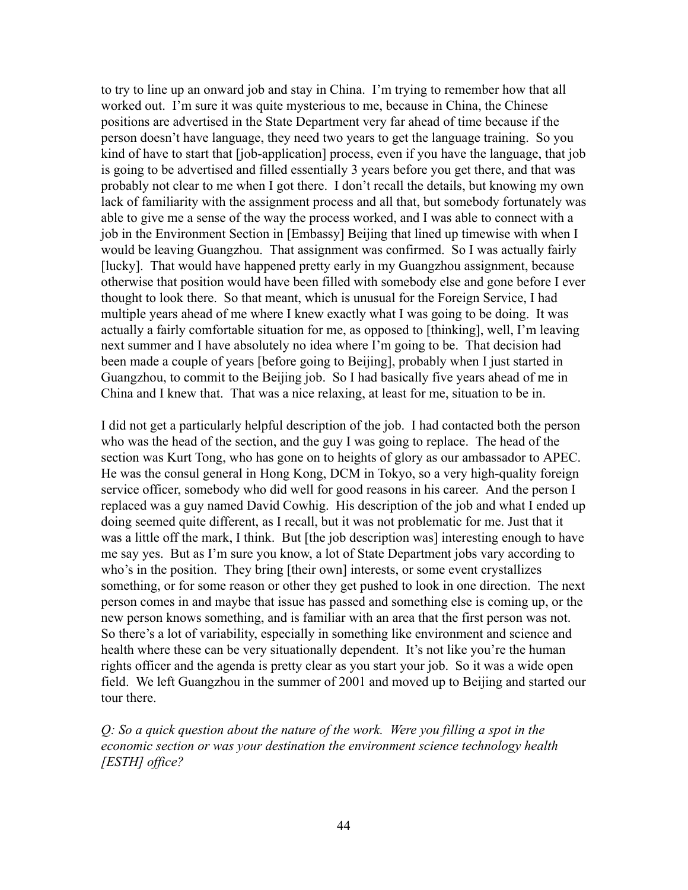to try to line up an onward job and stay in China. I'm trying to remember how that all worked out. I'm sure it was quite mysterious to me, because in China, the Chinese positions are advertised in the State Department very far ahead of time because if the person doesn't have language, they need two years to get the language training. So you kind of have to start that [job-application] process, even if you have the language, that job is going to be advertised and filled essentially 3 years before you get there, and that was probably not clear to me when I got there. I don't recall the details, but knowing my own lack of familiarity with the assignment process and all that, but somebody fortunately was able to give me a sense of the way the process worked, and I was able to connect with a job in the Environment Section in [Embassy] Beijing that lined up timewise with when I would be leaving Guangzhou. That assignment was confirmed. So I was actually fairly [lucky]. That would have happened pretty early in my Guangzhou assignment, because otherwise that position would have been filled with somebody else and gone before I ever thought to look there. So that meant, which is unusual for the Foreign Service, I had multiple years ahead of me where I knew exactly what I was going to be doing. It was actually a fairly comfortable situation for me, as opposed to [thinking], well, I'm leaving next summer and I have absolutely no idea where I'm going to be. That decision had been made a couple of years [before going to Beijing], probably when I just started in Guangzhou, to commit to the Beijing job. So I had basically five years ahead of me in China and I knew that. That was a nice relaxing, at least for me, situation to be in.

I did not get a particularly helpful description of the job. I had contacted both the person who was the head of the section, and the guy I was going to replace. The head of the section was Kurt Tong, who has gone on to heights of glory as our ambassador to APEC. He was the consul general in Hong Kong, DCM in Tokyo, so a very high-quality foreign service officer, somebody who did well for good reasons in his career. And the person I replaced was a guy named David Cowhig. His description of the job and what I ended up doing seemed quite different, as I recall, but it was not problematic for me. Just that it was a little off the mark, I think. But [the job description was] interesting enough to have me say yes. But as I'm sure you know, a lot of State Department jobs vary according to who's in the position. They bring [their own] interests, or some event crystallizes something, or for some reason or other they get pushed to look in one direction. The next person comes in and maybe that issue has passed and something else is coming up, or the new person knows something, and is familiar with an area that the first person was not. So there's a lot of variability, especially in something like environment and science and health where these can be very situationally dependent. It's not like you're the human rights officer and the agenda is pretty clear as you start your job. So it was a wide open field. We left Guangzhou in the summer of 2001 and moved up to Beijing and started our tour there.

*Q: So a quick question about the nature of the work. Were you filling a spot in the economic section or was your destination the environment science technology health [ESTH] office?*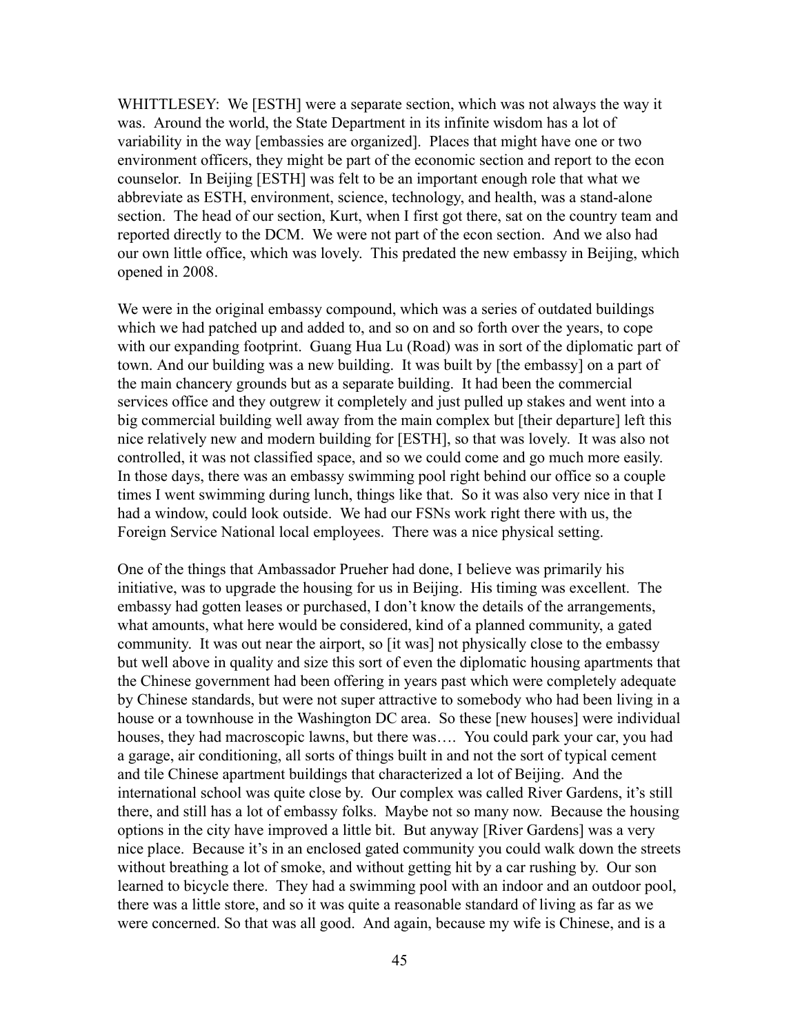WHITTLESEY: We [ESTH] were a separate section, which was not always the way it was. Around the world, the State Department in its infinite wisdom has a lot of variability in the way [embassies are organized]. Places that might have one or two environment officers, they might be part of the economic section and report to the econ counselor. In Beijing [ESTH] was felt to be an important enough role that what we abbreviate as ESTH, environment, science, technology, and health, was a stand-alone section. The head of our section, Kurt, when I first got there, sat on the country team and reported directly to the DCM. We were not part of the econ section. And we also had our own little office, which was lovely. This predated the new embassy in Beijing, which opened in 2008.

We were in the original embassy compound, which was a series of outdated buildings which we had patched up and added to, and so on and so forth over the years, to cope with our expanding footprint. Guang Hua Lu (Road) was in sort of the diplomatic part of town. And our building was a new building. It was built by [the embassy] on a part of the main chancery grounds but as a separate building. It had been the commercial services office and they outgrew it completely and just pulled up stakes and went into a big commercial building well away from the main complex but [their departure] left this nice relatively new and modern building for [ESTH], so that was lovely. It was also not controlled, it was not classified space, and so we could come and go much more easily. In those days, there was an embassy swimming pool right behind our office so a couple times I went swimming during lunch, things like that. So it was also very nice in that I had a window, could look outside. We had our FSNs work right there with us, the Foreign Service National local employees. There was a nice physical setting.

One of the things that Ambassador Prueher had done, I believe was primarily his initiative, was to upgrade the housing for us in Beijing. His timing was excellent. The embassy had gotten leases or purchased, I don't know the details of the arrangements, what amounts, what here would be considered, kind of a planned community, a gated community. It was out near the airport, so [it was] not physically close to the embassy but well above in quality and size this sort of even the diplomatic housing apartments that the Chinese government had been offering in years past which were completely adequate by Chinese standards, but were not super attractive to somebody who had been living in a house or a townhouse in the Washington DC area. So these [new houses] were individual houses, they had macroscopic lawns, but there was…. You could park your car, you had a garage, air conditioning, all sorts of things built in and not the sort of typical cement and tile Chinese apartment buildings that characterized a lot of Beijing. And the international school was quite close by. Our complex was called River Gardens, it's still there, and still has a lot of embassy folks. Maybe not so many now. Because the housing options in the city have improved a little bit. But anyway [River Gardens] was a very nice place. Because it's in an enclosed gated community you could walk down the streets without breathing a lot of smoke, and without getting hit by a car rushing by. Our son learned to bicycle there. They had a swimming pool with an indoor and an outdoor pool, there was a little store, and so it was quite a reasonable standard of living as far as we were concerned. So that was all good. And again, because my wife is Chinese, and is a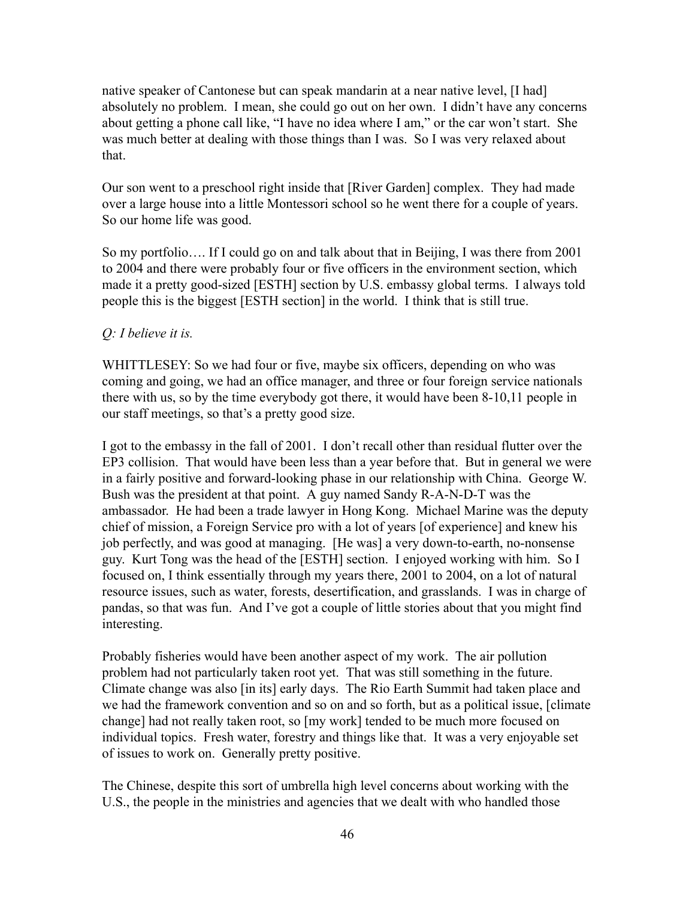native speaker of Cantonese but can speak mandarin at a near native level, [I had] absolutely no problem. I mean, she could go out on her own. I didn't have any concerns about getting a phone call like, "I have no idea where I am," or the car won't start. She was much better at dealing with those things than I was. So I was very relaxed about that.

Our son went to a preschool right inside that [River Garden] complex. They had made over a large house into a little Montessori school so he went there for a couple of years. So our home life was good.

So my portfolio…. If I could go on and talk about that in Beijing, I was there from 2001 to 2004 and there were probably four or five officers in the environment section, which made it a pretty good-sized [ESTH] section by U.S. embassy global terms. I always told people this is the biggest [ESTH section] in the world. I think that is still true.

*Q: I believe it is.*

WHITTLESEY: So we had four or five, maybe six officers, depending on who was coming and going, we had an office manager, and three or four foreign service nationals there with us, so by the time everybody got there, it would have been 8-10,11 people in our staff meetings, so that's a pretty good size.

I got to the embassy in the fall of 2001. I don't recall other than residual flutter over the EP3 collision. That would have been less than a year before that. But in general we were in a fairly positive and forward-looking phase in our relationship with China. George W. Bush was the president at that point. A guy named Sandy R-A-N-D-T was the ambassador. He had been a trade lawyer in Hong Kong. Michael Marine was the deputy chief of mission, a Foreign Service pro with a lot of years [of experience] and knew his job perfectly, and was good at managing. [He was] a very down-to-earth, no-nonsense guy. Kurt Tong was the head of the [ESTH] section. I enjoyed working with him. So I focused on, I think essentially through my years there, 2001 to 2004, on a lot of natural resource issues, such as water, forests, desertification, and grasslands. I was in charge of pandas, so that was fun. And I've got a couple of little stories about that you might find interesting.

Probably fisheries would have been another aspect of my work. The air pollution problem had not particularly taken root yet. That was still something in the future. Climate change was also [in its] early days. The Rio Earth Summit had taken place and we had the framework convention and so on and so forth, but as a political issue, [climate change] had not really taken root, so [my work] tended to be much more focused on individual topics. Fresh water, forestry and things like that. It was a very enjoyable set of issues to work on. Generally pretty positive.

The Chinese, despite this sort of umbrella high level concerns about working with the U.S., the people in the ministries and agencies that we dealt with who handled those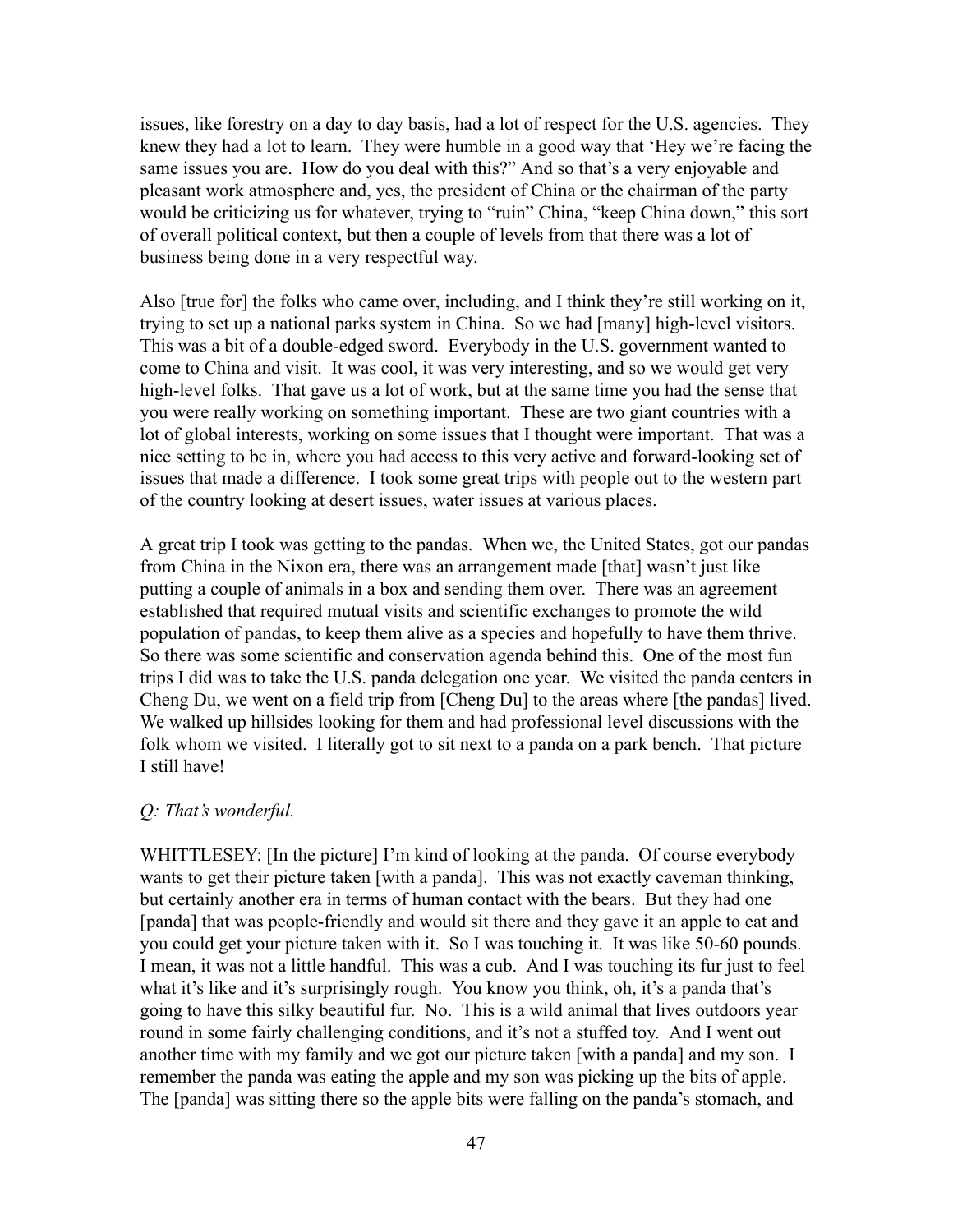issues, like forestry on a day to day basis, had a lot of respect for the U.S. agencies. They knew they had a lot to learn. They were humble in a good way that 'Hey we're facing the same issues you are. How do you deal with this?" And so that's a very enjoyable and pleasant work atmosphere and, yes, the president of China or the chairman of the party would be criticizing us for whatever, trying to "ruin" China, "keep China down," this sort of overall political context, but then a couple of levels from that there was a lot of business being done in a very respectful way.

Also [true for] the folks who came over, including, and I think they're still working on it, trying to set up a national parks system in China. So we had [many] high-level visitors. This was a bit of a double-edged sword. Everybody in the U.S. government wanted to come to China and visit. It was cool, it was very interesting, and so we would get very high-level folks. That gave us a lot of work, but at the same time you had the sense that you were really working on something important. These are two giant countries with a lot of global interests, working on some issues that I thought were important. That was a nice setting to be in, where you had access to this very active and forward-looking set of issues that made a difference. I took some great trips with people out to the western part of the country looking at desert issues, water issues at various places.

A great trip I took was getting to the pandas. When we, the United States, got our pandas from China in the Nixon era, there was an arrangement made [that] wasn't just like putting a couple of animals in a box and sending them over. There was an agreement established that required mutual visits and scientific exchanges to promote the wild population of pandas, to keep them alive as a species and hopefully to have them thrive. So there was some scientific and conservation agenda behind this. One of the most fun trips I did was to take the U.S. panda delegation one year. We visited the panda centers in Cheng Du, we went on a field trip from [Cheng Du] to the areas where [the pandas] lived. We walked up hillsides looking for them and had professional level discussions with the folk whom we visited. I literally got to sit next to a panda on a park bench. That picture I still have!

*Q: That's wonderful.*

WHITTLESEY: [In the picture] I'm kind of looking at the panda. Of course everybody wants to get their picture taken [with a panda]. This was not exactly caveman thinking, but certainly another era in terms of human contact with the bears. But they had one [panda] that was people-friendly and would sit there and they gave it an apple to eat and you could get your picture taken with it. So I was touching it. It was like 50-60 pounds. I mean, it was not a little handful. This was a cub. And I was touching its fur just to feel what it's like and it's surprisingly rough. You know you think, oh, it's a panda that's going to have this silky beautiful fur. No. This is a wild animal that lives outdoors year round in some fairly challenging conditions, and it's not a stuffed toy. And I went out another time with my family and we got our picture taken [with a panda] and my son. I remember the panda was eating the apple and my son was picking up the bits of apple. The [panda] was sitting there so the apple bits were falling on the panda's stomach, and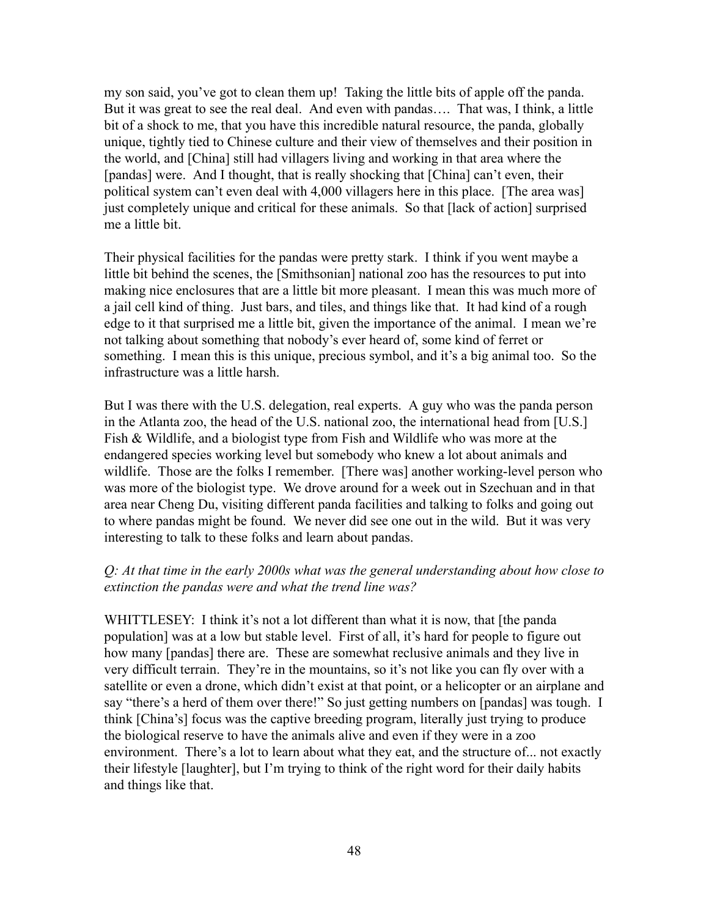my son said, you've got to clean them up! Taking the little bits of apple off the panda. But it was great to see the real deal. And even with pandas…. That was, I think, a little bit of a shock to me, that you have this incredible natural resource, the panda, globally unique, tightly tied to Chinese culture and their view of themselves and their position in the world, and [China] still had villagers living and working in that area where the [pandas] were. And I thought, that is really shocking that [China] can't even, their political system can't even deal with 4,000 villagers here in this place. [The area was] just completely unique and critical for these animals. So that [lack of action] surprised me a little bit.

Their physical facilities for the pandas were pretty stark. I think if you went maybe a little bit behind the scenes, the [Smithsonian] national zoo has the resources to put into making nice enclosures that are a little bit more pleasant. I mean this was much more of a jail cell kind of thing. Just bars, and tiles, and things like that. It had kind of a rough edge to it that surprised me a little bit, given the importance of the animal. I mean we're not talking about something that nobody's ever heard of, some kind of ferret or something. I mean this is this unique, precious symbol, and it's a big animal too. So the infrastructure was a little harsh.

But I was there with the U.S. delegation, real experts. A guy who was the panda person in the Atlanta zoo, the head of the U.S. national zoo, the international head from [U.S.] Fish & Wildlife, and a biologist type from Fish and Wildlife who was more at the endangered species working level but somebody who knew a lot about animals and wildlife. Those are the folks I remember. [There was] another working-level person who was more of the biologist type. We drove around for a week out in Szechuan and in that area near Cheng Du, visiting different panda facilities and talking to folks and going out to where pandas might be found. We never did see one out in the wild. But it was very interesting to talk to these folks and learn about pandas.

*Q: At that time in the early 2000s what was the general understanding about how close to extinction the pandas were and what the trend line was?*

WHITTLESEY: I think it's not a lot different than what it is now, that [the panda population] was at a low but stable level. First of all, it's hard for people to figure out how many [pandas] there are. These are somewhat reclusive animals and they live in very difficult terrain. They're in the mountains, so it's not like you can fly over with a satellite or even a drone, which didn't exist at that point, or a helicopter or an airplane and say "there's a herd of them over there!" So just getting numbers on [pandas] was tough. I think [China's] focus was the captive breeding program, literally just trying to produce the biological reserve to have the animals alive and even if they were in a zoo environment. There's a lot to learn about what they eat, and the structure of... not exactly their lifestyle [laughter], but I'm trying to think of the right word for their daily habits and things like that.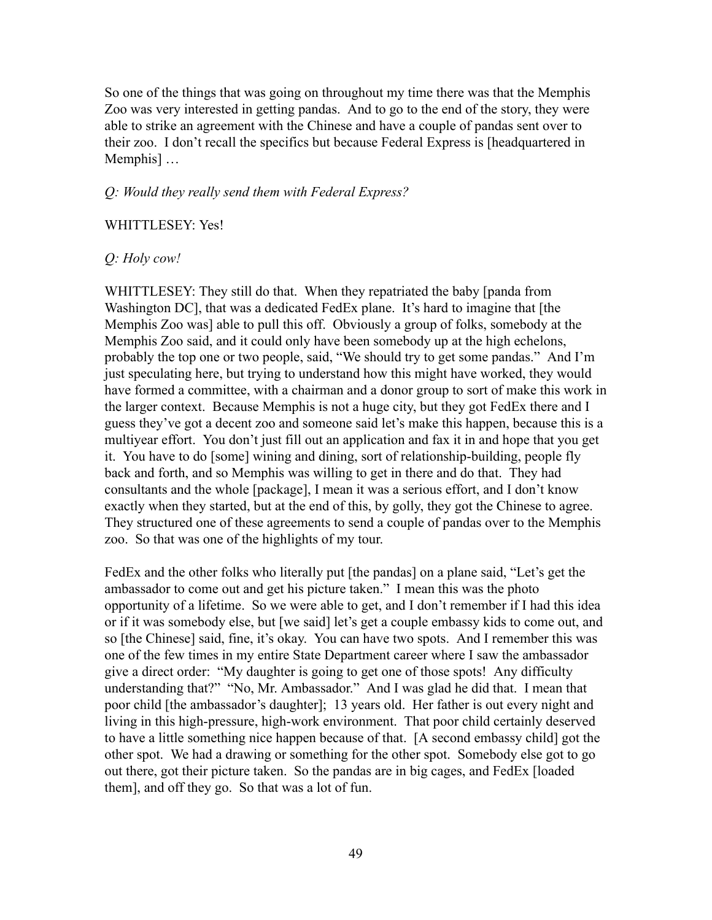So one of the things that was going on throughout my time there was that the Memphis Zoo was very interested in getting pandas. And to go to the end of the story, they were able to strike an agreement with the Chinese and have a couple of pandas sent over to their zoo. I don't recall the specifics but because Federal Express is [headquartered in Memphis] …

*Q: Would they really send them with Federal Express?*

WHITTLESEY: Yes!

*Q: Holy cow!*

WHITTLESEY: They still do that. When they repatriated the baby [panda from Washington DC], that was a dedicated FedEx plane. It's hard to imagine that [the Memphis Zoo was] able to pull this off. Obviously a group of folks, somebody at the Memphis Zoo said, and it could only have been somebody up at the high echelons, probably the top one or two people, said, "We should try to get some pandas." And I'm just speculating here, but trying to understand how this might have worked, they would have formed a committee, with a chairman and a donor group to sort of make this work in the larger context. Because Memphis is not a huge city, but they got FedEx there and I guess they've got a decent zoo and someone said let's make this happen, because this is a multiyear effort. You don't just fill out an application and fax it in and hope that you get it. You have to do [some] wining and dining, sort of relationship-building, people fly back and forth, and so Memphis was willing to get in there and do that. They had consultants and the whole [package], I mean it was a serious effort, and I don't know exactly when they started, but at the end of this, by golly, they got the Chinese to agree. They structured one of these agreements to send a couple of pandas over to the Memphis zoo. So that was one of the highlights of my tour.

FedEx and the other folks who literally put [the pandas] on a plane said, "Let's get the ambassador to come out and get his picture taken." I mean this was the photo opportunity of a lifetime. So we were able to get, and I don't remember if I had this idea or if it was somebody else, but [we said] let's get a couple embassy kids to come out, and so [the Chinese] said, fine, it's okay. You can have two spots. And I remember this was one of the few times in my entire State Department career where I saw the ambassador give a direct order: "My daughter is going to get one of those spots! Any difficulty understanding that?" "No, Mr. Ambassador." And I was glad he did that. I mean that poor child [the ambassador's daughter]; 13 years old. Her father is out every night and living in this high-pressure, high-work environment. That poor child certainly deserved to have a little something nice happen because of that. [A second embassy child] got the other spot. We had a drawing or something for the other spot. Somebody else got to go out there, got their picture taken. So the pandas are in big cages, and FedEx [loaded them], and off they go. So that was a lot of fun.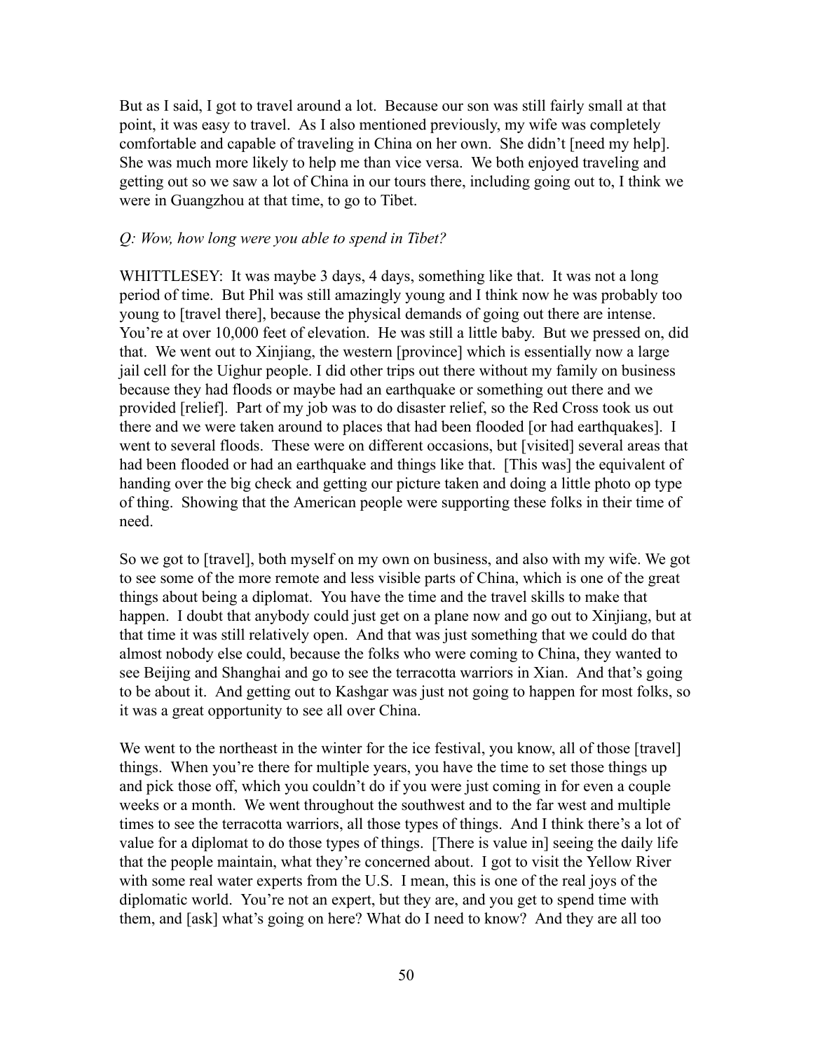But as I said, I got to travel around a lot. Because our son was still fairly small at that point, it was easy to travel. As I also mentioned previously, my wife was completely comfortable and capable of traveling in China on her own. She didn't [need my help]. She was much more likely to help me than vice versa. We both enjoyed traveling and getting out so we saw a lot of China in our tours there, including going out to, I think we were in Guangzhou at that time, to go to Tibet.

*Q: Wow, how long were you able to spend in Tibet?*

WHITTLESEY: It was maybe 3 days, 4 days, something like that. It was not a long period of time. But Phil was still amazingly young and I think now he was probably too young to [travel there], because the physical demands of going out there are intense. You're at over 10,000 feet of elevation. He was still a little baby. But we pressed on, did that. We went out to Xinjiang, the western [province] which is essentially now a large jail cell for the Uighur people. I did other trips out there without my family on business because they had floods or maybe had an earthquake or something out there and we provided [relief]. Part of my job was to do disaster relief, so the Red Cross took us out there and we were taken around to places that had been flooded [or had earthquakes]. I went to several floods. These were on different occasions, but [visited] several areas that had been flooded or had an earthquake and things like that. [This was] the equivalent of handing over the big check and getting our picture taken and doing a little photo op type of thing. Showing that the American people were supporting these folks in their time of need.

So we got to [travel], both myself on my own on business, and also with my wife. We got to see some of the more remote and less visible parts of China, which is one of the great things about being a diplomat. You have the time and the travel skills to make that happen. I doubt that anybody could just get on a plane now and go out to Xinjiang, but at that time it was still relatively open. And that was just something that we could do that almost nobody else could, because the folks who were coming to China, they wanted to see Beijing and Shanghai and go to see the terracotta warriors in Xian. And that's going to be about it. And getting out to Kashgar was just not going to happen for most folks, so it was a great opportunity to see all over China.

We went to the northeast in the winter for the ice festival, you know, all of those [travel] things. When you're there for multiple years, you have the time to set those things up and pick those off, which you couldn't do if you were just coming in for even a couple weeks or a month. We went throughout the southwest and to the far west and multiple times to see the terracotta warriors, all those types of things. And I think there's a lot of value for a diplomat to do those types of things. [There is value in] seeing the daily life that the people maintain, what they're concerned about. I got to visit the Yellow River with some real water experts from the U.S. I mean, this is one of the real joys of the diplomatic world. You're not an expert, but they are, and you get to spend time with them, and [ask] what's going on here? What do I need to know? And they are all too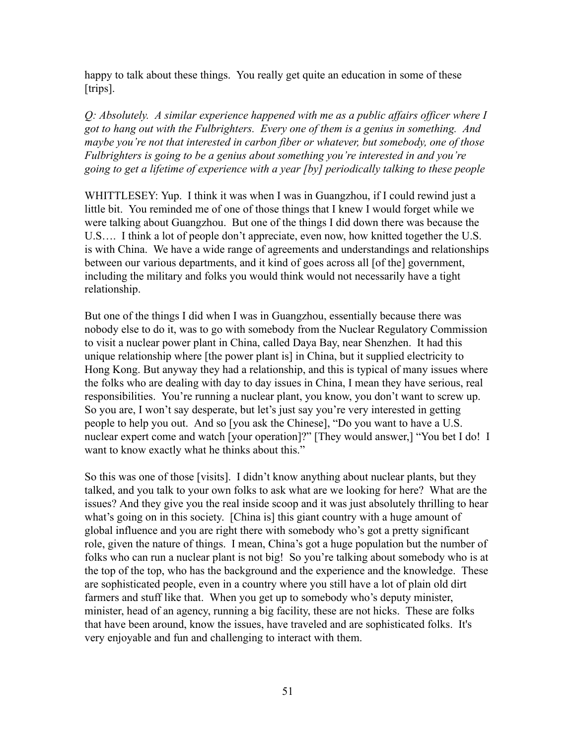happy to talk about these things. You really get quite an education in some of these [trips].

*Q: Absolutely. A similar experience happened with me as a public affairs officer where I got to hang out with the Fulbrighters. Every one of them is a genius in something. And maybe you're not that interested in carbon fiber or whatever, but somebody, one of those Fulbrighters is going to be a genius about something you're interested in and you're going to get a lifetime of experience with a year [by] periodically talking to these people*

WHITTLESEY: Yup. I think it was when I was in Guangzhou, if I could rewind just a little bit. You reminded me of one of those things that I knew I would forget while we were talking about Guangzhou. But one of the things I did down there was because the U.S…. I think a lot of people don't appreciate, even now, how knitted together the U.S. is with China. We have a wide range of agreements and understandings and relationships between our various departments, and it kind of goes across all [of the] government, including the military and folks you would think would not necessarily have a tight relationship.

But one of the things I did when I was in Guangzhou, essentially because there was nobody else to do it, was to go with somebody from the Nuclear Regulatory Commission to visit a nuclear power plant in China, called Daya Bay, near Shenzhen. It had this unique relationship where [the power plant is] in China, but it supplied electricity to Hong Kong. But anyway they had a relationship, and this is typical of many issues where the folks who are dealing with day to day issues in China, I mean they have serious, real responsibilities. You're running a nuclear plant, you know, you don't want to screw up. So you are, I won't say desperate, but let's just say you're very interested in getting people to help you out. And so [you ask the Chinese], "Do you want to have a U.S. nuclear expert come and watch [your operation]?" [They would answer,] "You bet I do! I want to know exactly what he thinks about this."

So this was one of those [visits]. I didn't know anything about nuclear plants, but they talked, and you talk to your own folks to ask what are we looking for here? What are the issues? And they give you the real inside scoop and it was just absolutely thrilling to hear what's going on in this society. [China is] this giant country with a huge amount of global influence and you are right there with somebody who's got a pretty significant role, given the nature of things. I mean, China's got a huge population but the number of folks who can run a nuclear plant is not big! So you're talking about somebody who is at the top of the top, who has the background and the experience and the knowledge. These are sophisticated people, even in a country where you still have a lot of plain old dirt farmers and stuff like that. When you get up to somebody who's deputy minister, minister, head of an agency, running a big facility, these are not hicks. These are folks that have been around, know the issues, have traveled and are sophisticated folks. It's very enjoyable and fun and challenging to interact with them.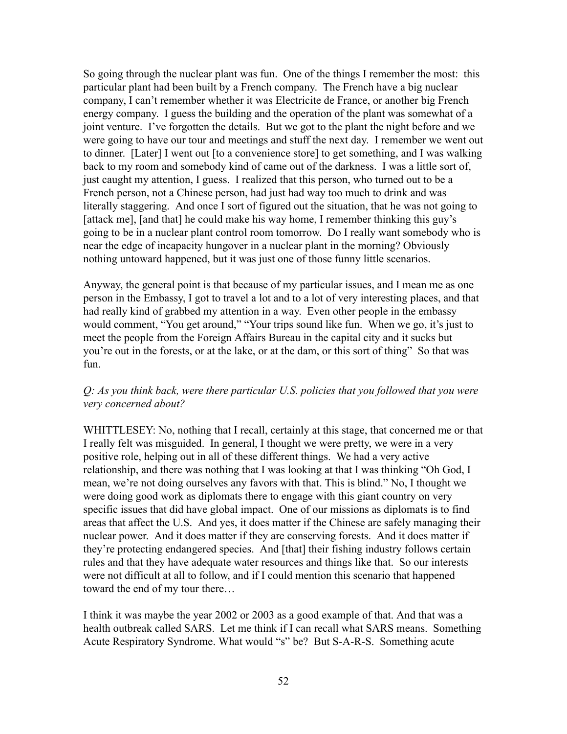So going through the nuclear plant was fun. One of the things I remember the most: this particular plant had been built by a French company. The French have a big nuclear company, I can't remember whether it was Electricite de France, or another big French energy company. I guess the building and the operation of the plant was somewhat of a joint venture. I've forgotten the details. But we got to the plant the night before and we were going to have our tour and meetings and stuff the next day. I remember we went out to dinner. [Later] I went out [to a convenience store] to get something, and I was walking back to my room and somebody kind of came out of the darkness. I was a little sort of, just caught my attention, I guess. I realized that this person, who turned out to be a French person, not a Chinese person, had just had way too much to drink and was literally staggering. And once I sort of figured out the situation, that he was not going to [attack me], [and that] he could make his way home, I remember thinking this guy's going to be in a nuclear plant control room tomorrow. Do I really want somebody who is near the edge of incapacity hungover in a nuclear plant in the morning? Obviously nothing untoward happened, but it was just one of those funny little scenarios.

Anyway, the general point is that because of my particular issues, and I mean me as one person in the Embassy, I got to travel a lot and to a lot of very interesting places, and that had really kind of grabbed my attention in a way. Even other people in the embassy would comment, "You get around," "Your trips sound like fun. When we go, it's just to meet the people from the Foreign Affairs Bureau in the capital city and it sucks but you're out in the forests, or at the lake, or at the dam, or this sort of thing" So that was fun.

*Q: As you think back, were there particular U.S. policies that you followed that you were very concerned about?*

WHITTLESEY: No, nothing that I recall, certainly at this stage, that concerned me or that I really felt was misguided. In general, I thought we were pretty, we were in a very positive role, helping out in all of these different things. We had a very active relationship, and there was nothing that I was looking at that I was thinking "Oh God, I mean, we're not doing ourselves any favors with that. This is blind." No, I thought we were doing good work as diplomats there to engage with this giant country on very specific issues that did have global impact. One of our missions as diplomats is to find areas that affect the U.S. And yes, it does matter if the Chinese are safely managing their nuclear power. And it does matter if they are conserving forests. And it does matter if they're protecting endangered species. And [that] their fishing industry follows certain rules and that they have adequate water resources and things like that. So our interests were not difficult at all to follow, and if I could mention this scenario that happened toward the end of my tour there…

I think it was maybe the year 2002 or 2003 as a good example of that. And that was a health outbreak called SARS. Let me think if I can recall what SARS means. Something Acute Respiratory Syndrome. What would "s" be? But S-A-R-S. Something acute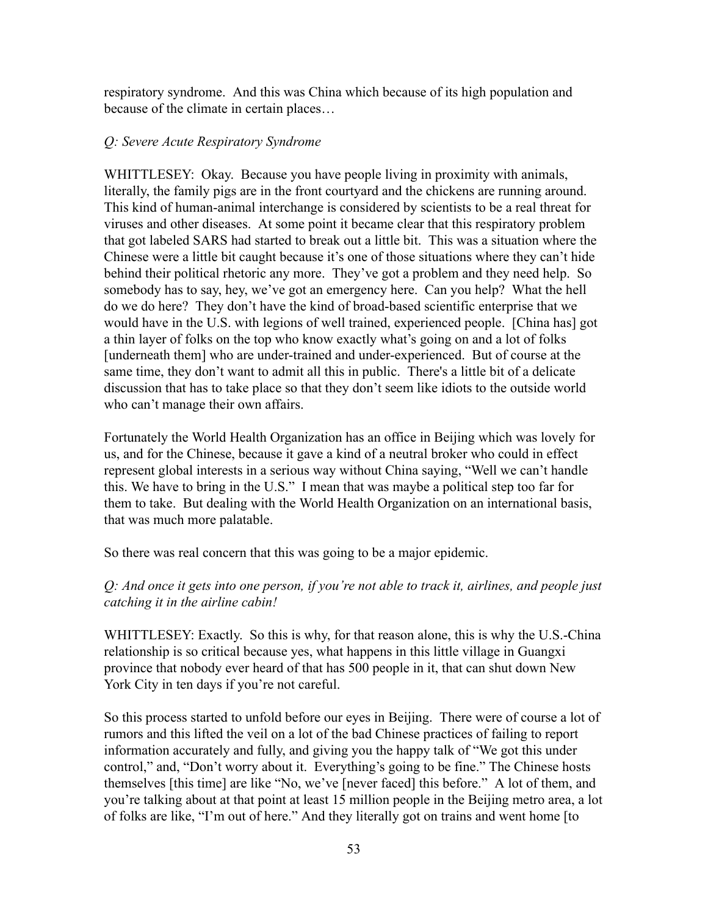respiratory syndrome. And this was China which because of its high population and because of the climate in certain places…

*Q: Severe Acute Respiratory Syndrome*

WHITTLESEY: Okay. Because you have people living in proximity with animals, literally, the family pigs are in the front courtyard and the chickens are running around. This kind of human-animal interchange is considered by scientists to be a real threat for viruses and other diseases. At some point it became clear that this respiratory problem that got labeled SARS had started to break out a little bit. This was a situation where the Chinese were a little bit caught because it's one of those situations where they can't hide behind their political rhetoric any more. They've got a problem and they need help. So somebody has to say, hey, we've got an emergency here. Can you help? What the hell do we do here? They don't have the kind of broad-based scientific enterprise that we would have in the U.S. with legions of well trained, experienced people. [China has] got a thin layer of folks on the top who know exactly what's going on and a lot of folks [underneath them] who are under-trained and under-experienced. But of course at the same time, they don't want to admit all this in public. There's a little bit of a delicate discussion that has to take place so that they don't seem like idiots to the outside world who can't manage their own affairs.

Fortunately the World Health Organization has an office in Beijing which was lovely for us, and for the Chinese, because it gave a kind of a neutral broker who could in effect represent global interests in a serious way without China saying, "Well we can't handle this. We have to bring in the U.S." I mean that was maybe a political step too far for them to take. But dealing with the World Health Organization on an international basis, that was much more palatable.

So there was real concern that this was going to be a major epidemic.

*Q: And once it gets into one person, if you're not able to track it, airlines, and people just catching it in the airline cabin!*

WHITTLESEY: Exactly. So this is why, for that reason alone, this is why the U.S.-China relationship is so critical because yes, what happens in this little village in Guangxi province that nobody ever heard of that has 500 people in it, that can shut down New York City in ten days if you're not careful.

So this process started to unfold before our eyes in Beijing. There were of course a lot of rumors and this lifted the veil on a lot of the bad Chinese practices of failing to report information accurately and fully, and giving you the happy talk of "We got this under control," and, "Don't worry about it. Everything's going to be fine." The Chinese hosts themselves [this time] are like "No, we've [never faced] this before." A lot of them, and you're talking about at that point at least 15 million people in the Beijing metro area, a lot of folks are like, "I'm out of here." And they literally got on trains and went home [to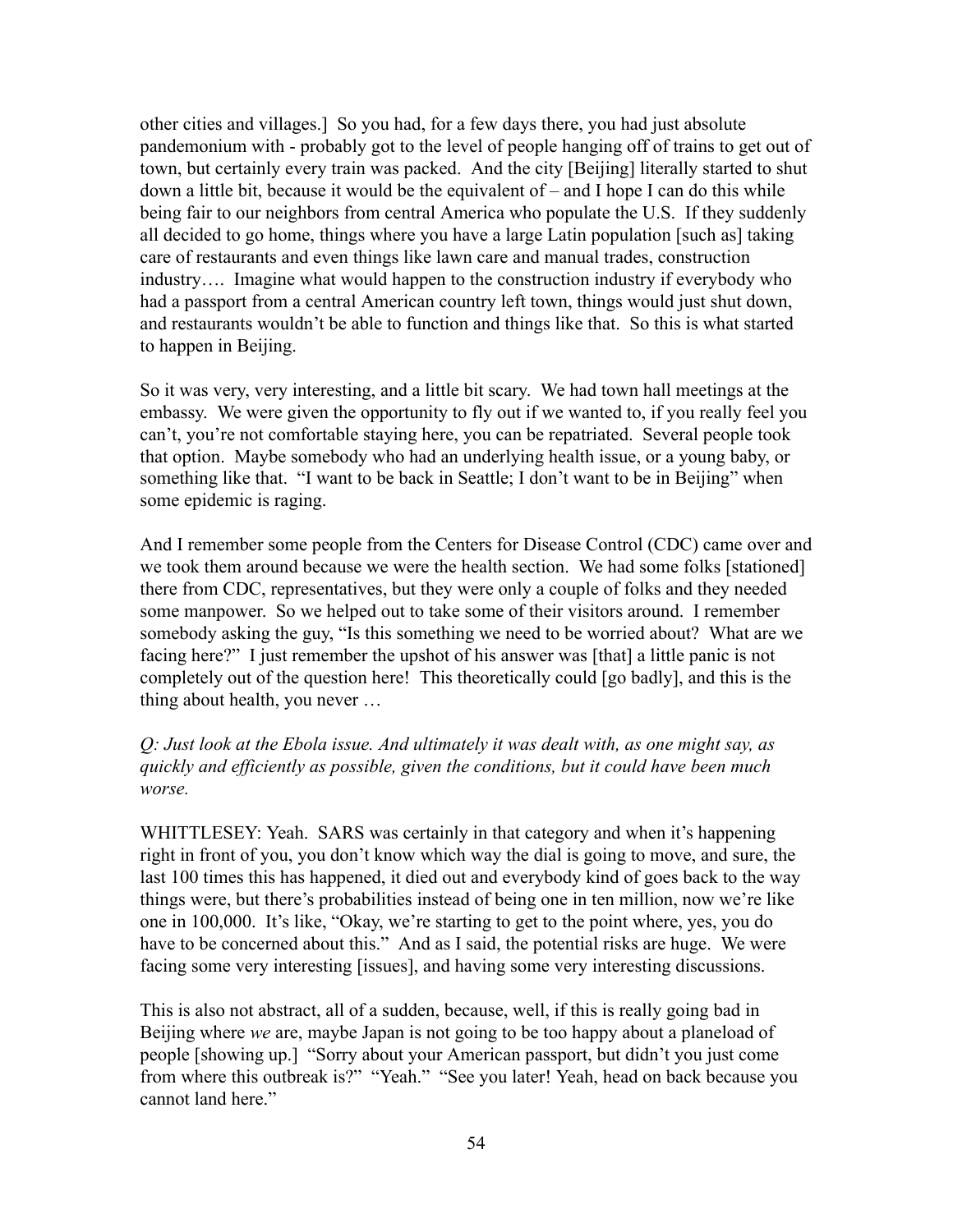other cities and villages.] So you had, for a few days there, you had just absolute pandemonium with - probably got to the level of people hanging off of trains to get out of town, but certainly every train was packed. And the city [Beijing] literally started to shut down a little bit, because it would be the equivalent of – and I hope I can do this while being fair to our neighbors from central America who populate the U.S. If they suddenly all decided to go home, things where you have a large Latin population [such as] taking care of restaurants and even things like lawn care and manual trades, construction industry…. Imagine what would happen to the construction industry if everybody who had a passport from a central American country left town, things would just shut down, and restaurants wouldn't be able to function and things like that. So this is what started to happen in Beijing.

So it was very, very interesting, and a little bit scary. We had town hall meetings at the embassy. We were given the opportunity to fly out if we wanted to, if you really feel you can't, you're not comfortable staying here, you can be repatriated. Several people took that option. Maybe somebody who had an underlying health issue, or a young baby, or something like that. "I want to be back in Seattle; I don't want to be in Beijing" when some epidemic is raging.

And I remember some people from the Centers for Disease Control (CDC) came over and we took them around because we were the health section. We had some folks [stationed] there from CDC, representatives, but they were only a couple of folks and they needed some manpower. So we helped out to take some of their visitors around. I remember somebody asking the guy, "Is this something we need to be worried about? What are we facing here?" I just remember the upshot of his answer was [that] a little panic is not completely out of the question here! This theoretically could [go badly], and this is the thing about health, you never …

*Q: Just look at the Ebola issue. And ultimately it was dealt with, as one might say, as quickly and efficiently as possible, given the conditions, but it could have been much worse.*

WHITTLESEY: Yeah. SARS was certainly in that category and when it's happening right in front of you, you don't know which way the dial is going to move, and sure, the last 100 times this has happened, it died out and everybody kind of goes back to the way things were, but there's probabilities instead of being one in ten million, now we're like one in 100,000. It's like, "Okay, we're starting to get to the point where, yes, you do have to be concerned about this." And as I said, the potential risks are huge. We were facing some very interesting [issues], and having some very interesting discussions.

This is also not abstract, all of a sudden, because, well, if this is really going bad in Beijing where *we* are, maybe Japan is not going to be too happy about a planeload of people [showing up.] "Sorry about your American passport, but didn't you just come from where this outbreak is?" "Yeah." "See you later! Yeah, head on back because you cannot land here."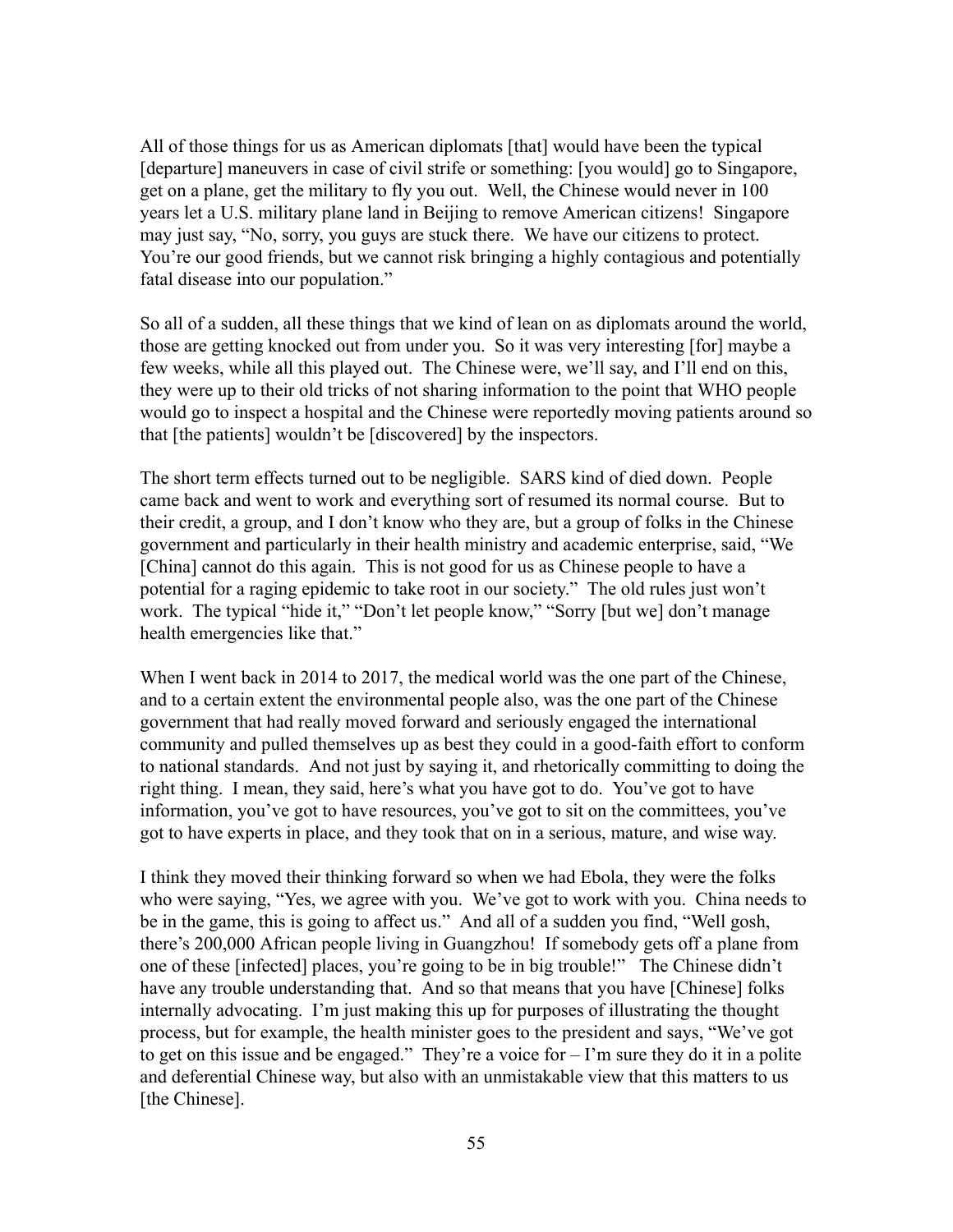All of those things for us as American diplomats [that] would have been the typical [departure] maneuvers in case of civil strife or something: [you would] go to Singapore, get on a plane, get the military to fly you out. Well, the Chinese would never in 100 years let a U.S. military plane land in Beijing to remove American citizens! Singapore may just say, "No, sorry, you guys are stuck there. We have our citizens to protect. You're our good friends, but we cannot risk bringing a highly contagious and potentially fatal disease into our population."

So all of a sudden, all these things that we kind of lean on as diplomats around the world, those are getting knocked out from under you. So it was very interesting [for] maybe a few weeks, while all this played out. The Chinese were, we'll say, and I'll end on this, they were up to their old tricks of not sharing information to the point that WHO people would go to inspect a hospital and the Chinese were reportedly moving patients around so that [the patients] wouldn't be [discovered] by the inspectors.

The short term effects turned out to be negligible. SARS kind of died down. People came back and went to work and everything sort of resumed its normal course. But to their credit, a group, and I don't know who they are, but a group of folks in the Chinese government and particularly in their health ministry and academic enterprise, said, "We [China] cannot do this again. This is not good for us as Chinese people to have a potential for a raging epidemic to take root in our society." The old rules just won't work. The typical "hide it," "Don't let people know," "Sorry [but we] don't manage health emergencies like that."

When I went back in 2014 to 2017, the medical world was the one part of the Chinese, and to a certain extent the environmental people also, was the one part of the Chinese government that had really moved forward and seriously engaged the international community and pulled themselves up as best they could in a good-faith effort to conform to national standards. And not just by saying it, and rhetorically committing to doing the right thing. I mean, they said, here's what you have got to do. You've got to have information, you've got to have resources, you've got to sit on the committees, you've got to have experts in place, and they took that on in a serious, mature, and wise way.

I think they moved their thinking forward so when we had Ebola, they were the folks who were saying, "Yes, we agree with you. We've got to work with you. China needs to be in the game, this is going to affect us." And all of a sudden you find, "Well gosh, there's 200,000 African people living in Guangzhou! If somebody gets off a plane from one of these [infected] places, you're going to be in big trouble!" The Chinese didn't have any trouble understanding that. And so that means that you have [Chinese] folks internally advocating. I'm just making this up for purposes of illustrating the thought process, but for example, the health minister goes to the president and says, "We've got to get on this issue and be engaged." They're a voice for – I'm sure they do it in a polite and deferential Chinese way, but also with an unmistakable view that this matters to us [the Chinese].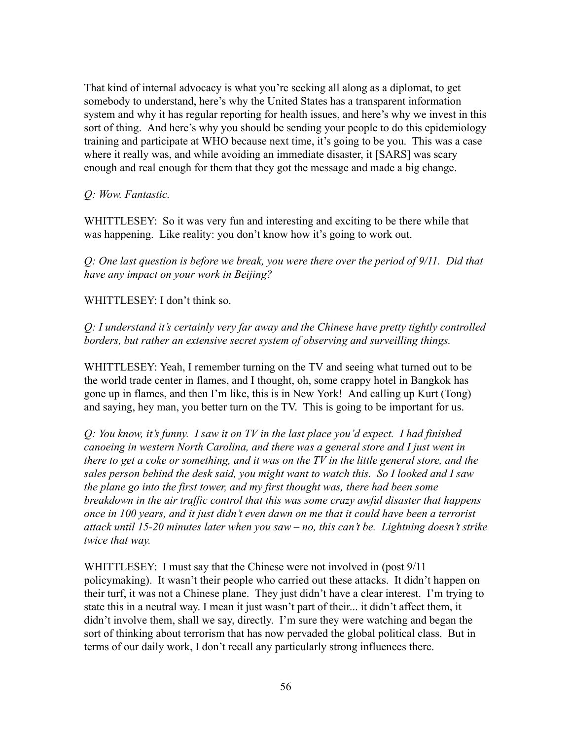That kind of internal advocacy is what you're seeking all along as a diplomat, to get somebody to understand, here's why the United States has a transparent information system and why it has regular reporting for health issues, and here's why we invest in this sort of thing. And here's why you should be sending your people to do this epidemiology training and participate at WHO because next time, it's going to be you. This was a case where it really was, and while avoiding an immediate disaster, it [SARS] was scary enough and real enough for them that they got the message and made a big change.

*Q: Wow. Fantastic.*

WHITTLESEY: So it was very fun and interesting and exciting to be there while that was happening. Like reality: you don't know how it's going to work out.

*Q: One last question is before we break, you were there over the period of 9/11. Did that have any impact on your work in Beijing?*

WHITTLESEY: I don't think so.

*Q: I understand it's certainly very far away and the Chinese have pretty tightly controlled borders, but rather an extensive secret system of observing and surveilling things.*

WHITTLESEY: Yeah, I remember turning on the TV and seeing what turned out to be the world trade center in flames, and I thought, oh, some crappy hotel in Bangkok has gone up in flames, and then I'm like, this is in New York! And calling up Kurt (Tong) and saying, hey man, you better turn on the TV. This is going to be important for us.

*Q: You know, it's funny. I saw it on TV in the last place you'd expect. I had finished canoeing in western North Carolina, and there was a general store and I just went in there to get a coke or something, and it was on the TV in the little general store, and the sales person behind the desk said, you might want to watch this. So I looked and I saw the plane go into the first tower, and my first thought was, there had been some breakdown in the air traffic control that this was some crazy awful disaster that happens once in 100 years, and it just didn't even dawn on me that it could have been a terrorist attack until 15-20 minutes later when you saw – no, this can't be. Lightning doesn't strike twice that way.*

WHITTLESEY: I must say that the Chinese were not involved in (post 9/11 policymaking). It wasn't their people who carried out these attacks. It didn't happen on their turf, it was not a Chinese plane. They just didn't have a clear interest. I'm trying to state this in a neutral way. I mean it just wasn't part of their... it didn't affect them, it didn't involve them, shall we say, directly. I'm sure they were watching and began the sort of thinking about terrorism that has now pervaded the global political class. But in terms of our daily work, I don't recall any particularly strong influences there.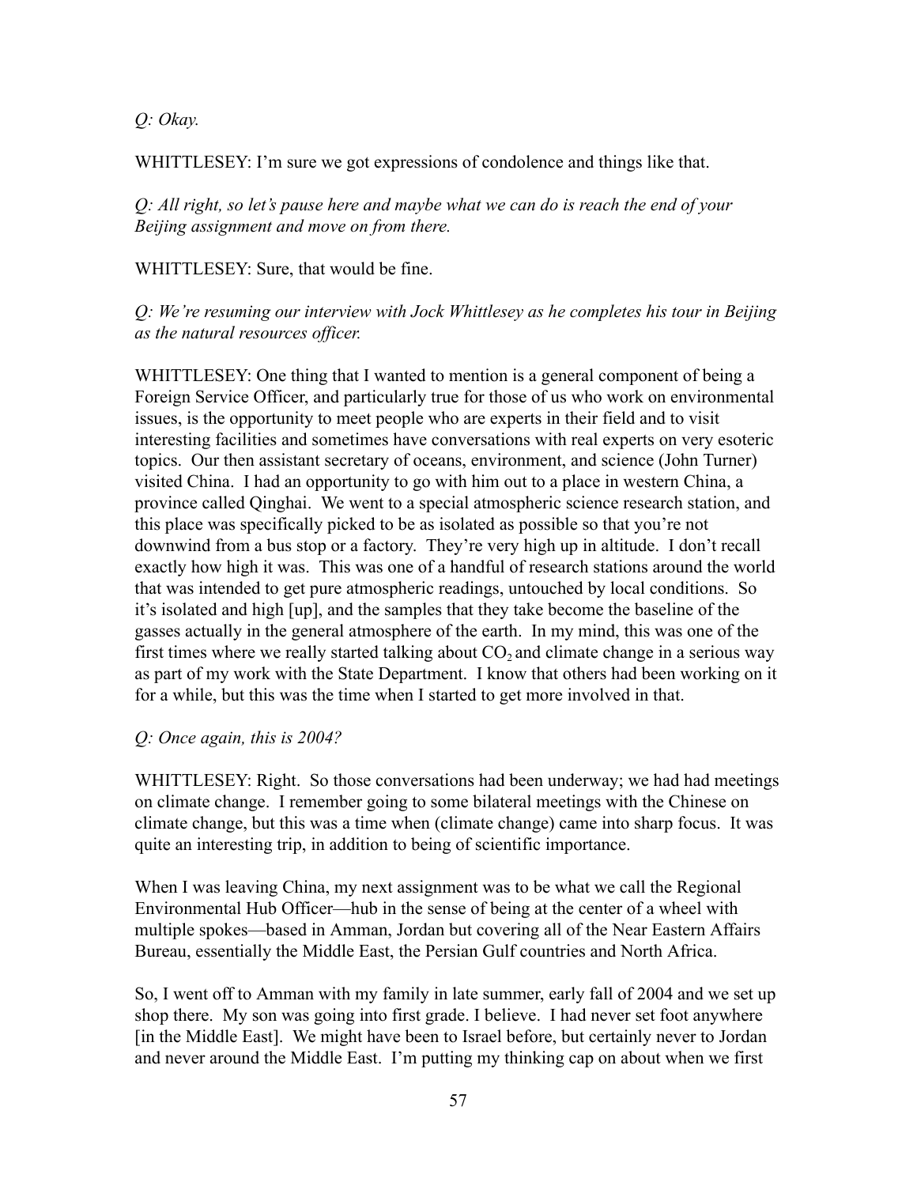*Q: Okay.*

WHITTLESEY: I'm sure we got expressions of condolence and things like that.

*Q: All right, so let's pause here and maybe what we can do is reach the end of your Beijing assignment and move on from there.*

WHITTLESEY: Sure, that would be fine.

*Q: We're resuming our interview with Jock Whittlesey as he completes his tour in Beijing as the natural resources officer.*

WHITTLESEY: One thing that I wanted to mention is a general component of being a Foreign Service Officer, and particularly true for those of us who work on environmental issues, is the opportunity to meet people who are experts in their field and to visit interesting facilities and sometimes have conversations with real experts on very esoteric topics. Our then assistant secretary of oceans, environment, and science (John Turner) visited China. I had an opportunity to go with him out to a place in western China, a province called Qinghai. We went to a special atmospheric science research station, and this place was specifically picked to be as isolated as possible so that you're not downwind from a bus stop or a factory. They're very high up in altitude. I don't recall exactly how high it was. This was one of a handful of research stations around the world that was intended to get pure atmospheric readings, untouched by local conditions. So it's isolated and high [up], and the samples that they take become the baseline of the gasses actually in the general atmosphere of the earth. In my mind, this was one of the first times where we really started talking about $CO_2$ and climate change in a serious way as part of my work with the State Department. I know that others had been working on it for a while, but this was the time when I started to get more involved in that.

*Q: Once again, this is 2004?*

WHITTLESEY: Right. So those conversations had been underway; we had had meetings on climate change. I remember going to some bilateral meetings with the Chinese on climate change, but this was a time when (climate change) came into sharp focus. It was quite an interesting trip, in addition to being of scientific importance.

When I was leaving China, my next assignment was to be what we call the Regional Environmental Hub Officer—hub in the sense of being at the center of a wheel with multiple spokes—based in Amman, Jordan but covering all of the Near Eastern Affairs Bureau, essentially the Middle East, the Persian Gulf countries and North Africa.

So, I went off to Amman with my family in late summer, early fall of 2004 and we set up shop there. My son was going into first grade. I believe. I had never set foot anywhere [in the Middle East]. We might have been to Israel before, but certainly never to Jordan and never around the Middle East. I'm putting my thinking cap on about when we first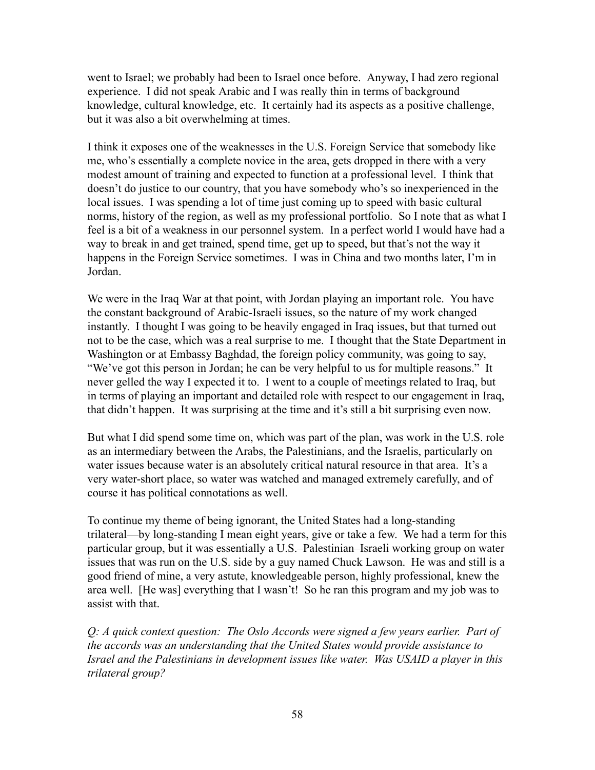went to Israel; we probably had been to Israel once before. Anyway, I had zero regional experience. I did not speak Arabic and I was really thin in terms of background knowledge, cultural knowledge, etc. It certainly had its aspects as a positive challenge, but it was also a bit overwhelming at times.

I think it exposes one of the weaknesses in the U.S. Foreign Service that somebody like me, who's essentially a complete novice in the area, gets dropped in there with a very modest amount of training and expected to function at a professional level. I think that doesn't do justice to our country, that you have somebody who's so inexperienced in the local issues. I was spending a lot of time just coming up to speed with basic cultural norms, history of the region, as well as my professional portfolio. So I note that as what I feel is a bit of a weakness in our personnel system. In a perfect world I would have had a way to break in and get trained, spend time, get up to speed, but that's not the way it happens in the Foreign Service sometimes. I was in China and two months later, I'm in Jordan.

We were in the Iraq War at that point, with Jordan playing an important role. You have the constant background of Arabic-Israeli issues, so the nature of my work changed instantly. I thought I was going to be heavily engaged in Iraq issues, but that turned out not to be the case, which was a real surprise to me. I thought that the State Department in Washington or at Embassy Baghdad, the foreign policy community, was going to say, "We've got this person in Jordan; he can be very helpful to us for multiple reasons." It never gelled the way I expected it to. I went to a couple of meetings related to Iraq, but in terms of playing an important and detailed role with respect to our engagement in Iraq, that didn't happen. It was surprising at the time and it's still a bit surprising even now.

But what I did spend some time on, which was part of the plan, was work in the U.S. role as an intermediary between the Arabs, the Palestinians, and the Israelis, particularly on water issues because water is an absolutely critical natural resource in that area. It's a very water-short place, so water was watched and managed extremely carefully, and of course it has political connotations as well.

To continue my theme of being ignorant, the United States had a long-standing trilateral—by long-standing I mean eight years, give or take a few. We had a term for this particular group, but it was essentially a U.S.–Palestinian–Israeli working group on water issues that was run on the U.S. side by a guy named Chuck Lawson. He was and still is a good friend of mine, a very astute, knowledgeable person, highly professional, knew the area well. [He was] everything that I wasn't! So he ran this program and my job was to assist with that.

*Q: A quick context question: The Oslo Accords were signed a few years earlier. Part of the accords was an understanding that the United States would provide assistance to Israel and the Palestinians in development issues like water. Was USAID a player in this trilateral group?*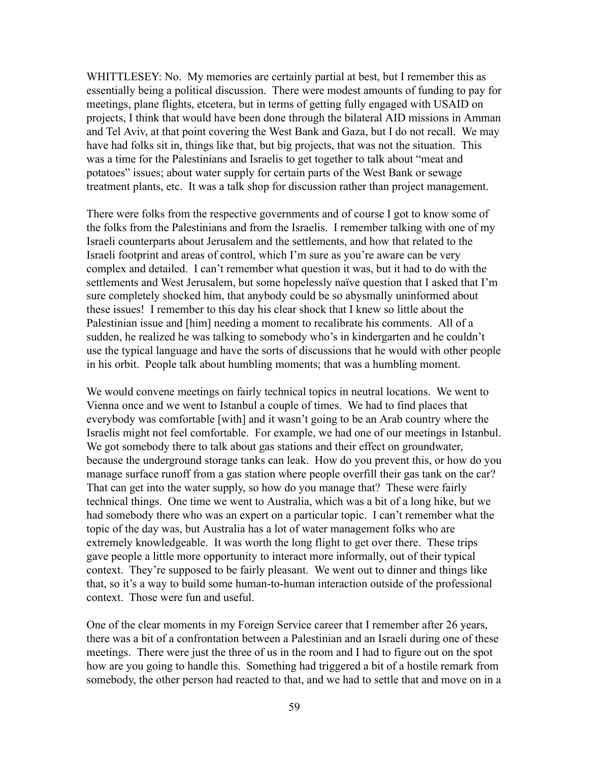WHITTLESEY: No. My memories are certainly partial at best, but I remember this as essentially being a political discussion. There were modest amounts of funding to pay for meetings, plane flights, etcetera, but in terms of getting fully engaged with USAID on projects, I think that would have been done through the bilateral AID missions in Amman and Tel Aviv, at that point covering the West Bank and Gaza, but I do not recall. We may have had folks sit in, things like that, but big projects, that was not the situation. This was a time for the Palestinians and Israelis to get together to talk about "meat and potatoes" issues; about water supply for certain parts of the West Bank or sewage treatment plants, etc. It was a talk shop for discussion rather than project management.

There were folks from the respective governments and of course I got to know some of the folks from the Palestinians and from the Israelis. I remember talking with one of my Israeli counterparts about Jerusalem and the settlements, and how that related to the Israeli footprint and areas of control, which I'm sure as you're aware can be very complex and detailed. I can't remember what question it was, but it had to do with the settlements and West Jerusalem, but some hopelessly naïve question that I asked that I'm sure completely shocked him, that anybody could be so abysmally uninformed about these issues! I remember to this day his clear shock that I knew so little about the Palestinian issue and [him] needing a moment to recalibrate his comments. All of a sudden, he realized he was talking to somebody who's in kindergarten and he couldn't use the typical language and have the sorts of discussions that he would with other people in his orbit. People talk about humbling moments; that was a humbling moment.

We would convene meetings on fairly technical topics in neutral locations. We went to Vienna once and we went to Istanbul a couple of times. We had to find places that everybody was comfortable [with] and it wasn't going to be an Arab country where the Israelis might not feel comfortable. For example, we had one of our meetings in Istanbul. We got somebody there to talk about gas stations and their effect on groundwater, because the underground storage tanks can leak. How do you prevent this, or how do you manage surface runoff from a gas station where people overfill their gas tank on the car? That can get into the water supply, so how do you manage that? These were fairly technical things. One time we went to Australia, which was a bit of a long hike, but we had somebody there who was an expert on a particular topic. I can't remember what the topic of the day was, but Australia has a lot of water management folks who are extremely knowledgeable. It was worth the long flight to get over there. These trips gave people a little more opportunity to interact more informally, out of their typical context. They're supposed to be fairly pleasant. We went out to dinner and things like that, so it's a way to build some human-to-human interaction outside of the professional context. Those were fun and useful.

One of the clear moments in my Foreign Service career that I remember after 26 years, there was a bit of a confrontation between a Palestinian and an Israeli during one of these meetings. There were just the three of us in the room and I had to figure out on the spot how are you going to handle this. Something had triggered a bit of a hostile remark from somebody, the other person had reacted to that, and we had to settle that and move on in a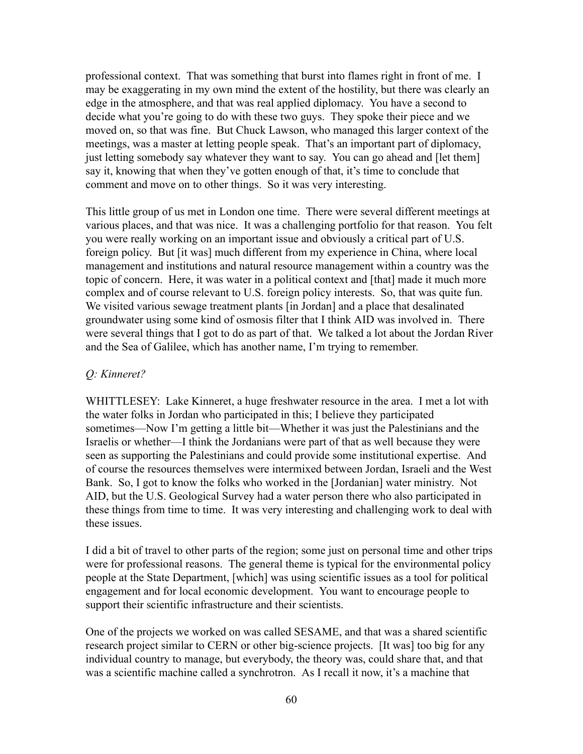professional context. That was something that burst into flames right in front of me. I may be exaggerating in my own mind the extent of the hostility, but there was clearly an edge in the atmosphere, and that was real applied diplomacy. You have a second to decide what you're going to do with these two guys. They spoke their piece and we moved on, so that was fine. But Chuck Lawson, who managed this larger context of the meetings, was a master at letting people speak. That's an important part of diplomacy, just letting somebody say whatever they want to say. You can go ahead and [let them] say it, knowing that when they've gotten enough of that, it's time to conclude that comment and move on to other things. So it was very interesting.

This little group of us met in London one time. There were several different meetings at various places, and that was nice. It was a challenging portfolio for that reason. You felt you were really working on an important issue and obviously a critical part of U.S. foreign policy. But [it was] much different from my experience in China, where local management and institutions and natural resource management within a country was the topic of concern. Here, it was water in a political context and [that] made it much more complex and of course relevant to U.S. foreign policy interests. So, that was quite fun. We visited various sewage treatment plants [in Jordan] and a place that desalinated groundwater using some kind of osmosis filter that I think AID was involved in. There were several things that I got to do as part of that. We talked a lot about the Jordan River and the Sea of Galilee, which has another name, I'm trying to remember.

*Q: Kinneret?*

WHITTLESEY: Lake Kinneret, a huge freshwater resource in the area. I met a lot with the water folks in Jordan who participated in this; I believe they participated sometimes—Now I'm getting a little bit—Whether it was just the Palestinians and the Israelis or whether—I think the Jordanians were part of that as well because they were seen as supporting the Palestinians and could provide some institutional expertise. And of course the resources themselves were intermixed between Jordan, Israeli and the West Bank. So, I got to know the folks who worked in the [Jordanian] water ministry. Not AID, but the U.S. Geological Survey had a water person there who also participated in these things from time to time. It was very interesting and challenging work to deal with these issues.

I did a bit of travel to other parts of the region; some just on personal time and other trips were for professional reasons. The general theme is typical for the environmental policy people at the State Department, [which] was using scientific issues as a tool for political engagement and for local economic development. You want to encourage people to support their scientific infrastructure and their scientists.

One of the projects we worked on was called SESAME, and that was a shared scientific research project similar to CERN or other big-science projects. [It was] too big for any individual country to manage, but everybody, the theory was, could share that, and that was a scientific machine called a synchrotron. As I recall it now, it's a machine that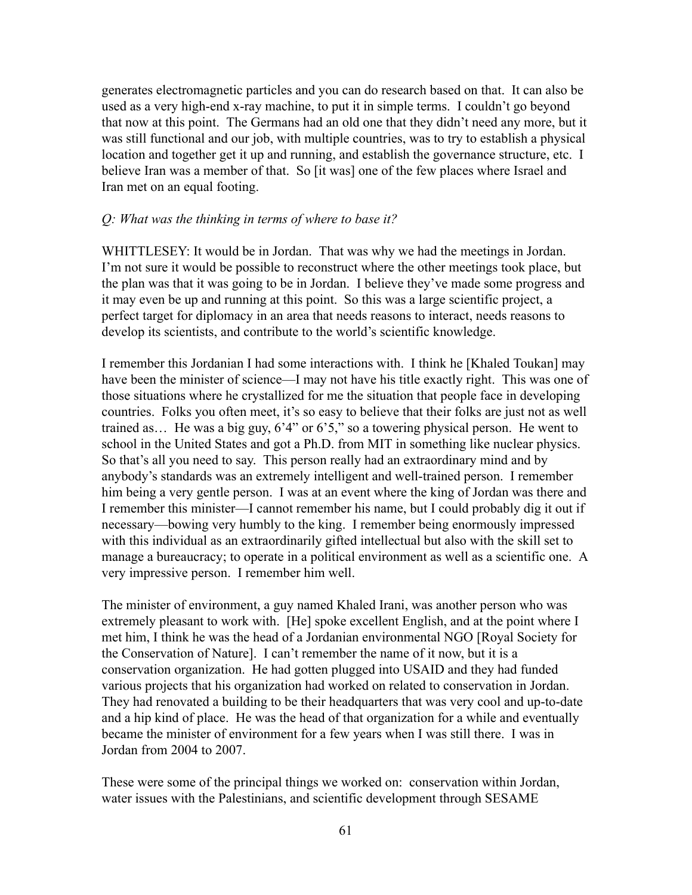generates electromagnetic particles and you can do research based on that. It can also be used as a very high-end x-ray machine, to put it in simple terms. I couldn't go beyond that now at this point. The Germans had an old one that they didn't need any more, but it was still functional and our job, with multiple countries, was to try to establish a physical location and together get it up and running, and establish the governance structure, etc. I believe Iran was a member of that. So [it was] one of the few places where Israel and Iran met on an equal footing.

*Q: What was the thinking in terms of where to base it?*

WHITTLESEY: It would be in Jordan. That was why we had the meetings in Jordan. I'm not sure it would be possible to reconstruct where the other meetings took place, but the plan was that it was going to be in Jordan. I believe they've made some progress and it may even be up and running at this point. So this was a large scientific project, a perfect target for diplomacy in an area that needs reasons to interact, needs reasons to develop its scientists, and contribute to the world's scientific knowledge.

I remember this Jordanian I had some interactions with. I think he [Khaled Toukan] may have been the minister of science—I may not have his title exactly right. This was one of those situations where he crystallized for me the situation that people face in developing countries. Folks you often meet, it's so easy to believe that their folks are just not as well trained as… He was a big guy, 6'4" or 6'5," so a towering physical person. He went to school in the United States and got a Ph.D. from MIT in something like nuclear physics. So that's all you need to say. This person really had an extraordinary mind and by anybody's standards was an extremely intelligent and well-trained person. I remember him being a very gentle person. I was at an event where the king of Jordan was there and I remember this minister—I cannot remember his name, but I could probably dig it out if necessary—bowing very humbly to the king. I remember being enormously impressed with this individual as an extraordinarily gifted intellectual but also with the skill set to manage a bureaucracy; to operate in a political environment as well as a scientific one. A very impressive person. I remember him well.

The minister of environment, a guy named Khaled Irani, was another person who was extremely pleasant to work with. [He] spoke excellent English, and at the point where I met him, I think he was the head of a Jordanian environmental NGO [Royal Society for the Conservation of Nature]. I can't remember the name of it now, but it is a conservation organization. He had gotten plugged into USAID and they had funded various projects that his organization had worked on related to conservation in Jordan. They had renovated a building to be their headquarters that was very cool and up-to-date and a hip kind of place. He was the head of that organization for a while and eventually became the minister of environment for a few years when I was still there. I was in Jordan from 2004 to 2007.

These were some of the principal things we worked on: conservation within Jordan, water issues with the Palestinians, and scientific development through SESAME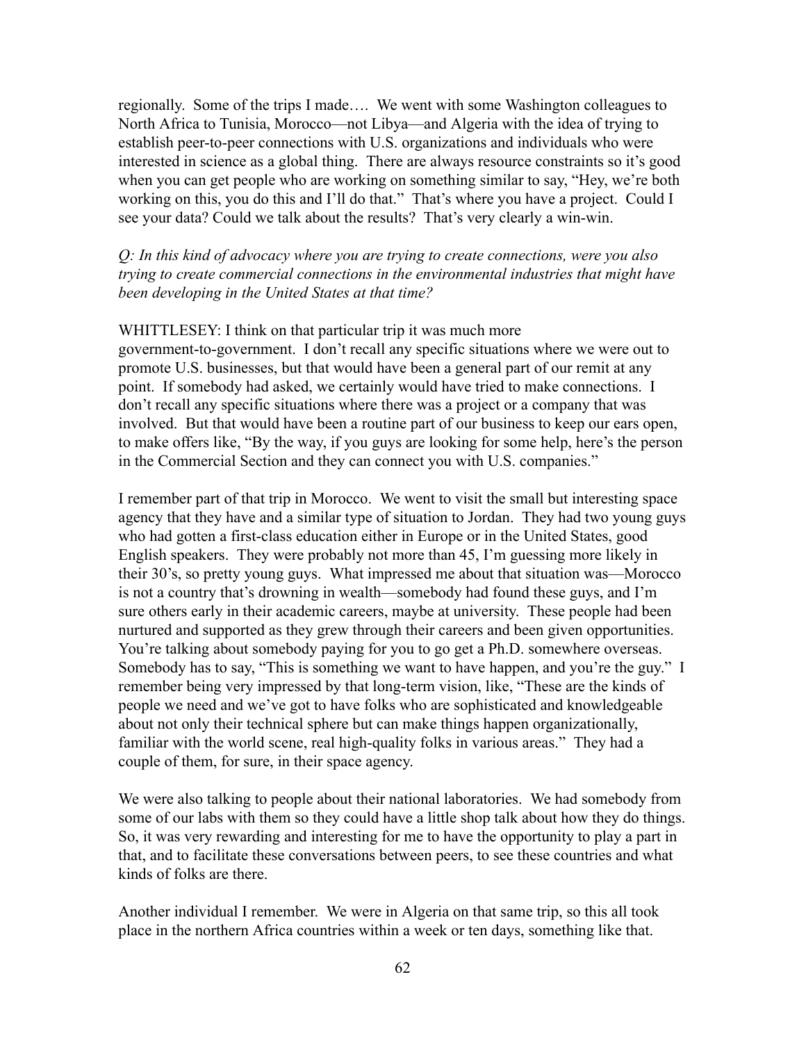regionally. Some of the trips I made…. We went with some Washington colleagues to North Africa to Tunisia, Morocco—not Libya—and Algeria with the idea of trying to establish peer-to-peer connections with U.S. organizations and individuals who were interested in science as a global thing. There are always resource constraints so it's good when you can get people who are working on something similar to say, "Hey, we're both working on this, you do this and I'll do that." That's where you have a project. Could I see your data? Could we talk about the results? That's very clearly a win-win.

*Q: In this kind of advocacy where you are trying to create connections, were you also trying to create commercial connections in the environmental industries that might have been developing in the United States at that time?*

WHITTLESEY: I think on that particular trip it was much more government-to-government. I don't recall any specific situations where we were out to promote U.S. businesses, but that would have been a general part of our remit at any point. If somebody had asked, we certainly would have tried to make connections. I don't recall any specific situations where there was a project or a company that was involved. But that would have been a routine part of our business to keep our ears open, to make offers like, "By the way, if you guys are looking for some help, here's the person in the Commercial Section and they can connect you with U.S. companies."

I remember part of that trip in Morocco. We went to visit the small but interesting space agency that they have and a similar type of situation to Jordan. They had two young guys who had gotten a first-class education either in Europe or in the United States, good English speakers. They were probably not more than 45, I'm guessing more likely in their 30's, so pretty young guys. What impressed me about that situation was—Morocco is not a country that's drowning in wealth—somebody had found these guys, and I'm sure others early in their academic careers, maybe at university. These people had been nurtured and supported as they grew through their careers and been given opportunities. You're talking about somebody paying for you to go get a Ph.D. somewhere overseas. Somebody has to say, "This is something we want to have happen, and you're the guy." I remember being very impressed by that long-term vision, like, "These are the kinds of people we need and we've got to have folks who are sophisticated and knowledgeable about not only their technical sphere but can make things happen organizationally, familiar with the world scene, real high-quality folks in various areas." They had a couple of them, for sure, in their space agency.

We were also talking to people about their national laboratories. We had somebody from some of our labs with them so they could have a little shop talk about how they do things. So, it was very rewarding and interesting for me to have the opportunity to play a part in that, and to facilitate these conversations between peers, to see these countries and what kinds of folks are there.

Another individual I remember. We were in Algeria on that same trip, so this all took place in the northern Africa countries within a week or ten days, something like that.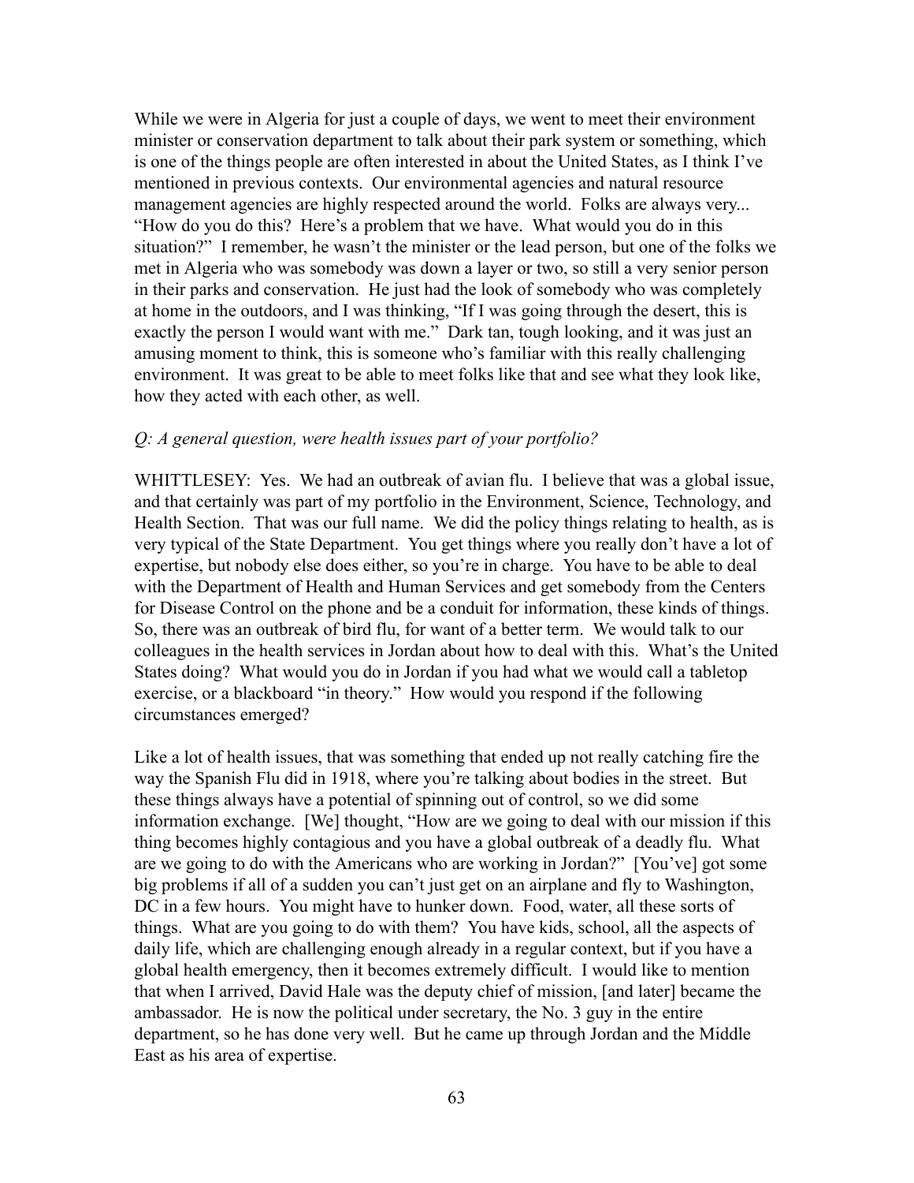While we were in Algeria for just a couple of days, we went to meet their environment minister or conservation department to talk about their park system or something, which is one of the things people are often interested in about the United States, as I think I've mentioned in previous contexts. Our environmental agencies and natural resource management agencies are highly respected around the world. Folks are always very... "How do you do this? Here's a problem that we have. What would you do in this situation?" I remember, he wasn't the minister or the lead person, but one of the folks we met in Algeria who was somebody was down a layer or two, so still a very senior person in their parks and conservation. He just had the look of somebody who was completely at home in the outdoors, and I was thinking, "If I was going through the desert, this is exactly the person I would want with me." Dark tan, tough looking, and it was just an amusing moment to think, this is someone who's familiar with this really challenging environment. It was great to be able to meet folks like that and see what they look like, how they acted with each other, as well.

*Q: A general question, were health issues part of your portfolio?*

WHITTLESEY: Yes. We had an outbreak of avian flu. I believe that was a global issue, and that certainly was part of my portfolio in the Environment, Science, Technology, and Health Section. That was our full name. We did the policy things relating to health, as is very typical of the State Department. You get things where you really don't have a lot of expertise, but nobody else does either, so you're in charge. You have to be able to deal with the Department of Health and Human Services and get somebody from the Centers for Disease Control on the phone and be a conduit for information, these kinds of things. So, there was an outbreak of bird flu, for want of a better term. We would talk to our colleagues in the health services in Jordan about how to deal with this. What's the United States doing? What would you do in Jordan if you had what we would call a tabletop exercise, or a blackboard "in theory." How would you respond if the following circumstances emerged?

Like a lot of health issues, that was something that ended up not really catching fire the way the Spanish Flu did in 1918, where you're talking about bodies in the street. But these things always have a potential of spinning out of control, so we did some information exchange. [We] thought, "How are we going to deal with our mission if this thing becomes highly contagious and you have a global outbreak of a deadly flu. What are we going to do with the Americans who are working in Jordan?" [You've] got some big problems if all of a sudden you can't just get on an airplane and fly to Washington, DC in a few hours. You might have to hunker down. Food, water, all these sorts of things. What are you going to do with them? You have kids, school, all the aspects of daily life, which are challenging enough already in a regular context, but if you have a global health emergency, then it becomes extremely difficult. I would like to mention that when I arrived, David Hale was the deputy chief of mission, [and later] became the ambassador. He is now the political under secretary, the No. 3 guy in the entire department, so he has done very well. But he came up through Jordan and the Middle East as his area of expertise.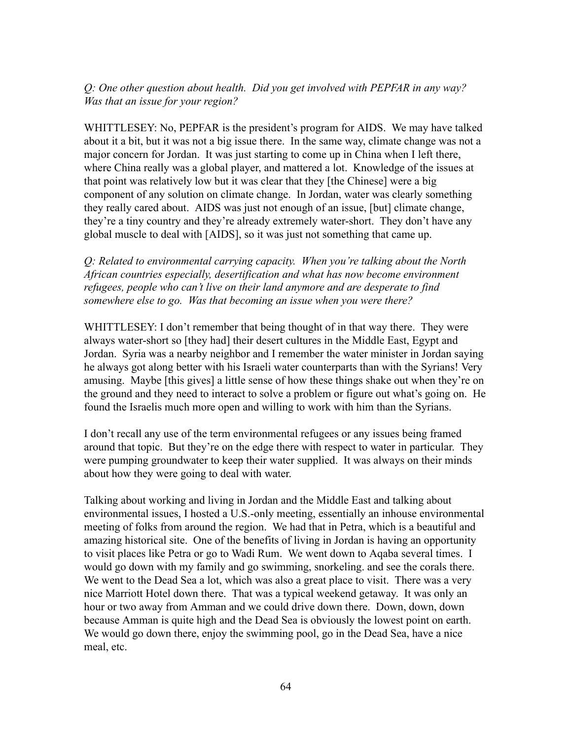*Q: One other question about health. Did you get involved with PEPFAR in any way? Was that an issue for your region?*

WHITTLESEY: No, PEPFAR is the president's program for AIDS. We may have talked about it a bit, but it was not a big issue there. In the same way, climate change was not a major concern for Jordan. It was just starting to come up in China when I left there, where China really was a global player, and mattered a lot. Knowledge of the issues at that point was relatively low but it was clear that they [the Chinese] were a big component of any solution on climate change. In Jordan, water was clearly something they really cared about. AIDS was just not enough of an issue, [but] climate change, they're a tiny country and they're already extremely water-short. They don't have any global muscle to deal with [AIDS], so it was just not something that came up.

*Q: Related to environmental carrying capacity. When you're talking about the North African countries especially, desertification and what has now become environment refugees, people who can't live on their land anymore and are desperate to find somewhere else to go. Was that becoming an issue when you were there?*

WHITTLESEY: I don't remember that being thought of in that way there. They were always water-short so [they had] their desert cultures in the Middle East, Egypt and Jordan. Syria was a nearby neighbor and I remember the water minister in Jordan saying he always got along better with his Israeli water counterparts than with the Syrians! Very amusing. Maybe [this gives] a little sense of how these things shake out when they're on the ground and they need to interact to solve a problem or figure out what's going on. He found the Israelis much more open and willing to work with him than the Syrians.

I don't recall any use of the term environmental refugees or any issues being framed around that topic. But they're on the edge there with respect to water in particular. They were pumping groundwater to keep their water supplied. It was always on their minds about how they were going to deal with water.

Talking about working and living in Jordan and the Middle East and talking about environmental issues, I hosted a U.S.-only meeting, essentially an inhouse environmental meeting of folks from around the region. We had that in Petra, which is a beautiful and amazing historical site. One of the benefits of living in Jordan is having an opportunity to visit places like Petra or go to Wadi Rum. We went down to Aqaba several times. I would go down with my family and go swimming, snorkeling. and see the corals there. We went to the Dead Sea a lot, which was also a great place to visit. There was a very nice Marriott Hotel down there. That was a typical weekend getaway. It was only an hour or two away from Amman and we could drive down there. Down, down, down because Amman is quite high and the Dead Sea is obviously the lowest point on earth. We would go down there, enjoy the swimming pool, go in the Dead Sea, have a nice meal, etc.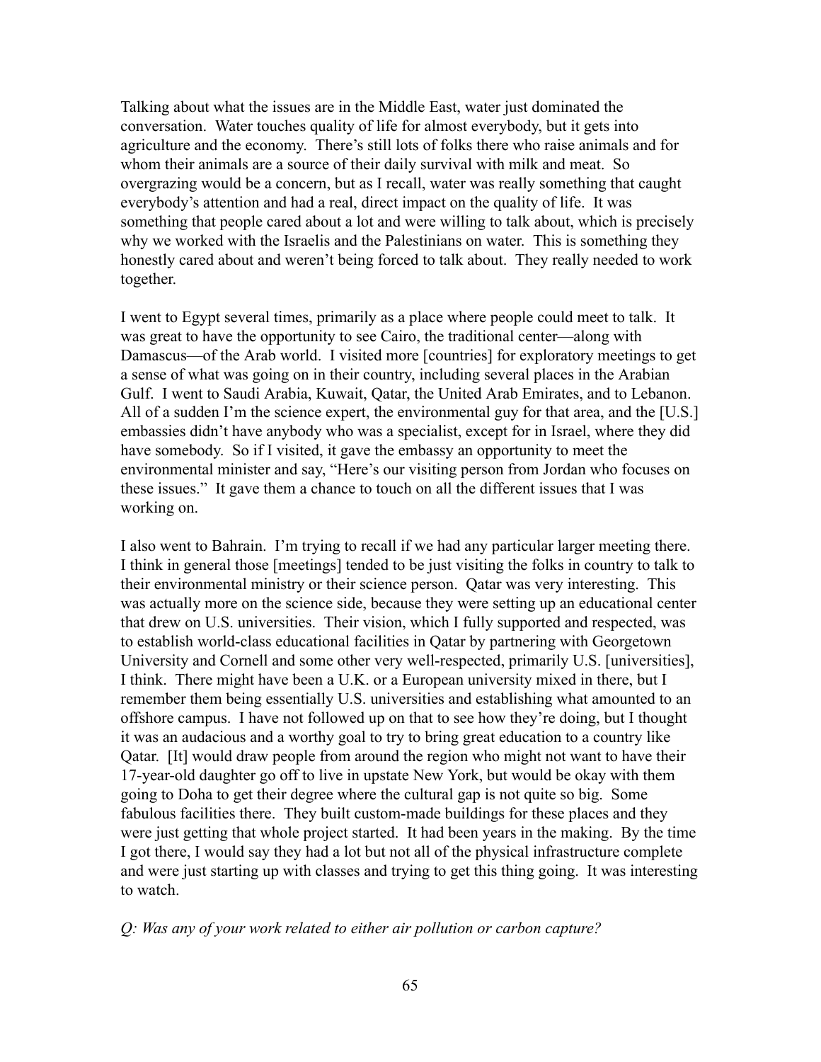Talking about what the issues are in the Middle East, water just dominated the conversation. Water touches quality of life for almost everybody, but it gets into agriculture and the economy. There's still lots of folks there who raise animals and for whom their animals are a source of their daily survival with milk and meat. So overgrazing would be a concern, but as I recall, water was really something that caught everybody's attention and had a real, direct impact on the quality of life. It was something that people cared about a lot and were willing to talk about, which is precisely why we worked with the Israelis and the Palestinians on water. This is something they honestly cared about and weren't being forced to talk about. They really needed to work together.

I went to Egypt several times, primarily as a place where people could meet to talk. It was great to have the opportunity to see Cairo, the traditional center—along with Damascus—of the Arab world. I visited more [countries] for exploratory meetings to get a sense of what was going on in their country, including several places in the Arabian Gulf. I went to Saudi Arabia, Kuwait, Qatar, the United Arab Emirates, and to Lebanon. All of a sudden I'm the science expert, the environmental guy for that area, and the [U.S.] embassies didn't have anybody who was a specialist, except for in Israel, where they did have somebody. So if I visited, it gave the embassy an opportunity to meet the environmental minister and say, "Here's our visiting person from Jordan who focuses on these issues." It gave them a chance to touch on all the different issues that I was working on.

I also went to Bahrain. I'm trying to recall if we had any particular larger meeting there. I think in general those [meetings] tended to be just visiting the folks in country to talk to their environmental ministry or their science person. Qatar was very interesting. This was actually more on the science side, because they were setting up an educational center that drew on U.S. universities. Their vision, which I fully supported and respected, was to establish world-class educational facilities in Qatar by partnering with Georgetown University and Cornell and some other very well-respected, primarily U.S. [universities], I think. There might have been a U.K. or a European university mixed in there, but I remember them being essentially U.S. universities and establishing what amounted to an offshore campus. I have not followed up on that to see how they're doing, but I thought it was an audacious and a worthy goal to try to bring great education to a country like Qatar. [It] would draw people from around the region who might not want to have their 17-year-old daughter go off to live in upstate New York, but would be okay with them going to Doha to get their degree where the cultural gap is not quite so big. Some fabulous facilities there. They built custom-made buildings for these places and they were just getting that whole project started. It had been years in the making. By the time I got there, I would say they had a lot but not all of the physical infrastructure complete and were just starting up with classes and trying to get this thing going. It was interesting to watch.

*Q: Was any of your work related to either air pollution or carbon capture?*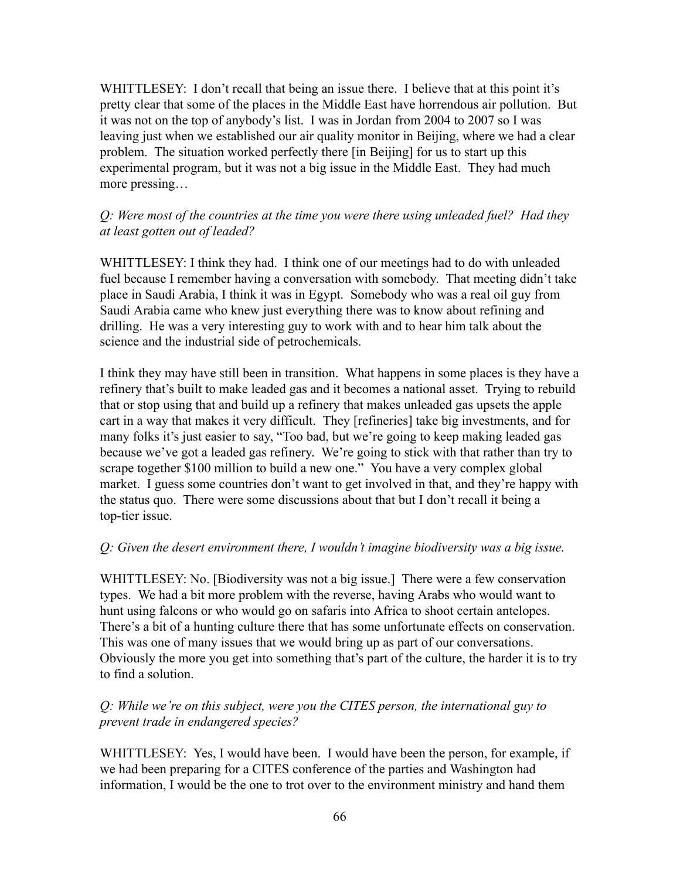WHITTLESEY: I don't recall that being an issue there. I believe that at this point it's pretty clear that some of the places in the Middle East have horrendous air pollution. But it was not on the top of anybody's list. I was in Jordan from 2004 to 2007 so I was leaving just when we established our air quality monitor in Beijing, where we had a clear problem. The situation worked perfectly there [in Beijing] for us to start up this experimental program, but it was not a big issue in the Middle East. They had much more pressing…

*Q: Were most of the countries at the time you were there using unleaded fuel? Had they at least gotten out of leaded?*

WHITTLESEY: I think they had. I think one of our meetings had to do with unleaded fuel because I remember having a conversation with somebody. That meeting didn't take place in Saudi Arabia, I think it was in Egypt. Somebody who was a real oil guy from Saudi Arabia came who knew just everything there was to know about refining and drilling. He was a very interesting guy to work with and to hear him talk about the science and the industrial side of petrochemicals.

I think they may have still been in transition. What happens in some places is they have a refinery that's built to make leaded gas and it becomes a national asset. Trying to rebuild that or stop using that and build up a refinery that makes unleaded gas upsets the apple cart in a way that makes it very difficult. They [refineries] take big investments, and for many folks it's just easier to say, "Too bad, but we're going to keep making leaded gas because we've got a leaded gas refinery. We're going to stick with that rather than try to scrape together $100 million to build a new one." You have a very complex global market. I guess some countries don't want to get involved in that, and they're happy with the status quo. There were some discussions about that but I don't recall it being a top-tier issue.

*Q: Given the desert environment there, I wouldn't imagine biodiversity was a big issue.*

WHITTLESEY: No. [Biodiversity was not a big issue.] There were a few conservation types. We had a bit more problem with the reverse, having Arabs who would want to hunt using falcons or who would go on safaris into Africa to shoot certain antelopes. There's a bit of a hunting culture there that has some unfortunate effects on conservation. This was one of many issues that we would bring up as part of our conversations. Obviously the more you get into something that's part of the culture, the harder it is to try to find a solution.

*Q: While we're on this subject, were you the CITES person, the international guy to prevent trade in endangered species?*

WHITTLESEY: Yes, I would have been. I would have been the person, for example, if we had been preparing for a CITES conference of the parties and Washington had information, I would be the one to trot over to the environment ministry and hand them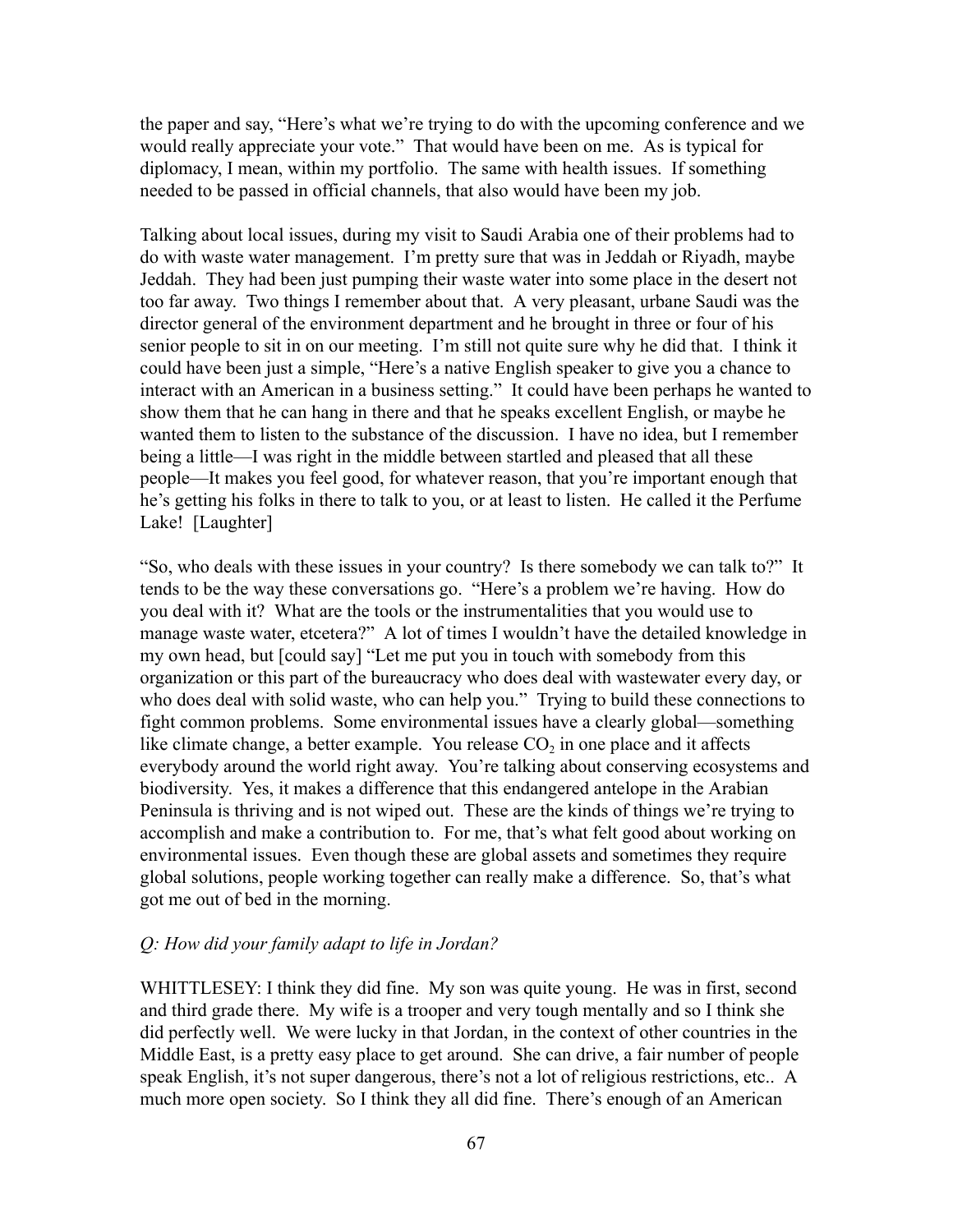the paper and say, "Here's what we're trying to do with the upcoming conference and we would really appreciate your vote." That would have been on me. As is typical for diplomacy, I mean, within my portfolio. The same with health issues. If something needed to be passed in official channels, that also would have been my job.

Talking about local issues, during my visit to Saudi Arabia one of their problems had to do with waste water management. I'm pretty sure that was in Jeddah or Riyadh, maybe Jeddah. They had been just pumping their waste water into some place in the desert not too far away. Two things I remember about that. A very pleasant, urbane Saudi was the director general of the environment department and he brought in three or four of his senior people to sit in on our meeting. I'm still not quite sure why he did that. I think it could have been just a simple, "Here's a native English speaker to give you a chance to interact with an American in a business setting." It could have been perhaps he wanted to show them that he can hang in there and that he speaks excellent English, or maybe he wanted them to listen to the substance of the discussion. I have no idea, but I remember being a little—I was right in the middle between startled and pleased that all these people—It makes you feel good, for whatever reason, that you're important enough that he's getting his folks in there to talk to you, or at least to listen. He called it the Perfume Lake! [Laughter]

"So, who deals with these issues in your country? Is there somebody we can talk to?" It tends to be the way these conversations go. "Here's a problem we're having. How do you deal with it? What are the tools or the instrumentalities that you would use to manage waste water, etcetera?" A lot of times I wouldn't have the detailed knowledge in my own head, but [could say] "Let me put you in touch with somebody from this organization or this part of the bureaucracy who does deal with wastewater every day, or who does deal with solid waste, who can help you." Trying to build these connections to fight common problems. Some environmental issues have a clearly global—something like climate change, a better example. You release $CO_2$ in one place and it affects everybody around the world right away. You're talking about conserving ecosystems and biodiversity. Yes, it makes a difference that this endangered antelope in the Arabian Peninsula is thriving and is not wiped out. These are the kinds of things we're trying to accomplish and make a contribution to. For me, that's what felt good about working on environmental issues. Even though these are global assets and sometimes they require global solutions, people working together can really make a difference. So, that's what got me out of bed in the morning.

*Q: How did your family adapt to life in Jordan?*

WHITTLESEY: I think they did fine. My son was quite young. He was in first, second and third grade there. My wife is a trooper and very tough mentally and so I think she did perfectly well. We were lucky in that Jordan, in the context of other countries in the Middle East, is a pretty easy place to get around. She can drive, a fair number of people speak English, it's not super dangerous, there's not a lot of religious restrictions, etc.. A much more open society. So I think they all did fine. There's enough of an American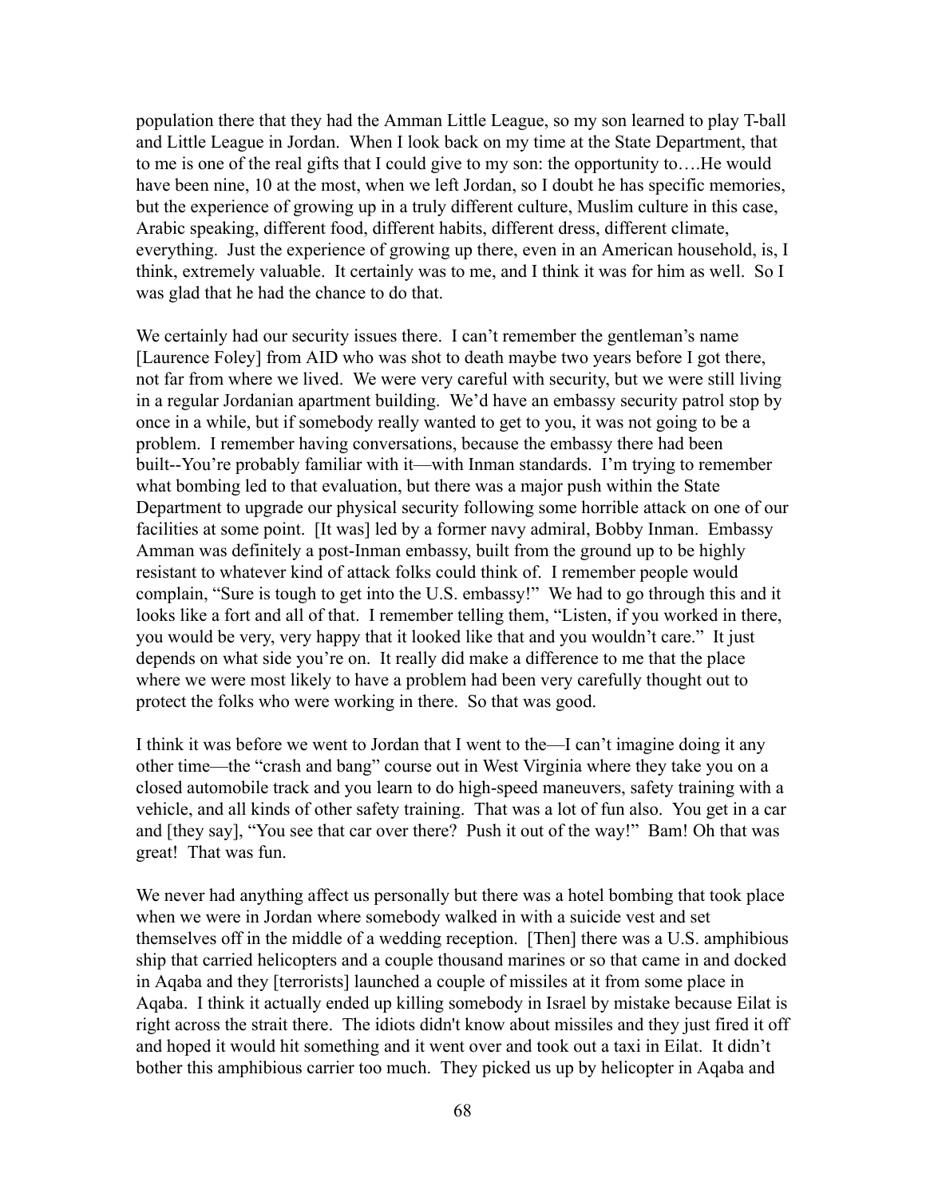population there that they had the Amman Little League, so my son learned to play T-ball and Little League in Jordan. When I look back on my time at the State Department, that to me is one of the real gifts that I could give to my son: the opportunity to….He would have been nine, 10 at the most, when we left Jordan, so I doubt he has specific memories, but the experience of growing up in a truly different culture, Muslim culture in this case, Arabic speaking, different food, different habits, different dress, different climate, everything. Just the experience of growing up there, even in an American household, is, I think, extremely valuable. It certainly was to me, and I think it was for him as well. So I was glad that he had the chance to do that.

We certainly had our security issues there. I can't remember the gentleman's name [Laurence Foley] from AID who was shot to death maybe two years before I got there, not far from where we lived. We were very careful with security, but we were still living in a regular Jordanian apartment building. We'd have an embassy security patrol stop by once in a while, but if somebody really wanted to get to you, it was not going to be a problem. I remember having conversations, because the embassy there had been built--You're probably familiar with it—with Inman standards. I'm trying to remember what bombing led to that evaluation, but there was a major push within the State Department to upgrade our physical security following some horrible attack on one of our facilities at some point. [It was] led by a former navy admiral, Bobby Inman. Embassy Amman was definitely a post-Inman embassy, built from the ground up to be highly resistant to whatever kind of attack folks could think of. I remember people would complain, "Sure is tough to get into the U.S. embassy!" We had to go through this and it looks like a fort and all of that. I remember telling them, "Listen, if you worked in there, you would be very, very happy that it looked like that and you wouldn't care." It just depends on what side you're on. It really did make a difference to me that the place where we were most likely to have a problem had been very carefully thought out to protect the folks who were working in there. So that was good.

I think it was before we went to Jordan that I went to the—I can't imagine doing it any other time—the "crash and bang" course out in West Virginia where they take you on a closed automobile track and you learn to do high-speed maneuvers, safety training with a vehicle, and all kinds of other safety training. That was a lot of fun also. You get in a car and [they say], "You see that car over there? Push it out of the way!" Bam! Oh that was great! That was fun.

We never had anything affect us personally but there was a hotel bombing that took place when we were in Jordan where somebody walked in with a suicide vest and set themselves off in the middle of a wedding reception. [Then] there was a U.S. amphibious ship that carried helicopters and a couple thousand marines or so that came in and docked in Aqaba and they [terrorists] launched a couple of missiles at it from some place in Aqaba. I think it actually ended up killing somebody in Israel by mistake because Eilat is right across the strait there. The idiots didn't know about missiles and they just fired it off and hoped it would hit something and it went over and took out a taxi in Eilat. It didn't bother this amphibious carrier too much. They picked us up by helicopter in Aqaba and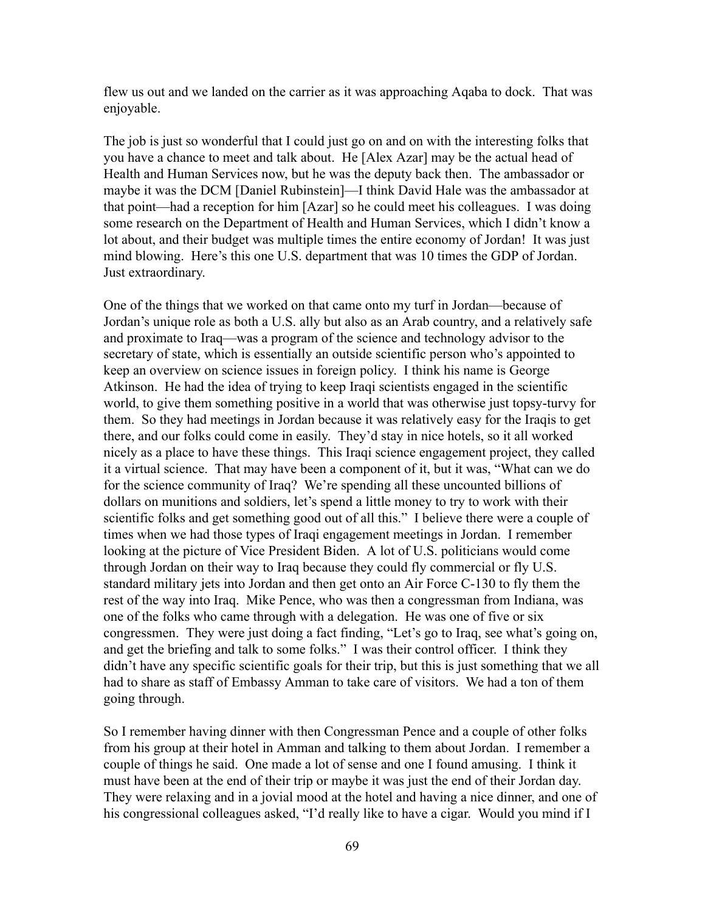flew us out and we landed on the carrier as it was approaching Aqaba to dock. That was enjoyable.

The job is just so wonderful that I could just go on and on with the interesting folks that you have a chance to meet and talk about. He [Alex Azar] may be the actual head of Health and Human Services now, but he was the deputy back then. The ambassador or maybe it was the DCM [Daniel Rubinstein]—I think David Hale was the ambassador at that point—had a reception for him [Azar] so he could meet his colleagues. I was doing some research on the Department of Health and Human Services, which I didn't know a lot about, and their budget was multiple times the entire economy of Jordan! It was just mind blowing. Here's this one U.S. department that was 10 times the GDP of Jordan. Just extraordinary.

One of the things that we worked on that came onto my turf in Jordan—because of Jordan's unique role as both a U.S. ally but also as an Arab country, and a relatively safe and proximate to Iraq—was a program of the science and technology advisor to the secretary of state, which is essentially an outside scientific person who's appointed to keep an overview on science issues in foreign policy. I think his name is George Atkinson. He had the idea of trying to keep Iraqi scientists engaged in the scientific world, to give them something positive in a world that was otherwise just topsy-turvy for them. So they had meetings in Jordan because it was relatively easy for the Iraqis to get there, and our folks could come in easily. They'd stay in nice hotels, so it all worked nicely as a place to have these things. This Iraqi science engagement project, they called it a virtual science. That may have been a component of it, but it was, "What can we do for the science community of Iraq? We're spending all these uncounted billions of dollars on munitions and soldiers, let's spend a little money to try to work with their scientific folks and get something good out of all this." I believe there were a couple of times when we had those types of Iraqi engagement meetings in Jordan. I remember looking at the picture of Vice President Biden. A lot of U.S. politicians would come through Jordan on their way to Iraq because they could fly commercial or fly U.S. standard military jets into Jordan and then get onto an Air Force C-130 to fly them the rest of the way into Iraq. Mike Pence, who was then a congressman from Indiana, was one of the folks who came through with a delegation. He was one of five or six congressmen. They were just doing a fact finding, "Let's go to Iraq, see what's going on, and get the briefing and talk to some folks." I was their control officer. I think they didn't have any specific scientific goals for their trip, but this is just something that we all had to share as staff of Embassy Amman to take care of visitors. We had a ton of them going through.

So I remember having dinner with then Congressman Pence and a couple of other folks from his group at their hotel in Amman and talking to them about Jordan. I remember a couple of things he said. One made a lot of sense and one I found amusing. I think it must have been at the end of their trip or maybe it was just the end of their Jordan day. They were relaxing and in a jovial mood at the hotel and having a nice dinner, and one of his congressional colleagues asked, "I'd really like to have a cigar. Would you mind if I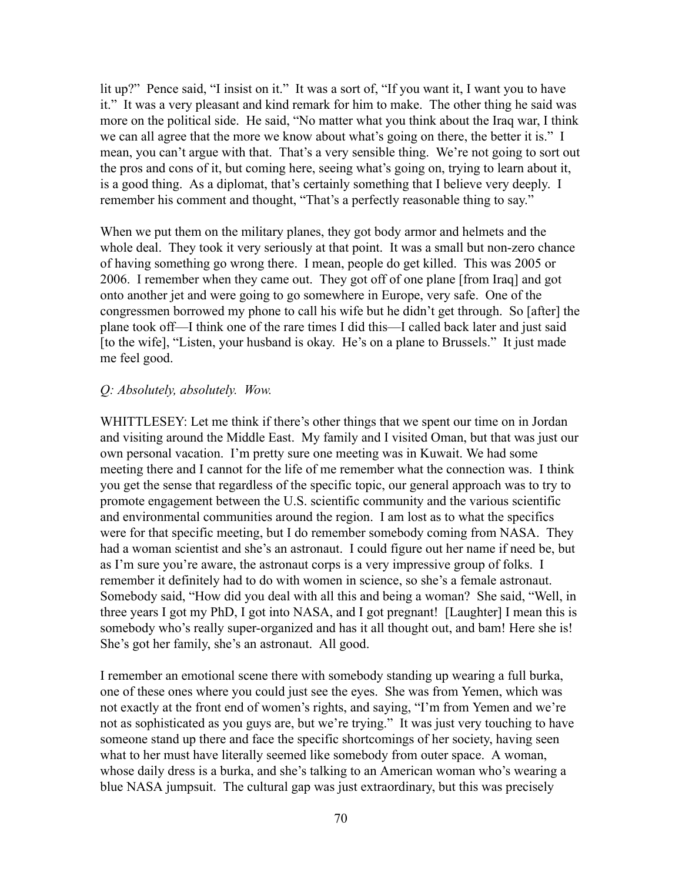lit up?" Pence said, "I insist on it." It was a sort of, "If you want it, I want you to have it." It was a very pleasant and kind remark for him to make. The other thing he said was more on the political side. He said, "No matter what you think about the Iraq war, I think we can all agree that the more we know about what's going on there, the better it is." I mean, you can't argue with that. That's a very sensible thing. We're not going to sort out the pros and cons of it, but coming here, seeing what's going on, trying to learn about it, is a good thing. As a diplomat, that's certainly something that I believe very deeply. I remember his comment and thought, "That's a perfectly reasonable thing to say."

When we put them on the military planes, they got body armor and helmets and the whole deal. They took it very seriously at that point. It was a small but non-zero chance of having something go wrong there. I mean, people do get killed. This was 2005 or 2006. I remember when they came out. They got off of one plane [from Iraq] and got onto another jet and were going to go somewhere in Europe, very safe. One of the congressmen borrowed my phone to call his wife but he didn't get through. So [after] the plane took off—I think one of the rare times I did this—I called back later and just said [to the wife], "Listen, your husband is okay. He's on a plane to Brussels." It just made me feel good.

*Q: Absolutely, absolutely. Wow.*

WHITTLESEY: Let me think if there's other things that we spent our time on in Jordan and visiting around the Middle East. My family and I visited Oman, but that was just our own personal vacation. I'm pretty sure one meeting was in Kuwait. We had some meeting there and I cannot for the life of me remember what the connection was. I think you get the sense that regardless of the specific topic, our general approach was to try to promote engagement between the U.S. scientific community and the various scientific and environmental communities around the region. I am lost as to what the specifics were for that specific meeting, but I do remember somebody coming from NASA. They had a woman scientist and she's an astronaut. I could figure out her name if need be, but as I'm sure you're aware, the astronaut corps is a very impressive group of folks. I remember it definitely had to do with women in science, so she's a female astronaut. Somebody said, "How did you deal with all this and being a woman? She said, "Well, in three years I got my PhD, I got into NASA, and I got pregnant! [Laughter] I mean this is somebody who's really super-organized and has it all thought out, and bam! Here she is! She's got her family, she's an astronaut. All good.

I remember an emotional scene there with somebody standing up wearing a full burka, one of these ones where you could just see the eyes. She was from Yemen, which was not exactly at the front end of women's rights, and saying, "I'm from Yemen and we're not as sophisticated as you guys are, but we're trying." It was just very touching to have someone stand up there and face the specific shortcomings of her society, having seen what to her must have literally seemed like somebody from outer space. A woman, whose daily dress is a burka, and she's talking to an American woman who's wearing a blue NASA jumpsuit. The cultural gap was just extraordinary, but this was precisely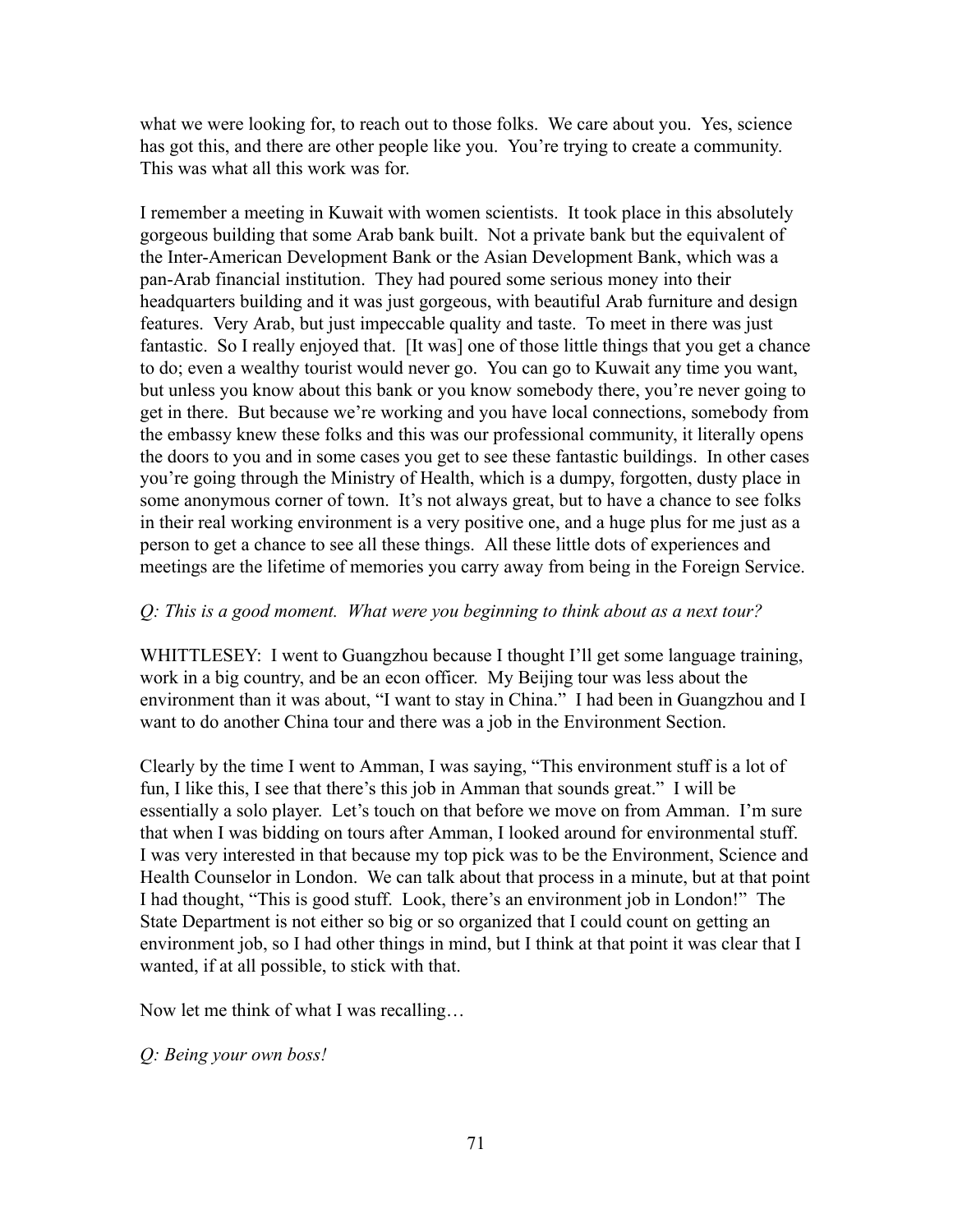what we were looking for, to reach out to those folks. We care about you. Yes, science has got this, and there are other people like you. You're trying to create a community. This was what all this work was for.

I remember a meeting in Kuwait with women scientists. It took place in this absolutely gorgeous building that some Arab bank built. Not a private bank but the equivalent of the Inter-American Development Bank or the Asian Development Bank, which was a pan-Arab financial institution. They had poured some serious money into their headquarters building and it was just gorgeous, with beautiful Arab furniture and design features. Very Arab, but just impeccable quality and taste. To meet in there was just fantastic. So I really enjoyed that. [It was] one of those little things that you get a chance to do; even a wealthy tourist would never go. You can go to Kuwait any time you want, but unless you know about this bank or you know somebody there, you're never going to get in there. But because we're working and you have local connections, somebody from the embassy knew these folks and this was our professional community, it literally opens the doors to you and in some cases you get to see these fantastic buildings. In other cases you're going through the Ministry of Health, which is a dumpy, forgotten, dusty place in some anonymous corner of town. It's not always great, but to have a chance to see folks in their real working environment is a very positive one, and a huge plus for me just as a person to get a chance to see all these things. All these little dots of experiences and meetings are the lifetime of memories you carry away from being in the Foreign Service.

*Q: This is a good moment. What were you beginning to think about as a next tour?*

WHITTLESEY: I went to Guangzhou because I thought I'll get some language training, work in a big country, and be an econ officer. My Beijing tour was less about the environment than it was about, "I want to stay in China." I had been in Guangzhou and I want to do another China tour and there was a job in the Environment Section.

Clearly by the time I went to Amman, I was saying, "This environment stuff is a lot of fun, I like this, I see that there's this job in Amman that sounds great." I will be essentially a solo player. Let's touch on that before we move on from Amman. I'm sure that when I was bidding on tours after Amman, I looked around for environmental stuff. I was very interested in that because my top pick was to be the Environment, Science and Health Counselor in London. We can talk about that process in a minute, but at that point I had thought, "This is good stuff. Look, there's an environment job in London!" The State Department is not either so big or so organized that I could count on getting an environment job, so I had other things in mind, but I think at that point it was clear that I wanted, if at all possible, to stick with that.

Now let me think of what I was recalling…

*Q: Being your own boss!*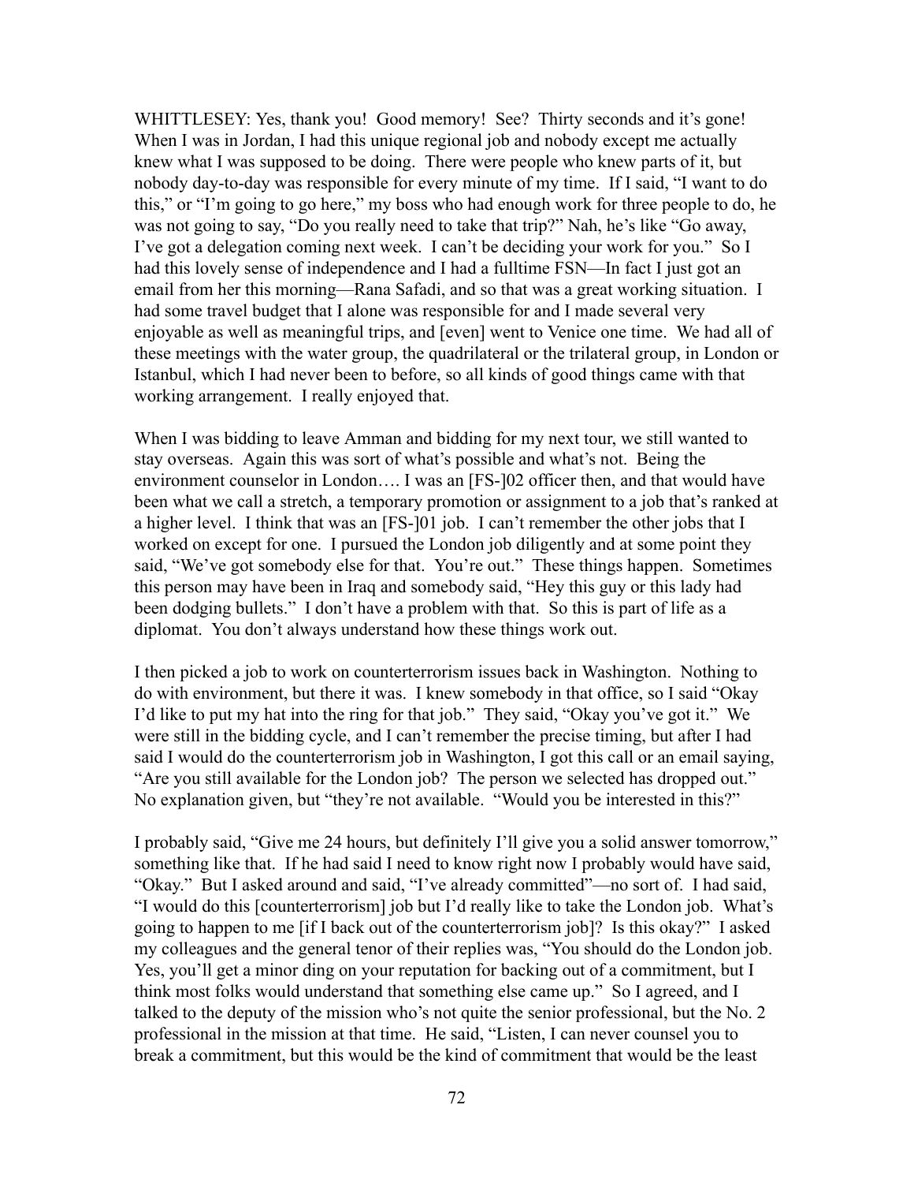WHITTLESEY: Yes, thank you! Good memory! See? Thirty seconds and it's gone! When I was in Jordan, I had this unique regional job and nobody except me actually knew what I was supposed to be doing. There were people who knew parts of it, but nobody day-to-day was responsible for every minute of my time. If I said, "I want to do this," or "I'm going to go here," my boss who had enough work for three people to do, he was not going to say, "Do you really need to take that trip?" Nah, he's like "Go away, I've got a delegation coming next week. I can't be deciding your work for you." So I had this lovely sense of independence and I had a fulltime FSN—In fact I just got an email from her this morning—Rana Safadi, and so that was a great working situation. I had some travel budget that I alone was responsible for and I made several very enjoyable as well as meaningful trips, and [even] went to Venice one time. We had all of these meetings with the water group, the quadrilateral or the trilateral group, in London or Istanbul, which I had never been to before, so all kinds of good things came with that working arrangement. I really enjoyed that.

When I was bidding to leave Amman and bidding for my next tour, we still wanted to stay overseas. Again this was sort of what's possible and what's not. Being the environment counselor in London…. I was an [FS-]02 officer then, and that would have been what we call a stretch, a temporary promotion or assignment to a job that's ranked at a higher level. I think that was an [FS-]01 job. I can't remember the other jobs that I worked on except for one. I pursued the London job diligently and at some point they said, "We've got somebody else for that. You're out." These things happen. Sometimes this person may have been in Iraq and somebody said, "Hey this guy or this lady had been dodging bullets." I don't have a problem with that. So this is part of life as a diplomat. You don't always understand how these things work out.

I then picked a job to work on counterterrorism issues back in Washington. Nothing to do with environment, but there it was. I knew somebody in that office, so I said "Okay I'd like to put my hat into the ring for that job." They said, "Okay you've got it." We were still in the bidding cycle, and I can't remember the precise timing, but after I had said I would do the counterterrorism job in Washington, I got this call or an email saying, "Are you still available for the London job? The person we selected has dropped out." No explanation given, but "they're not available. "Would you be interested in this?"

I probably said, "Give me 24 hours, but definitely I'll give you a solid answer tomorrow," something like that. If he had said I need to know right now I probably would have said, "Okay." But I asked around and said, "I've already committed"—no sort of. I had said, "I would do this [counterterrorism] job but I'd really like to take the London job. What's going to happen to me [if I back out of the counterterrorism job]? Is this okay?" I asked my colleagues and the general tenor of their replies was, "You should do the London job. Yes, you'll get a minor ding on your reputation for backing out of a commitment, but I think most folks would understand that something else came up." So I agreed, and I talked to the deputy of the mission who's not quite the senior professional, but the No. 2 professional in the mission at that time. He said, "Listen, I can never counsel you to break a commitment, but this would be the kind of commitment that would be the least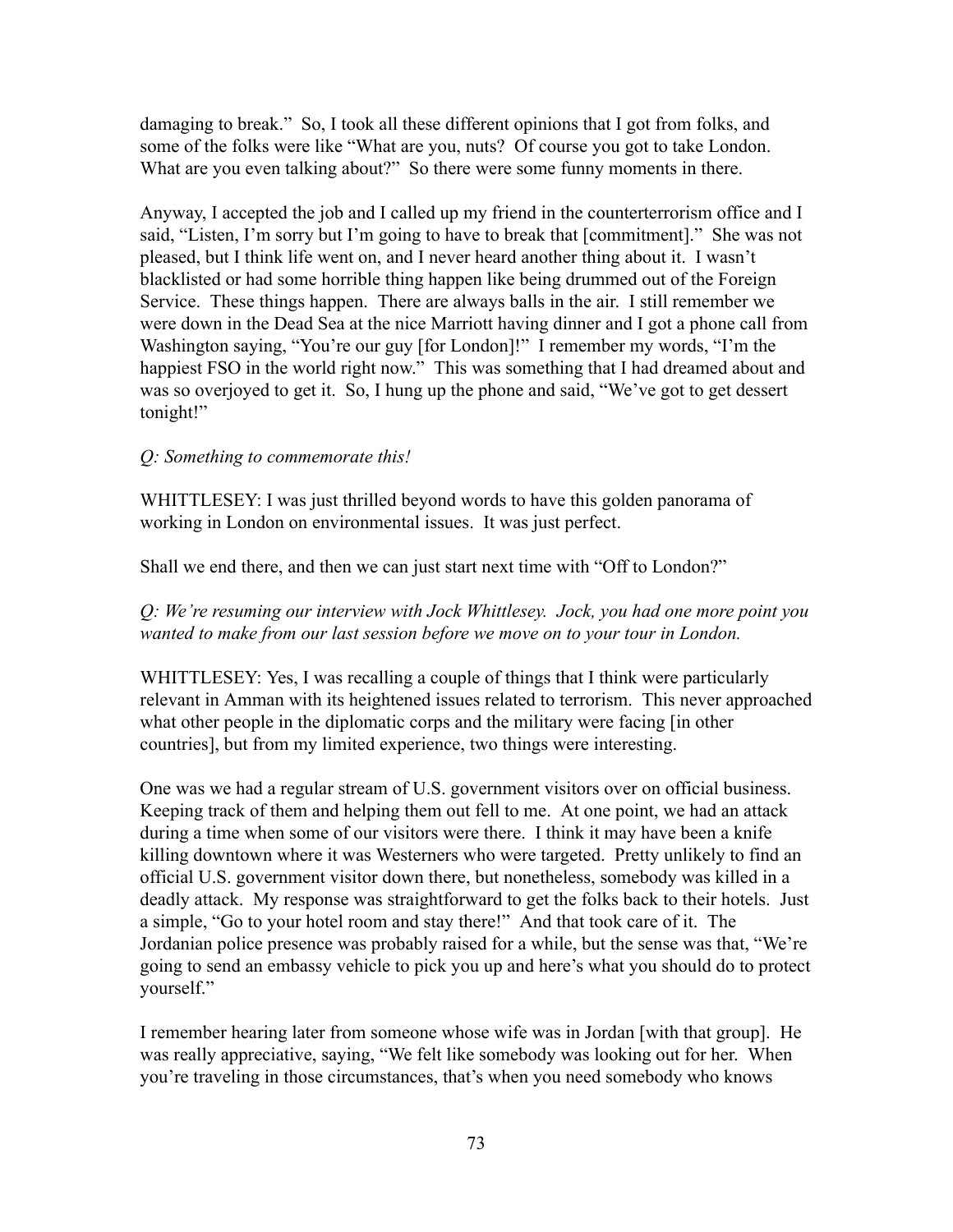damaging to break." So, I took all these different opinions that I got from folks, and some of the folks were like "What are you, nuts? Of course you got to take London. What are you even talking about?" So there were some funny moments in there.

Anyway, I accepted the job and I called up my friend in the counterterrorism office and I said, "Listen, I'm sorry but I'm going to have to break that [commitment]." She was not pleased, but I think life went on, and I never heard another thing about it. I wasn't blacklisted or had some horrible thing happen like being drummed out of the Foreign Service. These things happen. There are always balls in the air. I still remember we were down in the Dead Sea at the nice Marriott having dinner and I got a phone call from Washington saying, "You're our guy [for London]!" I remember my words, "I'm the happiest FSO in the world right now." This was something that I had dreamed about and was so overjoyed to get it. So, I hung up the phone and said, "We've got to get dessert tonight!"

*Q: Something to commemorate this!*

WHITTLESEY: I was just thrilled beyond words to have this golden panorama of working in London on environmental issues. It was just perfect.

Shall we end there, and then we can just start next time with "Off to London?"

*Q: We're resuming our interview with Jock Whittlesey. Jock, you had one more point you wanted to make from our last session before we move on to your tour in London.*

WHITTLESEY: Yes, I was recalling a couple of things that I think were particularly relevant in Amman with its heightened issues related to terrorism. This never approached what other people in the diplomatic corps and the military were facing [in other countries], but from my limited experience, two things were interesting.

One was we had a regular stream of U.S. government visitors over on official business. Keeping track of them and helping them out fell to me. At one point, we had an attack during a time when some of our visitors were there. I think it may have been a knife killing downtown where it was Westerners who were targeted. Pretty unlikely to find an official U.S. government visitor down there, but nonetheless, somebody was killed in a deadly attack. My response was straightforward to get the folks back to their hotels. Just a simple, "Go to your hotel room and stay there!" And that took care of it. The Jordanian police presence was probably raised for a while, but the sense was that, "We're going to send an embassy vehicle to pick you up and here's what you should do to protect yourself."

I remember hearing later from someone whose wife was in Jordan [with that group]. He was really appreciative, saying, "We felt like somebody was looking out for her. When you're traveling in those circumstances, that's when you need somebody who knows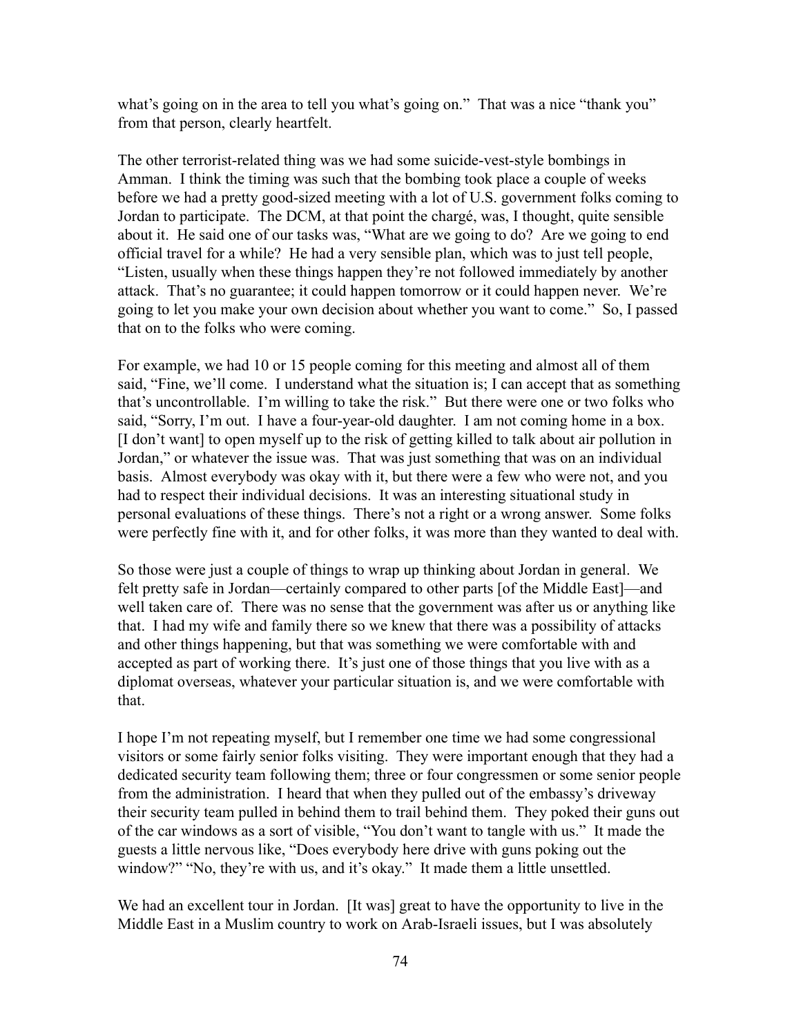what's going on in the area to tell you what's going on." That was a nice "thank you" from that person, clearly heartfelt.

The other terrorist-related thing was we had some suicide-vest-style bombings in Amman. I think the timing was such that the bombing took place a couple of weeks before we had a pretty good-sized meeting with a lot of U.S. government folks coming to Jordan to participate. The DCM, at that point the chargé, was, I thought, quite sensible about it. He said one of our tasks was, "What are we going to do? Are we going to end official travel for a while? He had a very sensible plan, which was to just tell people, "Listen, usually when these things happen they're not followed immediately by another attack. That's no guarantee; it could happen tomorrow or it could happen never. We're going to let you make your own decision about whether you want to come." So, I passed that on to the folks who were coming.

For example, we had 10 or 15 people coming for this meeting and almost all of them said, "Fine, we'll come. I understand what the situation is; I can accept that as something that's uncontrollable. I'm willing to take the risk." But there were one or two folks who said, "Sorry, I'm out. I have a four-year-old daughter. I am not coming home in a box. [I don't want] to open myself up to the risk of getting killed to talk about air pollution in Jordan," or whatever the issue was. That was just something that was on an individual basis. Almost everybody was okay with it, but there were a few who were not, and you had to respect their individual decisions. It was an interesting situational study in personal evaluations of these things. There's not a right or a wrong answer. Some folks were perfectly fine with it, and for other folks, it was more than they wanted to deal with.

So those were just a couple of things to wrap up thinking about Jordan in general. We felt pretty safe in Jordan—certainly compared to other parts [of the Middle East]—and well taken care of. There was no sense that the government was after us or anything like that. I had my wife and family there so we knew that there was a possibility of attacks and other things happening, but that was something we were comfortable with and accepted as part of working there. It's just one of those things that you live with as a diplomat overseas, whatever your particular situation is, and we were comfortable with that.

I hope I'm not repeating myself, but I remember one time we had some congressional visitors or some fairly senior folks visiting. They were important enough that they had a dedicated security team following them; three or four congressmen or some senior people from the administration. I heard that when they pulled out of the embassy's driveway their security team pulled in behind them to trail behind them. They poked their guns out of the car windows as a sort of visible, "You don't want to tangle with us." It made the guests a little nervous like, "Does everybody here drive with guns poking out the window?" "No, they're with us, and it's okay." It made them a little unsettled.

We had an excellent tour in Jordan. [It was] great to have the opportunity to live in the Middle East in a Muslim country to work on Arab-Israeli issues, but I was absolutely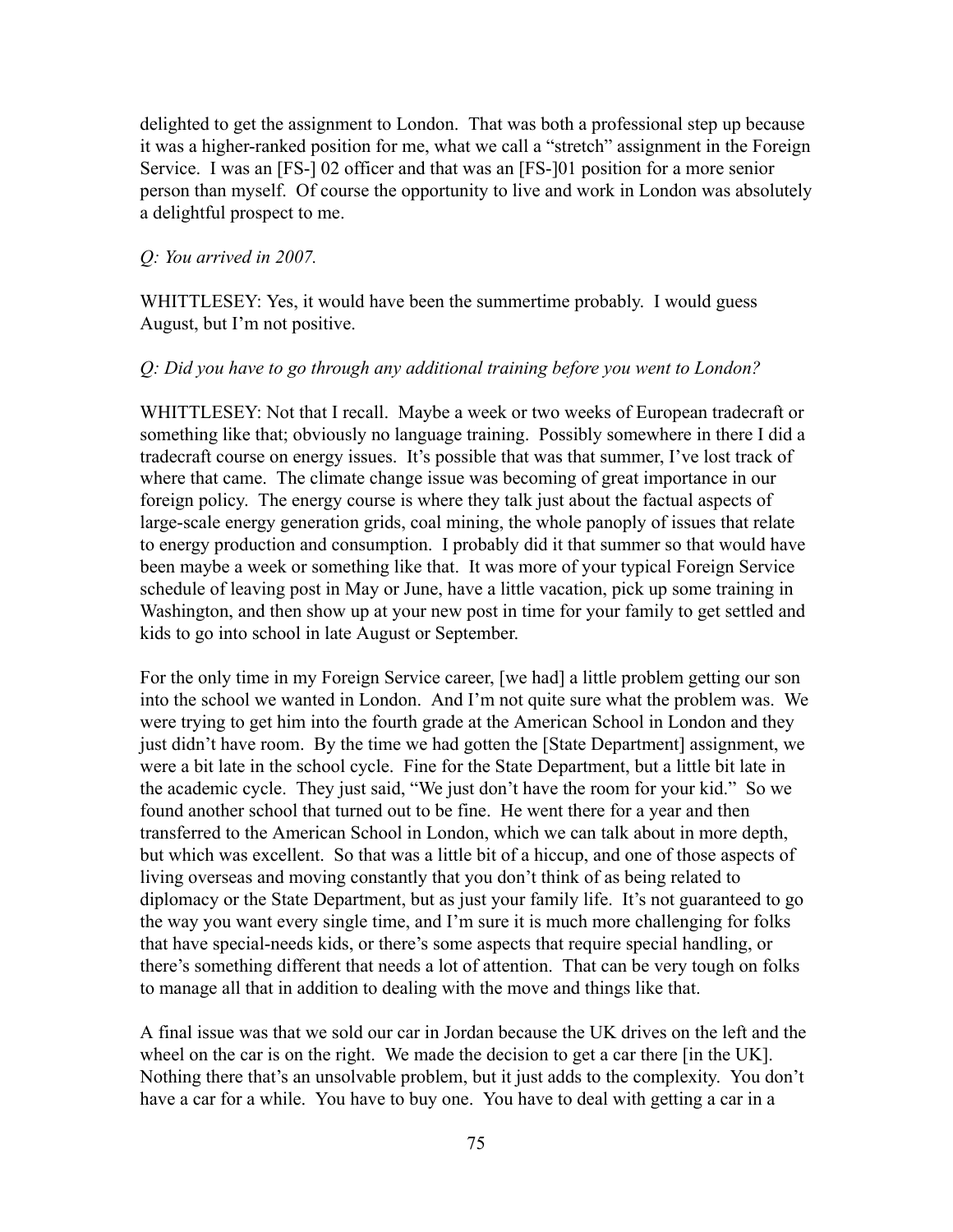delighted to get the assignment to London. That was both a professional step up because it was a higher-ranked position for me, what we call a "stretch" assignment in the Foreign Service. I was an [FS-] 02 officer and that was an [FS-]01 position for a more senior person than myself. Of course the opportunity to live and work in London was absolutely a delightful prospect to me.

*Q: You arrived in 2007.*

WHITTLESEY: Yes, it would have been the summertime probably. I would guess August, but I'm not positive.

*Q: Did you have to go through any additional training before you went to London?*

WHITTLESEY: Not that I recall. Maybe a week or two weeks of European tradecraft or something like that; obviously no language training. Possibly somewhere in there I did a tradecraft course on energy issues. It's possible that was that summer, I've lost track of where that came. The climate change issue was becoming of great importance in our foreign policy. The energy course is where they talk just about the factual aspects of large-scale energy generation grids, coal mining, the whole panoply of issues that relate to energy production and consumption. I probably did it that summer so that would have been maybe a week or something like that. It was more of your typical Foreign Service schedule of leaving post in May or June, have a little vacation, pick up some training in Washington, and then show up at your new post in time for your family to get settled and kids to go into school in late August or September.

For the only time in my Foreign Service career, [we had] a little problem getting our son into the school we wanted in London. And I'm not quite sure what the problem was. We were trying to get him into the fourth grade at the American School in London and they just didn't have room. By the time we had gotten the [State Department] assignment, we were a bit late in the school cycle. Fine for the State Department, but a little bit late in the academic cycle. They just said, "We just don't have the room for your kid." So we found another school that turned out to be fine. He went there for a year and then transferred to the American School in London, which we can talk about in more depth, but which was excellent. So that was a little bit of a hiccup, and one of those aspects of living overseas and moving constantly that you don't think of as being related to diplomacy or the State Department, but as just your family life. It's not guaranteed to go the way you want every single time, and I'm sure it is much more challenging for folks that have special-needs kids, or there's some aspects that require special handling, or there's something different that needs a lot of attention. That can be very tough on folks to manage all that in addition to dealing with the move and things like that.

A final issue was that we sold our car in Jordan because the UK drives on the left and the wheel on the car is on the right. We made the decision to get a car there [in the UK]. Nothing there that's an unsolvable problem, but it just adds to the complexity. You don't have a car for a while. You have to buy one. You have to deal with getting a car in a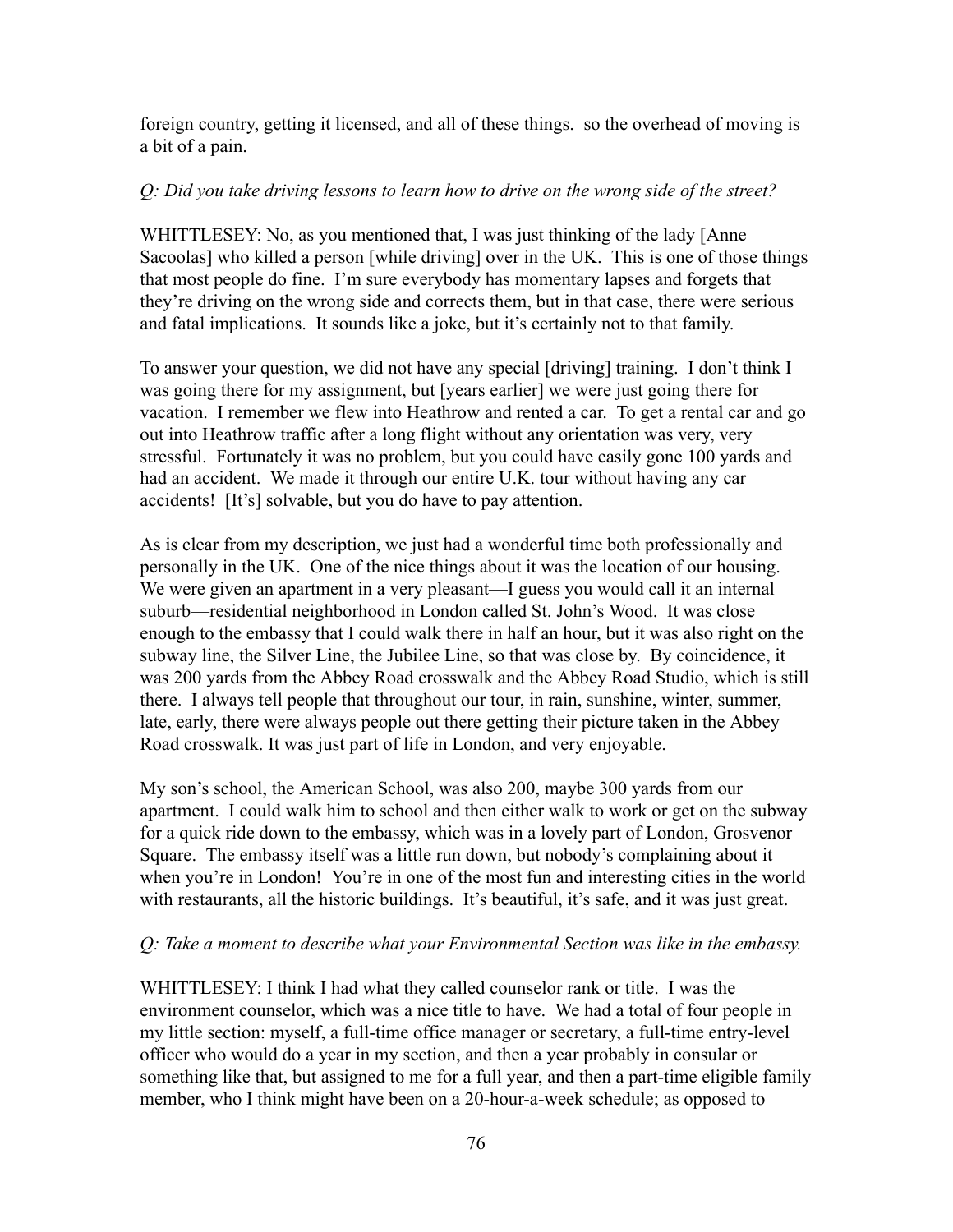foreign country, getting it licensed, and all of these things. so the overhead of moving is a bit of a pain.

*Q: Did you take driving lessons to learn how to drive on the wrong side of the street?*

WHITTLESEY: No, as you mentioned that, I was just thinking of the lady [Anne Sacoolas] who killed a person [while driving] over in the UK. This is one of those things that most people do fine. I'm sure everybody has momentary lapses and forgets that they're driving on the wrong side and corrects them, but in that case, there were serious and fatal implications. It sounds like a joke, but it's certainly not to that family.

To answer your question, we did not have any special [driving] training. I don't think I was going there for my assignment, but [years earlier] we were just going there for vacation. I remember we flew into Heathrow and rented a car. To get a rental car and go out into Heathrow traffic after a long flight without any orientation was very, very stressful. Fortunately it was no problem, but you could have easily gone 100 yards and had an accident. We made it through our entire U.K. tour without having any car accidents! [It's] solvable, but you do have to pay attention.

As is clear from my description, we just had a wonderful time both professionally and personally in the UK. One of the nice things about it was the location of our housing. We were given an apartment in a very pleasant—I guess you would call it an internal suburb—residential neighborhood in London called St. John's Wood. It was close enough to the embassy that I could walk there in half an hour, but it was also right on the subway line, the Silver Line, the Jubilee Line, so that was close by. By coincidence, it was 200 yards from the Abbey Road crosswalk and the Abbey Road Studio, which is still there. I always tell people that throughout our tour, in rain, sunshine, winter, summer, late, early, there were always people out there getting their picture taken in the Abbey Road crosswalk. It was just part of life in London, and very enjoyable.

My son's school, the American School, was also 200, maybe 300 yards from our apartment. I could walk him to school and then either walk to work or get on the subway for a quick ride down to the embassy, which was in a lovely part of London, Grosvenor Square. The embassy itself was a little run down, but nobody's complaining about it when you're in London! You're in one of the most fun and interesting cities in the world with restaurants, all the historic buildings. It's beautiful, it's safe, and it was just great.

*Q: Take a moment to describe what your Environmental Section was like in the embassy.*

WHITTLESEY: I think I had what they called counselor rank or title. I was the environment counselor, which was a nice title to have. We had a total of four people in my little section: myself, a full-time office manager or secretary, a full-time entry-level officer who would do a year in my section, and then a year probably in consular or something like that, but assigned to me for a full year, and then a part-time eligible family member, who I think might have been on a 20-hour-a-week schedule; as opposed to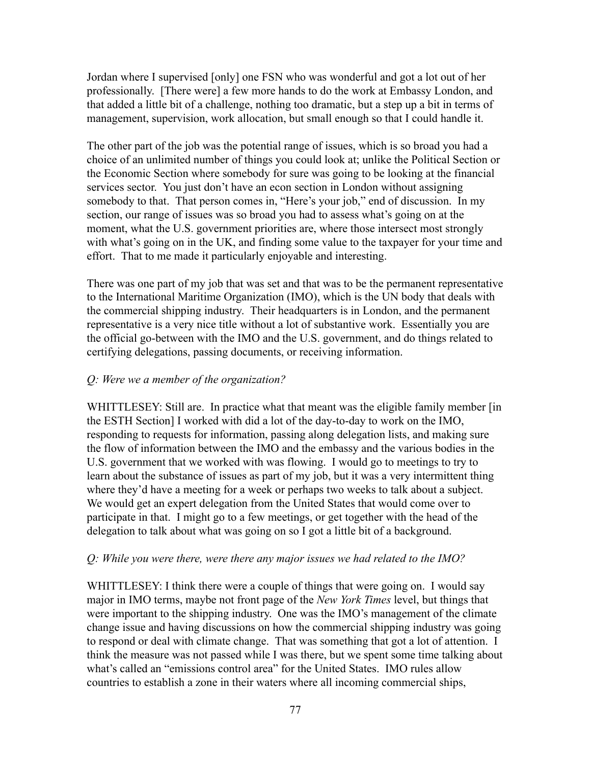Jordan where I supervised [only] one FSN who was wonderful and got a lot out of her professionally. [There were] a few more hands to do the work at Embassy London, and that added a little bit of a challenge, nothing too dramatic, but a step up a bit in terms of management, supervision, work allocation, but small enough so that I could handle it.

The other part of the job was the potential range of issues, which is so broad you had a choice of an unlimited number of things you could look at; unlike the Political Section or the Economic Section where somebody for sure was going to be looking at the financial services sector. You just don't have an econ section in London without assigning somebody to that. That person comes in, "Here's your job," end of discussion. In my section, our range of issues was so broad you had to assess what's going on at the moment, what the U.S. government priorities are, where those intersect most strongly with what's going on in the UK, and finding some value to the taxpayer for your time and effort. That to me made it particularly enjoyable and interesting.

There was one part of my job that was set and that was to be the permanent representative to the International Maritime Organization (IMO), which is the UN body that deals with the commercial shipping industry. Their headquarters is in London, and the permanent representative is a very nice title without a lot of substantive work. Essentially you are the official go-between with the IMO and the U.S. government, and do things related to certifying delegations, passing documents, or receiving information.

*Q: Were we a member of the organization?*

WHITTLESEY: Still are. In practice what that meant was the eligible family member [in the ESTH Section] I worked with did a lot of the day-to-day to work on the IMO, responding to requests for information, passing along delegation lists, and making sure the flow of information between the IMO and the embassy and the various bodies in the U.S. government that we worked with was flowing. I would go to meetings to try to learn about the substance of issues as part of my job, but it was a very intermittent thing where they'd have a meeting for a week or perhaps two weeks to talk about a subject. We would get an expert delegation from the United States that would come over to participate in that. I might go to a few meetings, or get together with the head of the delegation to talk about what was going on so I got a little bit of a background.

*Q: While you were there, were there any major issues we had related to the IMO?*

WHITTLESEY: I think there were a couple of things that were going on. I would say major in IMO terms, maybe not front page of the *New York Times* level, but things that were important to the shipping industry. One was the IMO's management of the climate change issue and having discussions on how the commercial shipping industry was going to respond or deal with climate change. That was something that got a lot of attention. I think the measure was not passed while I was there, but we spent some time talking about what's called an "emissions control area" for the United States. IMO rules allow countries to establish a zone in their waters where all incoming commercial ships,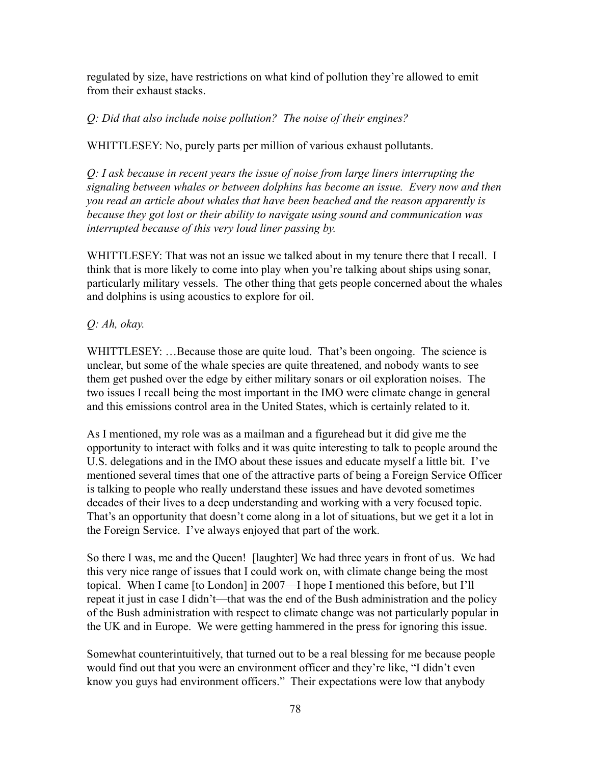regulated by size, have restrictions on what kind of pollution they're allowed to emit from their exhaust stacks.

*Q: Did that also include noise pollution? The noise of their engines?*

WHITTLESEY: No, purely parts per million of various exhaust pollutants.

*Q: I ask because in recent years the issue of noise from large liners interrupting the signaling between whales or between dolphins has become an issue. Every now and then you read an article about whales that have been beached and the reason apparently is because they got lost or their ability to navigate using sound and communication was interrupted because of this very loud liner passing by.*

WHITTLESEY: That was not an issue we talked about in my tenure there that I recall. I think that is more likely to come into play when you're talking about ships using sonar, particularly military vessels. The other thing that gets people concerned about the whales and dolphins is using acoustics to explore for oil.

*Q: Ah, okay.*

WHITTLESEY: …Because those are quite loud. That's been ongoing. The science is unclear, but some of the whale species are quite threatened, and nobody wants to see them get pushed over the edge by either military sonars or oil exploration noises. The two issues I recall being the most important in the IMO were climate change in general and this emissions control area in the United States, which is certainly related to it.

As I mentioned, my role was as a mailman and a figurehead but it did give me the opportunity to interact with folks and it was quite interesting to talk to people around the U.S. delegations and in the IMO about these issues and educate myself a little bit. I've mentioned several times that one of the attractive parts of being a Foreign Service Officer is talking to people who really understand these issues and have devoted sometimes decades of their lives to a deep understanding and working with a very focused topic. That's an opportunity that doesn't come along in a lot of situations, but we get it a lot in the Foreign Service. I've always enjoyed that part of the work.

So there I was, me and the Queen! [laughter] We had three years in front of us. We had this very nice range of issues that I could work on, with climate change being the most topical. When I came [to London] in 2007—I hope I mentioned this before, but I'll repeat it just in case I didn't—that was the end of the Bush administration and the policy of the Bush administration with respect to climate change was not particularly popular in the UK and in Europe. We were getting hammered in the press for ignoring this issue.

Somewhat counterintuitively, that turned out to be a real blessing for me because people would find out that you were an environment officer and they're like, "I didn't even know you guys had environment officers." Their expectations were low that anybody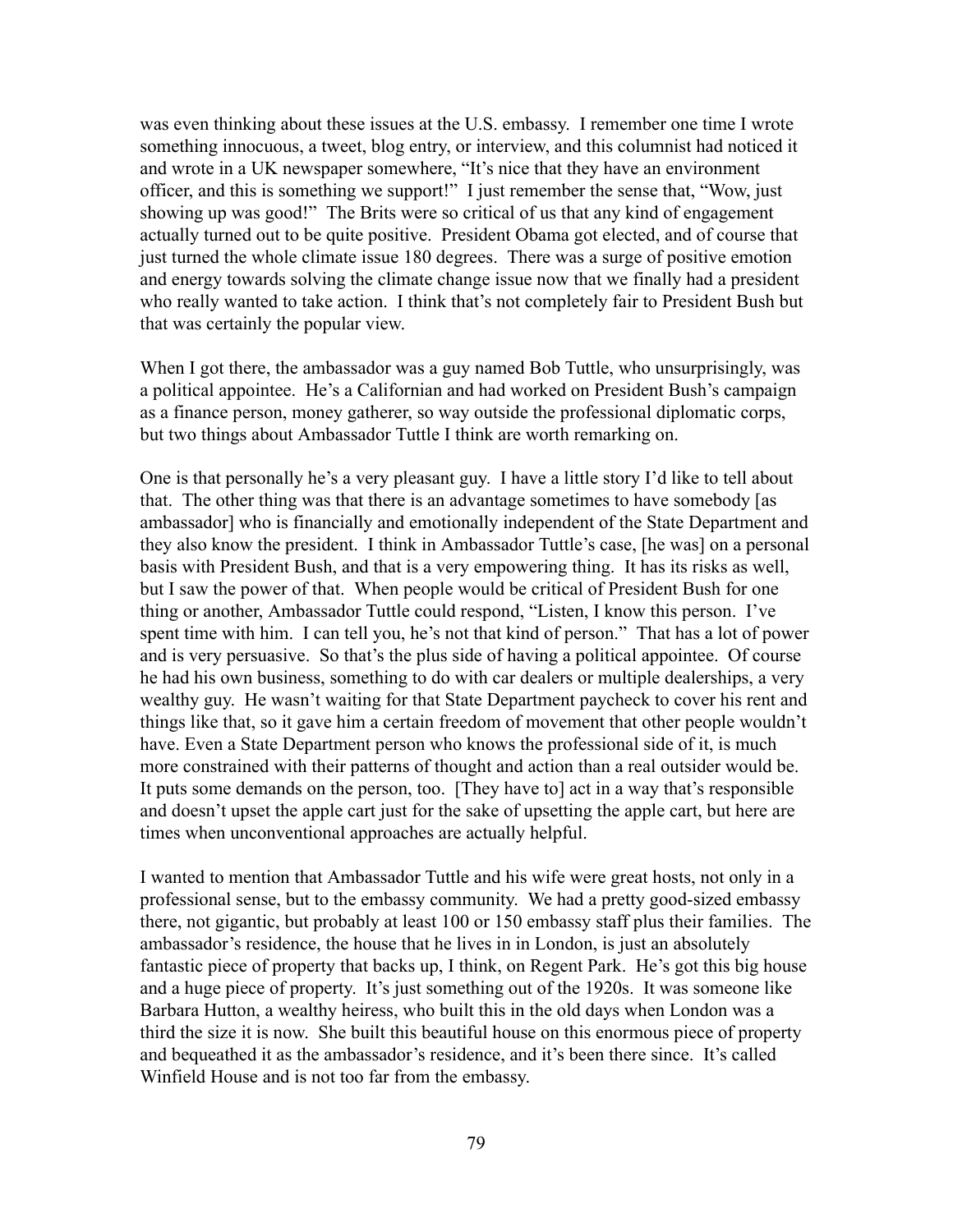was even thinking about these issues at the U.S. embassy. I remember one time I wrote something innocuous, a tweet, blog entry, or interview, and this columnist had noticed it and wrote in a UK newspaper somewhere, "It's nice that they have an environment officer, and this is something we support!" I just remember the sense that, "Wow, just showing up was good!" The Brits were so critical of us that any kind of engagement actually turned out to be quite positive. President Obama got elected, and of course that just turned the whole climate issue 180 degrees. There was a surge of positive emotion and energy towards solving the climate change issue now that we finally had a president who really wanted to take action. I think that's not completely fair to President Bush but that was certainly the popular view.

When I got there, the ambassador was a guy named Bob Tuttle, who unsurprisingly, was a political appointee. He's a Californian and had worked on President Bush's campaign as a finance person, money gatherer, so way outside the professional diplomatic corps, but two things about Ambassador Tuttle I think are worth remarking on.

One is that personally he's a very pleasant guy. I have a little story I'd like to tell about that. The other thing was that there is an advantage sometimes to have somebody [as ambassador] who is financially and emotionally independent of the State Department and they also know the president. I think in Ambassador Tuttle's case, [he was] on a personal basis with President Bush, and that is a very empowering thing. It has its risks as well, but I saw the power of that. When people would be critical of President Bush for one thing or another, Ambassador Tuttle could respond, "Listen, I know this person. I've spent time with him. I can tell you, he's not that kind of person." That has a lot of power and is very persuasive. So that's the plus side of having a political appointee. Of course he had his own business, something to do with car dealers or multiple dealerships, a very wealthy guy. He wasn't waiting for that State Department paycheck to cover his rent and things like that, so it gave him a certain freedom of movement that other people wouldn't have. Even a State Department person who knows the professional side of it, is much more constrained with their patterns of thought and action than a real outsider would be. It puts some demands on the person, too. [They have to] act in a way that's responsible and doesn't upset the apple cart just for the sake of upsetting the apple cart, but here are times when unconventional approaches are actually helpful.

I wanted to mention that Ambassador Tuttle and his wife were great hosts, not only in a professional sense, but to the embassy community. We had a pretty good-sized embassy there, not gigantic, but probably at least 100 or 150 embassy staff plus their families. The ambassador's residence, the house that he lives in in London, is just an absolutely fantastic piece of property that backs up, I think, on Regent Park. He's got this big house and a huge piece of property. It's just something out of the 1920s. It was someone like Barbara Hutton, a wealthy heiress, who built this in the old days when London was a third the size it is now. She built this beautiful house on this enormous piece of property and bequeathed it as the ambassador's residence, and it's been there since. It's called Winfield House and is not too far from the embassy.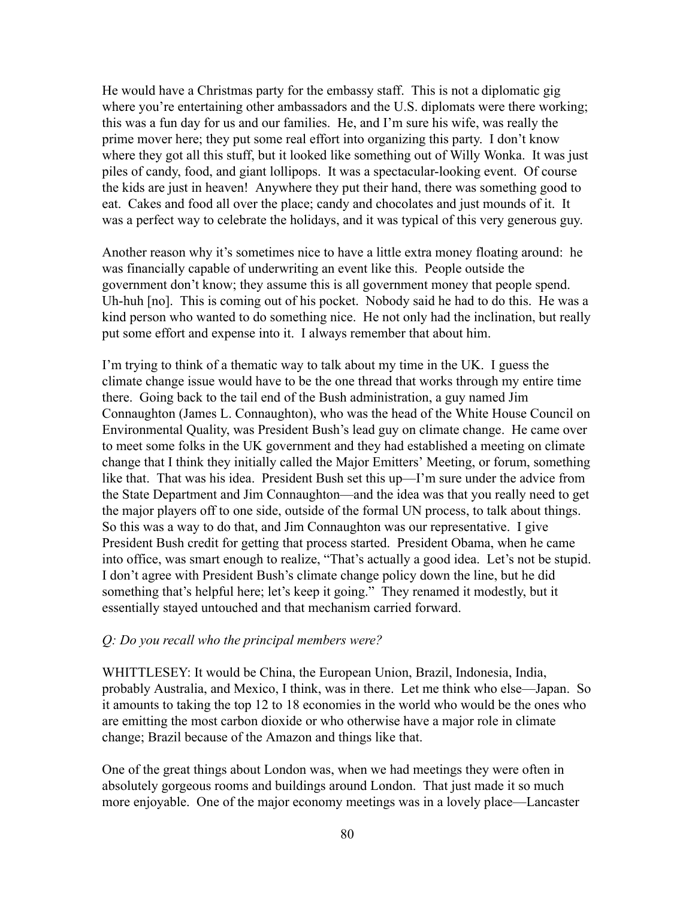He would have a Christmas party for the embassy staff. This is not a diplomatic gig where you're entertaining other ambassadors and the U.S. diplomats were there working; this was a fun day for us and our families. He, and I'm sure his wife, was really the prime mover here; they put some real effort into organizing this party. I don't know where they got all this stuff, but it looked like something out of Willy Wonka. It was just piles of candy, food, and giant lollipops. It was a spectacular-looking event. Of course the kids are just in heaven! Anywhere they put their hand, there was something good to eat. Cakes and food all over the place; candy and chocolates and just mounds of it. It was a perfect way to celebrate the holidays, and it was typical of this very generous guy.

Another reason why it's sometimes nice to have a little extra money floating around: he was financially capable of underwriting an event like this. People outside the government don't know; they assume this is all government money that people spend. Uh-huh [no]. This is coming out of his pocket. Nobody said he had to do this. He was a kind person who wanted to do something nice. He not only had the inclination, but really put some effort and expense into it. I always remember that about him.

I'm trying to think of a thematic way to talk about my time in the UK. I guess the climate change issue would have to be the one thread that works through my entire time there. Going back to the tail end of the Bush administration, a guy named Jim Connaughton (James L. Connaughton), who was the head of the White House Council on Environmental Quality, was President Bush's lead guy on climate change. He came over to meet some folks in the UK government and they had established a meeting on climate change that I think they initially called the Major Emitters' Meeting, or forum, something like that. That was his idea. President Bush set this up—I'm sure under the advice from the State Department and Jim Connaughton—and the idea was that you really need to get the major players off to one side, outside of the formal UN process, to talk about things. So this was a way to do that, and Jim Connaughton was our representative. I give President Bush credit for getting that process started. President Obama, when he came into office, was smart enough to realize, "That's actually a good idea. Let's not be stupid. I don't agree with President Bush's climate change policy down the line, but he did something that's helpful here; let's keep it going." They renamed it modestly, but it essentially stayed untouched and that mechanism carried forward.

*Q: Do you recall who the principal members were?*

WHITTLESEY: It would be China, the European Union, Brazil, Indonesia, India, probably Australia, and Mexico, I think, was in there. Let me think who else—Japan. So it amounts to taking the top 12 to 18 economies in the world who would be the ones who are emitting the most carbon dioxide or who otherwise have a major role in climate change; Brazil because of the Amazon and things like that.

One of the great things about London was, when we had meetings they were often in absolutely gorgeous rooms and buildings around London. That just made it so much more enjoyable. One of the major economy meetings was in a lovely place—Lancaster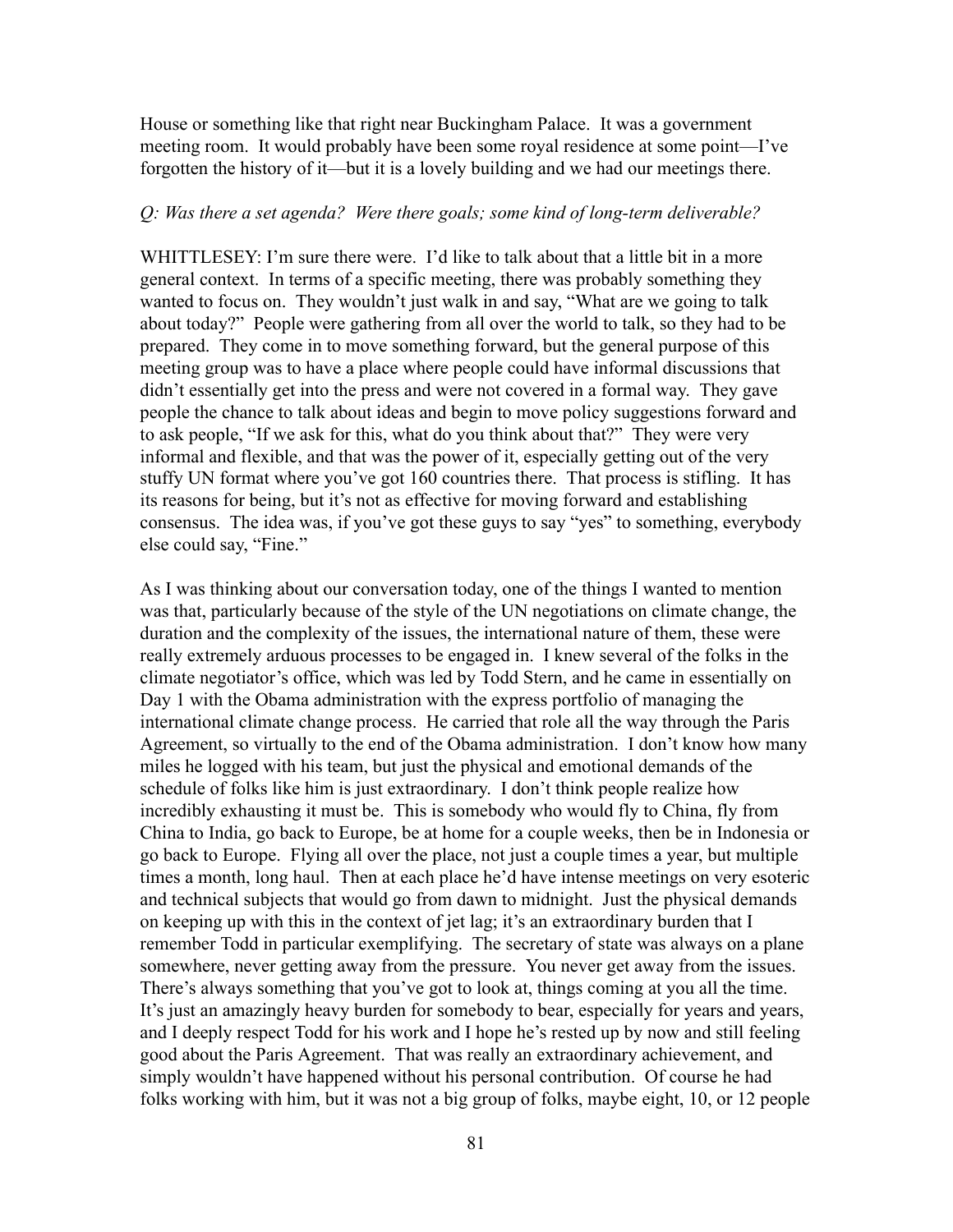House or something like that right near Buckingham Palace. It was a government meeting room. It would probably have been some royal residence at some point—I've forgotten the history of it—but it is a lovely building and we had our meetings there.

*Q: Was there a set agenda? Were there goals; some kind of long-term deliverable?*

WHITTLESEY: I'm sure there were. I'd like to talk about that a little bit in a more general context. In terms of a specific meeting, there was probably something they wanted to focus on. They wouldn't just walk in and say, "What are we going to talk about today?" People were gathering from all over the world to talk, so they had to be prepared. They come in to move something forward, but the general purpose of this meeting group was to have a place where people could have informal discussions that didn't essentially get into the press and were not covered in a formal way. They gave people the chance to talk about ideas and begin to move policy suggestions forward and to ask people, "If we ask for this, what do you think about that?" They were very informal and flexible, and that was the power of it, especially getting out of the very stuffy UN format where you've got 160 countries there. That process is stifling. It has its reasons for being, but it's not as effective for moving forward and establishing consensus. The idea was, if you've got these guys to say "yes" to something, everybody else could say, "Fine."

As I was thinking about our conversation today, one of the things I wanted to mention was that, particularly because of the style of the UN negotiations on climate change, the duration and the complexity of the issues, the international nature of them, these were really extremely arduous processes to be engaged in. I knew several of the folks in the climate negotiator's office, which was led by Todd Stern, and he came in essentially on Day 1 with the Obama administration with the express portfolio of managing the international climate change process. He carried that role all the way through the Paris Agreement, so virtually to the end of the Obama administration. I don't know how many miles he logged with his team, but just the physical and emotional demands of the schedule of folks like him is just extraordinary. I don't think people realize how incredibly exhausting it must be. This is somebody who would fly to China, fly from China to India, go back to Europe, be at home for a couple weeks, then be in Indonesia or go back to Europe. Flying all over the place, not just a couple times a year, but multiple times a month, long haul. Then at each place he'd have intense meetings on very esoteric and technical subjects that would go from dawn to midnight. Just the physical demands on keeping up with this in the context of jet lag; it's an extraordinary burden that I remember Todd in particular exemplifying. The secretary of state was always on a plane somewhere, never getting away from the pressure. You never get away from the issues. There's always something that you've got to look at, things coming at you all the time. It's just an amazingly heavy burden for somebody to bear, especially for years and years, and I deeply respect Todd for his work and I hope he's rested up by now and still feeling good about the Paris Agreement. That was really an extraordinary achievement, and simply wouldn't have happened without his personal contribution. Of course he had folks working with him, but it was not a big group of folks, maybe eight, 10, or 12 people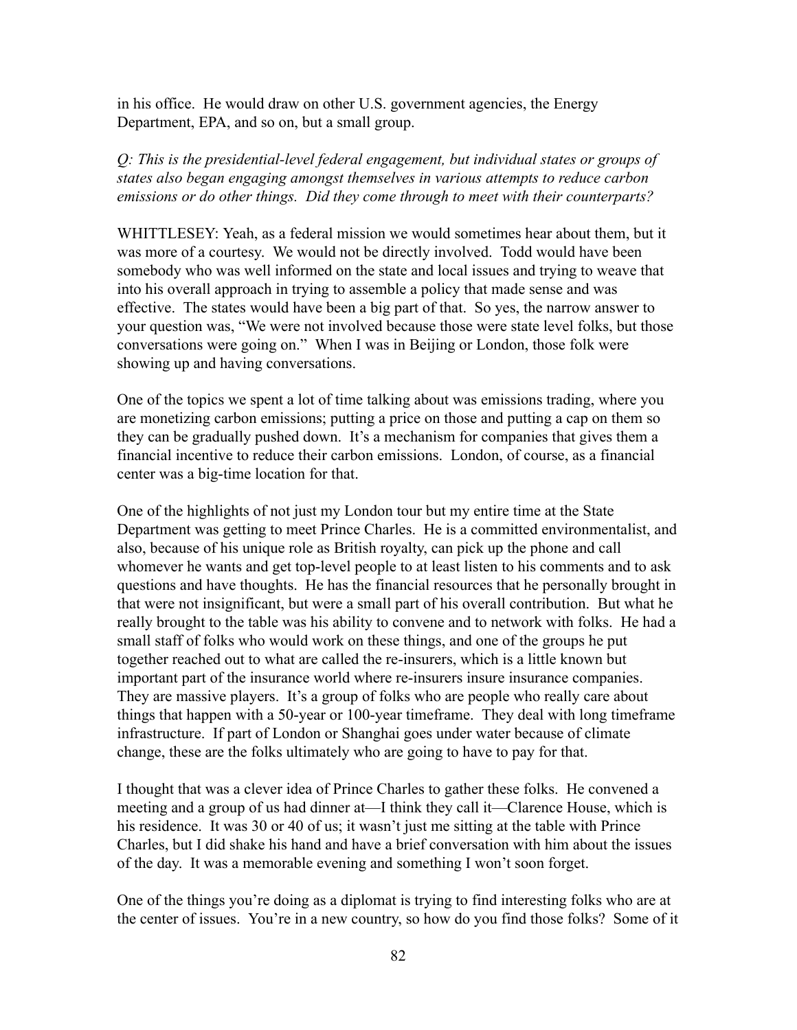in his office. He would draw on other U.S. government agencies, the Energy Department, EPA, and so on, but a small group.

*Q: This is the presidential-level federal engagement, but individual states or groups of states also began engaging amongst themselves in various attempts to reduce carbon emissions or do other things. Did they come through to meet with their counterparts?*

WHITTLESEY: Yeah, as a federal mission we would sometimes hear about them, but it was more of a courtesy. We would not be directly involved. Todd would have been somebody who was well informed on the state and local issues and trying to weave that into his overall approach in trying to assemble a policy that made sense and was effective. The states would have been a big part of that. So yes, the narrow answer to your question was, "We were not involved because those were state level folks, but those conversations were going on." When I was in Beijing or London, those folk were showing up and having conversations.

One of the topics we spent a lot of time talking about was emissions trading, where you are monetizing carbon emissions; putting a price on those and putting a cap on them so they can be gradually pushed down. It's a mechanism for companies that gives them a financial incentive to reduce their carbon emissions. London, of course, as a financial center was a big-time location for that.

One of the highlights of not just my London tour but my entire time at the State Department was getting to meet Prince Charles. He is a committed environmentalist, and also, because of his unique role as British royalty, can pick up the phone and call whomever he wants and get top-level people to at least listen to his comments and to ask questions and have thoughts. He has the financial resources that he personally brought in that were not insignificant, but were a small part of his overall contribution. But what he really brought to the table was his ability to convene and to network with folks. He had a small staff of folks who would work on these things, and one of the groups he put together reached out to what are called the re-insurers, which is a little known but important part of the insurance world where re-insurers insure insurance companies. They are massive players. It's a group of folks who are people who really care about things that happen with a 50-year or 100-year timeframe. They deal with long timeframe infrastructure. If part of London or Shanghai goes under water because of climate change, these are the folks ultimately who are going to have to pay for that.

I thought that was a clever idea of Prince Charles to gather these folks. He convened a meeting and a group of us had dinner at—I think they call it—Clarence House, which is his residence. It was 30 or 40 of us; it wasn't just me sitting at the table with Prince Charles, but I did shake his hand and have a brief conversation with him about the issues of the day. It was a memorable evening and something I won't soon forget.

One of the things you're doing as a diplomat is trying to find interesting folks who are at the center of issues. You're in a new country, so how do you find those folks? Some of it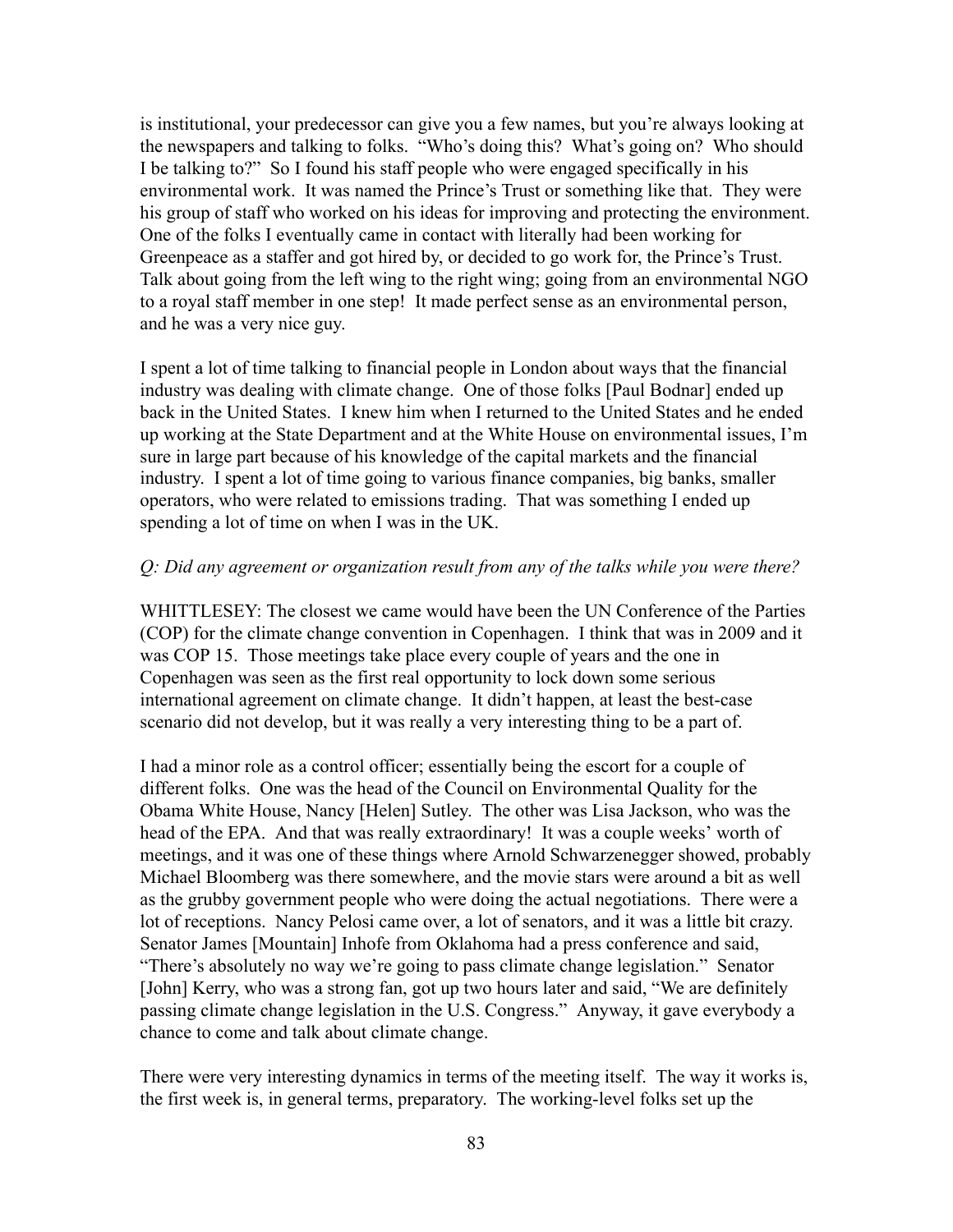is institutional, your predecessor can give you a few names, but you're always looking at the newspapers and talking to folks. "Who's doing this? What's going on? Who should I be talking to?" So I found his staff people who were engaged specifically in his environmental work. It was named the Prince's Trust or something like that. They were his group of staff who worked on his ideas for improving and protecting the environment. One of the folks I eventually came in contact with literally had been working for Greenpeace as a staffer and got hired by, or decided to go work for, the Prince's Trust. Talk about going from the left wing to the right wing; going from an environmental NGO to a royal staff member in one step! It made perfect sense as an environmental person, and he was a very nice guy.

I spent a lot of time talking to financial people in London about ways that the financial industry was dealing with climate change. One of those folks [Paul Bodnar] ended up back in the United States. I knew him when I returned to the United States and he ended up working at the State Department and at the White House on environmental issues, I'm sure in large part because of his knowledge of the capital markets and the financial industry. I spent a lot of time going to various finance companies, big banks, smaller operators, who were related to emissions trading. That was something I ended up spending a lot of time on when I was in the UK.

*Q: Did any agreement or organization result from any of the talks while you were there?*

WHITTLESEY: The closest we came would have been the UN Conference of the Parties (COP) for the climate change convention in Copenhagen. I think that was in 2009 and it was COP 15. Those meetings take place every couple of years and the one in Copenhagen was seen as the first real opportunity to lock down some serious international agreement on climate change. It didn't happen, at least the best-case scenario did not develop, but it was really a very interesting thing to be a part of.

I had a minor role as a control officer; essentially being the escort for a couple of different folks. One was the head of the Council on Environmental Quality for the Obama White House, Nancy [Helen] Sutley. The other was Lisa Jackson, who was the head of the EPA. And that was really extraordinary! It was a couple weeks' worth of meetings, and it was one of these things where Arnold Schwarzenegger showed, probably Michael Bloomberg was there somewhere, and the movie stars were around a bit as well as the grubby government people who were doing the actual negotiations. There were a lot of receptions. Nancy Pelosi came over, a lot of senators, and it was a little bit crazy. Senator James [Mountain] Inhofe from Oklahoma had a press conference and said, "There's absolutely no way we're going to pass climate change legislation." Senator [John] Kerry, who was a strong fan, got up two hours later and said, "We are definitely passing climate change legislation in the U.S. Congress." Anyway, it gave everybody a chance to come and talk about climate change.

There were very interesting dynamics in terms of the meeting itself. The way it works is, the first week is, in general terms, preparatory. The working-level folks set up the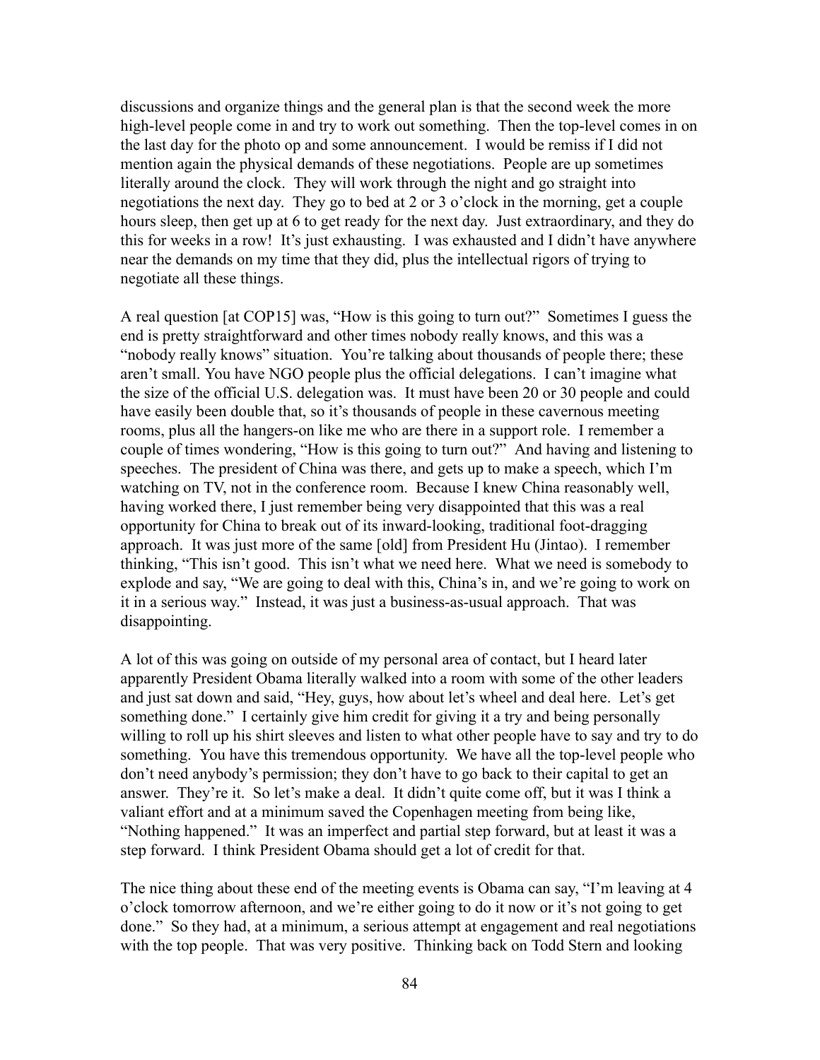discussions and organize things and the general plan is that the second week the more high-level people come in and try to work out something. Then the top-level comes in on the last day for the photo op and some announcement. I would be remiss if I did not mention again the physical demands of these negotiations. People are up sometimes literally around the clock. They will work through the night and go straight into negotiations the next day. They go to bed at 2 or 3 o'clock in the morning, get a couple hours sleep, then get up at 6 to get ready for the next day. Just extraordinary, and they do this for weeks in a row! It's just exhausting. I was exhausted and I didn't have anywhere near the demands on my time that they did, plus the intellectual rigors of trying to negotiate all these things.

A real question [at COP15] was, "How is this going to turn out?" Sometimes I guess the end is pretty straightforward and other times nobody really knows, and this was a "nobody really knows" situation. You're talking about thousands of people there; these aren't small. You have NGO people plus the official delegations. I can't imagine what the size of the official U.S. delegation was. It must have been 20 or 30 people and could have easily been double that, so it's thousands of people in these cavernous meeting rooms, plus all the hangers-on like me who are there in a support role. I remember a couple of times wondering, "How is this going to turn out?" And having and listening to speeches. The president of China was there, and gets up to make a speech, which I'm watching on TV, not in the conference room. Because I knew China reasonably well, having worked there, I just remember being very disappointed that this was a real opportunity for China to break out of its inward-looking, traditional foot-dragging approach. It was just more of the same [old] from President Hu (Jintao). I remember thinking, "This isn't good. This isn't what we need here. What we need is somebody to explode and say, "We are going to deal with this, China's in, and we're going to work on it in a serious way." Instead, it was just a business-as-usual approach. That was disappointing.

A lot of this was going on outside of my personal area of contact, but I heard later apparently President Obama literally walked into a room with some of the other leaders and just sat down and said, "Hey, guys, how about let's wheel and deal here. Let's get something done." I certainly give him credit for giving it a try and being personally willing to roll up his shirt sleeves and listen to what other people have to say and try to do something. You have this tremendous opportunity. We have all the top-level people who don't need anybody's permission; they don't have to go back to their capital to get an answer. They're it. So let's make a deal. It didn't quite come off, but it was I think a valiant effort and at a minimum saved the Copenhagen meeting from being like, "Nothing happened." It was an imperfect and partial step forward, but at least it was a step forward. I think President Obama should get a lot of credit for that.

The nice thing about these end of the meeting events is Obama can say, "I'm leaving at 4 o'clock tomorrow afternoon, and we're either going to do it now or it's not going to get done." So they had, at a minimum, a serious attempt at engagement and real negotiations with the top people. That was very positive. Thinking back on Todd Stern and looking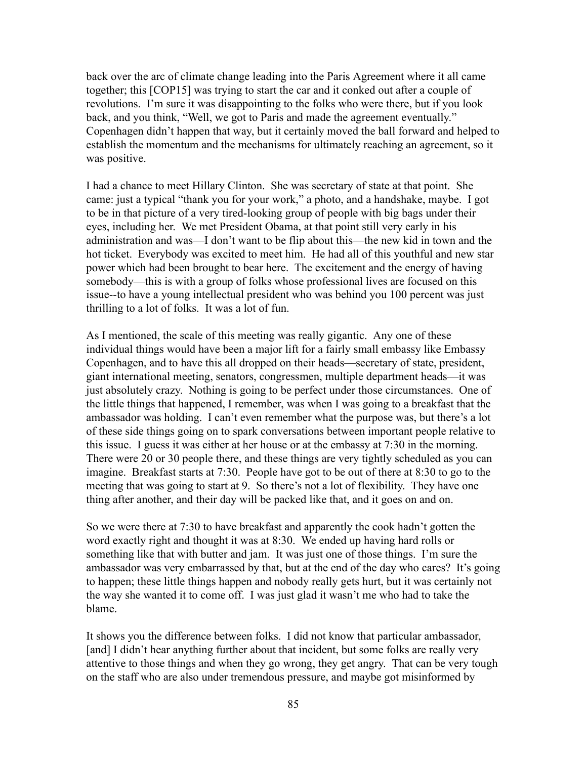back over the arc of climate change leading into the Paris Agreement where it all came together; this [COP15] was trying to start the car and it conked out after a couple of revolutions. I'm sure it was disappointing to the folks who were there, but if you look back, and you think, "Well, we got to Paris and made the agreement eventually." Copenhagen didn't happen that way, but it certainly moved the ball forward and helped to establish the momentum and the mechanisms for ultimately reaching an agreement, so it was positive.

I had a chance to meet Hillary Clinton. She was secretary of state at that point. She came: just a typical "thank you for your work," a photo, and a handshake, maybe. I got to be in that picture of a very tired-looking group of people with big bags under their eyes, including her. We met President Obama, at that point still very early in his administration and was—I don't want to be flip about this—the new kid in town and the hot ticket. Everybody was excited to meet him. He had all of this youthful and new star power which had been brought to bear here. The excitement and the energy of having somebody—this is with a group of folks whose professional lives are focused on this issue--to have a young intellectual president who was behind you 100 percent was just thrilling to a lot of folks. It was a lot of fun.

As I mentioned, the scale of this meeting was really gigantic. Any one of these individual things would have been a major lift for a fairly small embassy like Embassy Copenhagen, and to have this all dropped on their heads—secretary of state, president, giant international meeting, senators, congressmen, multiple department heads—it was just absolutely crazy. Nothing is going to be perfect under those circumstances. One of the little things that happened, I remember, was when I was going to a breakfast that the ambassador was holding. I can't even remember what the purpose was, but there's a lot of these side things going on to spark conversations between important people relative to this issue. I guess it was either at her house or at the embassy at 7:30 in the morning. There were 20 or 30 people there, and these things are very tightly scheduled as you can imagine. Breakfast starts at 7:30. People have got to be out of there at 8:30 to go to the meeting that was going to start at 9. So there's not a lot of flexibility. They have one thing after another, and their day will be packed like that, and it goes on and on.

So we were there at 7:30 to have breakfast and apparently the cook hadn't gotten the word exactly right and thought it was at 8:30. We ended up having hard rolls or something like that with butter and jam. It was just one of those things. I'm sure the ambassador was very embarrassed by that, but at the end of the day who cares? It's going to happen; these little things happen and nobody really gets hurt, but it was certainly not the way she wanted it to come off. I was just glad it wasn't me who had to take the blame.

It shows you the difference between folks. I did not know that particular ambassador, [and] I didn't hear anything further about that incident, but some folks are really very attentive to those things and when they go wrong, they get angry. That can be very tough on the staff who are also under tremendous pressure, and maybe got misinformed by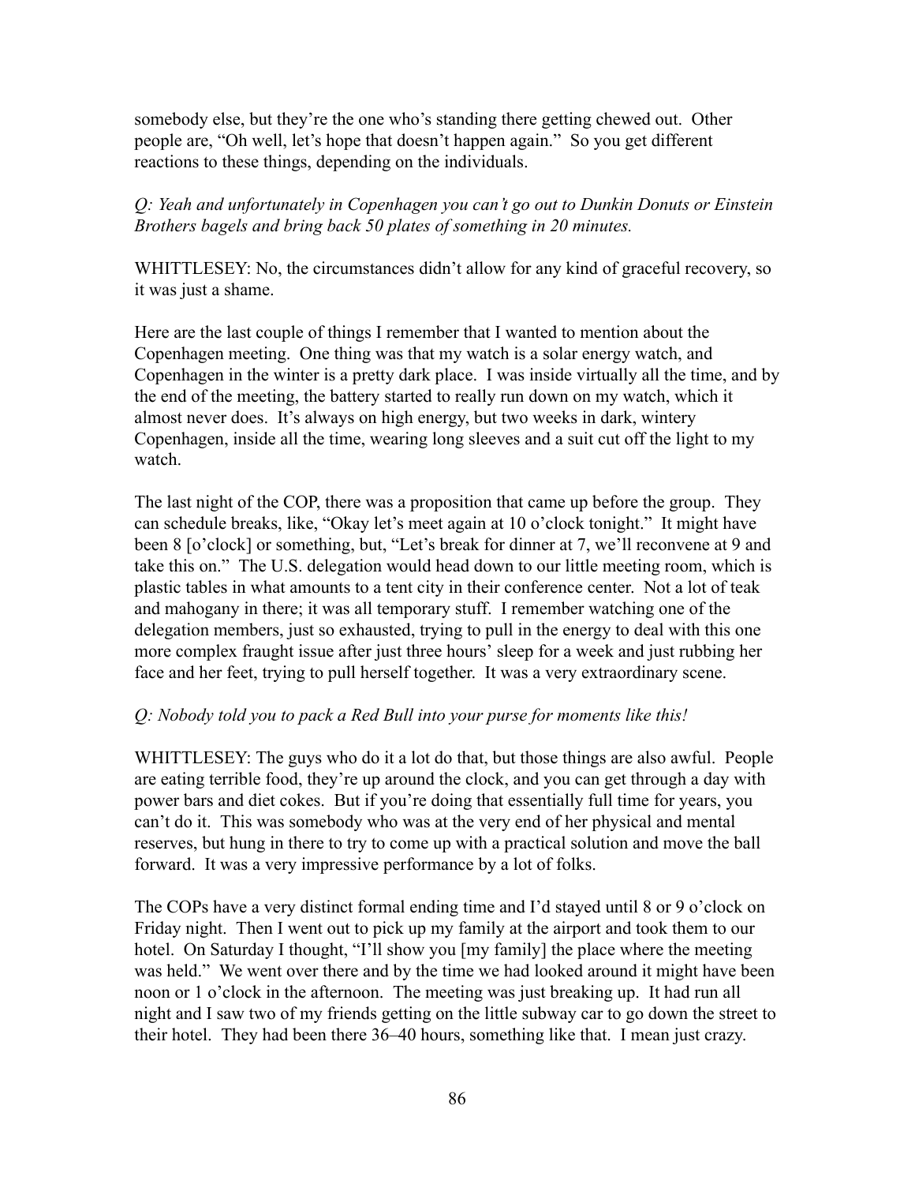somebody else, but they're the one who's standing there getting chewed out. Other people are, "Oh well, let's hope that doesn't happen again." So you get different reactions to these things, depending on the individuals.

*Q: Yeah and unfortunately in Copenhagen you can't go out to Dunkin Donuts or Einstein Brothers bagels and bring back 50 plates of something in 20 minutes.*

WHITTLESEY: No, the circumstances didn't allow for any kind of graceful recovery, so it was just a shame.

Here are the last couple of things I remember that I wanted to mention about the Copenhagen meeting. One thing was that my watch is a solar energy watch, and Copenhagen in the winter is a pretty dark place. I was inside virtually all the time, and by the end of the meeting, the battery started to really run down on my watch, which it almost never does. It's always on high energy, but two weeks in dark, wintery Copenhagen, inside all the time, wearing long sleeves and a suit cut off the light to my watch.

The last night of the COP, there was a proposition that came up before the group. They can schedule breaks, like, "Okay let's meet again at 10 o'clock tonight." It might have been 8 [o'clock] or something, but, "Let's break for dinner at 7, we'll reconvene at 9 and take this on." The U.S. delegation would head down to our little meeting room, which is plastic tables in what amounts to a tent city in their conference center. Not a lot of teak and mahogany in there; it was all temporary stuff. I remember watching one of the delegation members, just so exhausted, trying to pull in the energy to deal with this one more complex fraught issue after just three hours' sleep for a week and just rubbing her face and her feet, trying to pull herself together. It was a very extraordinary scene.

*Q: Nobody told you to pack a Red Bull into your purse for moments like this!*

WHITTLESEY: The guys who do it a lot do that, but those things are also awful. People are eating terrible food, they're up around the clock, and you can get through a day with power bars and diet cokes. But if you're doing that essentially full time for years, you can't do it. This was somebody who was at the very end of her physical and mental reserves, but hung in there to try to come up with a practical solution and move the ball forward. It was a very impressive performance by a lot of folks.

The COPs have a very distinct formal ending time and I'd stayed until 8 or 9 o'clock on Friday night. Then I went out to pick up my family at the airport and took them to our hotel. On Saturday I thought, "I'll show you [my family] the place where the meeting was held." We went over there and by the time we had looked around it might have been noon or 1 o'clock in the afternoon. The meeting was just breaking up. It had run all night and I saw two of my friends getting on the little subway car to go down the street to their hotel. They had been there 36–40 hours, something like that. I mean just crazy.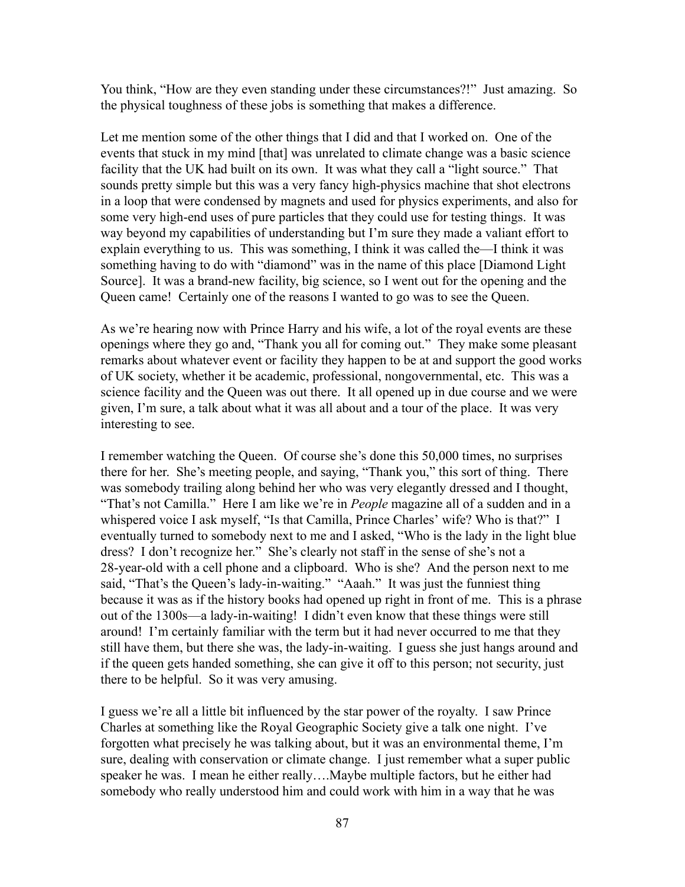You think, "How are they even standing under these circumstances?!" Just amazing. So the physical toughness of these jobs is something that makes a difference.

Let me mention some of the other things that I did and that I worked on. One of the events that stuck in my mind [that] was unrelated to climate change was a basic science facility that the UK had built on its own. It was what they call a "light source." That sounds pretty simple but this was a very fancy high-physics machine that shot electrons in a loop that were condensed by magnets and used for physics experiments, and also for some very high-end uses of pure particles that they could use for testing things. It was way beyond my capabilities of understanding but I'm sure they made a valiant effort to explain everything to us. This was something, I think it was called the—I think it was something having to do with "diamond" was in the name of this place [Diamond Light Source]. It was a brand-new facility, big science, so I went out for the opening and the Queen came! Certainly one of the reasons I wanted to go was to see the Queen.

As we're hearing now with Prince Harry and his wife, a lot of the royal events are these openings where they go and, "Thank you all for coming out." They make some pleasant remarks about whatever event or facility they happen to be at and support the good works of UK society, whether it be academic, professional, nongovernmental, etc. This was a science facility and the Queen was out there. It all opened up in due course and we were given, I'm sure, a talk about what it was all about and a tour of the place. It was very interesting to see.

I remember watching the Queen. Of course she's done this 50,000 times, no surprises there for her. She's meeting people, and saying, "Thank you," this sort of thing. There was somebody trailing along behind her who was very elegantly dressed and I thought, "That's not Camilla." Here I am like we're in *People* magazine all of a sudden and in a whispered voice I ask myself, "Is that Camilla, Prince Charles' wife? Who is that?" I eventually turned to somebody next to me and I asked, "Who is the lady in the light blue dress? I don't recognize her." She's clearly not staff in the sense of she's not a 28-year-old with a cell phone and a clipboard. Who is she? And the person next to me said, "That's the Queen's lady-in-waiting." "Aaah." It was just the funniest thing because it was as if the history books had opened up right in front of me. This is a phrase out of the 1300s—a lady-in-waiting! I didn't even know that these things were still around! I'm certainly familiar with the term but it had never occurred to me that they still have them, but there she was, the lady-in-waiting. I guess she just hangs around and if the queen gets handed something, she can give it off to this person; not security, just there to be helpful. So it was very amusing.

I guess we're all a little bit influenced by the star power of the royalty. I saw Prince Charles at something like the Royal Geographic Society give a talk one night. I've forgotten what precisely he was talking about, but it was an environmental theme, I'm sure, dealing with conservation or climate change. I just remember what a super public speaker he was. I mean he either really….Maybe multiple factors, but he either had somebody who really understood him and could work with him in a way that he was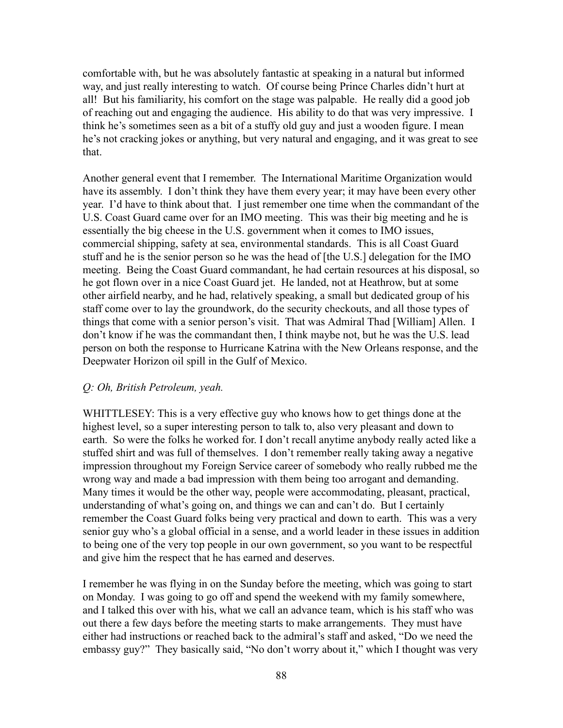comfortable with, but he was absolutely fantastic at speaking in a natural but informed way, and just really interesting to watch. Of course being Prince Charles didn't hurt at all! But his familiarity, his comfort on the stage was palpable. He really did a good job of reaching out and engaging the audience. His ability to do that was very impressive. I think he's sometimes seen as a bit of a stuffy old guy and just a wooden figure. I mean he's not cracking jokes or anything, but very natural and engaging, and it was great to see that.

Another general event that I remember. The International Maritime Organization would have its assembly. I don't think they have them every year; it may have been every other year. I'd have to think about that. I just remember one time when the commandant of the U.S. Coast Guard came over for an IMO meeting. This was their big meeting and he is essentially the big cheese in the U.S. government when it comes to IMO issues, commercial shipping, safety at sea, environmental standards. This is all Coast Guard stuff and he is the senior person so he was the head of [the U.S.] delegation for the IMO meeting. Being the Coast Guard commandant, he had certain resources at his disposal, so he got flown over in a nice Coast Guard jet. He landed, not at Heathrow, but at some other airfield nearby, and he had, relatively speaking, a small but dedicated group of his staff come over to lay the groundwork, do the security checkouts, and all those types of things that come with a senior person's visit. That was Admiral Thad [William] Allen. I don't know if he was the commandant then, I think maybe not, but he was the U.S. lead person on both the response to Hurricane Katrina with the New Orleans response, and the Deepwater Horizon oil spill in the Gulf of Mexico.

*Q: Oh, British Petroleum, yeah.*

WHITTLESEY: This is a very effective guy who knows how to get things done at the highest level, so a super interesting person to talk to, also very pleasant and down to earth. So were the folks he worked for. I don't recall anytime anybody really acted like a stuffed shirt and was full of themselves. I don't remember really taking away a negative impression throughout my Foreign Service career of somebody who really rubbed me the wrong way and made a bad impression with them being too arrogant and demanding. Many times it would be the other way, people were accommodating, pleasant, practical, understanding of what's going on, and things we can and can't do. But I certainly remember the Coast Guard folks being very practical and down to earth. This was a very senior guy who's a global official in a sense, and a world leader in these issues in addition to being one of the very top people in our own government, so you want to be respectful and give him the respect that he has earned and deserves.

I remember he was flying in on the Sunday before the meeting, which was going to start on Monday. I was going to go off and spend the weekend with my family somewhere, and I talked this over with his, what we call an advance team, which is his staff who was out there a few days before the meeting starts to make arrangements. They must have either had instructions or reached back to the admiral's staff and asked, "Do we need the embassy guy?" They basically said, "No don't worry about it," which I thought was very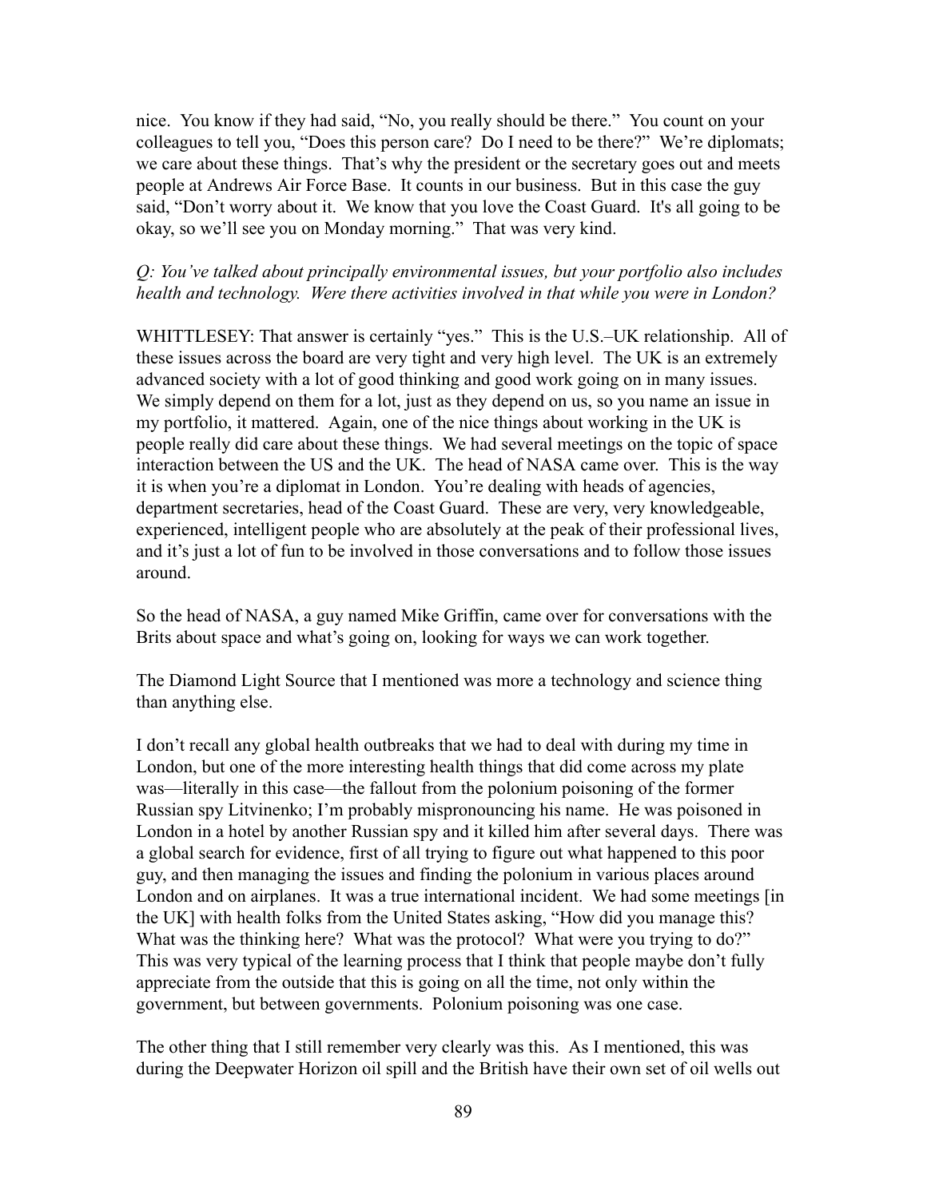nice. You know if they had said, "No, you really should be there." You count on your colleagues to tell you, "Does this person care? Do I need to be there?" We're diplomats; we care about these things. That's why the president or the secretary goes out and meets people at Andrews Air Force Base. It counts in our business. But in this case the guy said, "Don't worry about it. We know that you love the Coast Guard. It's all going to be okay, so we'll see you on Monday morning." That was very kind.

*Q: You've talked about principally environmental issues, but your portfolio also includes health and technology. Were there activities involved in that while you were in London?*

WHITTLESEY: That answer is certainly "yes." This is the U.S.–UK relationship. All of these issues across the board are very tight and very high level. The UK is an extremely advanced society with a lot of good thinking and good work going on in many issues. We simply depend on them for a lot, just as they depend on us, so you name an issue in my portfolio, it mattered. Again, one of the nice things about working in the UK is people really did care about these things. We had several meetings on the topic of space interaction between the US and the UK. The head of NASA came over. This is the way it is when you're a diplomat in London. You're dealing with heads of agencies, department secretaries, head of the Coast Guard. These are very, very knowledgeable, experienced, intelligent people who are absolutely at the peak of their professional lives, and it's just a lot of fun to be involved in those conversations and to follow those issues around.

So the head of NASA, a guy named Mike Griffin, came over for conversations with the Brits about space and what's going on, looking for ways we can work together.

The Diamond Light Source that I mentioned was more a technology and science thing than anything else.

I don't recall any global health outbreaks that we had to deal with during my time in London, but one of the more interesting health things that did come across my plate was—literally in this case—the fallout from the polonium poisoning of the former Russian spy Litvinenko; I'm probably mispronouncing his name. He was poisoned in London in a hotel by another Russian spy and it killed him after several days. There was a global search for evidence, first of all trying to figure out what happened to this poor guy, and then managing the issues and finding the polonium in various places around London and on airplanes. It was a true international incident. We had some meetings [in the UK] with health folks from the United States asking, "How did you manage this? What was the thinking here? What was the protocol? What were you trying to do?" This was very typical of the learning process that I think that people maybe don't fully appreciate from the outside that this is going on all the time, not only within the government, but between governments. Polonium poisoning was one case.

The other thing that I still remember very clearly was this. As I mentioned, this was during the Deepwater Horizon oil spill and the British have their own set of oil wells out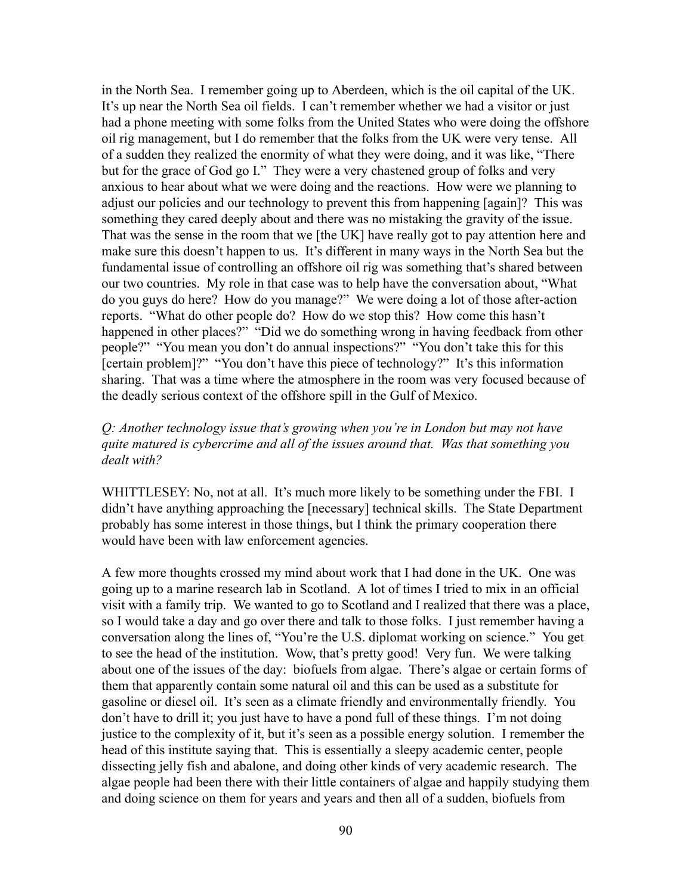in the North Sea. I remember going up to Aberdeen, which is the oil capital of the UK. It's up near the North Sea oil fields. I can't remember whether we had a visitor or just had a phone meeting with some folks from the United States who were doing the offshore oil rig management, but I do remember that the folks from the UK were very tense. All of a sudden they realized the enormity of what they were doing, and it was like, "There but for the grace of God go I." They were a very chastened group of folks and very anxious to hear about what we were doing and the reactions. How were we planning to adjust our policies and our technology to prevent this from happening [again]? This was something they cared deeply about and there was no mistaking the gravity of the issue. That was the sense in the room that we [the UK] have really got to pay attention here and make sure this doesn't happen to us. It's different in many ways in the North Sea but the fundamental issue of controlling an offshore oil rig was something that's shared between our two countries. My role in that case was to help have the conversation about, "What do you guys do here? How do you manage?" We were doing a lot of those after-action reports. "What do other people do? How do we stop this? How come this hasn't happened in other places?" "Did we do something wrong in having feedback from other people?" "You mean you don't do annual inspections?" "You don't take this for this [certain problem]?" "You don't have this piece of technology?" It's this information sharing. That was a time where the atmosphere in the room was very focused because of the deadly serious context of the offshore spill in the Gulf of Mexico.

*Q: Another technology issue that's growing when you're in London but may not have quite matured is cybercrime and all of the issues around that. Was that something you dealt with?*

WHITTLESEY: No, not at all. It's much more likely to be something under the FBI. I didn't have anything approaching the [necessary] technical skills. The State Department probably has some interest in those things, but I think the primary cooperation there would have been with law enforcement agencies.

A few more thoughts crossed my mind about work that I had done in the UK. One was going up to a marine research lab in Scotland. A lot of times I tried to mix in an official visit with a family trip. We wanted to go to Scotland and I realized that there was a place, so I would take a day and go over there and talk to those folks. I just remember having a conversation along the lines of, "You're the U.S. diplomat working on science." You get to see the head of the institution. Wow, that's pretty good! Very fun. We were talking about one of the issues of the day: biofuels from algae. There's algae or certain forms of them that apparently contain some natural oil and this can be used as a substitute for gasoline or diesel oil. It's seen as a climate friendly and environmentally friendly. You don't have to drill it; you just have to have a pond full of these things. I'm not doing justice to the complexity of it, but it's seen as a possible energy solution. I remember the head of this institute saying that. This is essentially a sleepy academic center, people dissecting jelly fish and abalone, and doing other kinds of very academic research. The algae people had been there with their little containers of algae and happily studying them and doing science on them for years and years and then all of a sudden, biofuels from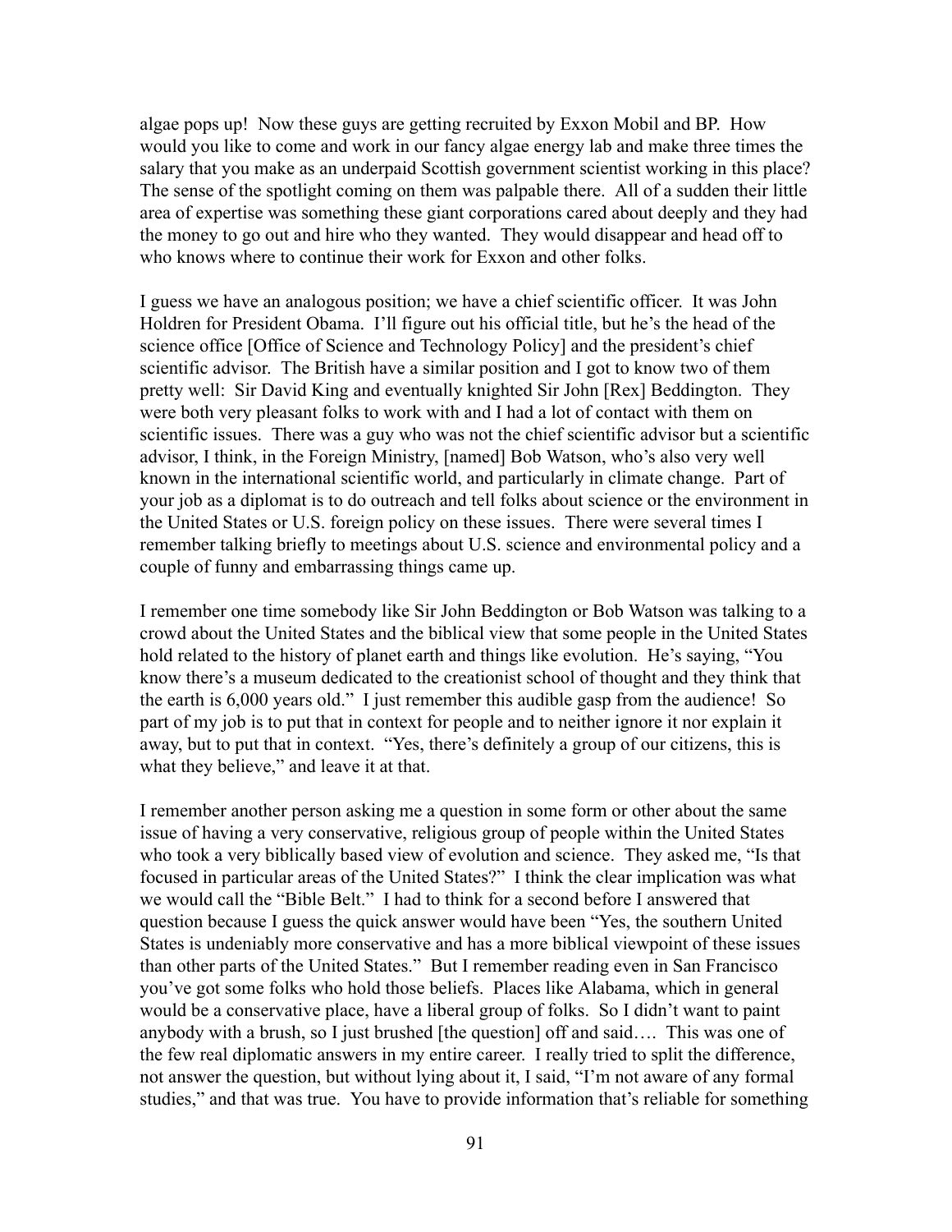algae pops up! Now these guys are getting recruited by Exxon Mobil and BP. How would you like to come and work in our fancy algae energy lab and make three times the salary that you make as an underpaid Scottish government scientist working in this place? The sense of the spotlight coming on them was palpable there. All of a sudden their little area of expertise was something these giant corporations cared about deeply and they had the money to go out and hire who they wanted. They would disappear and head off to who knows where to continue their work for Exxon and other folks.

I guess we have an analogous position; we have a chief scientific officer. It was John Holdren for President Obama. I'll figure out his official title, but he's the head of the science office [Office of Science and Technology Policy] and the president's chief scientific advisor. The British have a similar position and I got to know two of them pretty well: Sir David King and eventually knighted Sir John [Rex] Beddington. They were both very pleasant folks to work with and I had a lot of contact with them on scientific issues. There was a guy who was not the chief scientific advisor but a scientific advisor, I think, in the Foreign Ministry, [named] Bob Watson, who's also very well known in the international scientific world, and particularly in climate change. Part of your job as a diplomat is to do outreach and tell folks about science or the environment in the United States or U.S. foreign policy on these issues. There were several times I remember talking briefly to meetings about U.S. science and environmental policy and a couple of funny and embarrassing things came up.

I remember one time somebody like Sir John Beddington or Bob Watson was talking to a crowd about the United States and the biblical view that some people in the United States hold related to the history of planet earth and things like evolution. He's saying, "You know there's a museum dedicated to the creationist school of thought and they think that the earth is 6,000 years old." I just remember this audible gasp from the audience! So part of my job is to put that in context for people and to neither ignore it nor explain it away, but to put that in context. "Yes, there's definitely a group of our citizens, this is what they believe," and leave it at that.

I remember another person asking me a question in some form or other about the same issue of having a very conservative, religious group of people within the United States who took a very biblically based view of evolution and science. They asked me, "Is that focused in particular areas of the United States?" I think the clear implication was what we would call the "Bible Belt." I had to think for a second before I answered that question because I guess the quick answer would have been "Yes, the southern United States is undeniably more conservative and has a more biblical viewpoint of these issues than other parts of the United States." But I remember reading even in San Francisco you've got some folks who hold those beliefs. Places like Alabama, which in general would be a conservative place, have a liberal group of folks. So I didn't want to paint anybody with a brush, so I just brushed [the question] off and said…. This was one of the few real diplomatic answers in my entire career. I really tried to split the difference, not answer the question, but without lying about it, I said, "I'm not aware of any formal studies," and that was true. You have to provide information that's reliable for something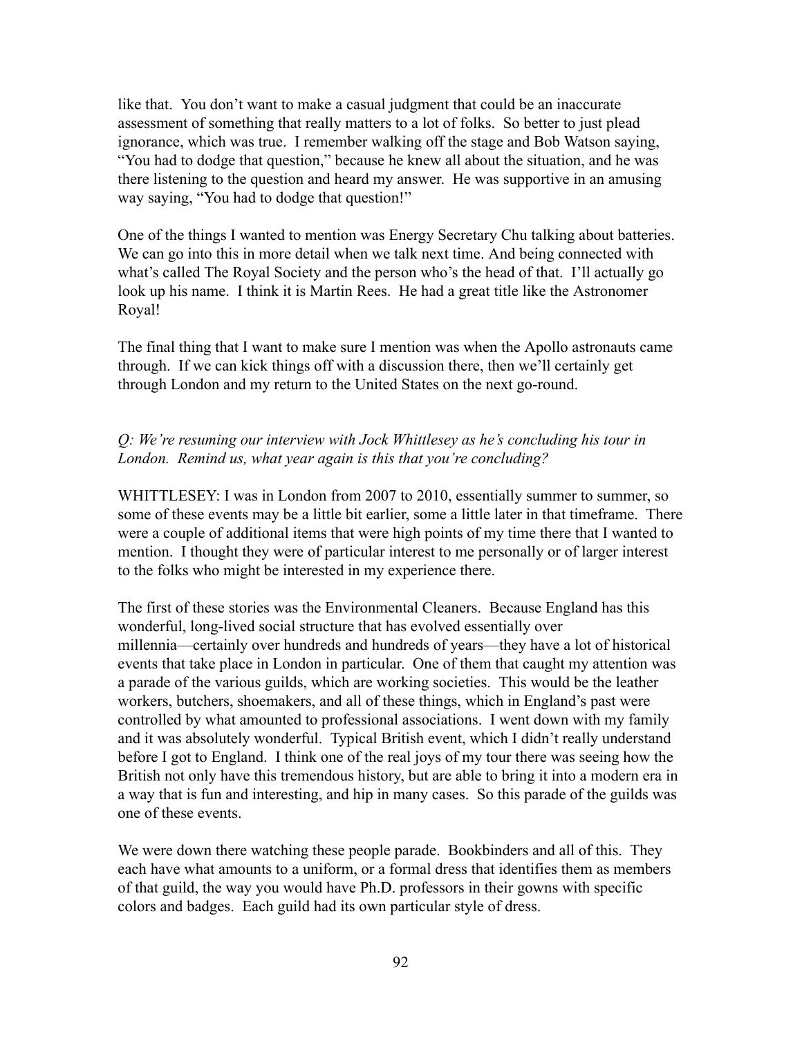like that. You don't want to make a casual judgment that could be an inaccurate assessment of something that really matters to a lot of folks. So better to just plead ignorance, which was true. I remember walking off the stage and Bob Watson saying, "You had to dodge that question," because he knew all about the situation, and he was there listening to the question and heard my answer. He was supportive in an amusing way saying, "You had to dodge that question!"

One of the things I wanted to mention was Energy Secretary Chu talking about batteries. We can go into this in more detail when we talk next time. And being connected with what's called The Royal Society and the person who's the head of that. I'll actually go look up his name. I think it is Martin Rees. He had a great title like the Astronomer Royal!

The final thing that I want to make sure I mention was when the Apollo astronauts came through. If we can kick things off with a discussion there, then we'll certainly get through London and my return to the United States on the next go-round.

*Q: We're resuming our interview with Jock Whittlesey as he's concluding his tour in London. Remind us, what year again is this that you're concluding?*

WHITTLESEY: I was in London from 2007 to 2010, essentially summer to summer, so some of these events may be a little bit earlier, some a little later in that timeframe. There were a couple of additional items that were high points of my time there that I wanted to mention. I thought they were of particular interest to me personally or of larger interest to the folks who might be interested in my experience there.

The first of these stories was the Environmental Cleaners. Because England has this wonderful, long-lived social structure that has evolved essentially over millennia—certainly over hundreds and hundreds of years—they have a lot of historical events that take place in London in particular. One of them that caught my attention was a parade of the various guilds, which are working societies. This would be the leather workers, butchers, shoemakers, and all of these things, which in England's past were controlled by what amounted to professional associations. I went down with my family and it was absolutely wonderful. Typical British event, which I didn't really understand before I got to England. I think one of the real joys of my tour there was seeing how the British not only have this tremendous history, but are able to bring it into a modern era in a way that is fun and interesting, and hip in many cases. So this parade of the guilds was one of these events.

We were down there watching these people parade. Bookbinders and all of this. They each have what amounts to a uniform, or a formal dress that identifies them as members of that guild, the way you would have Ph.D. professors in their gowns with specific colors and badges. Each guild had its own particular style of dress.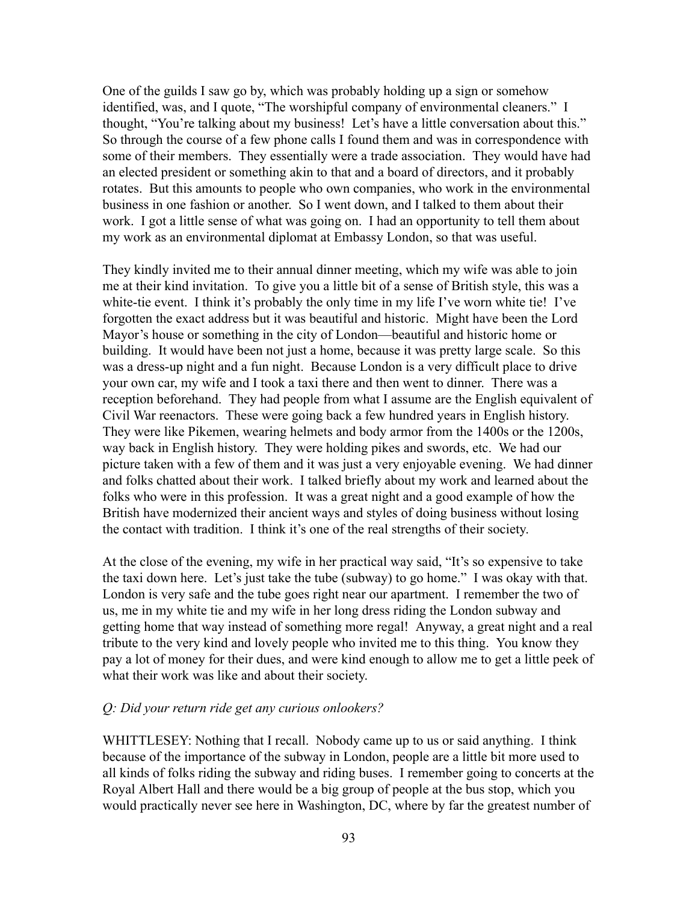One of the guilds I saw go by, which was probably holding up a sign or somehow identified, was, and I quote, "The worshipful company of environmental cleaners." I thought, "You're talking about my business! Let's have a little conversation about this." So through the course of a few phone calls I found them and was in correspondence with some of their members. They essentially were a trade association. They would have had an elected president or something akin to that and a board of directors, and it probably rotates. But this amounts to people who own companies, who work in the environmental business in one fashion or another. So I went down, and I talked to them about their work. I got a little sense of what was going on. I had an opportunity to tell them about my work as an environmental diplomat at Embassy London, so that was useful.

They kindly invited me to their annual dinner meeting, which my wife was able to join me at their kind invitation. To give you a little bit of a sense of British style, this was a white-tie event. I think it's probably the only time in my life I've worn white tie! I've forgotten the exact address but it was beautiful and historic. Might have been the Lord Mayor's house or something in the city of London—beautiful and historic home or building. It would have been not just a home, because it was pretty large scale. So this was a dress-up night and a fun night. Because London is a very difficult place to drive your own car, my wife and I took a taxi there and then went to dinner. There was a reception beforehand. They had people from what I assume are the English equivalent of Civil War reenactors. These were going back a few hundred years in English history. They were like Pikemen, wearing helmets and body armor from the 1400s or the 1200s, way back in English history. They were holding pikes and swords, etc. We had our picture taken with a few of them and it was just a very enjoyable evening. We had dinner and folks chatted about their work. I talked briefly about my work and learned about the folks who were in this profession. It was a great night and a good example of how the British have modernized their ancient ways and styles of doing business without losing the contact with tradition. I think it's one of the real strengths of their society.

At the close of the evening, my wife in her practical way said, "It's so expensive to take the taxi down here. Let's just take the tube (subway) to go home." I was okay with that. London is very safe and the tube goes right near our apartment. I remember the two of us, me in my white tie and my wife in her long dress riding the London subway and getting home that way instead of something more regal! Anyway, a great night and a real tribute to the very kind and lovely people who invited me to this thing. You know they pay a lot of money for their dues, and were kind enough to allow me to get a little peek of what their work was like and about their society.

*Q: Did your return ride get any curious onlookers?*

WHITTLESEY: Nothing that I recall. Nobody came up to us or said anything. I think because of the importance of the subway in London, people are a little bit more used to all kinds of folks riding the subway and riding buses. I remember going to concerts at the Royal Albert Hall and there would be a big group of people at the bus stop, which you would practically never see here in Washington, DC, where by far the greatest number of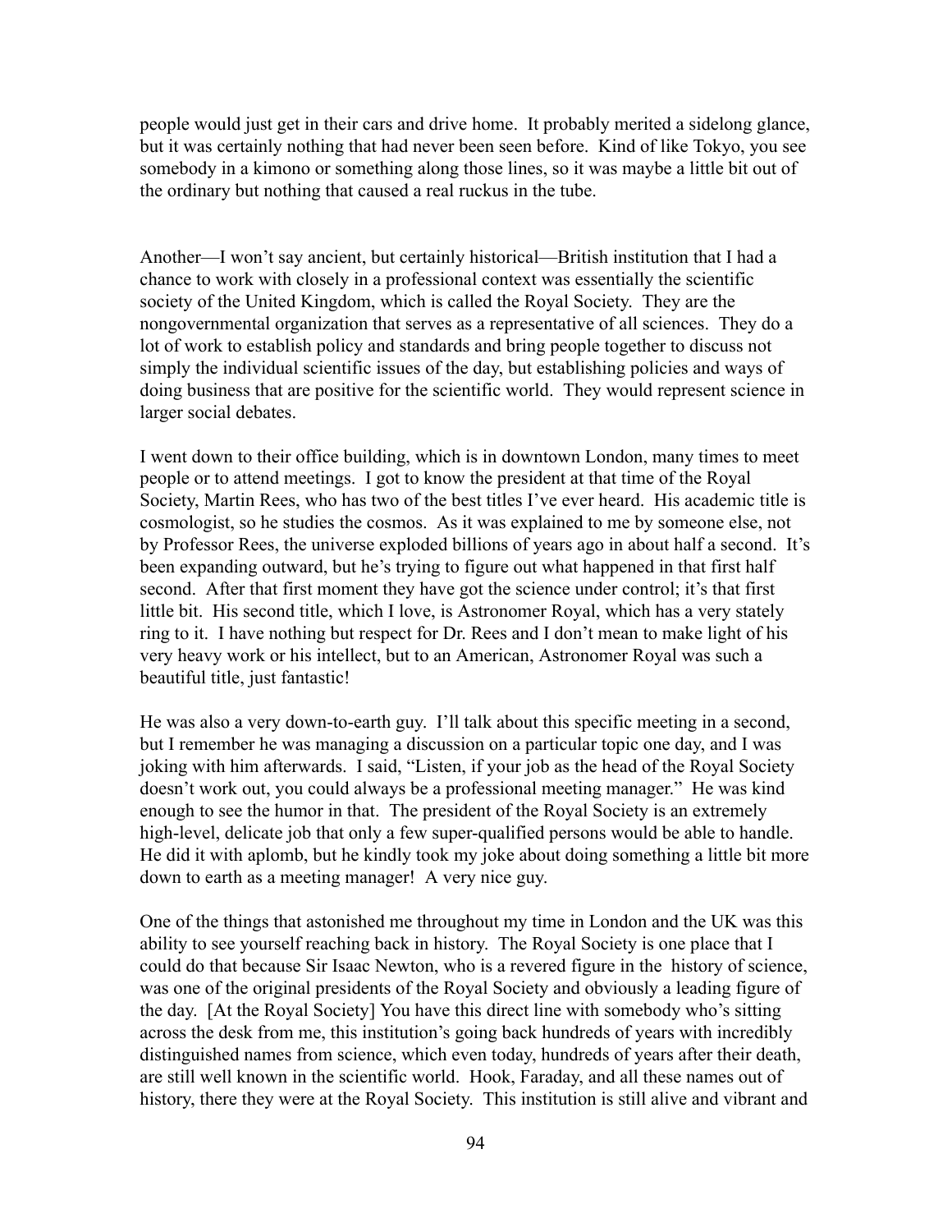people would just get in their cars and drive home. It probably merited a sidelong glance, but it was certainly nothing that had never been seen before. Kind of like Tokyo, you see somebody in a kimono or something along those lines, so it was maybe a little bit out of the ordinary but nothing that caused a real ruckus in the tube.

Another—I won't say ancient, but certainly historical—British institution that I had a chance to work with closely in a professional context was essentially the scientific society of the United Kingdom, which is called the Royal Society. They are the nongovernmental organization that serves as a representative of all sciences. They do a lot of work to establish policy and standards and bring people together to discuss not simply the individual scientific issues of the day, but establishing policies and ways of doing business that are positive for the scientific world. They would represent science in larger social debates.

I went down to their office building, which is in downtown London, many times to meet people or to attend meetings. I got to know the president at that time of the Royal Society, Martin Rees, who has two of the best titles I've ever heard. His academic title is cosmologist, so he studies the cosmos. As it was explained to me by someone else, not by Professor Rees, the universe exploded billions of years ago in about half a second. It's been expanding outward, but he's trying to figure out what happened in that first half second. After that first moment they have got the science under control; it's that first little bit. His second title, which I love, is Astronomer Royal, which has a very stately ring to it. I have nothing but respect for Dr. Rees and I don't mean to make light of his very heavy work or his intellect, but to an American, Astronomer Royal was such a beautiful title, just fantastic!

He was also a very down-to-earth guy. I'll talk about this specific meeting in a second, but I remember he was managing a discussion on a particular topic one day, and I was joking with him afterwards. I said, "Listen, if your job as the head of the Royal Society doesn't work out, you could always be a professional meeting manager." He was kind enough to see the humor in that. The president of the Royal Society is an extremely high-level, delicate job that only a few super-qualified persons would be able to handle. He did it with aplomb, but he kindly took my joke about doing something a little bit more down to earth as a meeting manager! A very nice guy.

One of the things that astonished me throughout my time in London and the UK was this ability to see yourself reaching back in history. The Royal Society is one place that I could do that because Sir Isaac Newton, who is a revered figure in the history of science, was one of the original presidents of the Royal Society and obviously a leading figure of the day. [At the Royal Society] You have this direct line with somebody who's sitting across the desk from me, this institution's going back hundreds of years with incredibly distinguished names from science, which even today, hundreds of years after their death, are still well known in the scientific world. Hook, Faraday, and all these names out of history, there they were at the Royal Society. This institution is still alive and vibrant and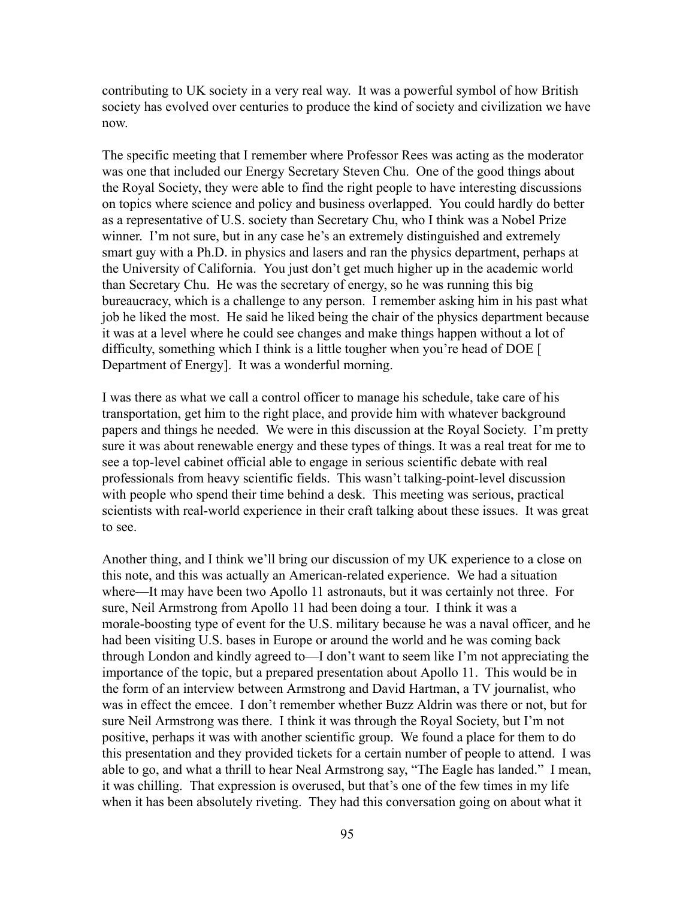contributing to UK society in a very real way. It was a powerful symbol of how British society has evolved over centuries to produce the kind of society and civilization we have now.

The specific meeting that I remember where Professor Rees was acting as the moderator was one that included our Energy Secretary Steven Chu. One of the good things about the Royal Society, they were able to find the right people to have interesting discussions on topics where science and policy and business overlapped. You could hardly do better as a representative of U.S. society than Secretary Chu, who I think was a Nobel Prize winner. I'm not sure, but in any case he's an extremely distinguished and extremely smart guy with a Ph.D. in physics and lasers and ran the physics department, perhaps at the University of California. You just don't get much higher up in the academic world than Secretary Chu. He was the secretary of energy, so he was running this big bureaucracy, which is a challenge to any person. I remember asking him in his past what job he liked the most. He said he liked being the chair of the physics department because it was at a level where he could see changes and make things happen without a lot of difficulty, something which I think is a little tougher when you're head of DOE [ Department of Energy]. It was a wonderful morning.

I was there as what we call a control officer to manage his schedule, take care of his transportation, get him to the right place, and provide him with whatever background papers and things he needed. We were in this discussion at the Royal Society. I'm pretty sure it was about renewable energy and these types of things. It was a real treat for me to see a top-level cabinet official able to engage in serious scientific debate with real professionals from heavy scientific fields. This wasn't talking-point-level discussion with people who spend their time behind a desk. This meeting was serious, practical scientists with real-world experience in their craft talking about these issues. It was great to see.

Another thing, and I think we'll bring our discussion of my UK experience to a close on this note, and this was actually an American-related experience. We had a situation where—It may have been two Apollo 11 astronauts, but it was certainly not three. For sure, Neil Armstrong from Apollo 11 had been doing a tour. I think it was a morale-boosting type of event for the U.S. military because he was a naval officer, and he had been visiting U.S. bases in Europe or around the world and he was coming back through London and kindly agreed to—I don't want to seem like I'm not appreciating the importance of the topic, but a prepared presentation about Apollo 11. This would be in the form of an interview between Armstrong and David Hartman, a TV journalist, who was in effect the emcee. I don't remember whether Buzz Aldrin was there or not, but for sure Neil Armstrong was there. I think it was through the Royal Society, but I'm not positive, perhaps it was with another scientific group. We found a place for them to do this presentation and they provided tickets for a certain number of people to attend. I was able to go, and what a thrill to hear Neal Armstrong say, "The Eagle has landed." I mean, it was chilling. That expression is overused, but that's one of the few times in my life when it has been absolutely riveting. They had this conversation going on about what it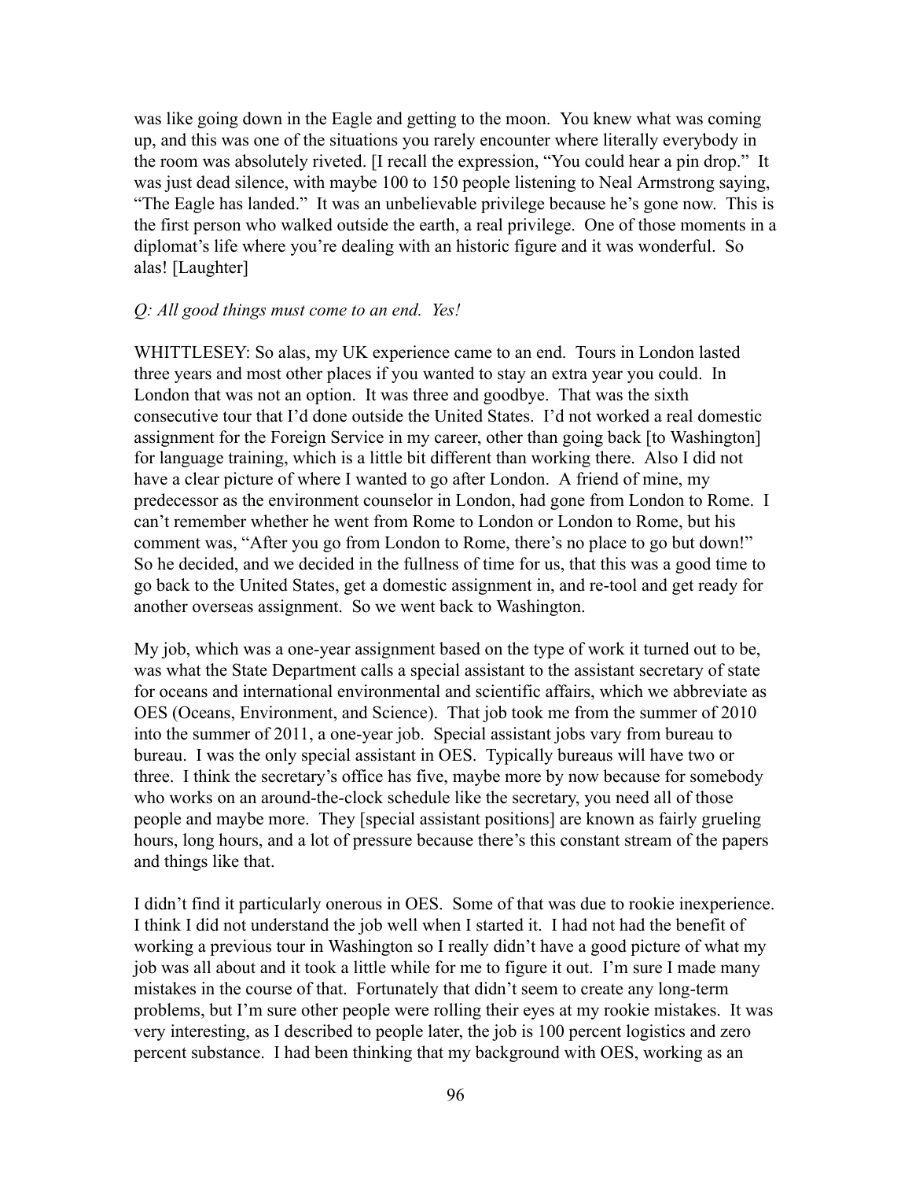was like going down in the Eagle and getting to the moon. You knew what was coming up, and this was one of the situations you rarely encounter where literally everybody in the room was absolutely riveted. [I recall the expression, "You could hear a pin drop." It was just dead silence, with maybe 100 to 150 people listening to Neal Armstrong saying, "The Eagle has landed." It was an unbelievable privilege because he's gone now. This is the first person who walked outside the earth, a real privilege. One of those moments in a diplomat's life where you're dealing with an historic figure and it was wonderful. So alas! [Laughter]

*Q: All good things must come to an end. Yes!*

WHITTLESEY: So alas, my UK experience came to an end. Tours in London lasted three years and most other places if you wanted to stay an extra year you could. In London that was not an option. It was three and goodbye. That was the sixth consecutive tour that I'd done outside the United States. I'd not worked a real domestic assignment for the Foreign Service in my career, other than going back [to Washington] for language training, which is a little bit different than working there. Also I did not have a clear picture of where I wanted to go after London. A friend of mine, my predecessor as the environment counselor in London, had gone from London to Rome. I can't remember whether he went from Rome to London or London to Rome, but his comment was, "After you go from London to Rome, there's no place to go but down!" So he decided, and we decided in the fullness of time for us, that this was a good time to go back to the United States, get a domestic assignment in, and re-tool and get ready for another overseas assignment. So we went back to Washington.

My job, which was a one-year assignment based on the type of work it turned out to be, was what the State Department calls a special assistant to the assistant secretary of state for oceans and international environmental and scientific affairs, which we abbreviate as OES (Oceans, Environment, and Science). That job took me from the summer of 2010 into the summer of 2011, a one-year job. Special assistant jobs vary from bureau to bureau. I was the only special assistant in OES. Typically bureaus will have two or three. I think the secretary's office has five, maybe more by now because for somebody who works on an around-the-clock schedule like the secretary, you need all of those people and maybe more. They [special assistant positions] are known as fairly grueling hours, long hours, and a lot of pressure because there's this constant stream of the papers and things like that.

I didn't find it particularly onerous in OES. Some of that was due to rookie inexperience. I think I did not understand the job well when I started it. I had not had the benefit of working a previous tour in Washington so I really didn't have a good picture of what my job was all about and it took a little while for me to figure it out. I'm sure I made many mistakes in the course of that. Fortunately that didn't seem to create any long-term problems, but I'm sure other people were rolling their eyes at my rookie mistakes. It was very interesting, as I described to people later, the job is 100 percent logistics and zero percent substance. I had been thinking that my background with OES, working as an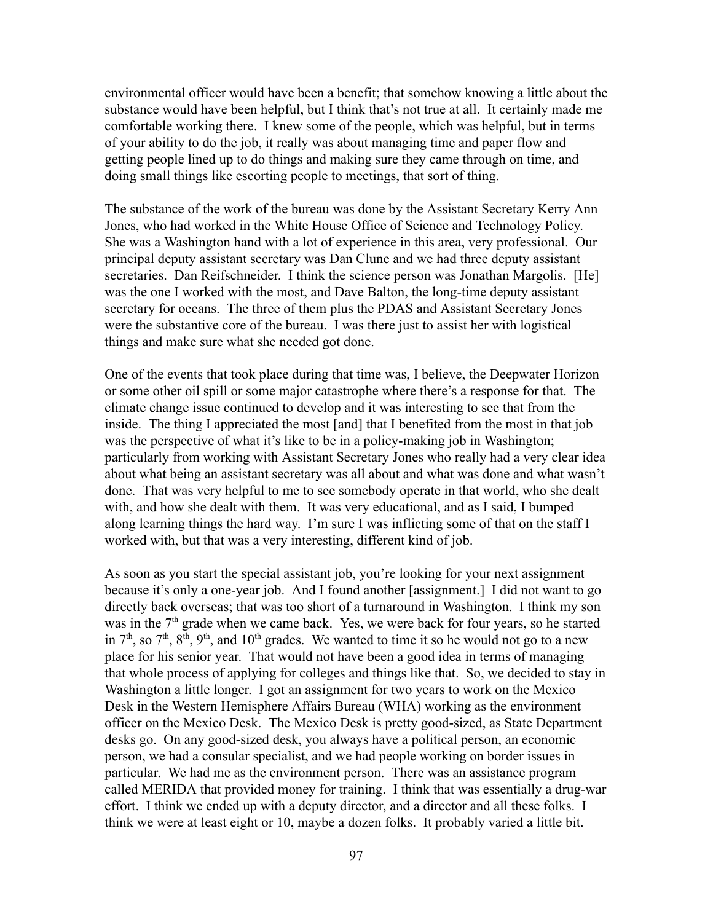environmental officer would have been a benefit; that somehow knowing a little about the substance would have been helpful, but I think that's not true at all. It certainly made me comfortable working there. I knew some of the people, which was helpful, but in terms of your ability to do the job, it really was about managing time and paper flow and getting people lined up to do things and making sure they came through on time, and doing small things like escorting people to meetings, that sort of thing.

The substance of the work of the bureau was done by the Assistant Secretary Kerry Ann Jones, who had worked in the White House Office of Science and Technology Policy. She was a Washington hand with a lot of experience in this area, very professional. Our principal deputy assistant secretary was Dan Clune and we had three deputy assistant secretaries. Dan Reifschneider. I think the science person was Jonathan Margolis. [He] was the one I worked with the most, and Dave Balton, the long-time deputy assistant secretary for oceans. The three of them plus the PDAS and Assistant Secretary Jones were the substantive core of the bureau. I was there just to assist her with logistical things and make sure what she needed got done.

One of the events that took place during that time was, I believe, the Deepwater Horizon or some other oil spill or some major catastrophe where there's a response for that. The climate change issue continued to develop and it was interesting to see that from the inside. The thing I appreciated the most [and] that I benefited from the most in that job was the perspective of what it's like to be in a policy-making job in Washington; particularly from working with Assistant Secretary Jones who really had a very clear idea about what being an assistant secretary was all about and what was done and what wasn't done. That was very helpful to me to see somebody operate in that world, who she dealt with, and how she dealt with them. It was very educational, and as I said, I bumped along learning things the hard way. I'm sure I was inflicting some of that on the staff I worked with, but that was a very interesting, different kind of job.

As soon as you start the special assistant job, you're looking for your next assignment because it's only a one-year job. And I found another [assignment.] I did not want to go directly back overseas; that was too short of a turnaround in Washington. I think my son was in the 7th grade when we came back. Yes, we were back for four years, so he started in 7th, so 7th, 8th, 9th, and 10th grades. We wanted to time it so he would not go to a new place for his senior year. That would not have been a good idea in terms of managing that whole process of applying for colleges and things like that. So, we decided to stay in Washington a little longer. I got an assignment for two years to work on the Mexico Desk in the Western Hemisphere Affairs Bureau (WHA) working as the environment officer on the Mexico Desk. The Mexico Desk is pretty good-sized, as State Department desks go. On any good-sized desk, you always have a political person, an economic person, we had a consular specialist, and we had people working on border issues in particular. We had me as the environment person. There was an assistance program called MERIDA that provided money for training. I think that was essentially a drug-war effort. I think we ended up with a deputy director, and a director and all these folks. I think we were at least eight or 10, maybe a dozen folks. It probably varied a little bit.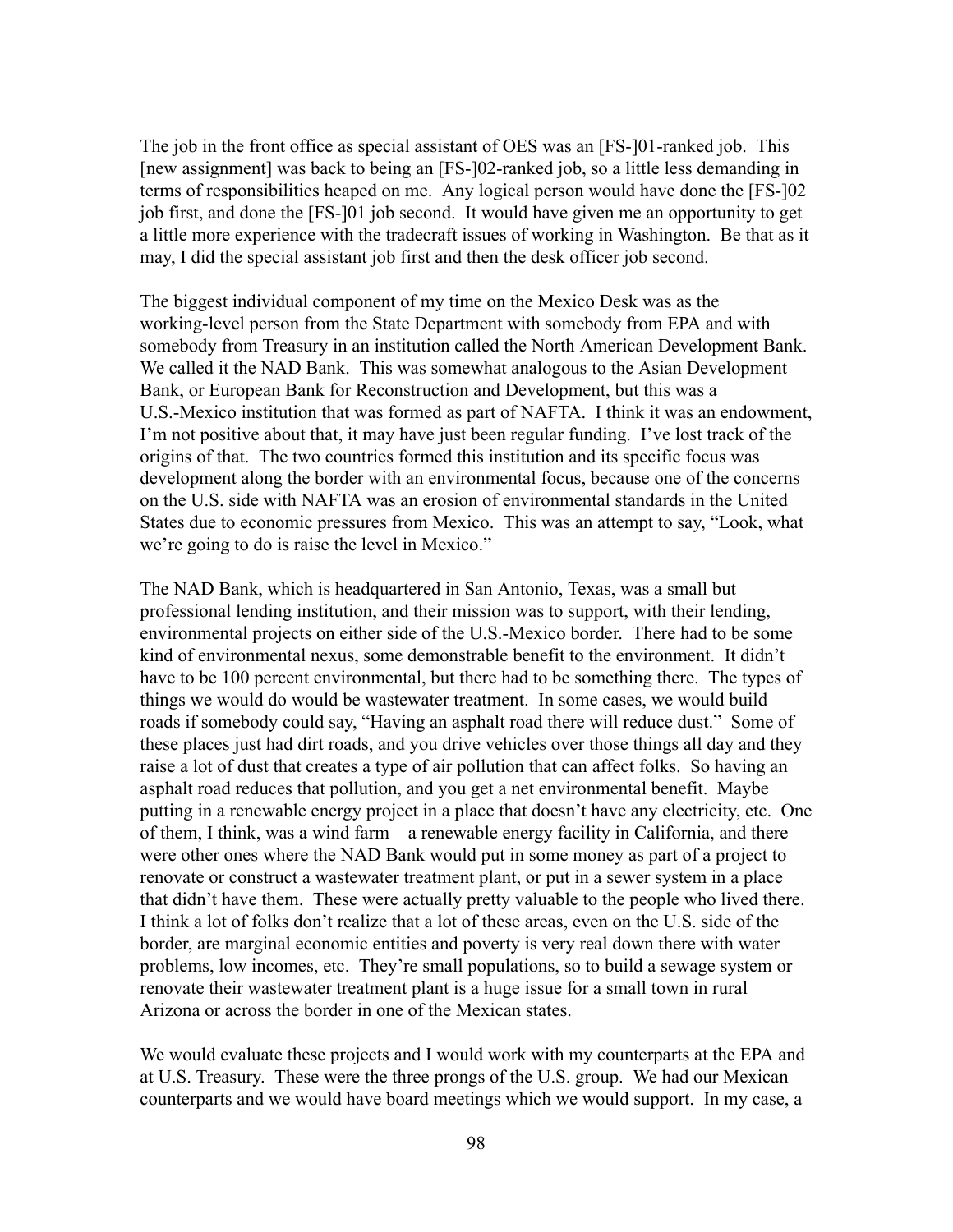The job in the front office as special assistant of OES was an [FS-]01-ranked job. This [new assignment] was back to being an [FS-]02-ranked job, so a little less demanding in terms of responsibilities heaped on me. Any logical person would have done the [FS-]02 job first, and done the [FS-]01 job second. It would have given me an opportunity to get a little more experience with the tradecraft issues of working in Washington. Be that as it may, I did the special assistant job first and then the desk officer job second.

The biggest individual component of my time on the Mexico Desk was as the working-level person from the State Department with somebody from EPA and with somebody from Treasury in an institution called the North American Development Bank. We called it the NAD Bank. This was somewhat analogous to the Asian Development Bank, or European Bank for Reconstruction and Development, but this was a U.S.-Mexico institution that was formed as part of NAFTA. I think it was an endowment, I'm not positive about that, it may have just been regular funding. I've lost track of the origins of that. The two countries formed this institution and its specific focus was development along the border with an environmental focus, because one of the concerns on the U.S. side with NAFTA was an erosion of environmental standards in the United States due to economic pressures from Mexico. This was an attempt to say, "Look, what we're going to do is raise the level in Mexico."

The NAD Bank, which is headquartered in San Antonio, Texas, was a small but professional lending institution, and their mission was to support, with their lending, environmental projects on either side of the U.S.-Mexico border. There had to be some kind of environmental nexus, some demonstrable benefit to the environment. It didn't have to be 100 percent environmental, but there had to be something there. The types of things we would do would be wastewater treatment. In some cases, we would build roads if somebody could say, "Having an asphalt road there will reduce dust." Some of these places just had dirt roads, and you drive vehicles over those things all day and they raise a lot of dust that creates a type of air pollution that can affect folks. So having an asphalt road reduces that pollution, and you get a net environmental benefit. Maybe putting in a renewable energy project in a place that doesn't have any electricity, etc. One of them, I think, was a wind farm—a renewable energy facility in California, and there were other ones where the NAD Bank would put in some money as part of a project to renovate or construct a wastewater treatment plant, or put in a sewer system in a place that didn't have them. These were actually pretty valuable to the people who lived there. I think a lot of folks don't realize that a lot of these areas, even on the U.S. side of the border, are marginal economic entities and poverty is very real down there with water problems, low incomes, etc. They're small populations, so to build a sewage system or renovate their wastewater treatment plant is a huge issue for a small town in rural Arizona or across the border in one of the Mexican states.

We would evaluate these projects and I would work with my counterparts at the EPA and at U.S. Treasury. These were the three prongs of the U.S. group. We had our Mexican counterparts and we would have board meetings which we would support. In my case, a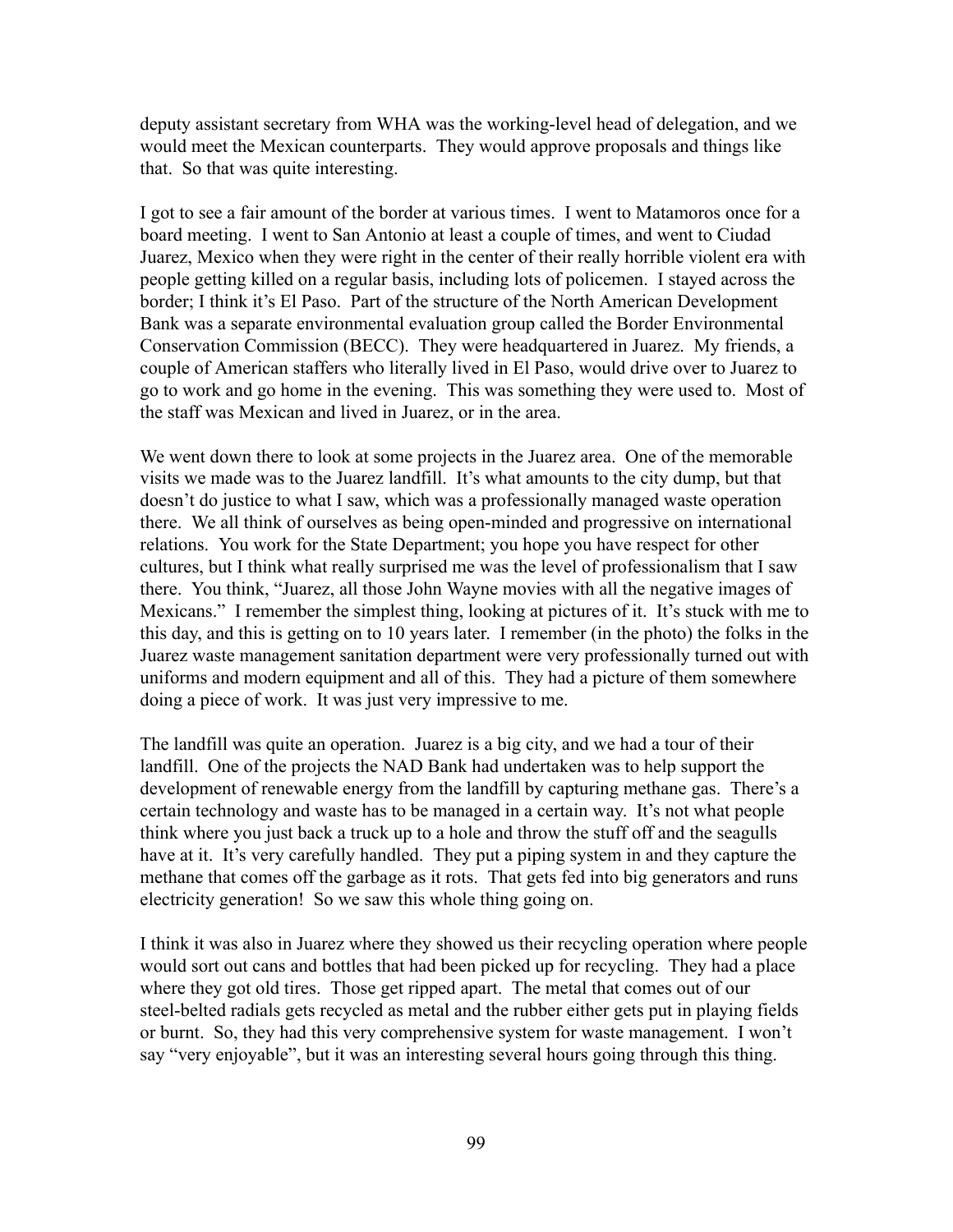deputy assistant secretary from WHA was the working-level head of delegation, and we would meet the Mexican counterparts. They would approve proposals and things like that. So that was quite interesting.

I got to see a fair amount of the border at various times. I went to Matamoros once for a board meeting. I went to San Antonio at least a couple of times, and went to Ciudad Juarez, Mexico when they were right in the center of their really horrible violent era with people getting killed on a regular basis, including lots of policemen. I stayed across the border; I think it's El Paso. Part of the structure of the North American Development Bank was a separate environmental evaluation group called the Border Environmental Conservation Commission (BECC). They were headquartered in Juarez. My friends, a couple of American staffers who literally lived in El Paso, would drive over to Juarez to go to work and go home in the evening. This was something they were used to. Most of the staff was Mexican and lived in Juarez, or in the area.

We went down there to look at some projects in the Juarez area. One of the memorable visits we made was to the Juarez landfill. It's what amounts to the city dump, but that doesn't do justice to what I saw, which was a professionally managed waste operation there. We all think of ourselves as being open-minded and progressive on international relations. You work for the State Department; you hope you have respect for other cultures, but I think what really surprised me was the level of professionalism that I saw there. You think, "Juarez, all those John Wayne movies with all the negative images of Mexicans." I remember the simplest thing, looking at pictures of it. It's stuck with me to this day, and this is getting on to 10 years later. I remember (in the photo) the folks in the Juarez waste management sanitation department were very professionally turned out with uniforms and modern equipment and all of this. They had a picture of them somewhere doing a piece of work. It was just very impressive to me.

The landfill was quite an operation. Juarez is a big city, and we had a tour of their landfill. One of the projects the NAD Bank had undertaken was to help support the development of renewable energy from the landfill by capturing methane gas. There's a certain technology and waste has to be managed in a certain way. It's not what people think where you just back a truck up to a hole and throw the stuff off and the seagulls have at it. It's very carefully handled. They put a piping system in and they capture the methane that comes off the garbage as it rots. That gets fed into big generators and runs electricity generation! So we saw this whole thing going on.

I think it was also in Juarez where they showed us their recycling operation where people would sort out cans and bottles that had been picked up for recycling. They had a place where they got old tires. Those get ripped apart. The metal that comes out of our steel-belted radials gets recycled as metal and the rubber either gets put in playing fields or burnt. So, they had this very comprehensive system for waste management. I won't say "very enjoyable", but it was an interesting several hours going through this thing.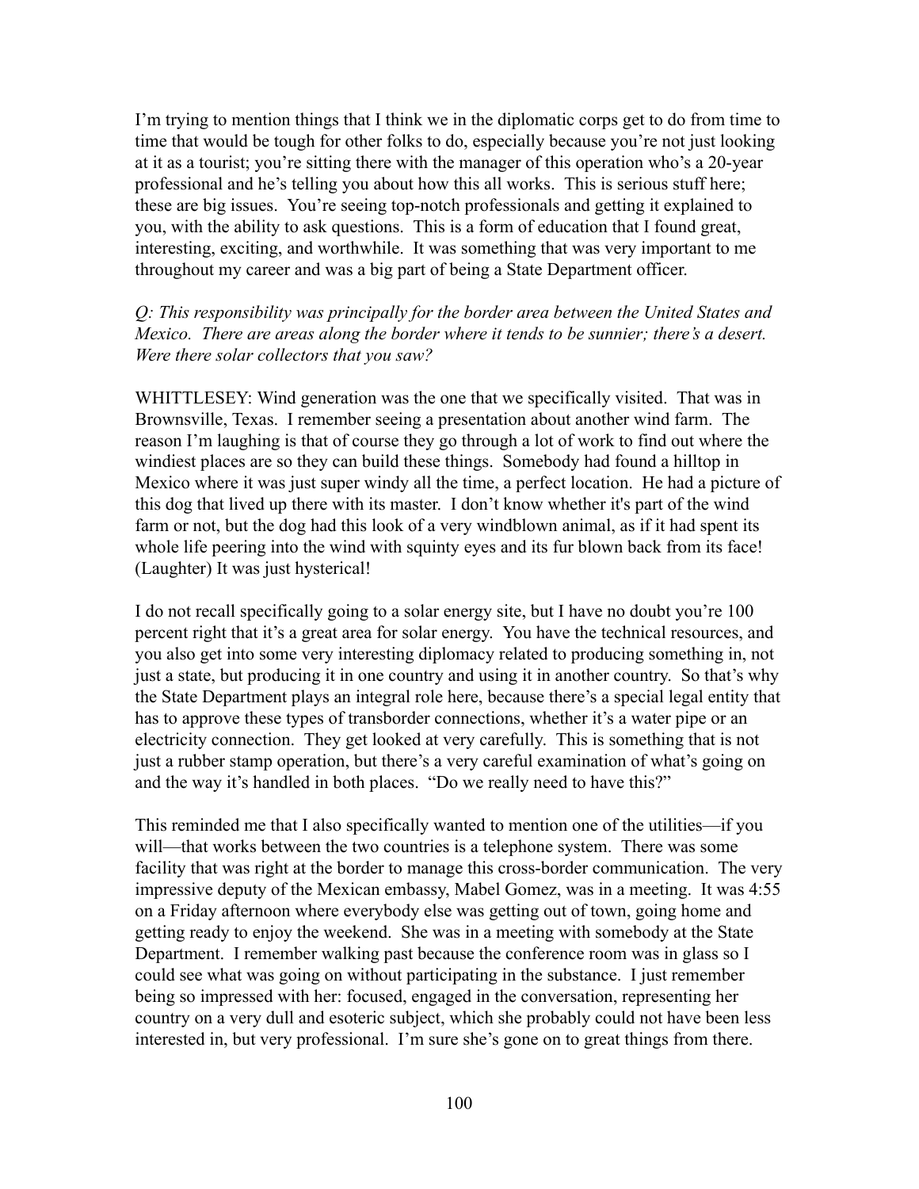I'm trying to mention things that I think we in the diplomatic corps get to do from time to time that would be tough for other folks to do, especially because you're not just looking at it as a tourist; you're sitting there with the manager of this operation who's a 20-year professional and he's telling you about how this all works. This is serious stuff here; these are big issues. You're seeing top-notch professionals and getting it explained to you, with the ability to ask questions. This is a form of education that I found great, interesting, exciting, and worthwhile. It was something that was very important to me throughout my career and was a big part of being a State Department officer.

*Q: This responsibility was principally for the border area between the United States and Mexico. There are areas along the border where it tends to be sunnier; there's a desert. Were there solar collectors that you saw?*

WHITTLESEY: Wind generation was the one that we specifically visited. That was in Brownsville, Texas. I remember seeing a presentation about another wind farm. The reason I'm laughing is that of course they go through a lot of work to find out where the windiest places are so they can build these things. Somebody had found a hilltop in Mexico where it was just super windy all the time, a perfect location. He had a picture of this dog that lived up there with its master. I don't know whether it's part of the wind farm or not, but the dog had this look of a very windblown animal, as if it had spent its whole life peering into the wind with squinty eyes and its fur blown back from its face! (Laughter) It was just hysterical!

I do not recall specifically going to a solar energy site, but I have no doubt you're 100 percent right that it's a great area for solar energy. You have the technical resources, and you also get into some very interesting diplomacy related to producing something in, not just a state, but producing it in one country and using it in another country. So that's why the State Department plays an integral role here, because there's a special legal entity that has to approve these types of transborder connections, whether it's a water pipe or an electricity connection. They get looked at very carefully. This is something that is not just a rubber stamp operation, but there's a very careful examination of what's going on and the way it's handled in both places. "Do we really need to have this?"

This reminded me that I also specifically wanted to mention one of the utilities—if you will—that works between the two countries is a telephone system. There was some facility that was right at the border to manage this cross-border communication. The very impressive deputy of the Mexican embassy, Mabel Gomez, was in a meeting. It was 4:55 on a Friday afternoon where everybody else was getting out of town, going home and getting ready to enjoy the weekend. She was in a meeting with somebody at the State Department. I remember walking past because the conference room was in glass so I could see what was going on without participating in the substance. I just remember being so impressed with her: focused, engaged in the conversation, representing her country on a very dull and esoteric subject, which she probably could not have been less interested in, but very professional. I'm sure she's gone on to great things from there.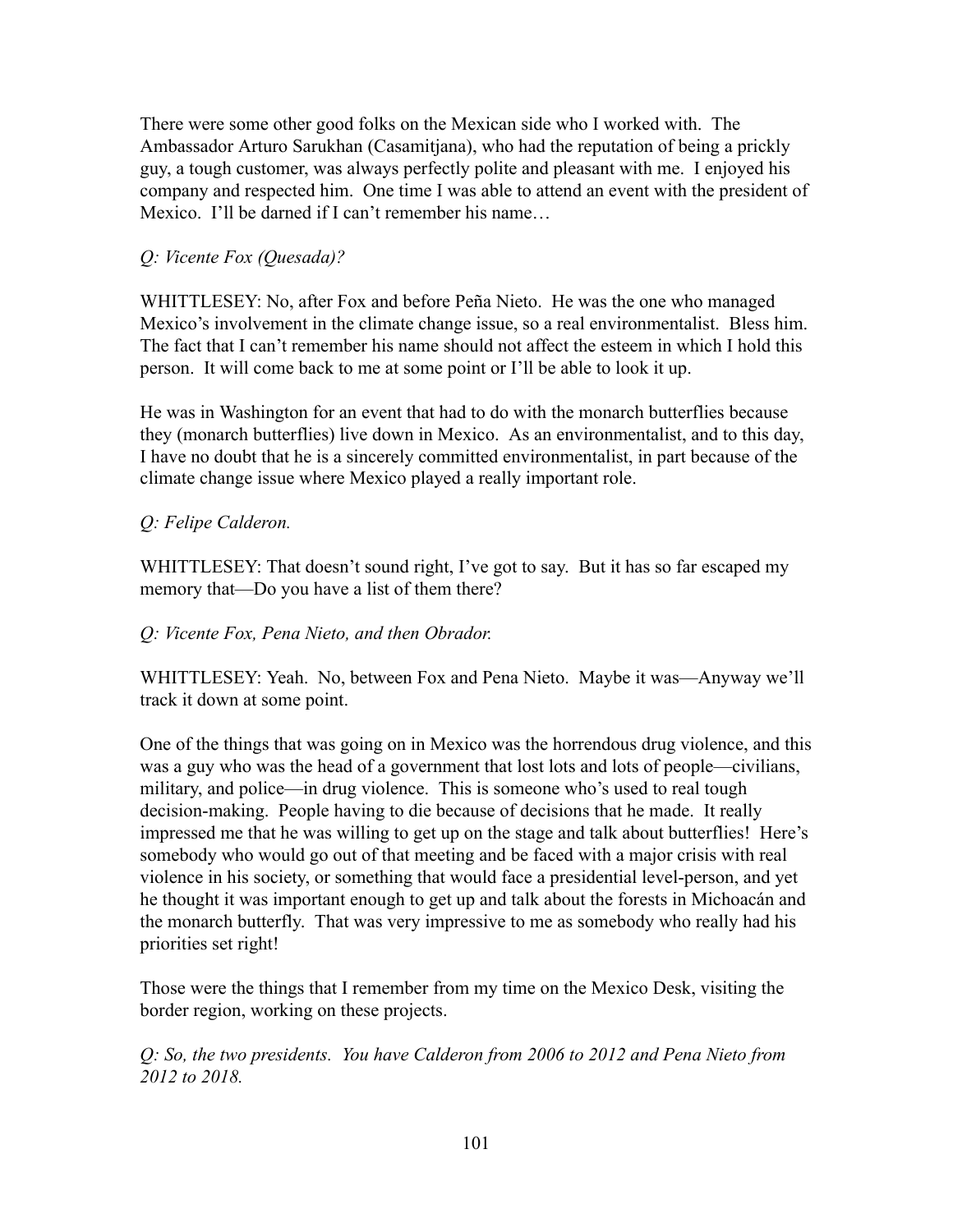There were some other good folks on the Mexican side who I worked with. The Ambassador Arturo Sarukhan (Casamitjana), who had the reputation of being a prickly guy, a tough customer, was always perfectly polite and pleasant with me. I enjoyed his company and respected him. One time I was able to attend an event with the president of Mexico. I'll be darned if I can't remember his name…

*Q: Vicente Fox (Quesada)?*

WHITTLESEY: No, after Fox and before Peña Nieto. He was the one who managed Mexico's involvement in the climate change issue, so a real environmentalist. Bless him. The fact that I can't remember his name should not affect the esteem in which I hold this person. It will come back to me at some point or I'll be able to look it up.

He was in Washington for an event that had to do with the monarch butterflies because they (monarch butterflies) live down in Mexico. As an environmentalist, and to this day, I have no doubt that he is a sincerely committed environmentalist, in part because of the climate change issue where Mexico played a really important role.

*Q: Felipe Calderon.*

WHITTLESEY: That doesn't sound right, I've got to say. But it has so far escaped my memory that—Do you have a list of them there?

*Q: Vicente Fox, Pena Nieto, and then Obrador.*

WHITTLESEY: Yeah. No, between Fox and Pena Nieto. Maybe it was—Anyway we'll track it down at some point.

One of the things that was going on in Mexico was the horrendous drug violence, and this was a guy who was the head of a government that lost lots and lots of people—civilians, military, and police—in drug violence. This is someone who's used to real tough decision-making. People having to die because of decisions that he made. It really impressed me that he was willing to get up on the stage and talk about butterflies! Here's somebody who would go out of that meeting and be faced with a major crisis with real violence in his society, or something that would face a presidential level-person, and yet he thought it was important enough to get up and talk about the forests in Michoacán and the monarch butterfly. That was very impressive to me as somebody who really had his priorities set right!

Those were the things that I remember from my time on the Mexico Desk, visiting the border region, working on these projects.

*Q: So, the two presidents. You have Calderon from 2006 to 2012 and Pena Nieto from 2012 to 2018.*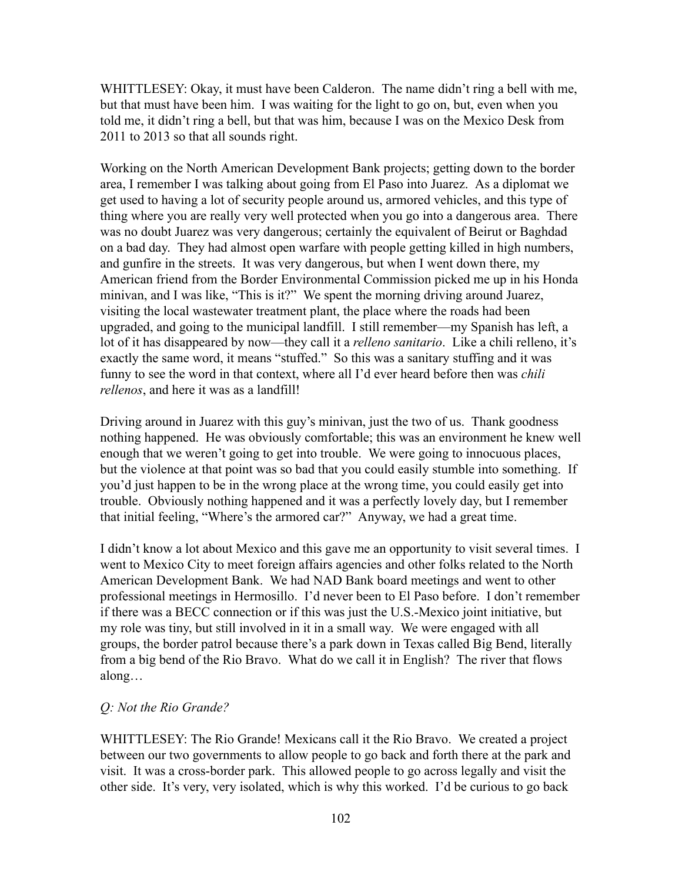WHITTLESEY: Okay, it must have been Calderon. The name didn't ring a bell with me, but that must have been him. I was waiting for the light to go on, but, even when you told me, it didn't ring a bell, but that was him, because I was on the Mexico Desk from 2011 to 2013 so that all sounds right.

Working on the North American Development Bank projects; getting down to the border area, I remember I was talking about going from El Paso into Juarez. As a diplomat we get used to having a lot of security people around us, armored vehicles, and this type of thing where you are really very well protected when you go into a dangerous area. There was no doubt Juarez was very dangerous; certainly the equivalent of Beirut or Baghdad on a bad day. They had almost open warfare with people getting killed in high numbers, and gunfire in the streets. It was very dangerous, but when I went down there, my American friend from the Border Environmental Commission picked me up in his Honda minivan, and I was like, "This is it?" We spent the morning driving around Juarez, visiting the local wastewater treatment plant, the place where the roads had been upgraded, and going to the municipal landfill. I still remember—my Spanish has left, a lot of it has disappeared by now—they call it a *relleno sanitario*. Like a chili relleno, it's exactly the same word, it means "stuffed." So this was a sanitary stuffing and it was funny to see the word in that context, where all I'd ever heard before then was *chili rellenos*, and here it was as a landfill!

Driving around in Juarez with this guy's minivan, just the two of us. Thank goodness nothing happened. He was obviously comfortable; this was an environment he knew well enough that we weren't going to get into trouble. We were going to innocuous places, but the violence at that point was so bad that you could easily stumble into something. If you'd just happen to be in the wrong place at the wrong time, you could easily get into trouble. Obviously nothing happened and it was a perfectly lovely day, but I remember that initial feeling, "Where's the armored car?" Anyway, we had a great time.

I didn't know a lot about Mexico and this gave me an opportunity to visit several times. I went to Mexico City to meet foreign affairs agencies and other folks related to the North American Development Bank. We had NAD Bank board meetings and went to other professional meetings in Hermosillo. I'd never been to El Paso before. I don't remember if there was a BECC connection or if this was just the U.S.-Mexico joint initiative, but my role was tiny, but still involved in it in a small way. We were engaged with all groups, the border patrol because there's a park down in Texas called Big Bend, literally from a big bend of the Rio Bravo. What do we call it in English? The river that flows along…

*Q: Not the Rio Grande?*

WHITTLESEY: The Rio Grande! Mexicans call it the Rio Bravo. We created a project between our two governments to allow people to go back and forth there at the park and visit. It was a cross-border park. This allowed people to go across legally and visit the other side. It's very, very isolated, which is why this worked. I'd be curious to go back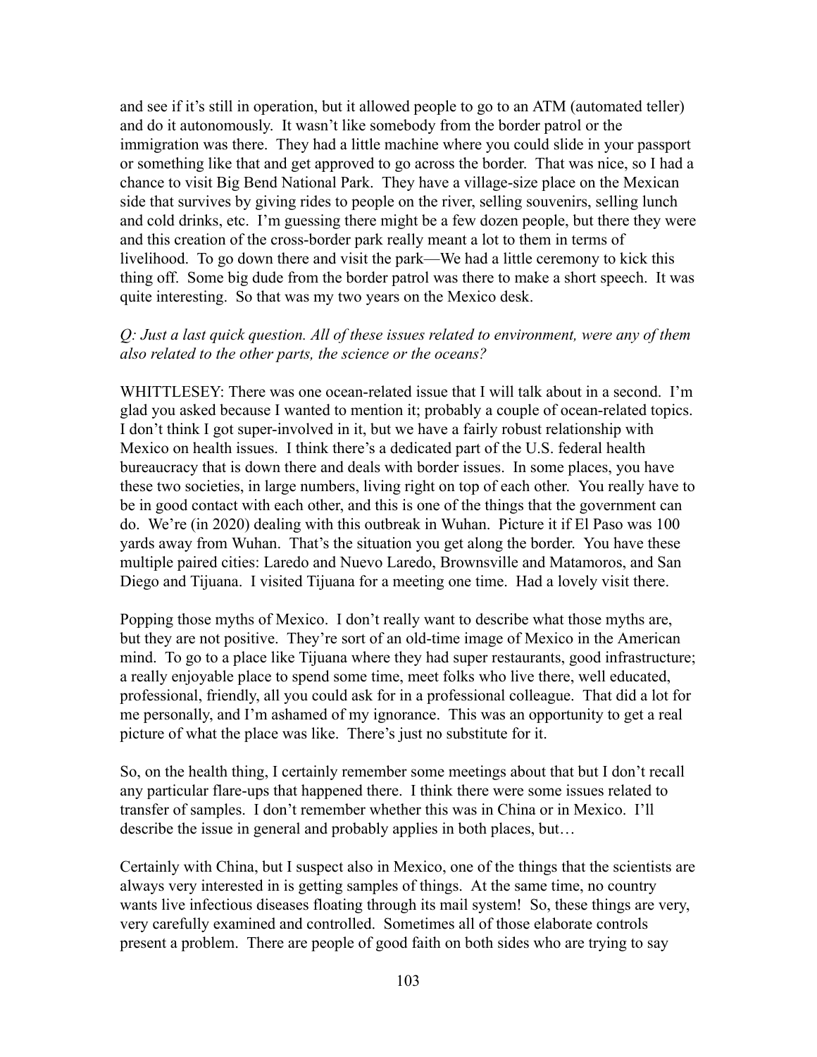and see if it's still in operation, but it allowed people to go to an ATM (automated teller) and do it autonomously. It wasn't like somebody from the border patrol or the immigration was there. They had a little machine where you could slide in your passport or something like that and get approved to go across the border. That was nice, so I had a chance to visit Big Bend National Park. They have a village-size place on the Mexican side that survives by giving rides to people on the river, selling souvenirs, selling lunch and cold drinks, etc. I'm guessing there might be a few dozen people, but there they were and this creation of the cross-border park really meant a lot to them in terms of livelihood. To go down there and visit the park—We had a little ceremony to kick this thing off. Some big dude from the border patrol was there to make a short speech. It was quite interesting. So that was my two years on the Mexico desk.

*Q: Just a last quick question. All of these issues related to environment, were any of them also related to the other parts, the science or the oceans?*

WHITTLESEY: There was one ocean-related issue that I will talk about in a second. I'm glad you asked because I wanted to mention it; probably a couple of ocean-related topics. I don't think I got super-involved in it, but we have a fairly robust relationship with Mexico on health issues. I think there's a dedicated part of the U.S. federal health bureaucracy that is down there and deals with border issues. In some places, you have these two societies, in large numbers, living right on top of each other. You really have to be in good contact with each other, and this is one of the things that the government can do. We're (in 2020) dealing with this outbreak in Wuhan. Picture it if El Paso was 100 yards away from Wuhan. That's the situation you get along the border. You have these multiple paired cities: Laredo and Nuevo Laredo, Brownsville and Matamoros, and San Diego and Tijuana. I visited Tijuana for a meeting one time. Had a lovely visit there.

Popping those myths of Mexico. I don't really want to describe what those myths are, but they are not positive. They're sort of an old-time image of Mexico in the American mind. To go to a place like Tijuana where they had super restaurants, good infrastructure; a really enjoyable place to spend some time, meet folks who live there, well educated, professional, friendly, all you could ask for in a professional colleague. That did a lot for me personally, and I'm ashamed of my ignorance. This was an opportunity to get a real picture of what the place was like. There's just no substitute for it.

So, on the health thing, I certainly remember some meetings about that but I don't recall any particular flare-ups that happened there. I think there were some issues related to transfer of samples. I don't remember whether this was in China or in Mexico. I'll describe the issue in general and probably applies in both places, but…

Certainly with China, but I suspect also in Mexico, one of the things that the scientists are always very interested in is getting samples of things. At the same time, no country wants live infectious diseases floating through its mail system! So, these things are very, very carefully examined and controlled. Sometimes all of those elaborate controls present a problem. There are people of good faith on both sides who are trying to say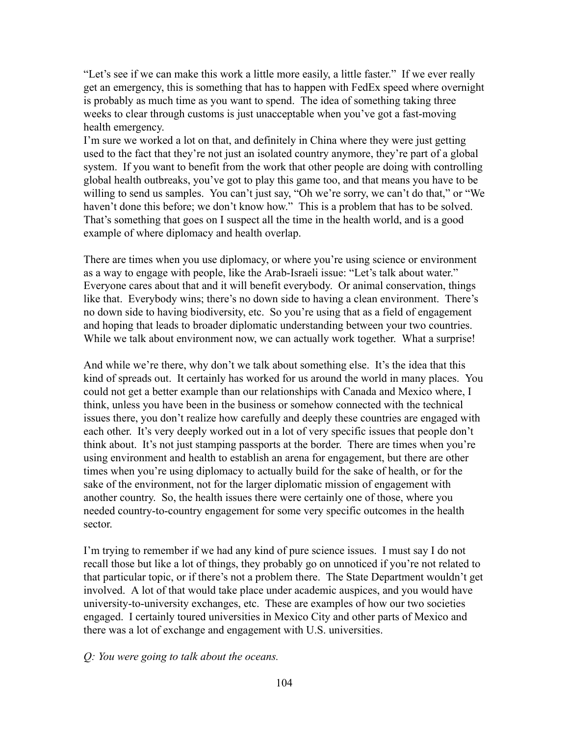"Let's see if we can make this work a little more easily, a little faster." If we ever really get an emergency, this is something that has to happen with FedEx speed where overnight is probably as much time as you want to spend. The idea of something taking three weeks to clear through customs is just unacceptable when you've got a fast-moving health emergency.

I'm sure we worked a lot on that, and definitely in China where they were just getting used to the fact that they're not just an isolated country anymore, they're part of a global system. If you want to benefit from the work that other people are doing with controlling global health outbreaks, you've got to play this game too, and that means you have to be willing to send us samples. You can't just say, "Oh we're sorry, we can't do that," or "We haven't done this before; we don't know how." This is a problem that has to be solved. That's something that goes on I suspect all the time in the health world, and is a good example of where diplomacy and health overlap.

There are times when you use diplomacy, or where you're using science or environment as a way to engage with people, like the Arab-Israeli issue: "Let's talk about water." Everyone cares about that and it will benefit everybody. Or animal conservation, things like that. Everybody wins; there's no down side to having a clean environment. There's no down side to having biodiversity, etc. So you're using that as a field of engagement and hoping that leads to broader diplomatic understanding between your two countries. While we talk about environment now, we can actually work together. What a surprise!

And while we're there, why don't we talk about something else. It's the idea that this kind of spreads out. It certainly has worked for us around the world in many places. You could not get a better example than our relationships with Canada and Mexico where, I think, unless you have been in the business or somehow connected with the technical issues there, you don't realize how carefully and deeply these countries are engaged with each other. It's very deeply worked out in a lot of very specific issues that people don't think about. It's not just stamping passports at the border. There are times when you're using environment and health to establish an arena for engagement, but there are other times when you're using diplomacy to actually build for the sake of health, or for the sake of the environment, not for the larger diplomatic mission of engagement with another country. So, the health issues there were certainly one of those, where you needed country-to-country engagement for some very specific outcomes in the health sector.

I'm trying to remember if we had any kind of pure science issues. I must say I do not recall those but like a lot of things, they probably go on unnoticed if you're not related to that particular topic, or if there's not a problem there. The State Department wouldn't get involved. A lot of that would take place under academic auspices, and you would have university-to-university exchanges, etc. These are examples of how our two societies engaged. I certainly toured universities in Mexico City and other parts of Mexico and there was a lot of exchange and engagement with U.S. universities.

*Q: You were going to talk about the oceans.*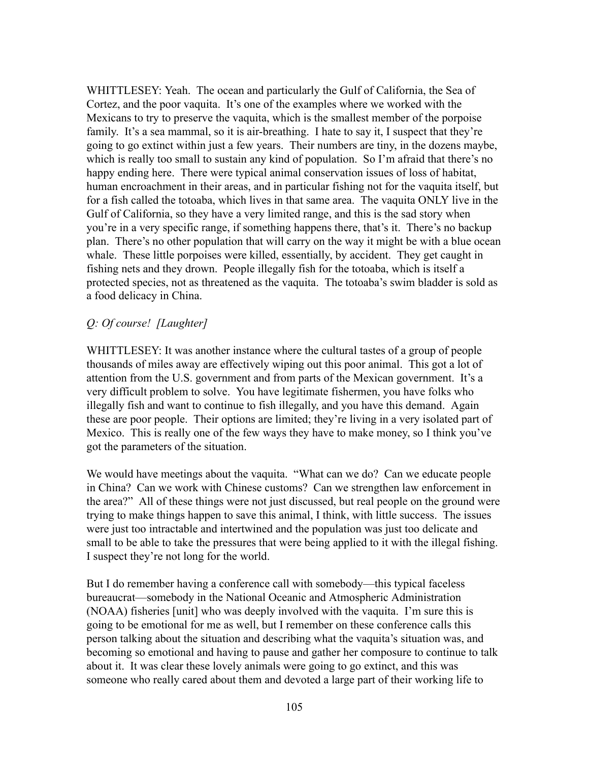WHITTLESEY: Yeah. The ocean and particularly the Gulf of California, the Sea of Cortez, and the poor vaquita. It's one of the examples where we worked with the Mexicans to try to preserve the vaquita, which is the smallest member of the porpoise family. It's a sea mammal, so it is air-breathing. I hate to say it, I suspect that they're going to go extinct within just a few years. Their numbers are tiny, in the dozens maybe, which is really too small to sustain any kind of population. So I'm afraid that there's no happy ending here. There were typical animal conservation issues of loss of habitat, human encroachment in their areas, and in particular fishing not for the vaquita itself, but for a fish called the totoaba, which lives in that same area. The vaquita ONLY live in the Gulf of California, so they have a very limited range, and this is the sad story when you're in a very specific range, if something happens there, that's it. There's no backup plan. There's no other population that will carry on the way it might be with a blue ocean whale. These little porpoises were killed, essentially, by accident. They get caught in fishing nets and they drown. People illegally fish for the totoaba, which is itself a protected species, not as threatened as the vaquita. The totoaba's swim bladder is sold as a food delicacy in China.

*Q: Of course! [Laughter]*

WHITTLESEY: It was another instance where the cultural tastes of a group of people thousands of miles away are effectively wiping out this poor animal. This got a lot of attention from the U.S. government and from parts of the Mexican government. It's a very difficult problem to solve. You have legitimate fishermen, you have folks who illegally fish and want to continue to fish illegally, and you have this demand. Again these are poor people. Their options are limited; they're living in a very isolated part of Mexico. This is really one of the few ways they have to make money, so I think you've got the parameters of the situation.

We would have meetings about the vaquita. "What can we do? Can we educate people in China? Can we work with Chinese customs? Can we strengthen law enforcement in the area?" All of these things were not just discussed, but real people on the ground were trying to make things happen to save this animal, I think, with little success. The issues were just too intractable and intertwined and the population was just too delicate and small to be able to take the pressures that were being applied to it with the illegal fishing. I suspect they're not long for the world.

But I do remember having a conference call with somebody—this typical faceless bureaucrat—somebody in the National Oceanic and Atmospheric Administration (NOAA) fisheries [unit] who was deeply involved with the vaquita. I'm sure this is going to be emotional for me as well, but I remember on these conference calls this person talking about the situation and describing what the vaquita's situation was, and becoming so emotional and having to pause and gather her composure to continue to talk about it. It was clear these lovely animals were going to go extinct, and this was someone who really cared about them and devoted a large part of their working life to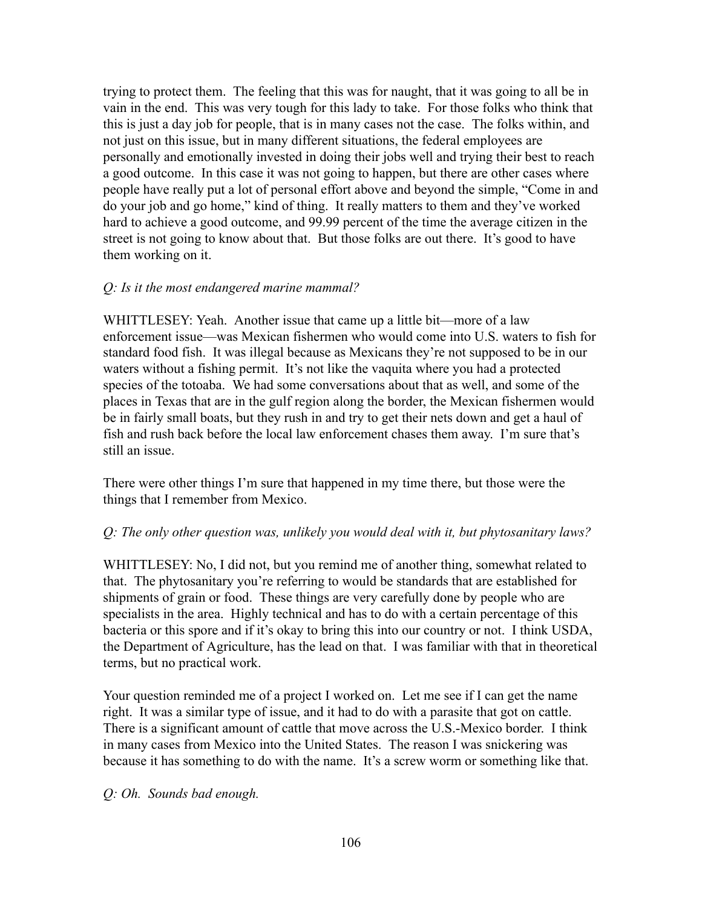trying to protect them. The feeling that this was for naught, that it was going to all be in vain in the end. This was very tough for this lady to take. For those folks who think that this is just a day job for people, that is in many cases not the case. The folks within, and not just on this issue, but in many different situations, the federal employees are personally and emotionally invested in doing their jobs well and trying their best to reach a good outcome. In this case it was not going to happen, but there are other cases where people have really put a lot of personal effort above and beyond the simple, "Come in and do your job and go home," kind of thing. It really matters to them and they've worked hard to achieve a good outcome, and 99.99 percent of the time the average citizen in the street is not going to know about that. But those folks are out there. It's good to have them working on it.

*Q: Is it the most endangered marine mammal?*

WHITTLESEY: Yeah. Another issue that came up a little bit—more of a law enforcement issue—was Mexican fishermen who would come into U.S. waters to fish for standard food fish. It was illegal because as Mexicans they're not supposed to be in our waters without a fishing permit. It's not like the vaquita where you had a protected species of the totoaba. We had some conversations about that as well, and some of the places in Texas that are in the gulf region along the border, the Mexican fishermen would be in fairly small boats, but they rush in and try to get their nets down and get a haul of fish and rush back before the local law enforcement chases them away. I'm sure that's still an issue.

There were other things I'm sure that happened in my time there, but those were the things that I remember from Mexico.

*Q: The only other question was, unlikely you would deal with it, but phytosanitary laws?*

WHITTLESEY: No, I did not, but you remind me of another thing, somewhat related to that. The phytosanitary you're referring to would be standards that are established for shipments of grain or food. These things are very carefully done by people who are specialists in the area. Highly technical and has to do with a certain percentage of this bacteria or this spore and if it's okay to bring this into our country or not. I think USDA, the Department of Agriculture, has the lead on that. I was familiar with that in theoretical terms, but no practical work.

Your question reminded me of a project I worked on. Let me see if I can get the name right. It was a similar type of issue, and it had to do with a parasite that got on cattle. There is a significant amount of cattle that move across the U.S.-Mexico border. I think in many cases from Mexico into the United States. The reason I was snickering was because it has something to do with the name. It's a screw worm or something like that.

*Q: Oh. Sounds bad enough.*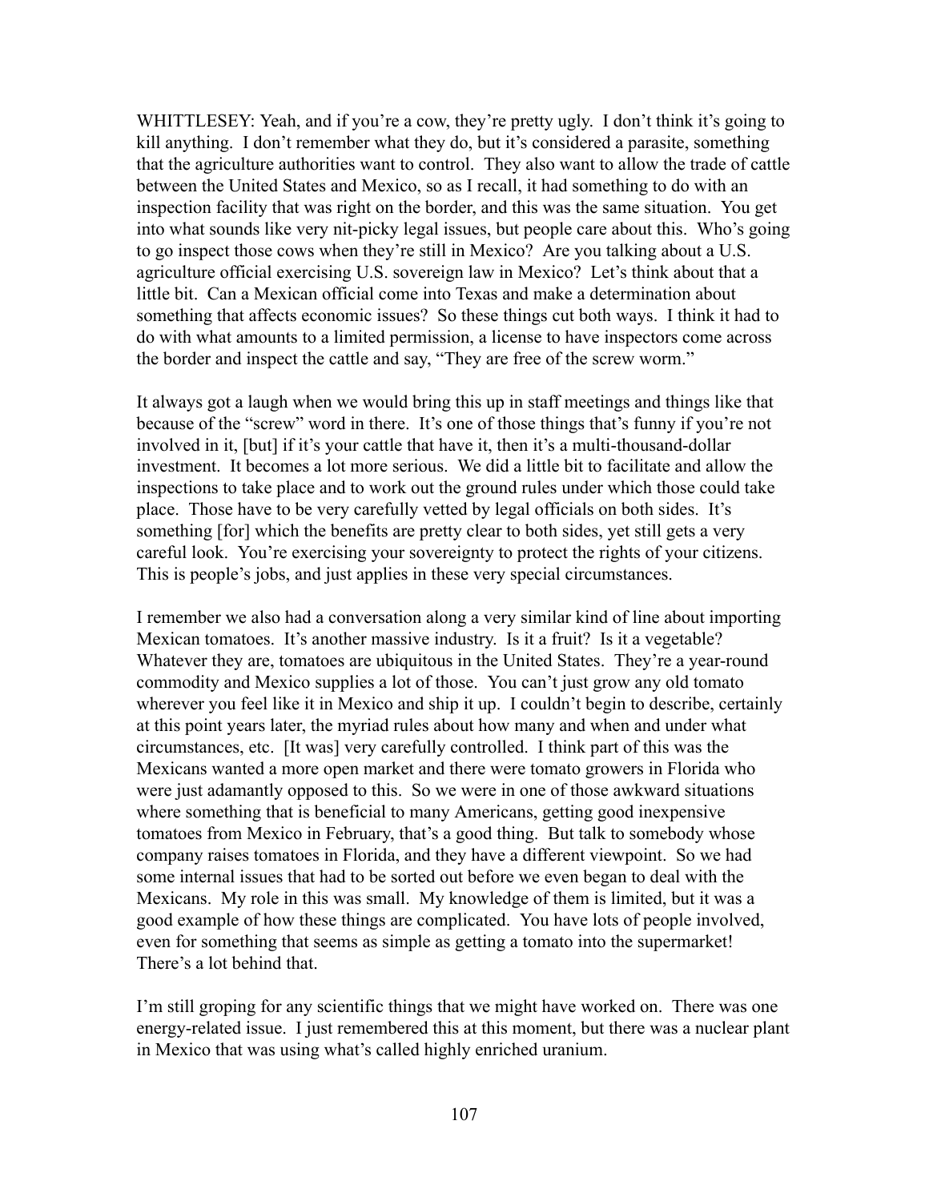WHITTLESEY: Yeah, and if you're a cow, they're pretty ugly. I don't think it's going to kill anything. I don't remember what they do, but it's considered a parasite, something that the agriculture authorities want to control. They also want to allow the trade of cattle between the United States and Mexico, so as I recall, it had something to do with an inspection facility that was right on the border, and this was the same situation. You get into what sounds like very nit-picky legal issues, but people care about this. Who's going to go inspect those cows when they're still in Mexico? Are you talking about a U.S. agriculture official exercising U.S. sovereign law in Mexico? Let's think about that a little bit. Can a Mexican official come into Texas and make a determination about something that affects economic issues? So these things cut both ways. I think it had to do with what amounts to a limited permission, a license to have inspectors come across the border and inspect the cattle and say, "They are free of the screw worm."

It always got a laugh when we would bring this up in staff meetings and things like that because of the "screw" word in there. It's one of those things that's funny if you're not involved in it, [but] if it's your cattle that have it, then it's a multi-thousand-dollar investment. It becomes a lot more serious. We did a little bit to facilitate and allow the inspections to take place and to work out the ground rules under which those could take place. Those have to be very carefully vetted by legal officials on both sides. It's something [for] which the benefits are pretty clear to both sides, yet still gets a very careful look. You're exercising your sovereignty to protect the rights of your citizens. This is people's jobs, and just applies in these very special circumstances.

I remember we also had a conversation along a very similar kind of line about importing Mexican tomatoes. It's another massive industry. Is it a fruit? Is it a vegetable? Whatever they are, tomatoes are ubiquitous in the United States. They're a year-round commodity and Mexico supplies a lot of those. You can't just grow any old tomato wherever you feel like it in Mexico and ship it up. I couldn't begin to describe, certainly at this point years later, the myriad rules about how many and when and under what circumstances, etc. [It was] very carefully controlled. I think part of this was the Mexicans wanted a more open market and there were tomato growers in Florida who were just adamantly opposed to this. So we were in one of those awkward situations where something that is beneficial to many Americans, getting good inexpensive tomatoes from Mexico in February, that's a good thing. But talk to somebody whose company raises tomatoes in Florida, and they have a different viewpoint. So we had some internal issues that had to be sorted out before we even began to deal with the Mexicans. My role in this was small. My knowledge of them is limited, but it was a good example of how these things are complicated. You have lots of people involved, even for something that seems as simple as getting a tomato into the supermarket! There's a lot behind that.

I'm still groping for any scientific things that we might have worked on. There was one energy-related issue. I just remembered this at this moment, but there was a nuclear plant in Mexico that was using what's called highly enriched uranium.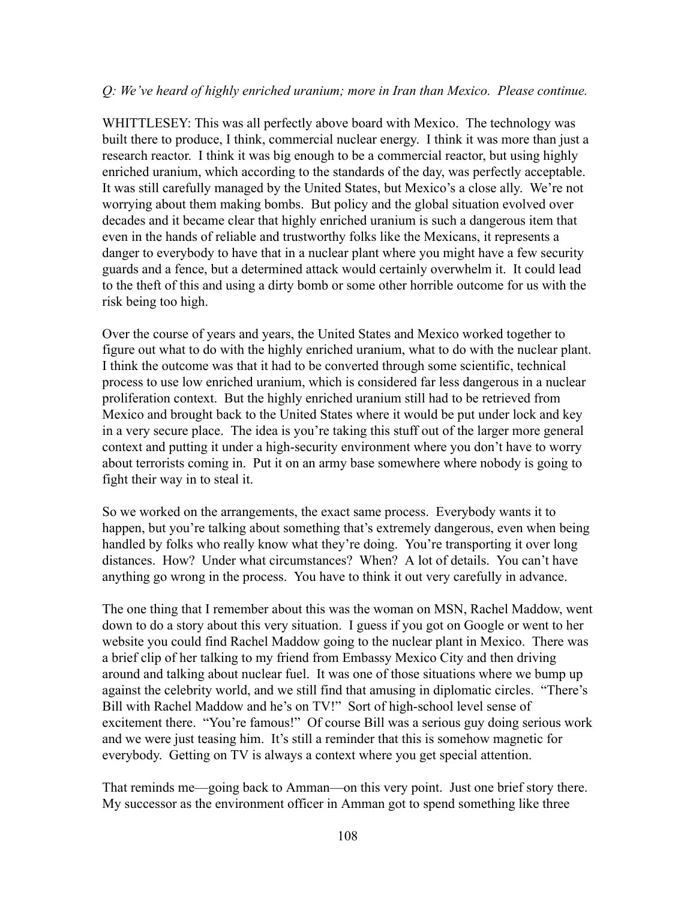*Q: We've heard of highly enriched uranium; more in Iran than Mexico. Please continue.*

WHITTLESEY: This was all perfectly above board with Mexico. The technology was built there to produce, I think, commercial nuclear energy. I think it was more than just a research reactor. I think it was big enough to be a commercial reactor, but using highly enriched uranium, which according to the standards of the day, was perfectly acceptable. It was still carefully managed by the United States, but Mexico's a close ally. We're not worrying about them making bombs. But policy and the global situation evolved over decades and it became clear that highly enriched uranium is such a dangerous item that even in the hands of reliable and trustworthy folks like the Mexicans, it represents a danger to everybody to have that in a nuclear plant where you might have a few security guards and a fence, but a determined attack would certainly overwhelm it. It could lead to the theft of this and using a dirty bomb or some other horrible outcome for us with the risk being too high.

Over the course of years and years, the United States and Mexico worked together to figure out what to do with the highly enriched uranium, what to do with the nuclear plant. I think the outcome was that it had to be converted through some scientific, technical process to use low enriched uranium, which is considered far less dangerous in a nuclear proliferation context. But the highly enriched uranium still had to be retrieved from Mexico and brought back to the United States where it would be put under lock and key in a very secure place. The idea is you're taking this stuff out of the larger more general context and putting it under a high-security environment where you don't have to worry about terrorists coming in. Put it on an army base somewhere where nobody is going to fight their way in to steal it.

So we worked on the arrangements, the exact same process. Everybody wants it to happen, but you're talking about something that's extremely dangerous, even when being handled by folks who really know what they're doing. You're transporting it over long distances. How? Under what circumstances? When? A lot of details. You can't have anything go wrong in the process. You have to think it out very carefully in advance.

The one thing that I remember about this was the woman on MSN, Rachel Maddow, went down to do a story about this very situation. I guess if you got on Google or went to her website you could find Rachel Maddow going to the nuclear plant in Mexico. There was a brief clip of her talking to my friend from Embassy Mexico City and then driving around and talking about nuclear fuel. It was one of those situations where we bump up against the celebrity world, and we still find that amusing in diplomatic circles. "There's Bill with Rachel Maddow and he's on TV!" Sort of high-school level sense of excitement there. "You're famous!" Of course Bill was a serious guy doing serious work and we were just teasing him. It's still a reminder that this is somehow magnetic for everybody. Getting on TV is always a context where you get special attention.

That reminds me—going back to Amman—on this very point. Just one brief story there. My successor as the environment officer in Amman got to spend something like three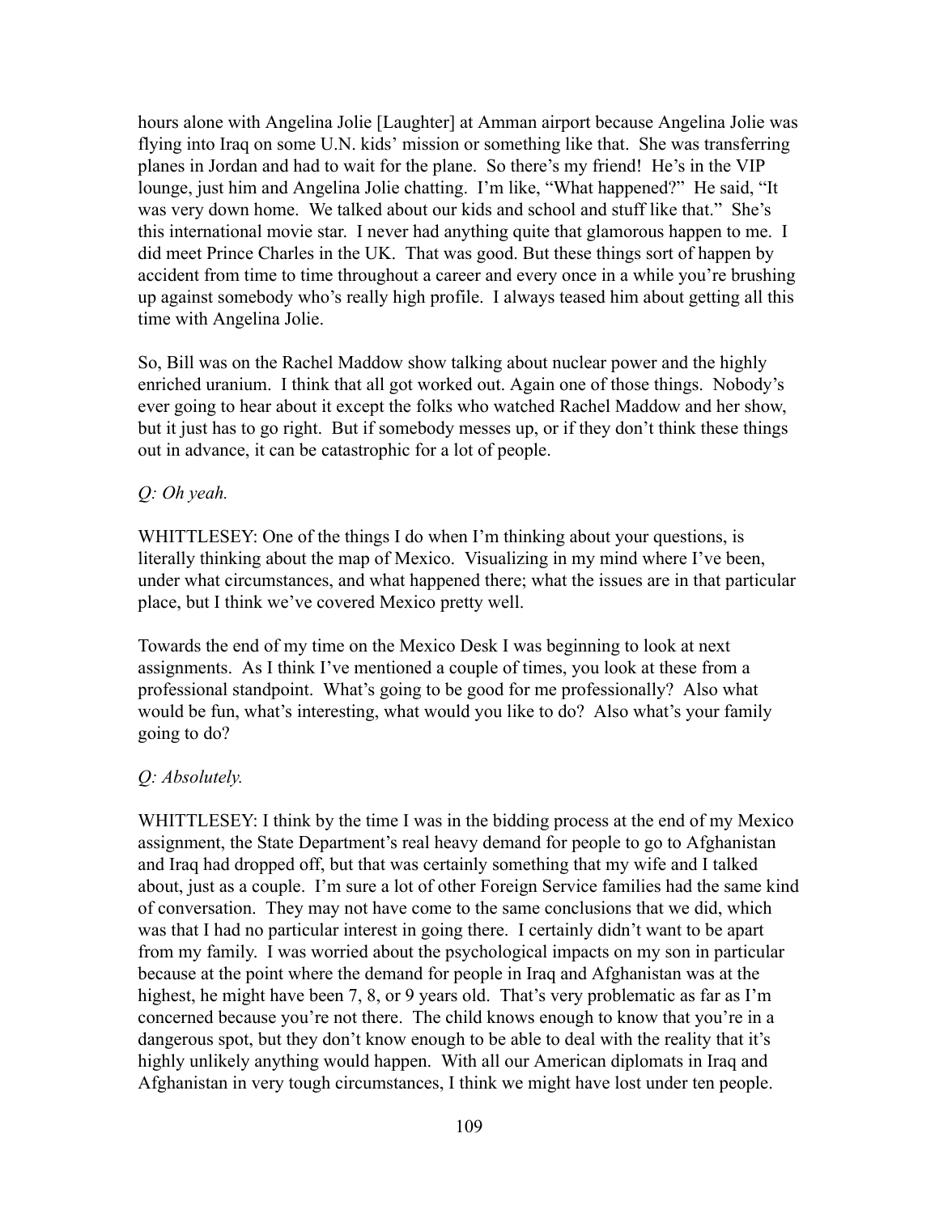hours alone with Angelina Jolie [Laughter] at Amman airport because Angelina Jolie was flying into Iraq on some U.N. kids' mission or something like that. She was transferring planes in Jordan and had to wait for the plane. So there's my friend! He's in the VIP lounge, just him and Angelina Jolie chatting. I'm like, "What happened?" He said, "It was very down home. We talked about our kids and school and stuff like that." She's this international movie star. I never had anything quite that glamorous happen to me. I did meet Prince Charles in the UK. That was good. But these things sort of happen by accident from time to time throughout a career and every once in a while you're brushing up against somebody who's really high profile. I always teased him about getting all this time with Angelina Jolie.

So, Bill was on the Rachel Maddow show talking about nuclear power and the highly enriched uranium. I think that all got worked out. Again one of those things. Nobody's ever going to hear about it except the folks who watched Rachel Maddow and her show, but it just has to go right. But if somebody messes up, or if they don't think these things out in advance, it can be catastrophic for a lot of people.

*Q: Oh yeah.*

WHITTLESEY: One of the things I do when I'm thinking about your questions, is literally thinking about the map of Mexico. Visualizing in my mind where I've been, under what circumstances, and what happened there; what the issues are in that particular place, but I think we've covered Mexico pretty well.

Towards the end of my time on the Mexico Desk I was beginning to look at next assignments. As I think I've mentioned a couple of times, you look at these from a professional standpoint. What's going to be good for me professionally? Also what would be fun, what's interesting, what would you like to do? Also what's your family going to do?

*Q: Absolutely.*

WHITTLESEY: I think by the time I was in the bidding process at the end of my Mexico assignment, the State Department's real heavy demand for people to go to Afghanistan and Iraq had dropped off, but that was certainly something that my wife and I talked about, just as a couple. I'm sure a lot of other Foreign Service families had the same kind of conversation. They may not have come to the same conclusions that we did, which was that I had no particular interest in going there. I certainly didn't want to be apart from my family. I was worried about the psychological impacts on my son in particular because at the point where the demand for people in Iraq and Afghanistan was at the highest, he might have been 7, 8, or 9 years old. That's very problematic as far as I'm concerned because you're not there. The child knows enough to know that you're in a dangerous spot, but they don't know enough to be able to deal with the reality that it's highly unlikely anything would happen. With all our American diplomats in Iraq and Afghanistan in very tough circumstances, I think we might have lost under ten people.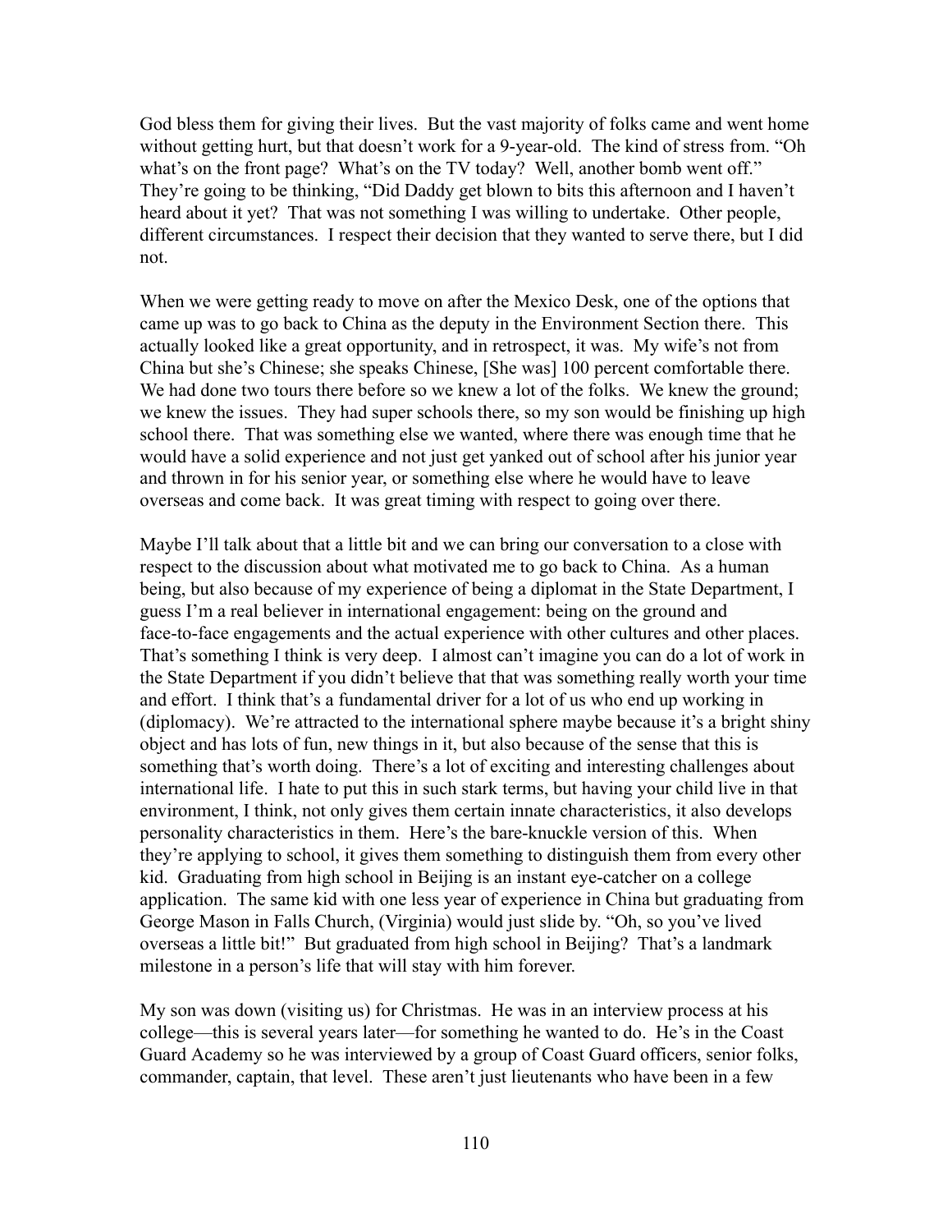God bless them for giving their lives. But the vast majority of folks came and went home without getting hurt, but that doesn't work for a 9-year-old. The kind of stress from. "Oh what's on the front page? What's on the TV today? Well, another bomb went off." They're going to be thinking, "Did Daddy get blown to bits this afternoon and I haven't heard about it yet? That was not something I was willing to undertake. Other people, different circumstances. I respect their decision that they wanted to serve there, but I did not.

When we were getting ready to move on after the Mexico Desk, one of the options that came up was to go back to China as the deputy in the Environment Section there. This actually looked like a great opportunity, and in retrospect, it was. My wife's not from China but she's Chinese; she speaks Chinese, [She was] 100 percent comfortable there. We had done two tours there before so we knew a lot of the folks. We knew the ground; we knew the issues. They had super schools there, so my son would be finishing up high school there. That was something else we wanted, where there was enough time that he would have a solid experience and not just get yanked out of school after his junior year and thrown in for his senior year, or something else where he would have to leave overseas and come back. It was great timing with respect to going over there.

Maybe I'll talk about that a little bit and we can bring our conversation to a close with respect to the discussion about what motivated me to go back to China. As a human being, but also because of my experience of being a diplomat in the State Department, I guess I'm a real believer in international engagement: being on the ground and face-to-face engagements and the actual experience with other cultures and other places. That's something I think is very deep. I almost can't imagine you can do a lot of work in the State Department if you didn't believe that that was something really worth your time and effort. I think that's a fundamental driver for a lot of us who end up working in (diplomacy). We're attracted to the international sphere maybe because it's a bright shiny object and has lots of fun, new things in it, but also because of the sense that this is something that's worth doing. There's a lot of exciting and interesting challenges about international life. I hate to put this in such stark terms, but having your child live in that environment, I think, not only gives them certain innate characteristics, it also develops personality characteristics in them. Here's the bare-knuckle version of this. When they're applying to school, it gives them something to distinguish them from every other kid. Graduating from high school in Beijing is an instant eye-catcher on a college application. The same kid with one less year of experience in China but graduating from George Mason in Falls Church, (Virginia) would just slide by. "Oh, so you've lived overseas a little bit!" But graduated from high school in Beijing? That's a landmark milestone in a person's life that will stay with him forever.

My son was down (visiting us) for Christmas. He was in an interview process at his college—this is several years later—for something he wanted to do. He's in the Coast Guard Academy so he was interviewed by a group of Coast Guard officers, senior folks, commander, captain, that level. These aren't just lieutenants who have been in a few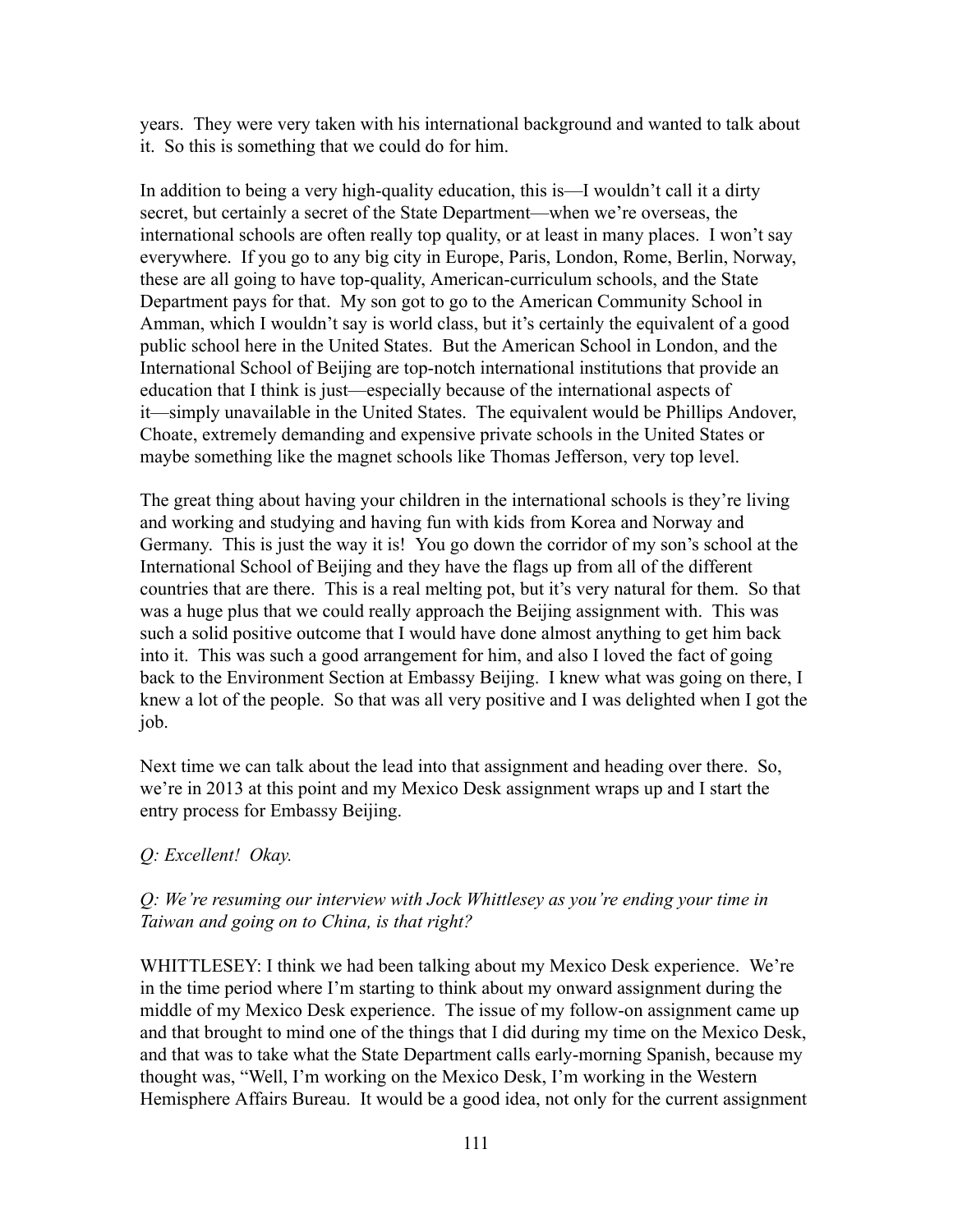years. They were very taken with his international background and wanted to talk about it. So this is something that we could do for him.

In addition to being a very high-quality education, this is—I wouldn't call it a dirty secret, but certainly a secret of the State Department—when we're overseas, the international schools are often really top quality, or at least in many places. I won't say everywhere. If you go to any big city in Europe, Paris, London, Rome, Berlin, Norway, these are all going to have top-quality, American-curriculum schools, and the State Department pays for that. My son got to go to the American Community School in Amman, which I wouldn't say is world class, but it's certainly the equivalent of a good public school here in the United States. But the American School in London, and the International School of Beijing are top-notch international institutions that provide an education that I think is just—especially because of the international aspects of it—simply unavailable in the United States. The equivalent would be Phillips Andover, Choate, extremely demanding and expensive private schools in the United States or maybe something like the magnet schools like Thomas Jefferson, very top level.

The great thing about having your children in the international schools is they're living and working and studying and having fun with kids from Korea and Norway and Germany. This is just the way it is! You go down the corridor of my son's school at the International School of Beijing and they have the flags up from all of the different countries that are there. This is a real melting pot, but it's very natural for them. So that was a huge plus that we could really approach the Beijing assignment with. This was such a solid positive outcome that I would have done almost anything to get him back into it. This was such a good arrangement for him, and also I loved the fact of going back to the Environment Section at Embassy Beijing. I knew what was going on there, I knew a lot of the people. So that was all very positive and I was delighted when I got the job.

Next time we can talk about the lead into that assignment and heading over there. So, we're in 2013 at this point and my Mexico Desk assignment wraps up and I start the entry process for Embassy Beijing.

*Q: Excellent! Okay.*

*Q: We're resuming our interview with Jock Whittlesey as you're ending your time in Taiwan and going on to China, is that right?*

WHITTLESEY: I think we had been talking about my Mexico Desk experience. We're in the time period where I'm starting to think about my onward assignment during the middle of my Mexico Desk experience. The issue of my follow-on assignment came up and that brought to mind one of the things that I did during my time on the Mexico Desk, and that was to take what the State Department calls early-morning Spanish, because my thought was, "Well, I'm working on the Mexico Desk, I'm working in the Western Hemisphere Affairs Bureau. It would be a good idea, not only for the current assignment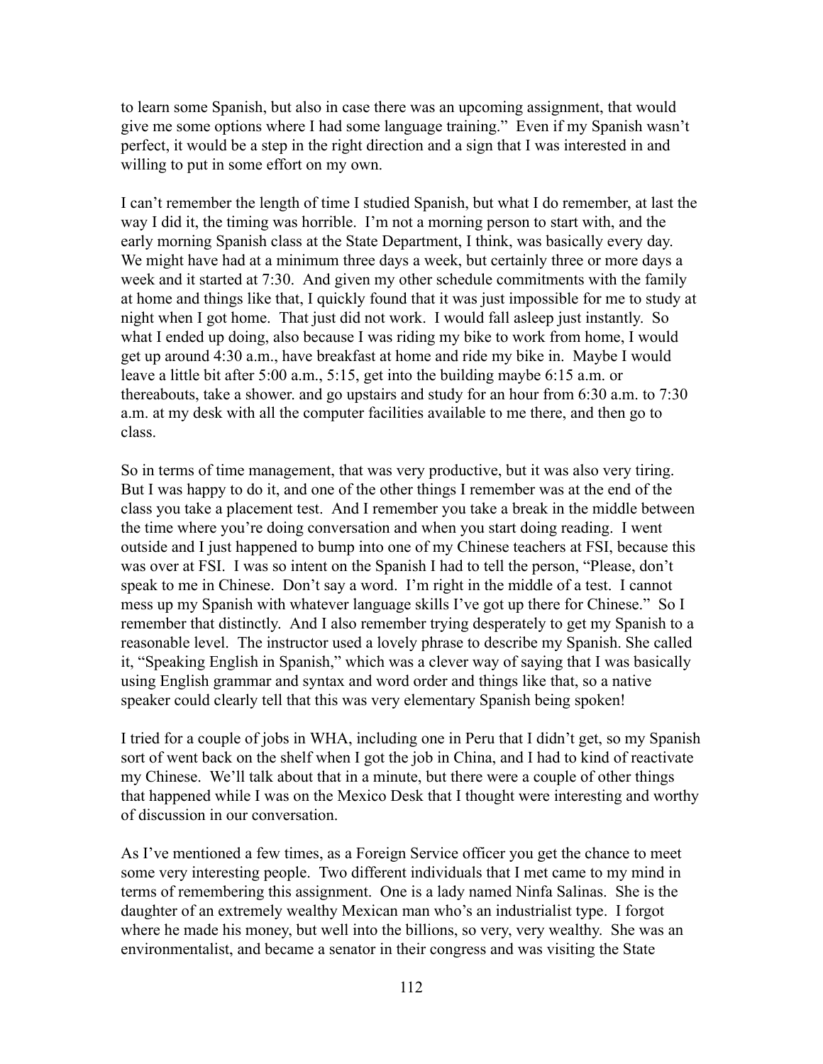to learn some Spanish, but also in case there was an upcoming assignment, that would give me some options where I had some language training." Even if my Spanish wasn't perfect, it would be a step in the right direction and a sign that I was interested in and willing to put in some effort on my own.

I can't remember the length of time I studied Spanish, but what I do remember, at last the way I did it, the timing was horrible. I'm not a morning person to start with, and the early morning Spanish class at the State Department, I think, was basically every day. We might have had at a minimum three days a week, but certainly three or more days a week and it started at 7:30. And given my other schedule commitments with the family at home and things like that, I quickly found that it was just impossible for me to study at night when I got home. That just did not work. I would fall asleep just instantly. So what I ended up doing, also because I was riding my bike to work from home, I would get up around 4:30 a.m., have breakfast at home and ride my bike in. Maybe I would leave a little bit after 5:00 a.m., 5:15, get into the building maybe 6:15 a.m. or thereabouts, take a shower. and go upstairs and study for an hour from 6:30 a.m. to 7:30 a.m. at my desk with all the computer facilities available to me there, and then go to class.

So in terms of time management, that was very productive, but it was also very tiring. But I was happy to do it, and one of the other things I remember was at the end of the class you take a placement test. And I remember you take a break in the middle between the time where you're doing conversation and when you start doing reading. I went outside and I just happened to bump into one of my Chinese teachers at FSI, because this was over at FSI. I was so intent on the Spanish I had to tell the person, "Please, don't speak to me in Chinese. Don't say a word. I'm right in the middle of a test. I cannot mess up my Spanish with whatever language skills I've got up there for Chinese." So I remember that distinctly. And I also remember trying desperately to get my Spanish to a reasonable level. The instructor used a lovely phrase to describe my Spanish. She called it, "Speaking English in Spanish," which was a clever way of saying that I was basically using English grammar and syntax and word order and things like that, so a native speaker could clearly tell that this was very elementary Spanish being spoken!

I tried for a couple of jobs in WHA, including one in Peru that I didn't get, so my Spanish sort of went back on the shelf when I got the job in China, and I had to kind of reactivate my Chinese. We'll talk about that in a minute, but there were a couple of other things that happened while I was on the Mexico Desk that I thought were interesting and worthy of discussion in our conversation.

As I've mentioned a few times, as a Foreign Service officer you get the chance to meet some very interesting people. Two different individuals that I met came to my mind in terms of remembering this assignment. One is a lady named Ninfa Salinas. She is the daughter of an extremely wealthy Mexican man who's an industrialist type. I forgot where he made his money, but well into the billions, so very, very wealthy. She was an environmentalist, and became a senator in their congress and was visiting the State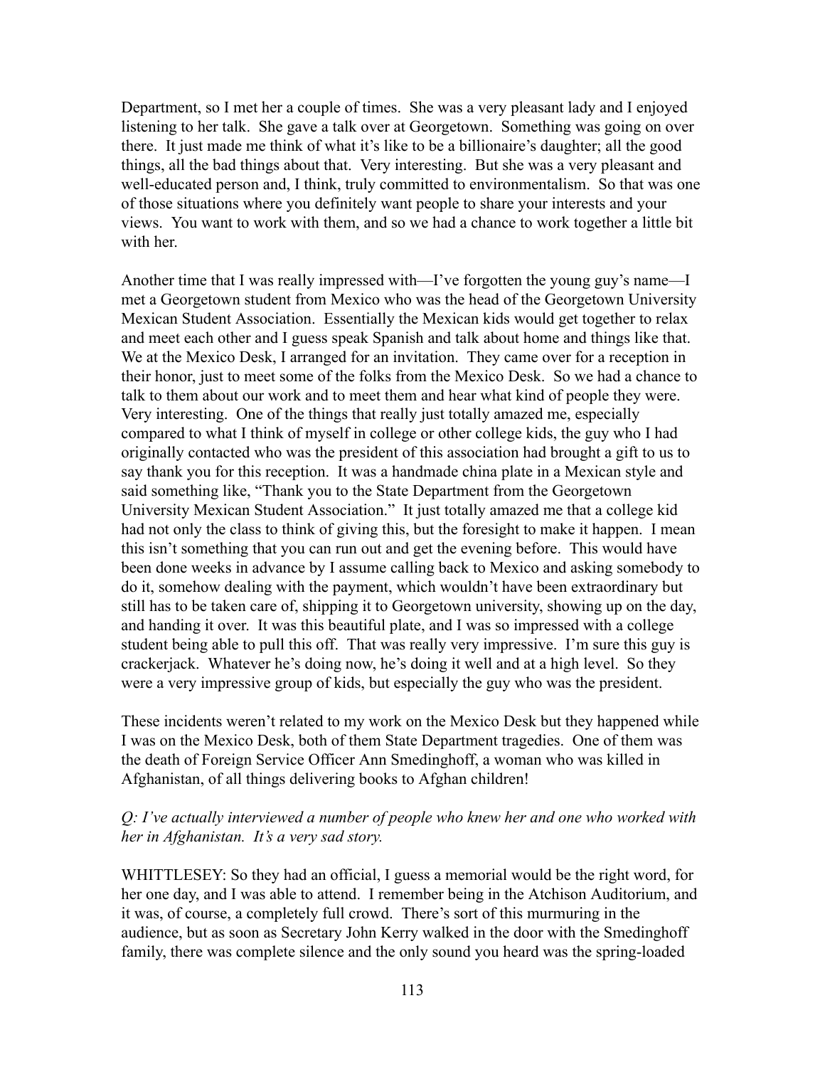Department, so I met her a couple of times. She was a very pleasant lady and I enjoyed listening to her talk. She gave a talk over at Georgetown. Something was going on over there. It just made me think of what it's like to be a billionaire's daughter; all the good things, all the bad things about that. Very interesting. But she was a very pleasant and well-educated person and, I think, truly committed to environmentalism. So that was one of those situations where you definitely want people to share your interests and your views. You want to work with them, and so we had a chance to work together a little bit with her.

Another time that I was really impressed with—I've forgotten the young guy's name—I met a Georgetown student from Mexico who was the head of the Georgetown University Mexican Student Association. Essentially the Mexican kids would get together to relax and meet each other and I guess speak Spanish and talk about home and things like that. We at the Mexico Desk, I arranged for an invitation. They came over for a reception in their honor, just to meet some of the folks from the Mexico Desk. So we had a chance to talk to them about our work and to meet them and hear what kind of people they were. Very interesting. One of the things that really just totally amazed me, especially compared to what I think of myself in college or other college kids, the guy who I had originally contacted who was the president of this association had brought a gift to us to say thank you for this reception. It was a handmade china plate in a Mexican style and said something like, "Thank you to the State Department from the Georgetown University Mexican Student Association." It just totally amazed me that a college kid had not only the class to think of giving this, but the foresight to make it happen. I mean this isn't something that you can run out and get the evening before. This would have been done weeks in advance by I assume calling back to Mexico and asking somebody to do it, somehow dealing with the payment, which wouldn't have been extraordinary but still has to be taken care of, shipping it to Georgetown university, showing up on the day, and handing it over. It was this beautiful plate, and I was so impressed with a college student being able to pull this off. That was really very impressive. I'm sure this guy is crackerjack. Whatever he's doing now, he's doing it well and at a high level. So they were a very impressive group of kids, but especially the guy who was the president.

These incidents weren't related to my work on the Mexico Desk but they happened while I was on the Mexico Desk, both of them State Department tragedies. One of them was the death of Foreign Service Officer Ann Smedinghoff, a woman who was killed in Afghanistan, of all things delivering books to Afghan children!

*Q: I've actually interviewed a number of people who knew her and one who worked with her in Afghanistan. It's a very sad story.*

WHITTLESEY: So they had an official, I guess a memorial would be the right word, for her one day, and I was able to attend. I remember being in the Atchison Auditorium, and it was, of course, a completely full crowd. There's sort of this murmuring in the audience, but as soon as Secretary John Kerry walked in the door with the Smedinghoff family, there was complete silence and the only sound you heard was the spring-loaded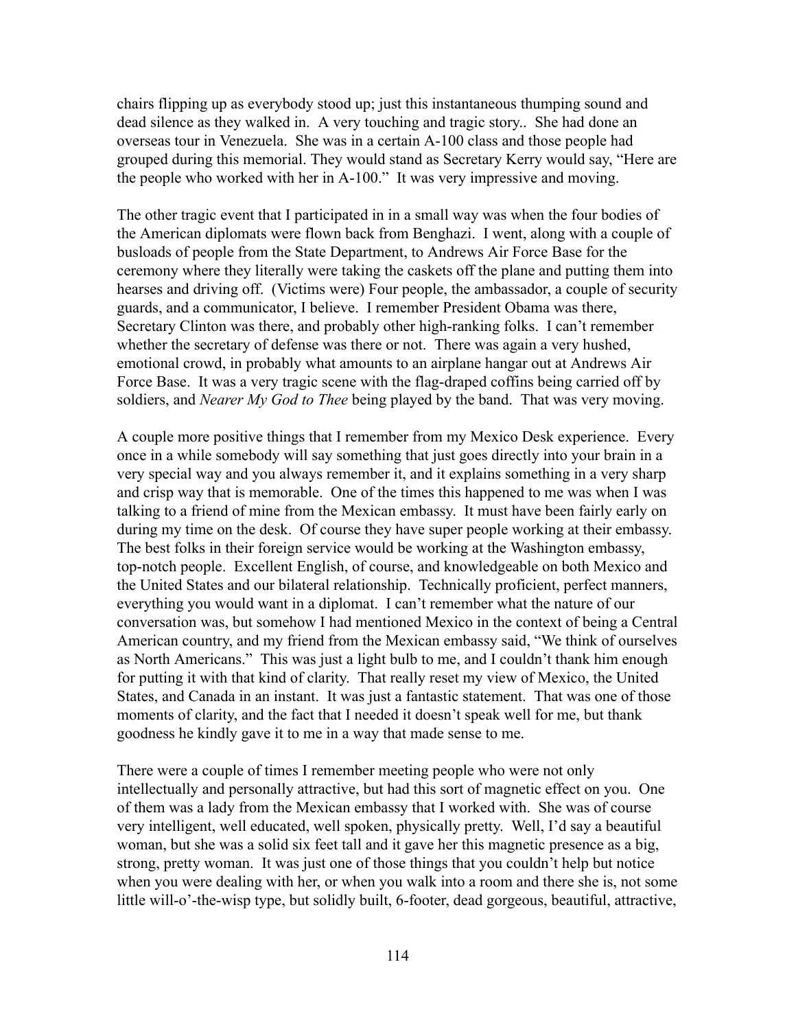chairs flipping up as everybody stood up; just this instantaneous thumping sound and dead silence as they walked in. A very touching and tragic story.. She had done an overseas tour in Venezuela. She was in a certain A-100 class and those people had grouped during this memorial. They would stand as Secretary Kerry would say, "Here are the people who worked with her in A-100." It was very impressive and moving.

The other tragic event that I participated in in a small way was when the four bodies of the American diplomats were flown back from Benghazi. I went, along with a couple of busloads of people from the State Department, to Andrews Air Force Base for the ceremony where they literally were taking the caskets off the plane and putting them into hearses and driving off. (Victims were) Four people, the ambassador, a couple of security guards, and a communicator, I believe. I remember President Obama was there, Secretary Clinton was there, and probably other high-ranking folks. I can't remember whether the secretary of defense was there or not. There was again a very hushed, emotional crowd, in probably what amounts to an airplane hangar out at Andrews Air Force Base. It was a very tragic scene with the flag-draped coffins being carried off by soldiers, and *Nearer My God to Thee* being played by the band. That was very moving.

A couple more positive things that I remember from my Mexico Desk experience. Every once in a while somebody will say something that just goes directly into your brain in a very special way and you always remember it, and it explains something in a very sharp and crisp way that is memorable. One of the times this happened to me was when I was talking to a friend of mine from the Mexican embassy. It must have been fairly early on during my time on the desk. Of course they have super people working at their embassy. The best folks in their foreign service would be working at the Washington embassy, top-notch people. Excellent English, of course, and knowledgeable on both Mexico and the United States and our bilateral relationship. Technically proficient, perfect manners, everything you would want in a diplomat. I can't remember what the nature of our conversation was, but somehow I had mentioned Mexico in the context of being a Central American country, and my friend from the Mexican embassy said, "We think of ourselves as North Americans." This was just a light bulb to me, and I couldn't thank him enough for putting it with that kind of clarity. That really reset my view of Mexico, the United States, and Canada in an instant. It was just a fantastic statement. That was one of those moments of clarity, and the fact that I needed it doesn't speak well for me, but thank goodness he kindly gave it to me in a way that made sense to me.

There were a couple of times I remember meeting people who were not only intellectually and personally attractive, but had this sort of magnetic effect on you. One of them was a lady from the Mexican embassy that I worked with. She was of course very intelligent, well educated, well spoken, physically pretty. Well, I'd say a beautiful woman, but she was a solid six feet tall and it gave her this magnetic presence as a big, strong, pretty woman. It was just one of those things that you couldn't help but notice when you were dealing with her, or when you walk into a room and there she is, not some little will-o'-the-wisp type, but solidly built, 6-footer, dead gorgeous, beautiful, attractive,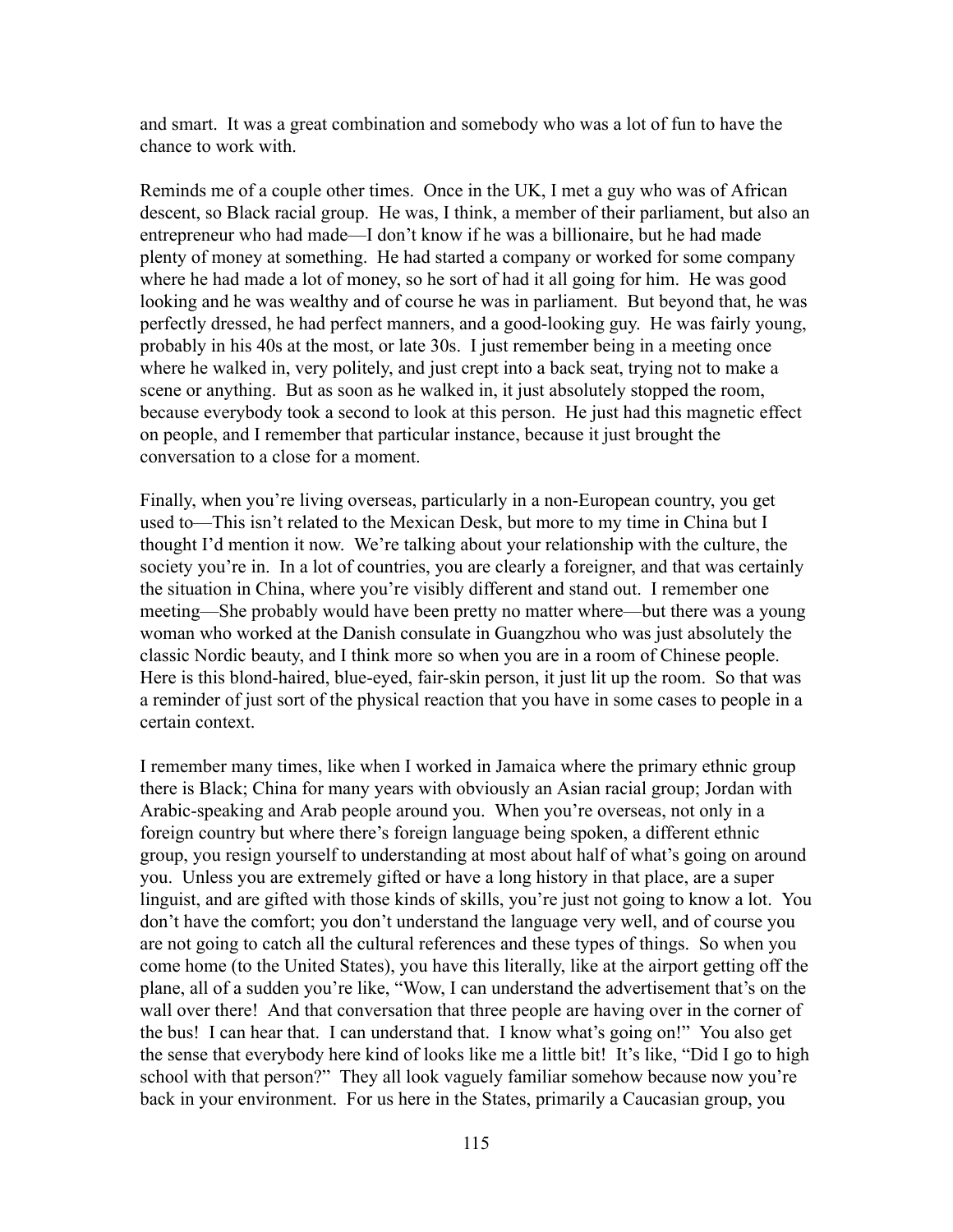and smart. It was a great combination and somebody who was a lot of fun to have the chance to work with.

Reminds me of a couple other times. Once in the UK, I met a guy who was of African descent, so Black racial group. He was, I think, a member of their parliament, but also an entrepreneur who had made—I don't know if he was a billionaire, but he had made plenty of money at something. He had started a company or worked for some company where he had made a lot of money, so he sort of had it all going for him. He was good looking and he was wealthy and of course he was in parliament. But beyond that, he was perfectly dressed, he had perfect manners, and a good-looking guy. He was fairly young, probably in his 40s at the most, or late 30s. I just remember being in a meeting once where he walked in, very politely, and just crept into a back seat, trying not to make a scene or anything. But as soon as he walked in, it just absolutely stopped the room, because everybody took a second to look at this person. He just had this magnetic effect on people, and I remember that particular instance, because it just brought the conversation to a close for a moment.

Finally, when you're living overseas, particularly in a non-European country, you get used to—This isn't related to the Mexican Desk, but more to my time in China but I thought I'd mention it now. We're talking about your relationship with the culture, the society you're in. In a lot of countries, you are clearly a foreigner, and that was certainly the situation in China, where you're visibly different and stand out. I remember one meeting—She probably would have been pretty no matter where—but there was a young woman who worked at the Danish consulate in Guangzhou who was just absolutely the classic Nordic beauty, and I think more so when you are in a room of Chinese people. Here is this blond-haired, blue-eyed, fair-skin person, it just lit up the room. So that was a reminder of just sort of the physical reaction that you have in some cases to people in a certain context.

I remember many times, like when I worked in Jamaica where the primary ethnic group there is Black; China for many years with obviously an Asian racial group; Jordan with Arabic-speaking and Arab people around you. When you're overseas, not only in a foreign country but where there's foreign language being spoken, a different ethnic group, you resign yourself to understanding at most about half of what's going on around you. Unless you are extremely gifted or have a long history in that place, are a super linguist, and are gifted with those kinds of skills, you're just not going to know a lot. You don't have the comfort; you don't understand the language very well, and of course you are not going to catch all the cultural references and these types of things. So when you come home (to the United States), you have this literally, like at the airport getting off the plane, all of a sudden you're like, "Wow, I can understand the advertisement that's on the wall over there! And that conversation that three people are having over in the corner of the bus! I can hear that. I can understand that. I know what's going on!" You also get the sense that everybody here kind of looks like me a little bit! It's like, "Did I go to high school with that person?" They all look vaguely familiar somehow because now you're back in your environment. For us here in the States, primarily a Caucasian group, you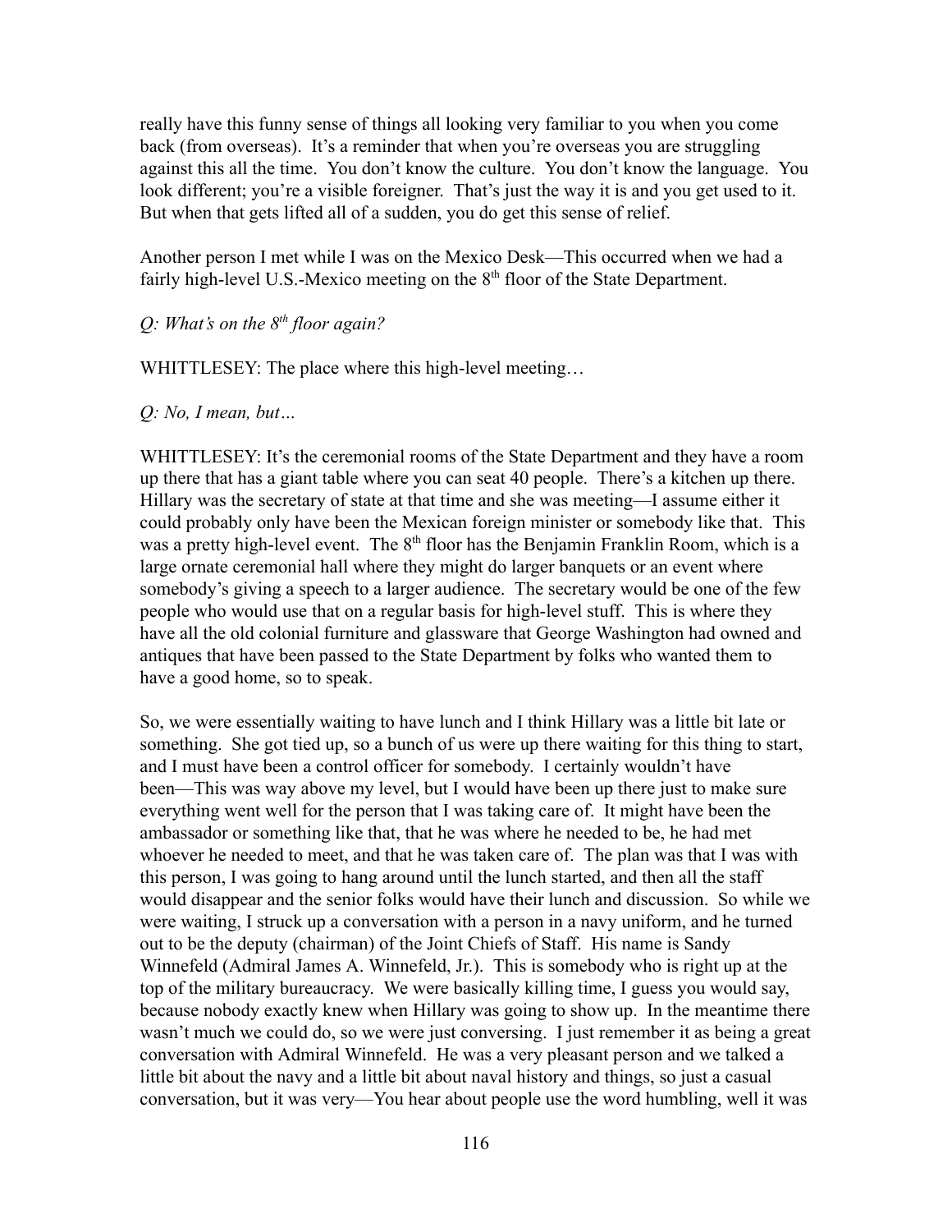really have this funny sense of things all looking very familiar to you when you come back (from overseas). It's a reminder that when you're overseas you are struggling against this all the time. You don't know the culture. You don't know the language. You look different; you're a visible foreigner. That's just the way it is and you get used to it. But when that gets lifted all of a sudden, you do get this sense of relief.

Another person I met while I was on the Mexico Desk—This occurred when we had a fairly high-level U.S.-Mexico meeting on the 8th floor of the State Department.

*Q: What's on the 8th floor again?*

WHITTLESEY: The place where this high-level meeting…

*Q: No, I mean, but…*

WHITTLESEY: It's the ceremonial rooms of the State Department and they have a room up there that has a giant table where you can seat 40 people. There's a kitchen up there. Hillary was the secretary of state at that time and she was meeting—I assume either it could probably only have been the Mexican foreign minister or somebody like that. This was a pretty high-level event. The 8th floor has the Benjamin Franklin Room, which is a large ornate ceremonial hall where they might do larger banquets or an event where somebody's giving a speech to a larger audience. The secretary would be one of the few people who would use that on a regular basis for high-level stuff. This is where they have all the old colonial furniture and glassware that George Washington had owned and antiques that have been passed to the State Department by folks who wanted them to have a good home, so to speak.

So, we were essentially waiting to have lunch and I think Hillary was a little bit late or something. She got tied up, so a bunch of us were up there waiting for this thing to start, and I must have been a control officer for somebody. I certainly wouldn't have been—This was way above my level, but I would have been up there just to make sure everything went well for the person that I was taking care of. It might have been the ambassador or something like that, that he was where he needed to be, he had met whoever he needed to meet, and that he was taken care of. The plan was that I was with this person, I was going to hang around until the lunch started, and then all the staff would disappear and the senior folks would have their lunch and discussion. So while we were waiting, I struck up a conversation with a person in a navy uniform, and he turned out to be the deputy (chairman) of the Joint Chiefs of Staff. His name is Sandy Winnefeld (Admiral James A. Winnefeld, Jr.). This is somebody who is right up at the top of the military bureaucracy. We were basically killing time, I guess you would say, because nobody exactly knew when Hillary was going to show up. In the meantime there wasn't much we could do, so we were just conversing. I just remember it as being a great conversation with Admiral Winnefeld. He was a very pleasant person and we talked a little bit about the navy and a little bit about naval history and things, so just a casual conversation, but it was very—You hear about people use the word humbling, well it was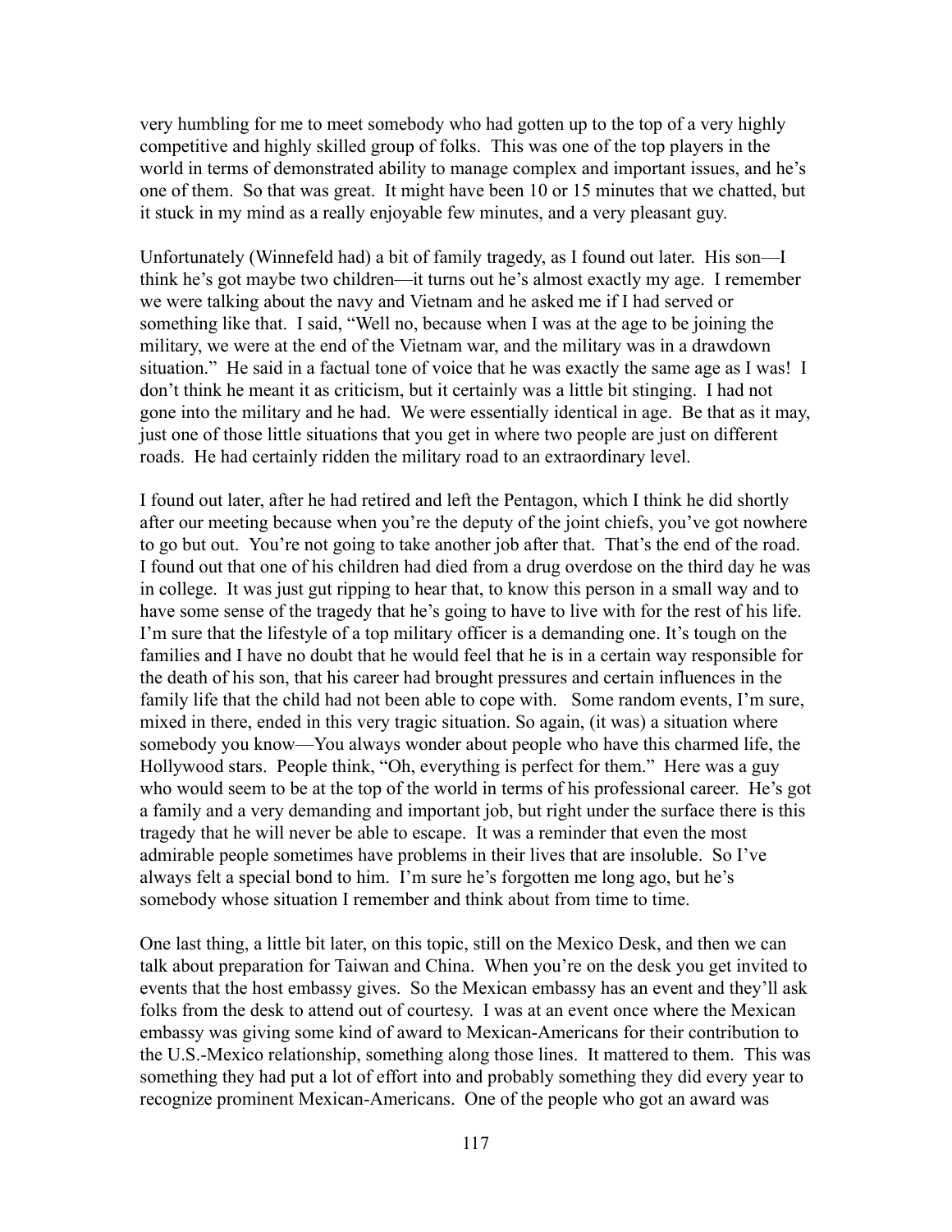very humbling for me to meet somebody who had gotten up to the top of a very highly competitive and highly skilled group of folks. This was one of the top players in the world in terms of demonstrated ability to manage complex and important issues, and he's one of them. So that was great. It might have been 10 or 15 minutes that we chatted, but it stuck in my mind as a really enjoyable few minutes, and a very pleasant guy.

Unfortunately (Winnefeld had) a bit of family tragedy, as I found out later. His son—I think he's got maybe two children—it turns out he's almost exactly my age. I remember we were talking about the navy and Vietnam and he asked me if I had served or something like that. I said, "Well no, because when I was at the age to be joining the military, we were at the end of the Vietnam war, and the military was in a drawdown situation." He said in a factual tone of voice that he was exactly the same age as I was! I don't think he meant it as criticism, but it certainly was a little bit stinging. I had not gone into the military and he had. We were essentially identical in age. Be that as it may, just one of those little situations that you get in where two people are just on different roads. He had certainly ridden the military road to an extraordinary level.

I found out later, after he had retired and left the Pentagon, which I think he did shortly after our meeting because when you're the deputy of the joint chiefs, you've got nowhere to go but out. You're not going to take another job after that. That's the end of the road. I found out that one of his children had died from a drug overdose on the third day he was in college. It was just gut ripping to hear that, to know this person in a small way and to have some sense of the tragedy that he's going to have to live with for the rest of his life. I'm sure that the lifestyle of a top military officer is a demanding one. It's tough on the families and I have no doubt that he would feel that he is in a certain way responsible for the death of his son, that his career had brought pressures and certain influences in the family life that the child had not been able to cope with. Some random events, I'm sure, mixed in there, ended in this very tragic situation. So again, (it was) a situation where somebody you know—You always wonder about people who have this charmed life, the Hollywood stars. People think, "Oh, everything is perfect for them." Here was a guy who would seem to be at the top of the world in terms of his professional career. He's got a family and a very demanding and important job, but right under the surface there is this tragedy that he will never be able to escape. It was a reminder that even the most admirable people sometimes have problems in their lives that are insoluble. So I've always felt a special bond to him. I'm sure he's forgotten me long ago, but he's somebody whose situation I remember and think about from time to time.

One last thing, a little bit later, on this topic, still on the Mexico Desk, and then we can talk about preparation for Taiwan and China. When you're on the desk you get invited to events that the host embassy gives. So the Mexican embassy has an event and they'll ask folks from the desk to attend out of courtesy. I was at an event once where the Mexican embassy was giving some kind of award to Mexican-Americans for their contribution to the U.S.-Mexico relationship, something along those lines. It mattered to them. This was something they had put a lot of effort into and probably something they did every year to recognize prominent Mexican-Americans. One of the people who got an award was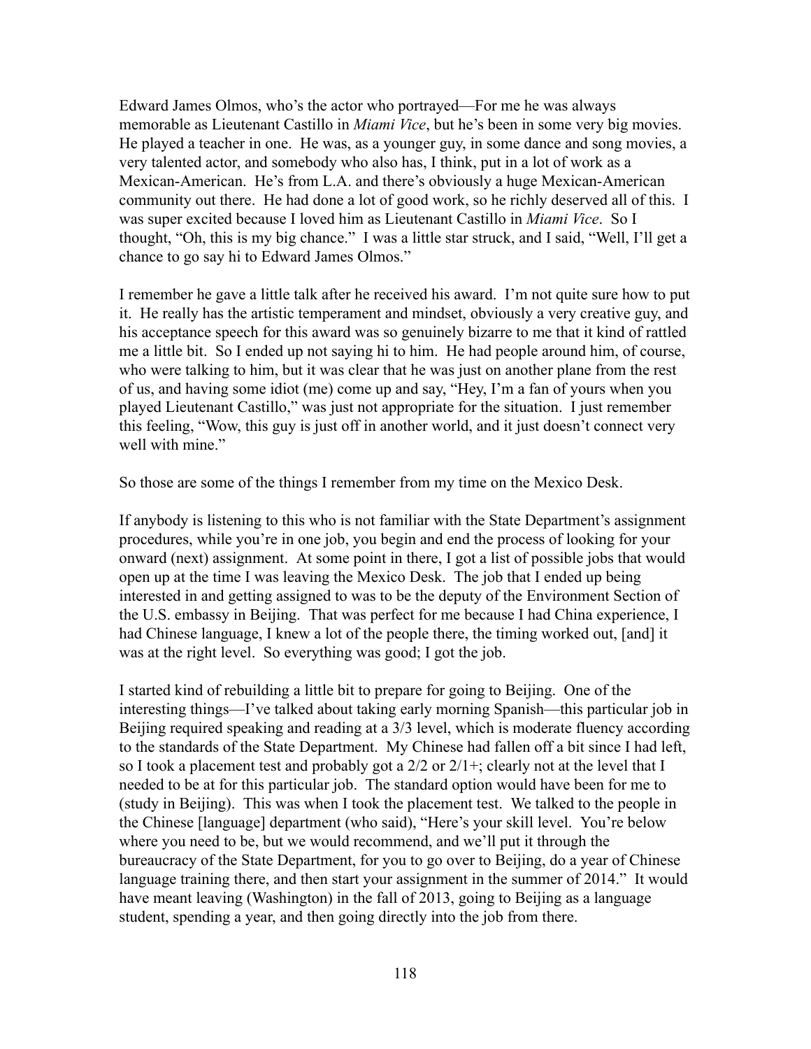Edward James Olmos, who's the actor who portrayed—For me he was always memorable as Lieutenant Castillo in *Miami Vice*, but he's been in some very big movies. He played a teacher in one. He was, as a younger guy, in some dance and song movies, a very talented actor, and somebody who also has, I think, put in a lot of work as a Mexican-American. He's from L.A. and there's obviously a huge Mexican-American community out there. He had done a lot of good work, so he richly deserved all of this. I was super excited because I loved him as Lieutenant Castillo in *Miami Vice*. So I thought, "Oh, this is my big chance." I was a little star struck, and I said, "Well, I'll get a chance to go say hi to Edward James Olmos."

I remember he gave a little talk after he received his award. I'm not quite sure how to put it. He really has the artistic temperament and mindset, obviously a very creative guy, and his acceptance speech for this award was so genuinely bizarre to me that it kind of rattled me a little bit. So I ended up not saying hi to him. He had people around him, of course, who were talking to him, but it was clear that he was just on another plane from the rest of us, and having some idiot (me) come up and say, "Hey, I'm a fan of yours when you played Lieutenant Castillo," was just not appropriate for the situation. I just remember this feeling, "Wow, this guy is just off in another world, and it just doesn't connect very well with mine."

So those are some of the things I remember from my time on the Mexico Desk.

If anybody is listening to this who is not familiar with the State Department's assignment procedures, while you're in one job, you begin and end the process of looking for your onward (next) assignment. At some point in there, I got a list of possible jobs that would open up at the time I was leaving the Mexico Desk. The job that I ended up being interested in and getting assigned to was to be the deputy of the Environment Section of the U.S. embassy in Beijing. That was perfect for me because I had China experience, I had Chinese language, I knew a lot of the people there, the timing worked out, [and] it was at the right level. So everything was good; I got the job.

I started kind of rebuilding a little bit to prepare for going to Beijing. One of the interesting things—I've talked about taking early morning Spanish—this particular job in Beijing required speaking and reading at a 3/3 level, which is moderate fluency according to the standards of the State Department. My Chinese had fallen off a bit since I had left, so I took a placement test and probably got a 2/2 or 2/1+; clearly not at the level that I needed to be at for this particular job. The standard option would have been for me to (study in Beijing). This was when I took the placement test. We talked to the people in the Chinese [language] department (who said), "Here's your skill level. You're below where you need to be, but we would recommend, and we'll put it through the bureaucracy of the State Department, for you to go over to Beijing, do a year of Chinese language training there, and then start your assignment in the summer of 2014." It would have meant leaving (Washington) in the fall of 2013, going to Beijing as a language student, spending a year, and then going directly into the job from there.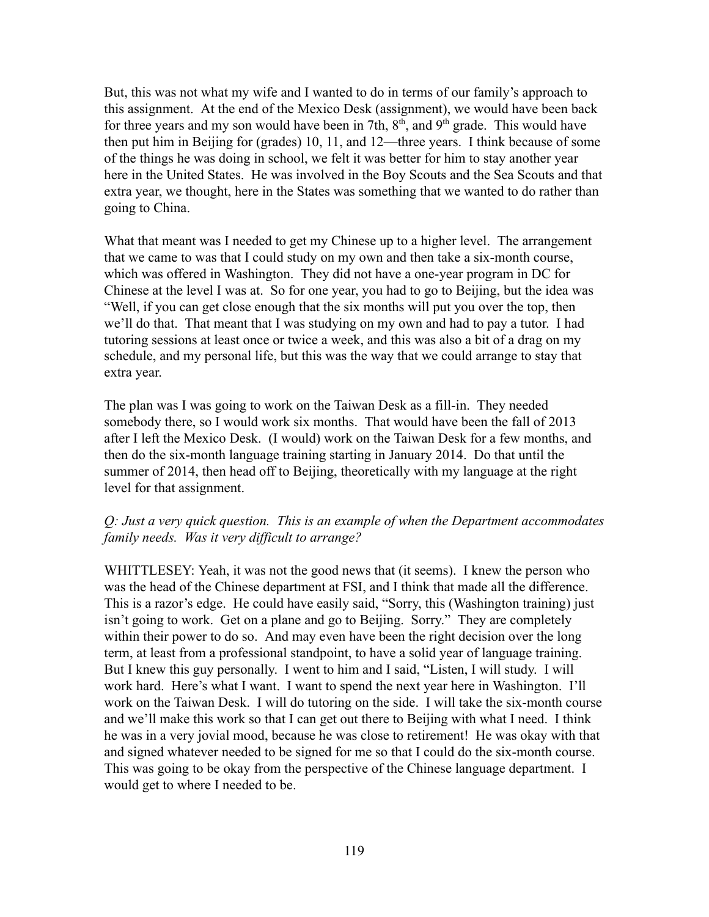But, this was not what my wife and I wanted to do in terms of our family's approach to this assignment. At the end of the Mexico Desk (assignment), we would have been back for three years and my son would have been in 7th, 8th, and 9th grade. This would have then put him in Beijing for (grades) 10, 11, and 12—three years. I think because of some of the things he was doing in school, we felt it was better for him to stay another year here in the United States. He was involved in the Boy Scouts and the Sea Scouts and that extra year, we thought, here in the States was something that we wanted to do rather than going to China.

What that meant was I needed to get my Chinese up to a higher level. The arrangement that we came to was that I could study on my own and then take a six-month course, which was offered in Washington. They did not have a one-year program in DC for Chinese at the level I was at. So for one year, you had to go to Beijing, but the idea was "Well, if you can get close enough that the six months will put you over the top, then we'll do that. That meant that I was studying on my own and had to pay a tutor. I had tutoring sessions at least once or twice a week, and this was also a bit of a drag on my schedule, and my personal life, but this was the way that we could arrange to stay that extra year.

The plan was I was going to work on the Taiwan Desk as a fill-in. They needed somebody there, so I would work six months. That would have been the fall of 2013 after I left the Mexico Desk. (I would) work on the Taiwan Desk for a few months, and then do the six-month language training starting in January 2014. Do that until the summer of 2014, then head off to Beijing, theoretically with my language at the right level for that assignment.

*Q: Just a very quick question. This is an example of when the Department accommodates family needs. Was it very difficult to arrange?*

WHITTLESEY: Yeah, it was not the good news that (it seems). I knew the person who was the head of the Chinese department at FSI, and I think that made all the difference. This is a razor's edge. He could have easily said, "Sorry, this (Washington training) just isn't going to work. Get on a plane and go to Beijing. Sorry." They are completely within their power to do so. And may even have been the right decision over the long term, at least from a professional standpoint, to have a solid year of language training. But I knew this guy personally. I went to him and I said, "Listen, I will study. I will work hard. Here's what I want. I want to spend the next year here in Washington. I'll work on the Taiwan Desk. I will do tutoring on the side. I will take the six-month course and we'll make this work so that I can get out there to Beijing with what I need. I think he was in a very jovial mood, because he was close to retirement! He was okay with that and signed whatever needed to be signed for me so that I could do the six-month course. This was going to be okay from the perspective of the Chinese language department. I would get to where I needed to be.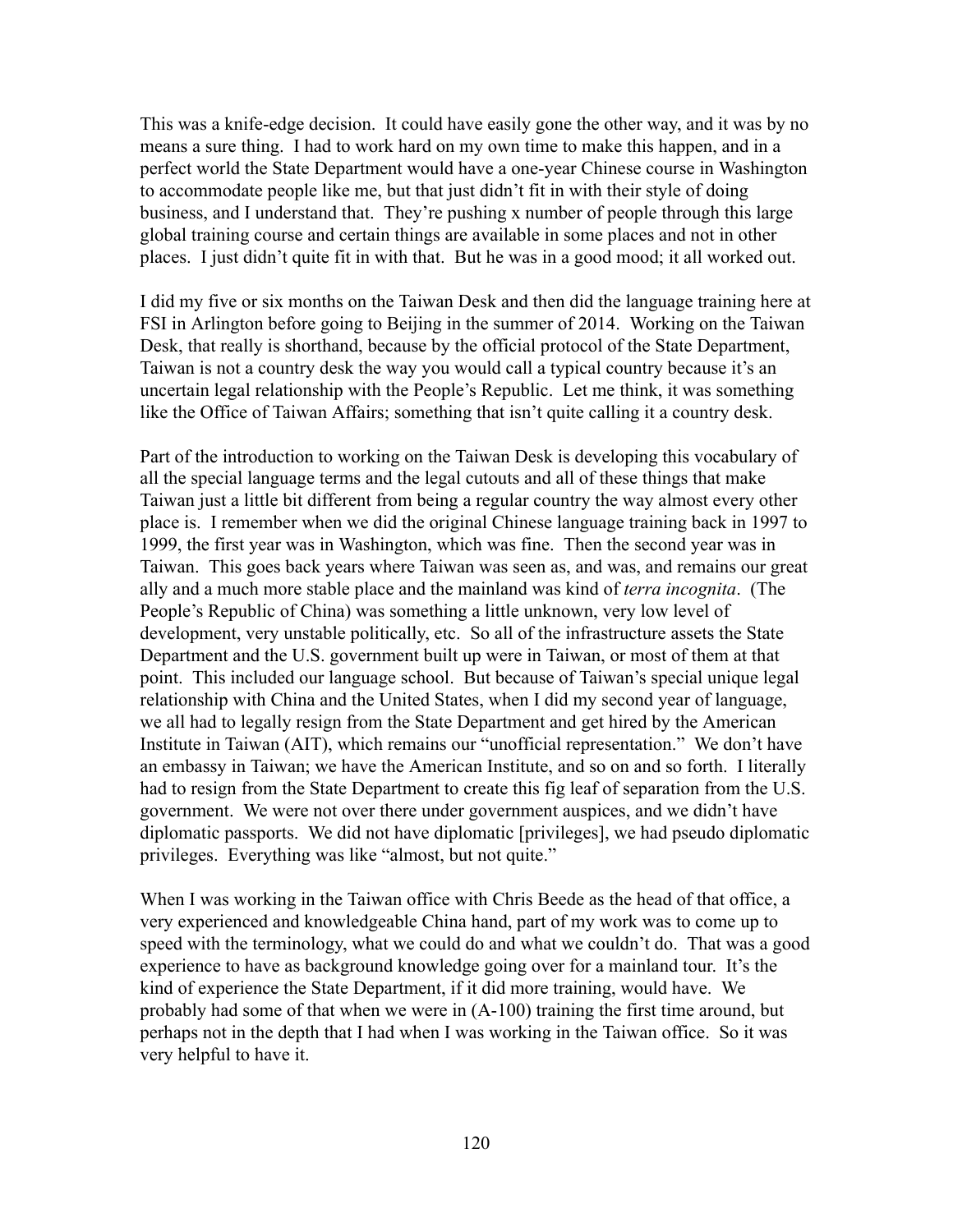This was a knife-edge decision. It could have easily gone the other way, and it was by no means a sure thing. I had to work hard on my own time to make this happen, and in a perfect world the State Department would have a one-year Chinese course in Washington to accommodate people like me, but that just didn't fit in with their style of doing business, and I understand that. They're pushing x number of people through this large global training course and certain things are available in some places and not in other places. I just didn't quite fit in with that. But he was in a good mood; it all worked out.

I did my five or six months on the Taiwan Desk and then did the language training here at FSI in Arlington before going to Beijing in the summer of 2014. Working on the Taiwan Desk, that really is shorthand, because by the official protocol of the State Department, Taiwan is not a country desk the way you would call a typical country because it's an uncertain legal relationship with the People's Republic. Let me think, it was something like the Office of Taiwan Affairs; something that isn't quite calling it a country desk.

Part of the introduction to working on the Taiwan Desk is developing this vocabulary of all the special language terms and the legal cutouts and all of these things that make Taiwan just a little bit different from being a regular country the way almost every other place is. I remember when we did the original Chinese language training back in 1997 to 1999, the first year was in Washington, which was fine. Then the second year was in Taiwan. This goes back years where Taiwan was seen as, and was, and remains our great ally and a much more stable place and the mainland was kind of *terra incognita*. (The People's Republic of China) was something a little unknown, very low level of development, very unstable politically, etc. So all of the infrastructure assets the State Department and the U.S. government built up were in Taiwan, or most of them at that point. This included our language school. But because of Taiwan's special unique legal relationship with China and the United States, when I did my second year of language, we all had to legally resign from the State Department and get hired by the American Institute in Taiwan (AIT), which remains our "unofficial representation." We don't have an embassy in Taiwan; we have the American Institute, and so on and so forth. I literally had to resign from the State Department to create this fig leaf of separation from the U.S. government. We were not over there under government auspices, and we didn't have diplomatic passports. We did not have diplomatic [privileges], we had pseudo diplomatic privileges. Everything was like "almost, but not quite."

When I was working in the Taiwan office with Chris Beede as the head of that office, a very experienced and knowledgeable China hand, part of my work was to come up to speed with the terminology, what we could do and what we couldn't do. That was a good experience to have as background knowledge going over for a mainland tour. It's the kind of experience the State Department, if it did more training, would have. We probably had some of that when we were in (A-100) training the first time around, but perhaps not in the depth that I had when I was working in the Taiwan office. So it was very helpful to have it.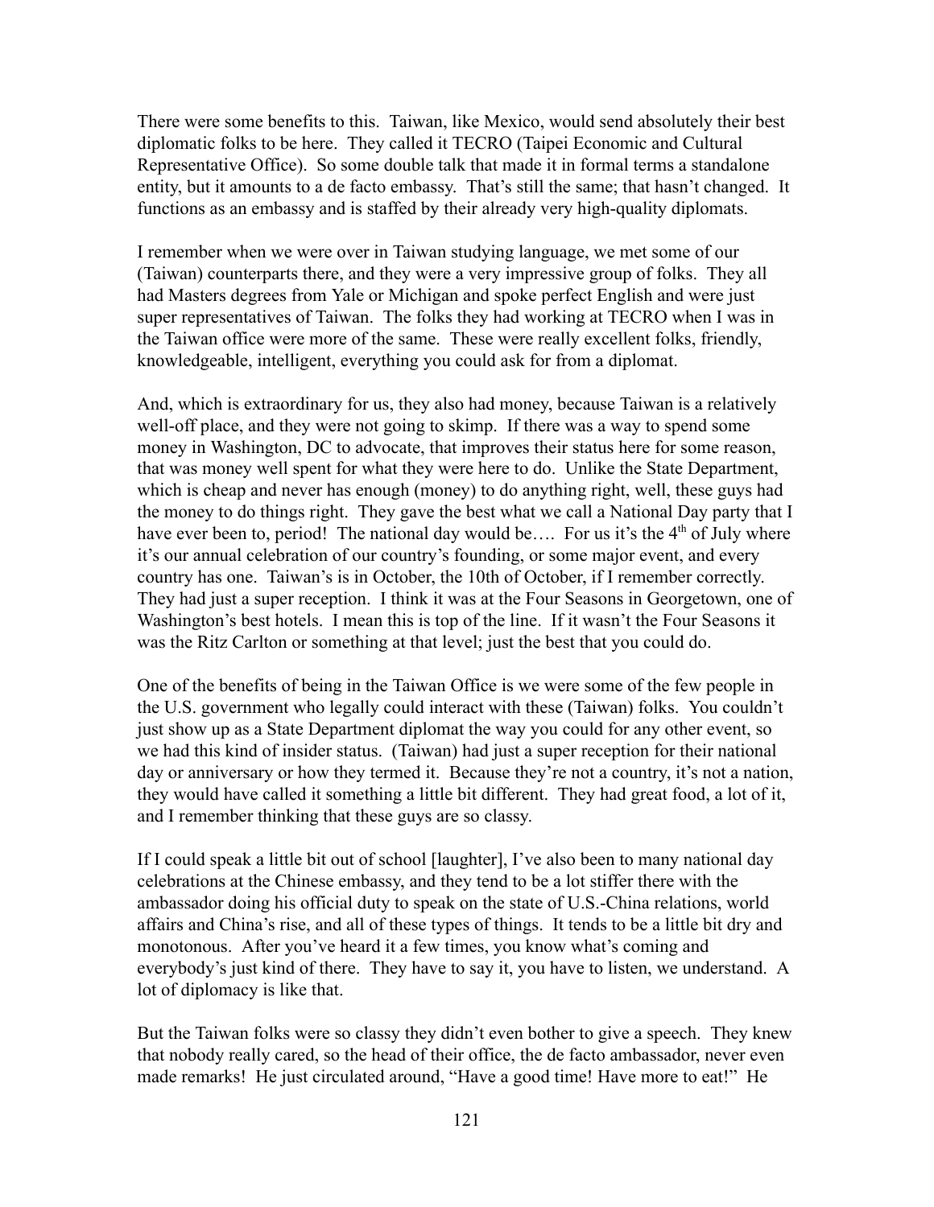There were some benefits to this. Taiwan, like Mexico, would send absolutely their best diplomatic folks to be here. They called it TECRO (Taipei Economic and Cultural Representative Office). So some double talk that made it in formal terms a standalone entity, but it amounts to a de facto embassy. That's still the same; that hasn't changed. It functions as an embassy and is staffed by their already very high-quality diplomats.

I remember when we were over in Taiwan studying language, we met some of our (Taiwan) counterparts there, and they were a very impressive group of folks. They all had Masters degrees from Yale or Michigan and spoke perfect English and were just super representatives of Taiwan. The folks they had working at TECRO when I was in the Taiwan office were more of the same. These were really excellent folks, friendly, knowledgeable, intelligent, everything you could ask for from a diplomat.

And, which is extraordinary for us, they also had money, because Taiwan is a relatively well-off place, and they were not going to skimp. If there was a way to spend some money in Washington, DC to advocate, that improves their status here for some reason, that was money well spent for what they were here to do. Unlike the State Department, which is cheap and never has enough (money) to do anything right, well, these guys had the money to do things right. They gave the best what we call a National Day party that I have ever been to, period! The national day would be…. For us it's the 4th of July where it's our annual celebration of our country's founding, or some major event, and every country has one. Taiwan's is in October, the 10th of October, if I remember correctly. They had just a super reception. I think it was at the Four Seasons in Georgetown, one of Washington's best hotels. I mean this is top of the line. If it wasn't the Four Seasons it was the Ritz Carlton or something at that level; just the best that you could do.

One of the benefits of being in the Taiwan Office is we were some of the few people in the U.S. government who legally could interact with these (Taiwan) folks. You couldn't just show up as a State Department diplomat the way you could for any other event, so we had this kind of insider status. (Taiwan) had just a super reception for their national day or anniversary or how they termed it. Because they're not a country, it's not a nation, they would have called it something a little bit different. They had great food, a lot of it, and I remember thinking that these guys are so classy.

If I could speak a little bit out of school [laughter], I've also been to many national day celebrations at the Chinese embassy, and they tend to be a lot stiffer there with the ambassador doing his official duty to speak on the state of U.S.-China relations, world affairs and China's rise, and all of these types of things. It tends to be a little bit dry and monotonous. After you've heard it a few times, you know what's coming and everybody's just kind of there. They have to say it, you have to listen, we understand. A lot of diplomacy is like that.

But the Taiwan folks were so classy they didn't even bother to give a speech. They knew that nobody really cared, so the head of their office, the de facto ambassador, never even made remarks! He just circulated around, "Have a good time! Have more to eat!" He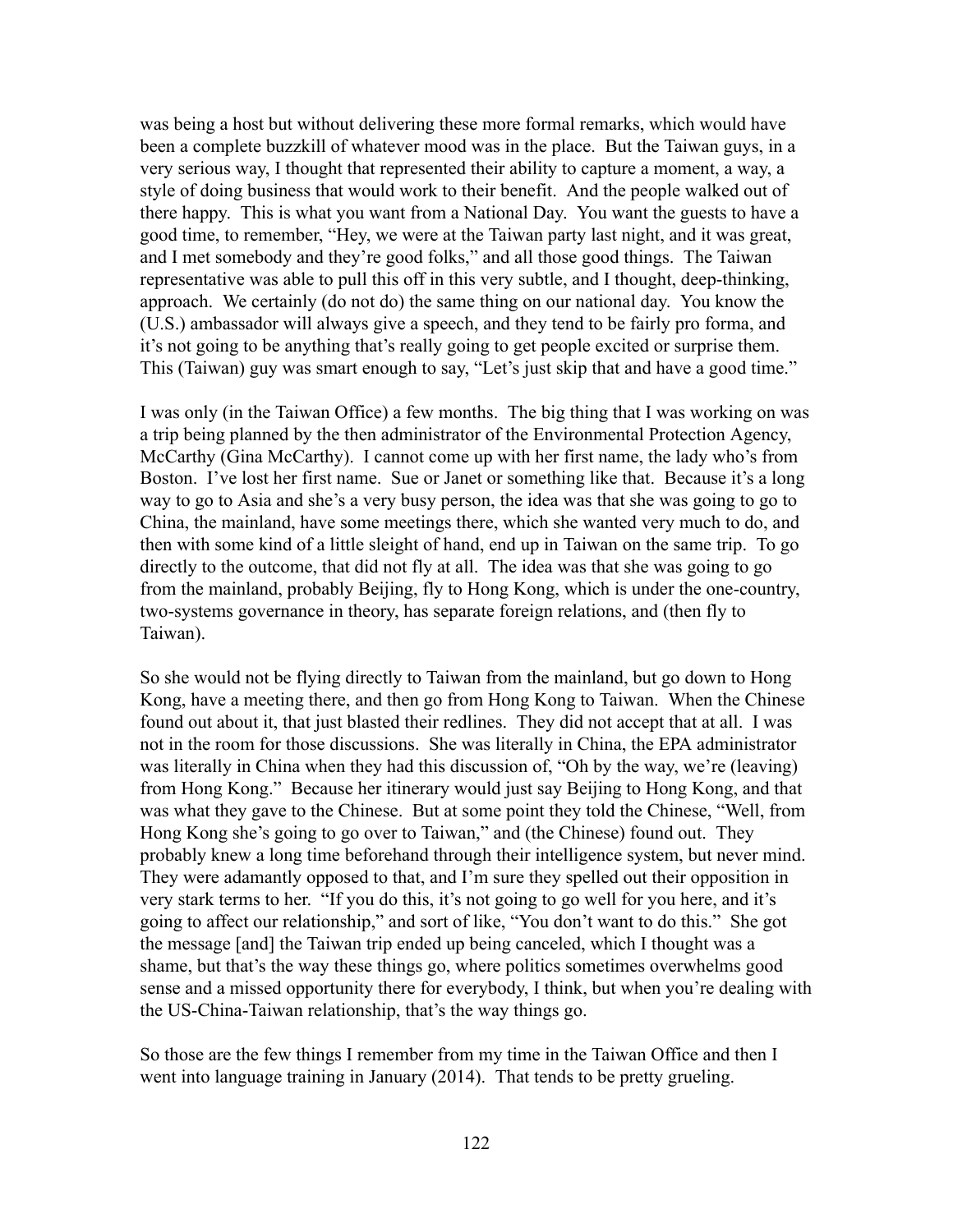was being a host but without delivering these more formal remarks, which would have been a complete buzzkill of whatever mood was in the place. But the Taiwan guys, in a very serious way, I thought that represented their ability to capture a moment, a way, a style of doing business that would work to their benefit. And the people walked out of there happy. This is what you want from a National Day. You want the guests to have a good time, to remember, "Hey, we were at the Taiwan party last night, and it was great, and I met somebody and they're good folks," and all those good things. The Taiwan representative was able to pull this off in this very subtle, and I thought, deep-thinking, approach. We certainly (do not do) the same thing on our national day. You know the (U.S.) ambassador will always give a speech, and they tend to be fairly pro forma, and it's not going to be anything that's really going to get people excited or surprise them. This (Taiwan) guy was smart enough to say, "Let's just skip that and have a good time."

I was only (in the Taiwan Office) a few months. The big thing that I was working on was a trip being planned by the then administrator of the Environmental Protection Agency, McCarthy (Gina McCarthy). I cannot come up with her first name, the lady who's from Boston. I've lost her first name. Sue or Janet or something like that. Because it's a long way to go to Asia and she's a very busy person, the idea was that she was going to go to China, the mainland, have some meetings there, which she wanted very much to do, and then with some kind of a little sleight of hand, end up in Taiwan on the same trip. To go directly to the outcome, that did not fly at all. The idea was that she was going to go from the mainland, probably Beijing, fly to Hong Kong, which is under the one-country, two-systems governance in theory, has separate foreign relations, and (then fly to Taiwan).

So she would not be flying directly to Taiwan from the mainland, but go down to Hong Kong, have a meeting there, and then go from Hong Kong to Taiwan. When the Chinese found out about it, that just blasted their redlines. They did not accept that at all. I was not in the room for those discussions. She was literally in China, the EPA administrator was literally in China when they had this discussion of, "Oh by the way, we're (leaving) from Hong Kong." Because her itinerary would just say Beijing to Hong Kong, and that was what they gave to the Chinese. But at some point they told the Chinese, "Well, from Hong Kong she's going to go over to Taiwan," and (the Chinese) found out. They probably knew a long time beforehand through their intelligence system, but never mind. They were adamantly opposed to that, and I'm sure they spelled out their opposition in very stark terms to her. "If you do this, it's not going to go well for you here, and it's going to affect our relationship," and sort of like, "You don't want to do this." She got the message [and] the Taiwan trip ended up being canceled, which I thought was a shame, but that's the way these things go, where politics sometimes overwhelms good sense and a missed opportunity there for everybody, I think, but when you're dealing with the US-China-Taiwan relationship, that's the way things go.

So those are the few things I remember from my time in the Taiwan Office and then I went into language training in January (2014). That tends to be pretty grueling.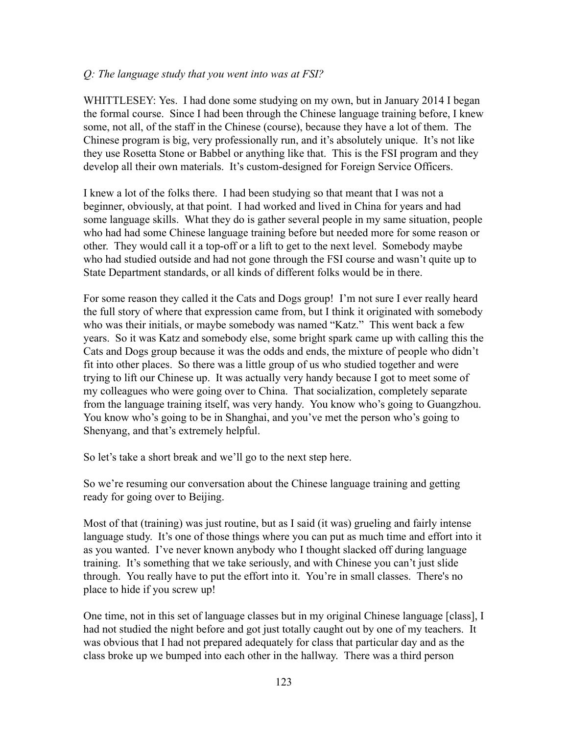*Q: The language study that you went into was at FSI?*

WHITTLESEY: Yes. I had done some studying on my own, but in January 2014 I began the formal course. Since I had been through the Chinese language training before, I knew some, not all, of the staff in the Chinese (course), because they have a lot of them. The Chinese program is big, very professionally run, and it's absolutely unique. It's not like they use Rosetta Stone or Babbel or anything like that. This is the FSI program and they develop all their own materials. It's custom-designed for Foreign Service Officers.

I knew a lot of the folks there. I had been studying so that meant that I was not a beginner, obviously, at that point. I had worked and lived in China for years and had some language skills. What they do is gather several people in my same situation, people who had had some Chinese language training before but needed more for some reason or other. They would call it a top-off or a lift to get to the next level. Somebody maybe who had studied outside and had not gone through the FSI course and wasn't quite up to State Department standards, or all kinds of different folks would be in there.

For some reason they called it the Cats and Dogs group! I'm not sure I ever really heard the full story of where that expression came from, but I think it originated with somebody who was their initials, or maybe somebody was named "Katz." This went back a few years. So it was Katz and somebody else, some bright spark came up with calling this the Cats and Dogs group because it was the odds and ends, the mixture of people who didn't fit into other places. So there was a little group of us who studied together and were trying to lift our Chinese up. It was actually very handy because I got to meet some of my colleagues who were going over to China. That socialization, completely separate from the language training itself, was very handy. You know who's going to Guangzhou. You know who's going to be in Shanghai, and you've met the person who's going to Shenyang, and that's extremely helpful.

So let's take a short break and we'll go to the next step here.

So we're resuming our conversation about the Chinese language training and getting ready for going over to Beijing.

Most of that (training) was just routine, but as I said (it was) grueling and fairly intense language study. It's one of those things where you can put as much time and effort into it as you wanted. I've never known anybody who I thought slacked off during language training. It's something that we take seriously, and with Chinese you can't just slide through. You really have to put the effort into it. You're in small classes. There's no place to hide if you screw up!

One time, not in this set of language classes but in my original Chinese language [class], I had not studied the night before and got just totally caught out by one of my teachers. It was obvious that I had not prepared adequately for class that particular day and as the class broke up we bumped into each other in the hallway. There was a third person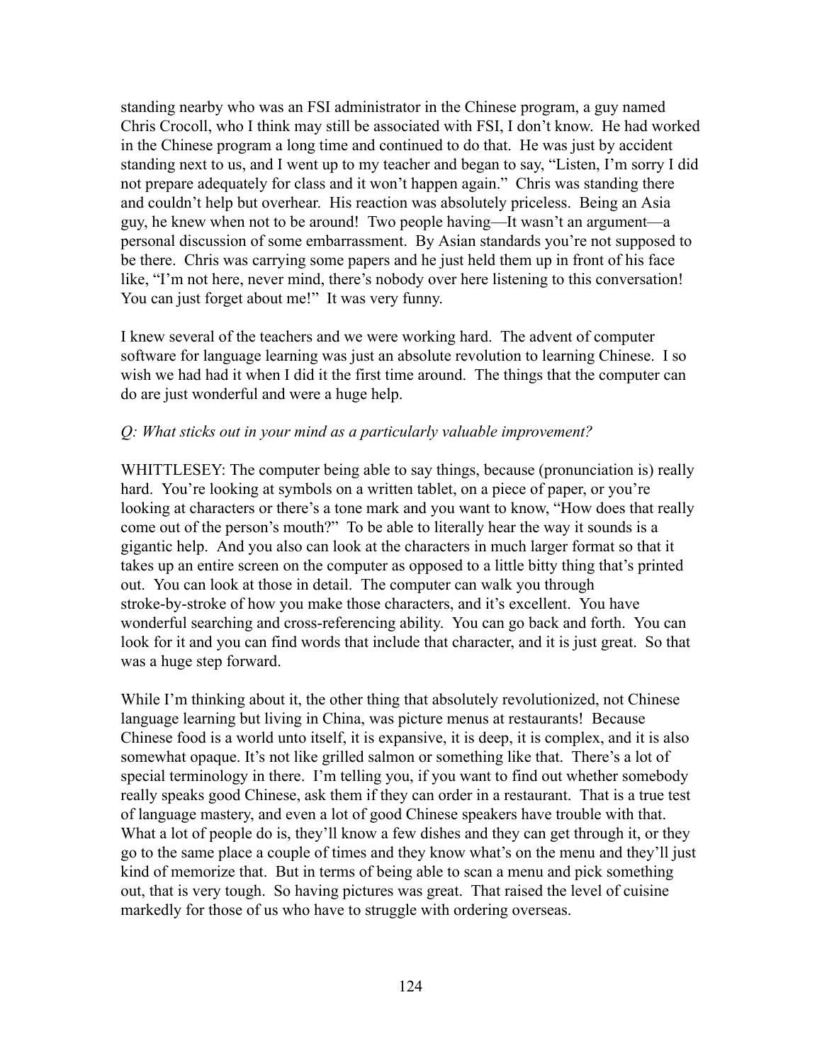standing nearby who was an FSI administrator in the Chinese program, a guy named Chris Crocoll, who I think may still be associated with FSI, I don't know. He had worked in the Chinese program a long time and continued to do that. He was just by accident standing next to us, and I went up to my teacher and began to say, "Listen, I'm sorry I did not prepare adequately for class and it won't happen again." Chris was standing there and couldn't help but overhear. His reaction was absolutely priceless. Being an Asia guy, he knew when not to be around! Two people having—It wasn't an argument—a personal discussion of some embarrassment. By Asian standards you're not supposed to be there. Chris was carrying some papers and he just held them up in front of his face like, "I'm not here, never mind, there's nobody over here listening to this conversation! You can just forget about me!" It was very funny.

I knew several of the teachers and we were working hard. The advent of computer software for language learning was just an absolute revolution to learning Chinese. I so wish we had had it when I did it the first time around. The things that the computer can do are just wonderful and were a huge help.

*Q: What sticks out in your mind as a particularly valuable improvement?*

WHITTLESEY: The computer being able to say things, because (pronunciation is) really hard. You're looking at symbols on a written tablet, on a piece of paper, or you're looking at characters or there's a tone mark and you want to know, "How does that really come out of the person's mouth?" To be able to literally hear the way it sounds is a gigantic help. And you also can look at the characters in much larger format so that it takes up an entire screen on the computer as opposed to a little bitty thing that's printed out. You can look at those in detail. The computer can walk you through stroke-by-stroke of how you make those characters, and it's excellent. You have wonderful searching and cross-referencing ability. You can go back and forth. You can look for it and you can find words that include that character, and it is just great. So that was a huge step forward.

While I'm thinking about it, the other thing that absolutely revolutionized, not Chinese language learning but living in China, was picture menus at restaurants! Because Chinese food is a world unto itself, it is expansive, it is deep, it is complex, and it is also somewhat opaque. It's not like grilled salmon or something like that. There's a lot of special terminology in there. I'm telling you, if you want to find out whether somebody really speaks good Chinese, ask them if they can order in a restaurant. That is a true test of language mastery, and even a lot of good Chinese speakers have trouble with that. What a lot of people do is, they'll know a few dishes and they can get through it, or they go to the same place a couple of times and they know what's on the menu and they'll just kind of memorize that. But in terms of being able to scan a menu and pick something out, that is very tough. So having pictures was great. That raised the level of cuisine markedly for those of us who have to struggle with ordering overseas.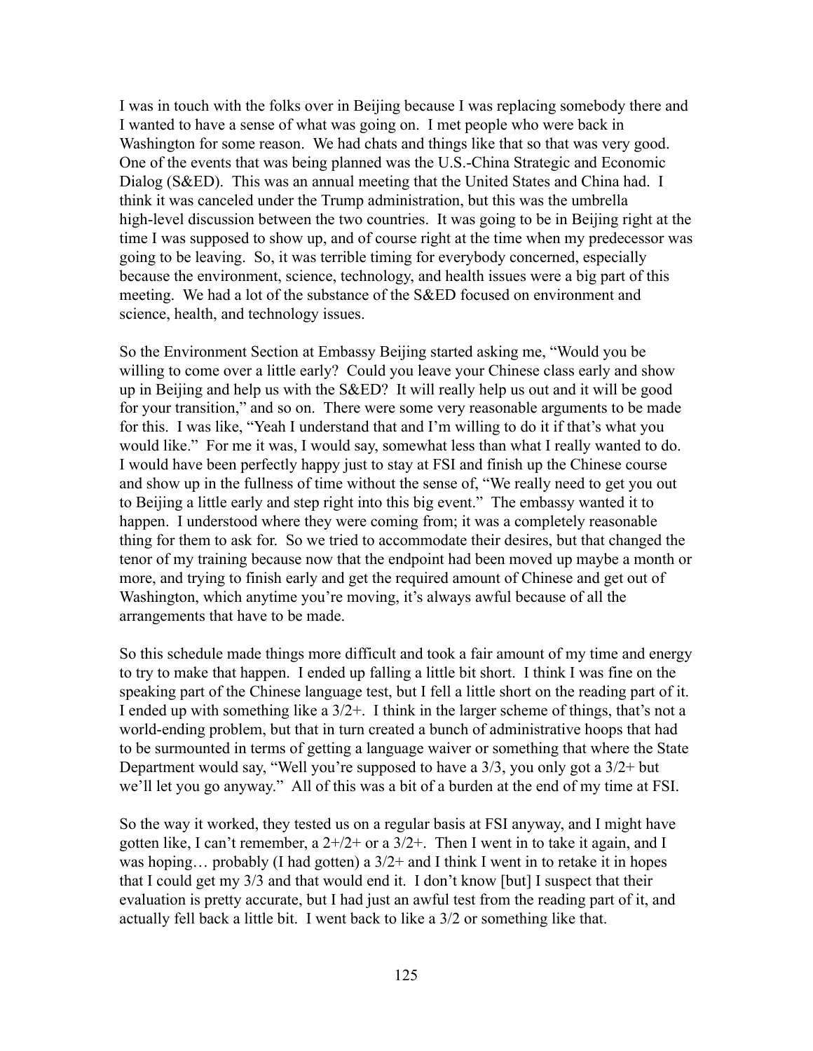I was in touch with the folks over in Beijing because I was replacing somebody there and I wanted to have a sense of what was going on. I met people who were back in Washington for some reason. We had chats and things like that so that was very good. One of the events that was being planned was the U.S.-China Strategic and Economic Dialog (S&ED). This was an annual meeting that the United States and China had. I think it was canceled under the Trump administration, but this was the umbrella high-level discussion between the two countries. It was going to be in Beijing right at the time I was supposed to show up, and of course right at the time when my predecessor was going to be leaving. So, it was terrible timing for everybody concerned, especially because the environment, science, technology, and health issues were a big part of this meeting. We had a lot of the substance of the S&ED focused on environment and science, health, and technology issues.

So the Environment Section at Embassy Beijing started asking me, "Would you be willing to come over a little early? Could you leave your Chinese class early and show up in Beijing and help us with the S&ED? It will really help us out and it will be good for your transition," and so on. There were some very reasonable arguments to be made for this. I was like, "Yeah I understand that and I'm willing to do it if that's what you would like." For me it was, I would say, somewhat less than what I really wanted to do. I would have been perfectly happy just to stay at FSI and finish up the Chinese course and show up in the fullness of time without the sense of, "We really need to get you out to Beijing a little early and step right into this big event." The embassy wanted it to happen. I understood where they were coming from; it was a completely reasonable thing for them to ask for. So we tried to accommodate their desires, but that changed the tenor of my training because now that the endpoint had been moved up maybe a month or more, and trying to finish early and get the required amount of Chinese and get out of Washington, which anytime you're moving, it's always awful because of all the arrangements that have to be made.

So this schedule made things more difficult and took a fair amount of my time and energy to try to make that happen. I ended up falling a little bit short. I think I was fine on the speaking part of the Chinese language test, but I fell a little short on the reading part of it. I ended up with something like a 3/2+. I think in the larger scheme of things, that's not a world-ending problem, but that in turn created a bunch of administrative hoops that had to be surmounted in terms of getting a language waiver or something that where the State Department would say, "Well you're supposed to have a 3/3, you only got a 3/2+ but we'll let you go anyway." All of this was a bit of a burden at the end of my time at FSI.

So the way it worked, they tested us on a regular basis at FSI anyway, and I might have gotten like, I can't remember, a 2+/2+ or a 3/2+. Then I went in to take it again, and I was hoping… probably (I had gotten) a 3/2+ and I think I went in to retake it in hopes that I could get my 3/3 and that would end it. I don't know [but] I suspect that their evaluation is pretty accurate, but I had just an awful test from the reading part of it, and actually fell back a little bit. I went back to like a 3/2 or something like that.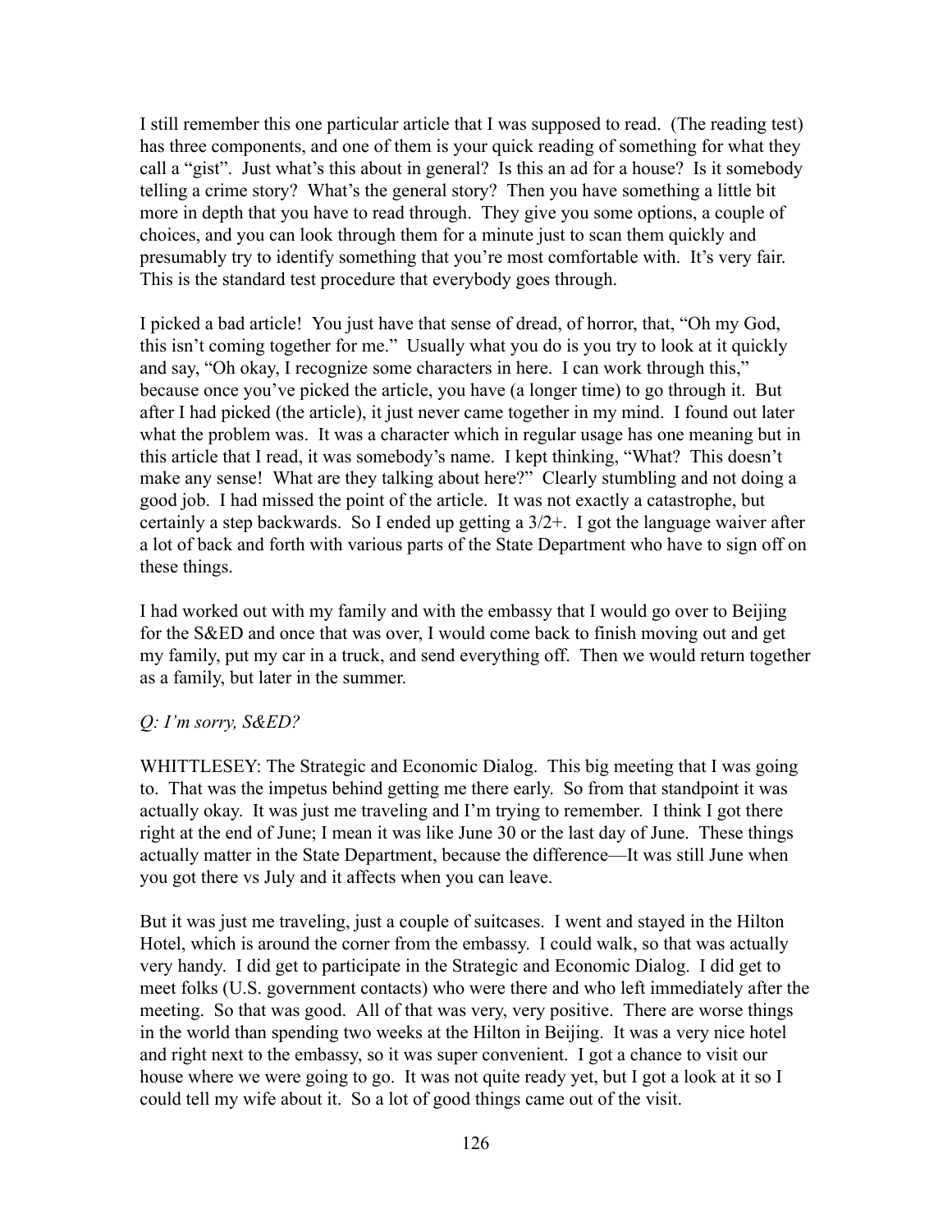I still remember this one particular article that I was supposed to read. (The reading test) has three components, and one of them is your quick reading of something for what they call a "gist". Just what's this about in general? Is this an ad for a house? Is it somebody telling a crime story? What's the general story? Then you have something a little bit more in depth that you have to read through. They give you some options, a couple of choices, and you can look through them for a minute just to scan them quickly and presumably try to identify something that you're most comfortable with. It's very fair. This is the standard test procedure that everybody goes through.

I picked a bad article! You just have that sense of dread, of horror, that, "Oh my God, this isn't coming together for me." Usually what you do is you try to look at it quickly and say, "Oh okay, I recognize some characters in here. I can work through this," because once you've picked the article, you have (a longer time) to go through it. But after I had picked (the article), it just never came together in my mind. I found out later what the problem was. It was a character which in regular usage has one meaning but in this article that I read, it was somebody's name. I kept thinking, "What? This doesn't make any sense! What are they talking about here?" Clearly stumbling and not doing a good job. I had missed the point of the article. It was not exactly a catastrophe, but certainly a step backwards. So I ended up getting a 3/2+. I got the language waiver after a lot of back and forth with various parts of the State Department who have to sign off on these things.

I had worked out with my family and with the embassy that I would go over to Beijing for the S&ED and once that was over, I would come back to finish moving out and get my family, put my car in a truck, and send everything off. Then we would return together as a family, but later in the summer.

*Q: I'm sorry, S&ED?*

WHITTLESEY: The Strategic and Economic Dialog. This big meeting that I was going to. That was the impetus behind getting me there early. So from that standpoint it was actually okay. It was just me traveling and I'm trying to remember. I think I got there right at the end of June; I mean it was like June 30 or the last day of June. These things actually matter in the State Department, because the difference—It was still June when you got there vs July and it affects when you can leave.

But it was just me traveling, just a couple of suitcases. I went and stayed in the Hilton Hotel, which is around the corner from the embassy. I could walk, so that was actually very handy. I did get to participate in the Strategic and Economic Dialog. I did get to meet folks (U.S. government contacts) who were there and who left immediately after the meeting. So that was good. All of that was very, very positive. There are worse things in the world than spending two weeks at the Hilton in Beijing. It was a very nice hotel and right next to the embassy, so it was super convenient. I got a chance to visit our house where we were going to go. It was not quite ready yet, but I got a look at it so I could tell my wife about it. So a lot of good things came out of the visit.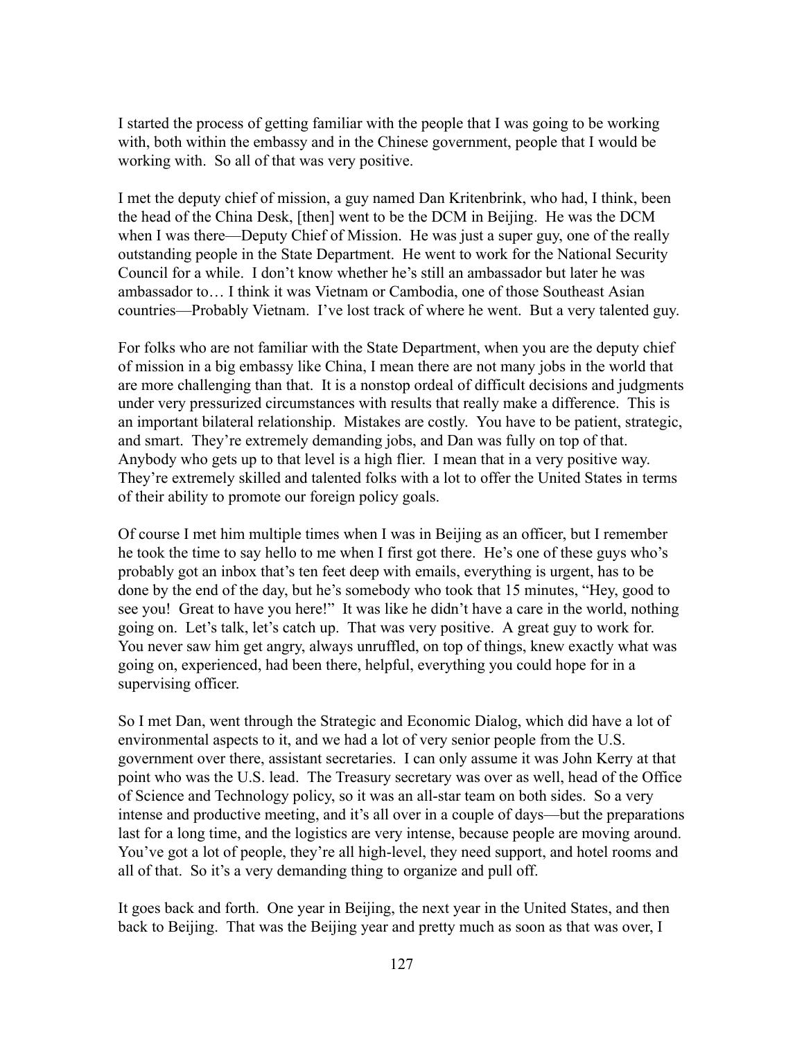I started the process of getting familiar with the people that I was going to be working with, both within the embassy and in the Chinese government, people that I would be working with. So all of that was very positive.

I met the deputy chief of mission, a guy named Dan Kritenbrink, who had, I think, been the head of the China Desk, [then] went to be the DCM in Beijing. He was the DCM when I was there—Deputy Chief of Mission. He was just a super guy, one of the really outstanding people in the State Department. He went to work for the National Security Council for a while. I don't know whether he's still an ambassador but later he was ambassador to… I think it was Vietnam or Cambodia, one of those Southeast Asian countries—Probably Vietnam. I've lost track of where he went. But a very talented guy.

For folks who are not familiar with the State Department, when you are the deputy chief of mission in a big embassy like China, I mean there are not many jobs in the world that are more challenging than that. It is a nonstop ordeal of difficult decisions and judgments under very pressurized circumstances with results that really make a difference. This is an important bilateral relationship. Mistakes are costly. You have to be patient, strategic, and smart. They're extremely demanding jobs, and Dan was fully on top of that. Anybody who gets up to that level is a high flier. I mean that in a very positive way. They're extremely skilled and talented folks with a lot to offer the United States in terms of their ability to promote our foreign policy goals.

Of course I met him multiple times when I was in Beijing as an officer, but I remember he took the time to say hello to me when I first got there. He's one of these guys who's probably got an inbox that's ten feet deep with emails, everything is urgent, has to be done by the end of the day, but he's somebody who took that 15 minutes, "Hey, good to see you! Great to have you here!" It was like he didn't have a care in the world, nothing going on. Let's talk, let's catch up. That was very positive. A great guy to work for. You never saw him get angry, always unruffled, on top of things, knew exactly what was going on, experienced, had been there, helpful, everything you could hope for in a supervising officer.

So I met Dan, went through the Strategic and Economic Dialog, which did have a lot of environmental aspects to it, and we had a lot of very senior people from the U.S. government over there, assistant secretaries. I can only assume it was John Kerry at that point who was the U.S. lead. The Treasury secretary was over as well, head of the Office of Science and Technology policy, so it was an all-star team on both sides. So a very intense and productive meeting, and it's all over in a couple of days—but the preparations last for a long time, and the logistics are very intense, because people are moving around. You've got a lot of people, they're all high-level, they need support, and hotel rooms and all of that. So it's a very demanding thing to organize and pull off.

It goes back and forth. One year in Beijing, the next year in the United States, and then back to Beijing. That was the Beijing year and pretty much as soon as that was over, I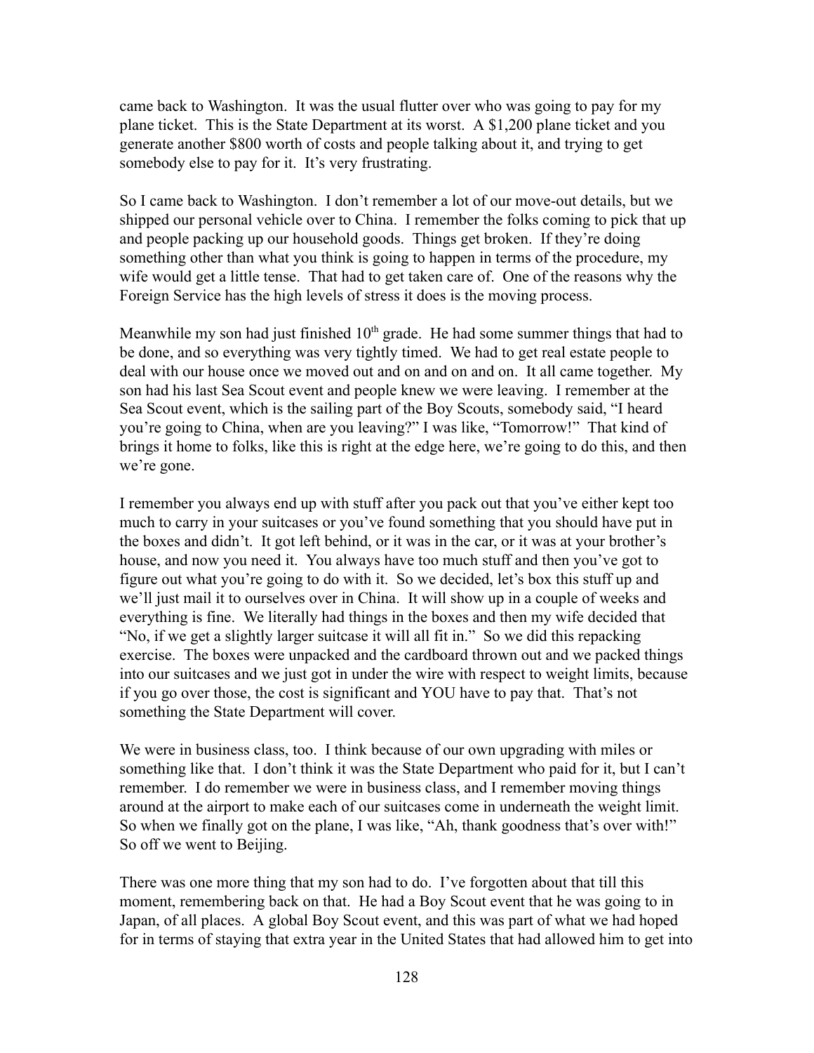came back to Washington. It was the usual flutter over who was going to pay for my plane ticket. This is the State Department at its worst. A $1,200 plane ticket and you generate another $800 worth of costs and people talking about it, and trying to get somebody else to pay for it. It's very frustrating.

So I came back to Washington. I don't remember a lot of our move-out details, but we shipped our personal vehicle over to China. I remember the folks coming to pick that up and people packing up our household goods. Things get broken. If they're doing something other than what you think is going to happen in terms of the procedure, my wife would get a little tense. That had to get taken care of. One of the reasons why the Foreign Service has the high levels of stress it does is the moving process.

Meanwhile my son had just finished 10th grade. He had some summer things that had to be done, and so everything was very tightly timed. We had to get real estate people to deal with our house once we moved out and on and on and on. It all came together. My son had his last Sea Scout event and people knew we were leaving. I remember at the Sea Scout event, which is the sailing part of the Boy Scouts, somebody said, "I heard you're going to China, when are you leaving?" I was like, "Tomorrow!" That kind of brings it home to folks, like this is right at the edge here, we're going to do this, and then we're gone.

I remember you always end up with stuff after you pack out that you've either kept too much to carry in your suitcases or you've found something that you should have put in the boxes and didn't. It got left behind, or it was in the car, or it was at your brother's house, and now you need it. You always have too much stuff and then you've got to figure out what you're going to do with it. So we decided, let's box this stuff up and we'll just mail it to ourselves over in China. It will show up in a couple of weeks and everything is fine. We literally had things in the boxes and then my wife decided that "No, if we get a slightly larger suitcase it will all fit in." So we did this repacking exercise. The boxes were unpacked and the cardboard thrown out and we packed things into our suitcases and we just got in under the wire with respect to weight limits, because if you go over those, the cost is significant and YOU have to pay that. That's not something the State Department will cover.

We were in business class, too. I think because of our own upgrading with miles or something like that. I don't think it was the State Department who paid for it, but I can't remember. I do remember we were in business class, and I remember moving things around at the airport to make each of our suitcases come in underneath the weight limit. So when we finally got on the plane, I was like, "Ah, thank goodness that's over with!" So off we went to Beijing.

There was one more thing that my son had to do. I've forgotten about that till this moment, remembering back on that. He had a Boy Scout event that he was going to in Japan, of all places. A global Boy Scout event, and this was part of what we had hoped for in terms of staying that extra year in the United States that had allowed him to get into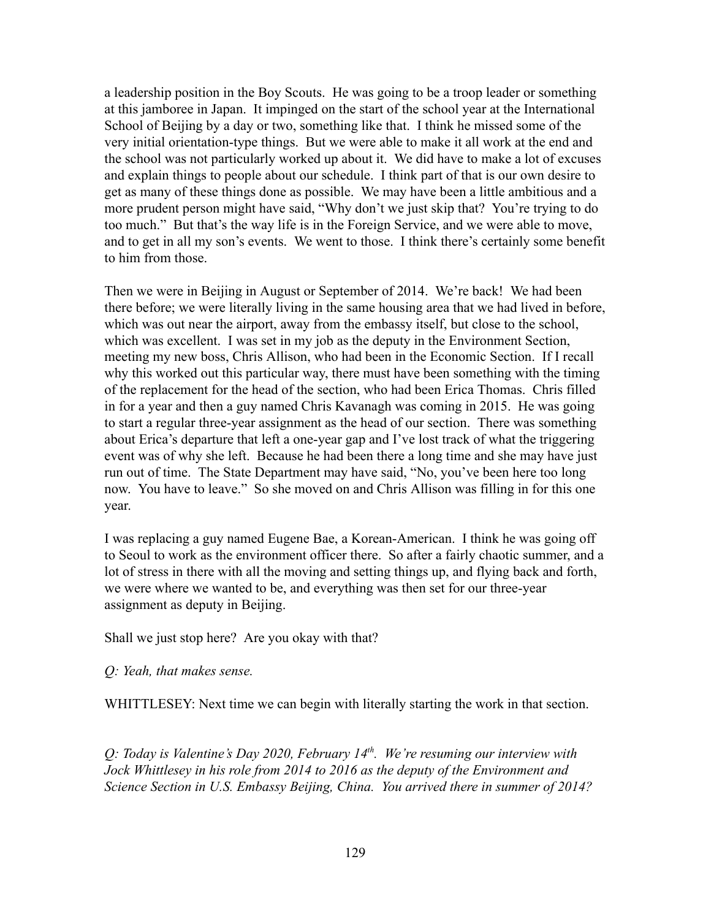a leadership position in the Boy Scouts. He was going to be a troop leader or something at this jamboree in Japan. It impinged on the start of the school year at the International School of Beijing by a day or two, something like that. I think he missed some of the very initial orientation-type things. But we were able to make it all work at the end and the school was not particularly worked up about it. We did have to make a lot of excuses and explain things to people about our schedule. I think part of that is our own desire to get as many of these things done as possible. We may have been a little ambitious and a more prudent person might have said, "Why don't we just skip that? You're trying to do too much." But that's the way life is in the Foreign Service, and we were able to move, and to get in all my son's events. We went to those. I think there's certainly some benefit to him from those.

Then we were in Beijing in August or September of 2014. We're back! We had been there before; we were literally living in the same housing area that we had lived in before, which was out near the airport, away from the embassy itself, but close to the school, which was excellent. I was set in my job as the deputy in the Environment Section, meeting my new boss, Chris Allison, who had been in the Economic Section. If I recall why this worked out this particular way, there must have been something with the timing of the replacement for the head of the section, who had been Erica Thomas. Chris filled in for a year and then a guy named Chris Kavanagh was coming in 2015. He was going to start a regular three-year assignment as the head of our section. There was something about Erica's departure that left a one-year gap and I've lost track of what the triggering event was of why she left. Because he had been there a long time and she may have just run out of time. The State Department may have said, "No, you've been here too long now. You have to leave." So she moved on and Chris Allison was filling in for this one year.

I was replacing a guy named Eugene Bae, a Korean-American. I think he was going off to Seoul to work as the environment officer there. So after a fairly chaotic summer, and a lot of stress in there with all the moving and setting things up, and flying back and forth, we were where we wanted to be, and everything was then set for our three-year assignment as deputy in Beijing.

Shall we just stop here? Are you okay with that?

*Q: Yeah, that makes sense.*

WHITTLESEY: Next time we can begin with literally starting the work in that section.

*Q: Today is Valentine's Day 2020, February 14th. We're resuming our interview with Jock Whittlesey in his role from 2014 to 2016 as the deputy of the Environment and Science Section in U.S. Embassy Beijing, China. You arrived there in summer of 2014?*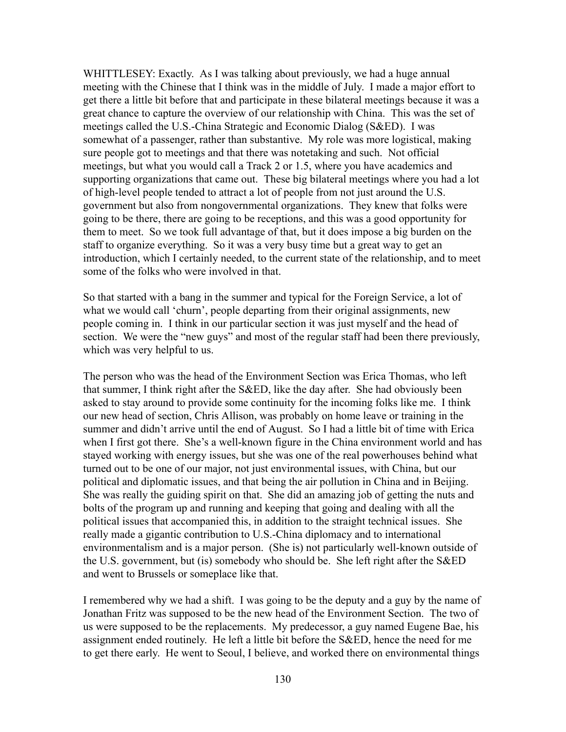WHITTLESEY: Exactly. As I was talking about previously, we had a huge annual meeting with the Chinese that I think was in the middle of July. I made a major effort to get there a little bit before that and participate in these bilateral meetings because it was a great chance to capture the overview of our relationship with China. This was the set of meetings called the U.S.-China Strategic and Economic Dialog (S&ED). I was somewhat of a passenger, rather than substantive. My role was more logistical, making sure people got to meetings and that there was notetaking and such. Not official meetings, but what you would call a Track 2 or 1.5, where you have academics and supporting organizations that came out. These big bilateral meetings where you had a lot of high-level people tended to attract a lot of people from not just around the U.S. government but also from nongovernmental organizations. They knew that folks were going to be there, there are going to be receptions, and this was a good opportunity for them to meet. So we took full advantage of that, but it does impose a big burden on the staff to organize everything. So it was a very busy time but a great way to get an introduction, which I certainly needed, to the current state of the relationship, and to meet some of the folks who were involved in that.

So that started with a bang in the summer and typical for the Foreign Service, a lot of what we would call 'churn', people departing from their original assignments, new people coming in. I think in our particular section it was just myself and the head of section. We were the "new guys" and most of the regular staff had been there previously, which was very helpful to us.

The person who was the head of the Environment Section was Erica Thomas, who left that summer, I think right after the S&ED, like the day after. She had obviously been asked to stay around to provide some continuity for the incoming folks like me. I think our new head of section, Chris Allison, was probably on home leave or training in the summer and didn't arrive until the end of August. So I had a little bit of time with Erica when I first got there. She's a well-known figure in the China environment world and has stayed working with energy issues, but she was one of the real powerhouses behind what turned out to be one of our major, not just environmental issues, with China, but our political and diplomatic issues, and that being the air pollution in China and in Beijing. She was really the guiding spirit on that. She did an amazing job of getting the nuts and bolts of the program up and running and keeping that going and dealing with all the political issues that accompanied this, in addition to the straight technical issues. She really made a gigantic contribution to U.S.-China diplomacy and to international environmentalism and is a major person. (She is) not particularly well-known outside of the U.S. government, but (is) somebody who should be. She left right after the S&ED and went to Brussels or someplace like that.

I remembered why we had a shift. I was going to be the deputy and a guy by the name of Jonathan Fritz was supposed to be the new head of the Environment Section. The two of us were supposed to be the replacements. My predecessor, a guy named Eugene Bae, his assignment ended routinely. He left a little bit before the S&ED, hence the need for me to get there early. He went to Seoul, I believe, and worked there on environmental things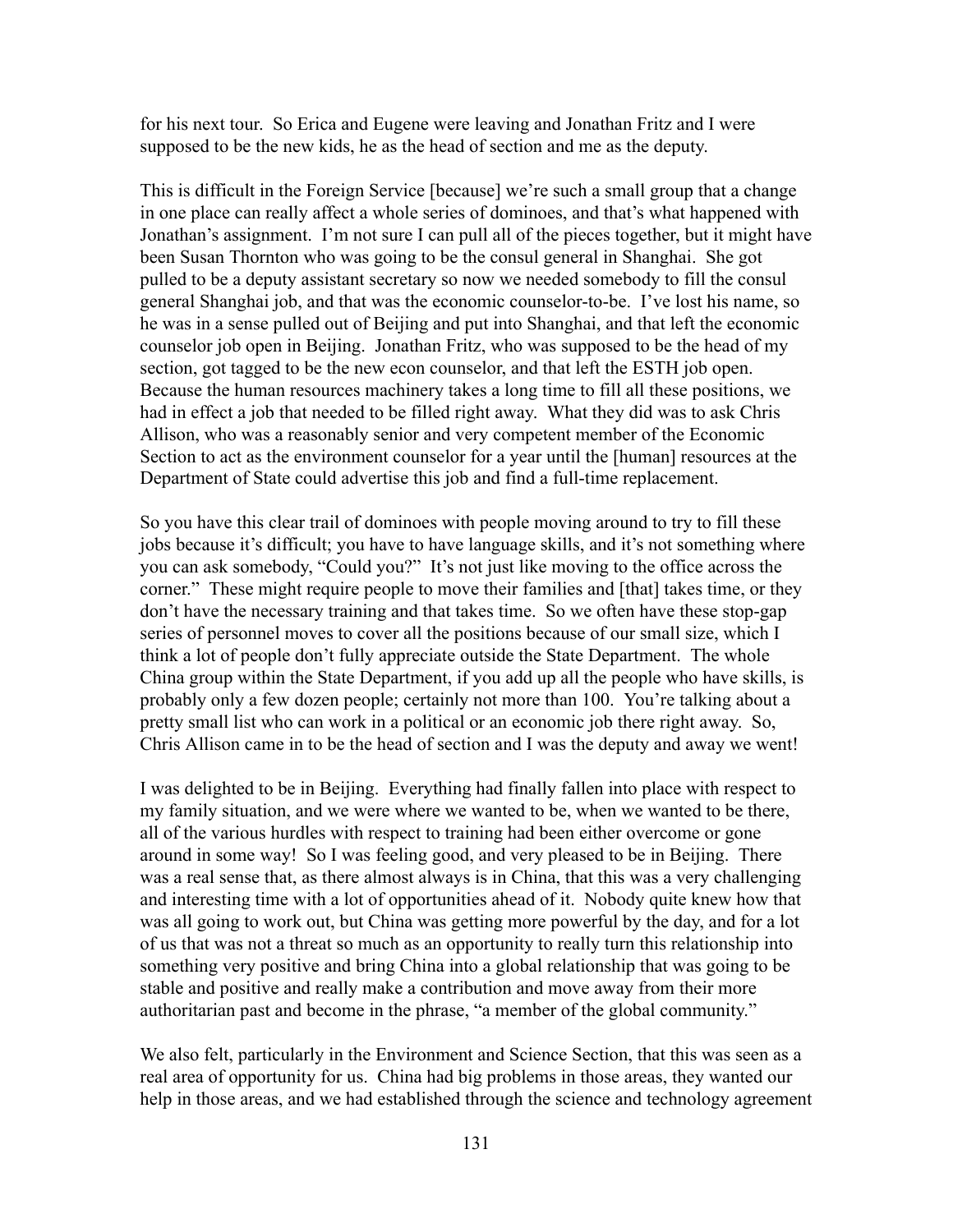for his next tour. So Erica and Eugene were leaving and Jonathan Fritz and I were supposed to be the new kids, he as the head of section and me as the deputy.

This is difficult in the Foreign Service [because] we're such a small group that a change in one place can really affect a whole series of dominoes, and that's what happened with Jonathan's assignment. I'm not sure I can pull all of the pieces together, but it might have been Susan Thornton who was going to be the consul general in Shanghai. She got pulled to be a deputy assistant secretary so now we needed somebody to fill the consul general Shanghai job, and that was the economic counselor-to-be. I've lost his name, so he was in a sense pulled out of Beijing and put into Shanghai, and that left the economic counselor job open in Beijing. Jonathan Fritz, who was supposed to be the head of my section, got tagged to be the new econ counselor, and that left the ESTH job open. Because the human resources machinery takes a long time to fill all these positions, we had in effect a job that needed to be filled right away. What they did was to ask Chris Allison, who was a reasonably senior and very competent member of the Economic Section to act as the environment counselor for a year until the [human] resources at the Department of State could advertise this job and find a full-time replacement.

So you have this clear trail of dominoes with people moving around to try to fill these jobs because it's difficult; you have to have language skills, and it's not something where you can ask somebody, "Could you?" It's not just like moving to the office across the corner." These might require people to move their families and [that] takes time, or they don't have the necessary training and that takes time. So we often have these stop-gap series of personnel moves to cover all the positions because of our small size, which I think a lot of people don't fully appreciate outside the State Department. The whole China group within the State Department, if you add up all the people who have skills, is probably only a few dozen people; certainly not more than 100. You're talking about a pretty small list who can work in a political or an economic job there right away. So, Chris Allison came in to be the head of section and I was the deputy and away we went!

I was delighted to be in Beijing. Everything had finally fallen into place with respect to my family situation, and we were where we wanted to be, when we wanted to be there, all of the various hurdles with respect to training had been either overcome or gone around in some way! So I was feeling good, and very pleased to be in Beijing. There was a real sense that, as there almost always is in China, that this was a very challenging and interesting time with a lot of opportunities ahead of it. Nobody quite knew how that was all going to work out, but China was getting more powerful by the day, and for a lot of us that was not a threat so much as an opportunity to really turn this relationship into something very positive and bring China into a global relationship that was going to be stable and positive and really make a contribution and move away from their more authoritarian past and become in the phrase, "a member of the global community."

We also felt, particularly in the Environment and Science Section, that this was seen as a real area of opportunity for us. China had big problems in those areas, they wanted our help in those areas, and we had established through the science and technology agreement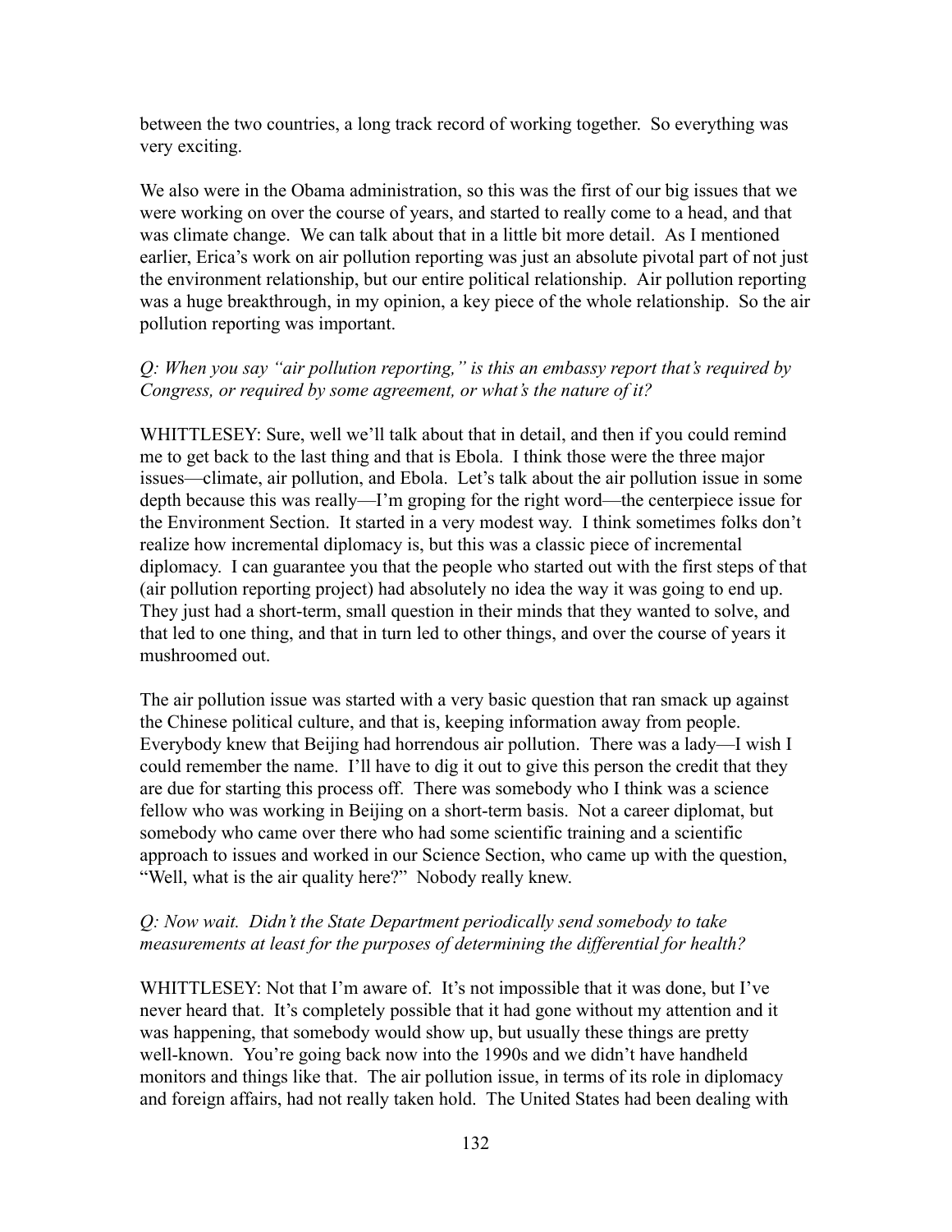between the two countries, a long track record of working together. So everything was very exciting.

We also were in the Obama administration, so this was the first of our big issues that we were working on over the course of years, and started to really come to a head, and that was climate change. We can talk about that in a little bit more detail. As I mentioned earlier, Erica's work on air pollution reporting was just an absolute pivotal part of not just the environment relationship, but our entire political relationship. Air pollution reporting was a huge breakthrough, in my opinion, a key piece of the whole relationship. So the air pollution reporting was important.

*Q: When you say "air pollution reporting," is this an embassy report that's required by Congress, or required by some agreement, or what's the nature of it?*

WHITTLESEY: Sure, well we'll talk about that in detail, and then if you could remind me to get back to the last thing and that is Ebola. I think those were the three major issues—climate, air pollution, and Ebola. Let's talk about the air pollution issue in some depth because this was really—I'm groping for the right word—the centerpiece issue for the Environment Section. It started in a very modest way. I think sometimes folks don't realize how incremental diplomacy is, but this was a classic piece of incremental diplomacy. I can guarantee you that the people who started out with the first steps of that (air pollution reporting project) had absolutely no idea the way it was going to end up. They just had a short-term, small question in their minds that they wanted to solve, and that led to one thing, and that in turn led to other things, and over the course of years it mushroomed out.

The air pollution issue was started with a very basic question that ran smack up against the Chinese political culture, and that is, keeping information away from people. Everybody knew that Beijing had horrendous air pollution. There was a lady—I wish I could remember the name. I'll have to dig it out to give this person the credit that they are due for starting this process off. There was somebody who I think was a science fellow who was working in Beijing on a short-term basis. Not a career diplomat, but somebody who came over there who had some scientific training and a scientific approach to issues and worked in our Science Section, who came up with the question, "Well, what is the air quality here?" Nobody really knew.

*Q: Now wait. Didn't the State Department periodically send somebody to take measurements at least for the purposes of determining the differential for health?*

WHITTLESEY: Not that I'm aware of. It's not impossible that it was done, but I've never heard that. It's completely possible that it had gone without my attention and it was happening, that somebody would show up, but usually these things are pretty well-known. You're going back now into the 1990s and we didn't have handheld monitors and things like that. The air pollution issue, in terms of its role in diplomacy and foreign affairs, had not really taken hold. The United States had been dealing with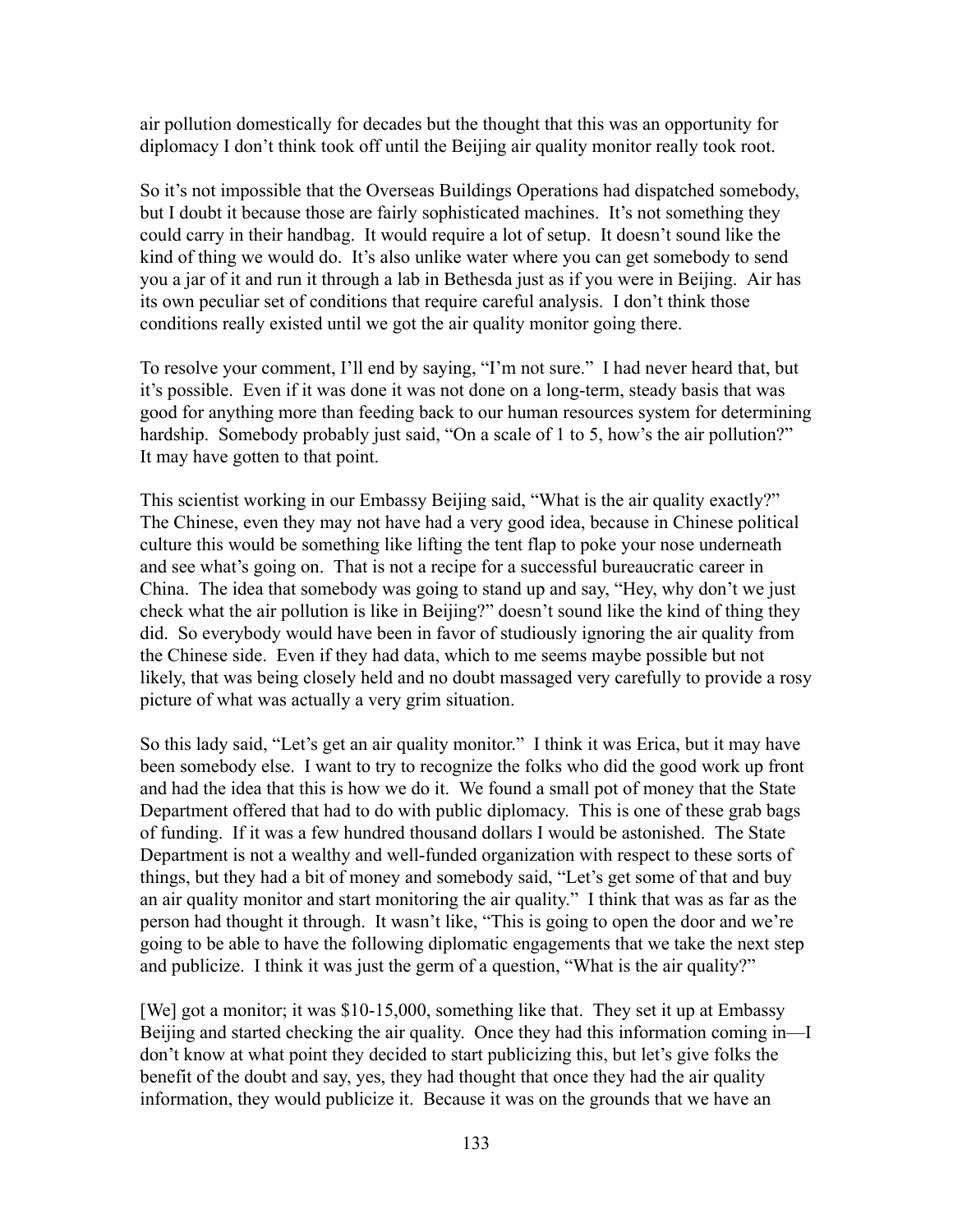air pollution domestically for decades but the thought that this was an opportunity for diplomacy I don't think took off until the Beijing air quality monitor really took root.

So it's not impossible that the Overseas Buildings Operations had dispatched somebody, but I doubt it because those are fairly sophisticated machines. It's not something they could carry in their handbag. It would require a lot of setup. It doesn't sound like the kind of thing we would do. It's also unlike water where you can get somebody to send you a jar of it and run it through a lab in Bethesda just as if you were in Beijing. Air has its own peculiar set of conditions that require careful analysis. I don't think those conditions really existed until we got the air quality monitor going there.

To resolve your comment, I'll end by saying, "I'm not sure." I had never heard that, but it's possible. Even if it was done it was not done on a long-term, steady basis that was good for anything more than feeding back to our human resources system for determining hardship. Somebody probably just said, "On a scale of 1 to 5, how's the air pollution?" It may have gotten to that point.

This scientist working in our Embassy Beijing said, "What is the air quality exactly?" The Chinese, even they may not have had a very good idea, because in Chinese political culture this would be something like lifting the tent flap to poke your nose underneath and see what's going on. That is not a recipe for a successful bureaucratic career in China. The idea that somebody was going to stand up and say, "Hey, why don't we just check what the air pollution is like in Beijing?" doesn't sound like the kind of thing they did. So everybody would have been in favor of studiously ignoring the air quality from the Chinese side. Even if they had data, which to me seems maybe possible but not likely, that was being closely held and no doubt massaged very carefully to provide a rosy picture of what was actually a very grim situation.

So this lady said, "Let's get an air quality monitor." I think it was Erica, but it may have been somebody else. I want to try to recognize the folks who did the good work up front and had the idea that this is how we do it. We found a small pot of money that the State Department offered that had to do with public diplomacy. This is one of these grab bags of funding. If it was a few hundred thousand dollars I would be astonished. The State Department is not a wealthy and well-funded organization with respect to these sorts of things, but they had a bit of money and somebody said, "Let's get some of that and buy an air quality monitor and start monitoring the air quality." I think that was as far as the person had thought it through. It wasn't like, "This is going to open the door and we're going to be able to have the following diplomatic engagements that we take the next step and publicize. I think it was just the germ of a question, "What is the air quality?"

[We] got a monitor; it was $10-15,000, something like that. They set it up at Embassy Beijing and started checking the air quality. Once they had this information coming in—I don't know at what point they decided to start publicizing this, but let's give folks the benefit of the doubt and say, yes, they had thought that once they had the air quality information, they would publicize it. Because it was on the grounds that we have an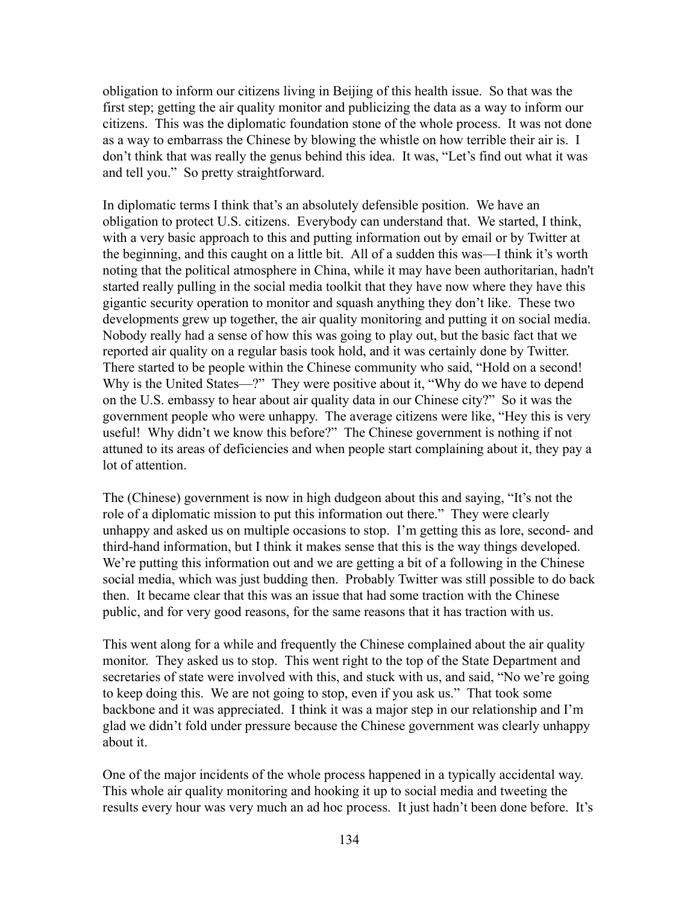obligation to inform our citizens living in Beijing of this health issue. So that was the first step; getting the air quality monitor and publicizing the data as a way to inform our citizens. This was the diplomatic foundation stone of the whole process. It was not done as a way to embarrass the Chinese by blowing the whistle on how terrible their air is. I don't think that was really the genus behind this idea. It was, "Let's find out what it was and tell you." So pretty straightforward.

In diplomatic terms I think that's an absolutely defensible position. We have an obligation to protect U.S. citizens. Everybody can understand that. We started, I think, with a very basic approach to this and putting information out by email or by Twitter at the beginning, and this caught on a little bit. All of a sudden this was—I think it's worth noting that the political atmosphere in China, while it may have been authoritarian, hadn't started really pulling in the social media toolkit that they have now where they have this gigantic security operation to monitor and squash anything they don't like. These two developments grew up together, the air quality monitoring and putting it on social media. Nobody really had a sense of how this was going to play out, but the basic fact that we reported air quality on a regular basis took hold, and it was certainly done by Twitter. There started to be people within the Chinese community who said, "Hold on a second! Why is the United States—?" They were positive about it, "Why do we have to depend on the U.S. embassy to hear about air quality data in our Chinese city?" So it was the government people who were unhappy. The average citizens were like, "Hey this is very useful! Why didn't we know this before?" The Chinese government is nothing if not attuned to its areas of deficiencies and when people start complaining about it, they pay a lot of attention.

The (Chinese) government is now in high dudgeon about this and saying, "It's not the role of a diplomatic mission to put this information out there." They were clearly unhappy and asked us on multiple occasions to stop. I'm getting this as lore, second- and third-hand information, but I think it makes sense that this is the way things developed. We're putting this information out and we are getting a bit of a following in the Chinese social media, which was just budding then. Probably Twitter was still possible to do back then. It became clear that this was an issue that had some traction with the Chinese public, and for very good reasons, for the same reasons that it has traction with us.

This went along for a while and frequently the Chinese complained about the air quality monitor. They asked us to stop. This went right to the top of the State Department and secretaries of state were involved with this, and stuck with us, and said, "No we're going to keep doing this. We are not going to stop, even if you ask us." That took some backbone and it was appreciated. I think it was a major step in our relationship and I'm glad we didn't fold under pressure because the Chinese government was clearly unhappy about it.

One of the major incidents of the whole process happened in a typically accidental way. This whole air quality monitoring and hooking it up to social media and tweeting the results every hour was very much an ad hoc process. It just hadn't been done before. It's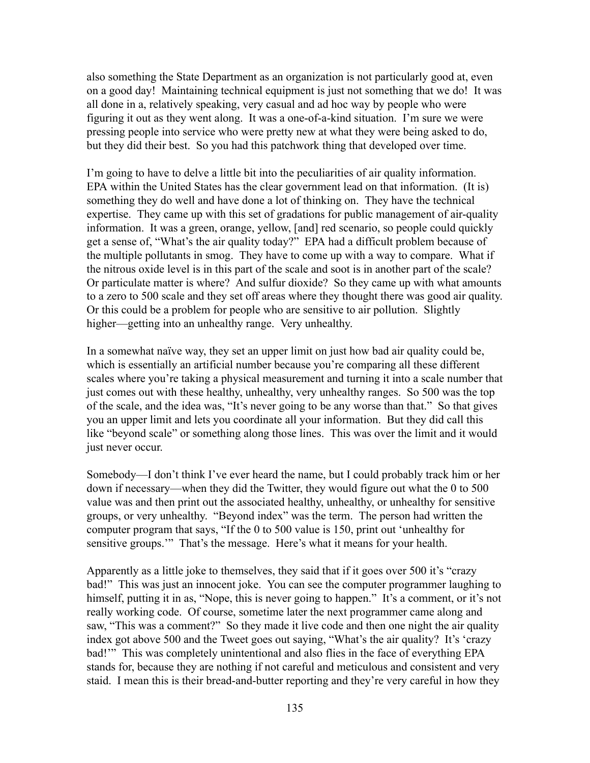also something the State Department as an organization is not particularly good at, even on a good day! Maintaining technical equipment is just not something that we do! It was all done in a, relatively speaking, very casual and ad hoc way by people who were figuring it out as they went along. It was a one-of-a-kind situation. I'm sure we were pressing people into service who were pretty new at what they were being asked to do, but they did their best. So you had this patchwork thing that developed over time.

I'm going to have to delve a little bit into the peculiarities of air quality information. EPA within the United States has the clear government lead on that information. (It is) something they do well and have done a lot of thinking on. They have the technical expertise. They came up with this set of gradations for public management of air-quality information. It was a green, orange, yellow, [and] red scenario, so people could quickly get a sense of, "What's the air quality today?" EPA had a difficult problem because of the multiple pollutants in smog. They have to come up with a way to compare. What if the nitrous oxide level is in this part of the scale and soot is in another part of the scale? Or particulate matter is where? And sulfur dioxide? So they came up with what amounts to a zero to 500 scale and they set off areas where they thought there was good air quality. Or this could be a problem for people who are sensitive to air pollution. Slightly higher—getting into an unhealthy range. Very unhealthy.

In a somewhat naïve way, they set an upper limit on just how bad air quality could be, which is essentially an artificial number because you're comparing all these different scales where you're taking a physical measurement and turning it into a scale number that just comes out with these healthy, unhealthy, very unhealthy ranges. So 500 was the top of the scale, and the idea was, "It's never going to be any worse than that." So that gives you an upper limit and lets you coordinate all your information. But they did call this like "beyond scale" or something along those lines. This was over the limit and it would just never occur.

Somebody—I don't think I've ever heard the name, but I could probably track him or her down if necessary—when they did the Twitter, they would figure out what the 0 to 500 value was and then print out the associated healthy, unhealthy, or unhealthy for sensitive groups, or very unhealthy. "Beyond index" was the term. The person had written the computer program that says, "If the 0 to 500 value is 150, print out 'unhealthy for sensitive groups.'" That's the message. Here's what it means for your health.

Apparently as a little joke to themselves, they said that if it goes over 500 it's "crazy bad!" This was just an innocent joke. You can see the computer programmer laughing to himself, putting it in as, "Nope, this is never going to happen." It's a comment, or it's not really working code. Of course, sometime later the next programmer came along and saw, "This was a comment?" So they made it live code and then one night the air quality index got above 500 and the Tweet goes out saying, "What's the air quality? It's 'crazy bad!'" This was completely unintentional and also flies in the face of everything EPA stands for, because they are nothing if not careful and meticulous and consistent and very staid. I mean this is their bread-and-butter reporting and they're very careful in how they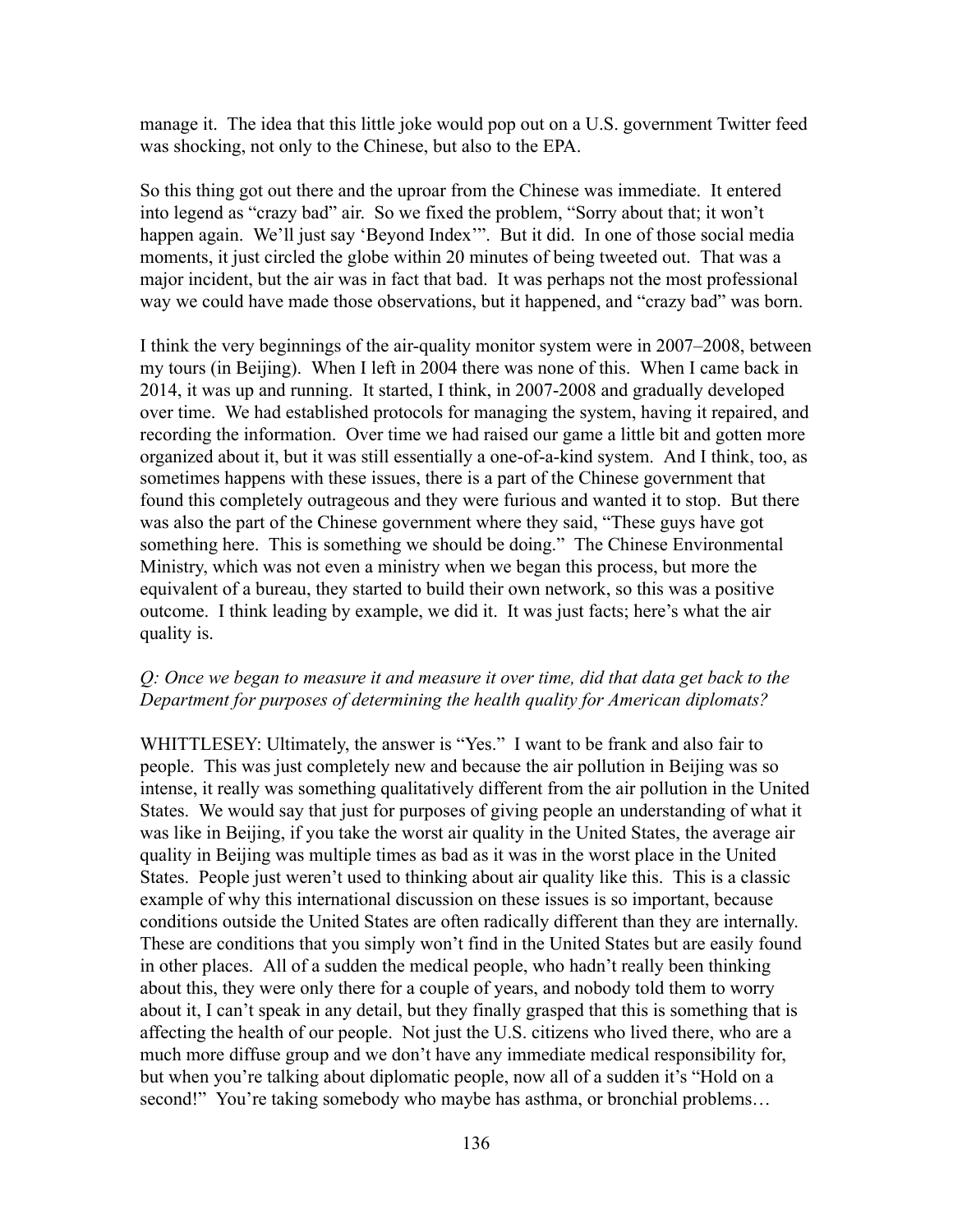manage it. The idea that this little joke would pop out on a U.S. government Twitter feed was shocking, not only to the Chinese, but also to the EPA.

So this thing got out there and the uproar from the Chinese was immediate. It entered into legend as "crazy bad" air. So we fixed the problem, "Sorry about that; it won't happen again. We'll just say 'Beyond Index'". But it did. In one of those social media moments, it just circled the globe within 20 minutes of being tweeted out. That was a major incident, but the air was in fact that bad. It was perhaps not the most professional way we could have made those observations, but it happened, and "crazy bad" was born.

I think the very beginnings of the air-quality monitor system were in 2007–2008, between my tours (in Beijing). When I left in 2004 there was none of this. When I came back in 2014, it was up and running. It started, I think, in 2007-2008 and gradually developed over time. We had established protocols for managing the system, having it repaired, and recording the information. Over time we had raised our game a little bit and gotten more organized about it, but it was still essentially a one-of-a-kind system. And I think, too, as sometimes happens with these issues, there is a part of the Chinese government that found this completely outrageous and they were furious and wanted it to stop. But there was also the part of the Chinese government where they said, "These guys have got something here. This is something we should be doing." The Chinese Environmental Ministry, which was not even a ministry when we began this process, but more the equivalent of a bureau, they started to build their own network, so this was a positive outcome. I think leading by example, we did it. It was just facts; here's what the air quality is.

*Q: Once we began to measure it and measure it over time, did that data get back to the Department for purposes of determining the health quality for American diplomats?*

WHITTLESEY: Ultimately, the answer is "Yes." I want to be frank and also fair to people. This was just completely new and because the air pollution in Beijing was so intense, it really was something qualitatively different from the air pollution in the United States. We would say that just for purposes of giving people an understanding of what it was like in Beijing, if you take the worst air quality in the United States, the average air quality in Beijing was multiple times as bad as it was in the worst place in the United States. People just weren't used to thinking about air quality like this. This is a classic example of why this international discussion on these issues is so important, because conditions outside the United States are often radically different than they are internally. These are conditions that you simply won't find in the United States but are easily found in other places. All of a sudden the medical people, who hadn't really been thinking about this, they were only there for a couple of years, and nobody told them to worry about it, I can't speak in any detail, but they finally grasped that this is something that is affecting the health of our people. Not just the U.S. citizens who lived there, who are a much more diffuse group and we don't have any immediate medical responsibility for, but when you're talking about diplomatic people, now all of a sudden it's "Hold on a second!" You're taking somebody who maybe has asthma, or bronchial problems…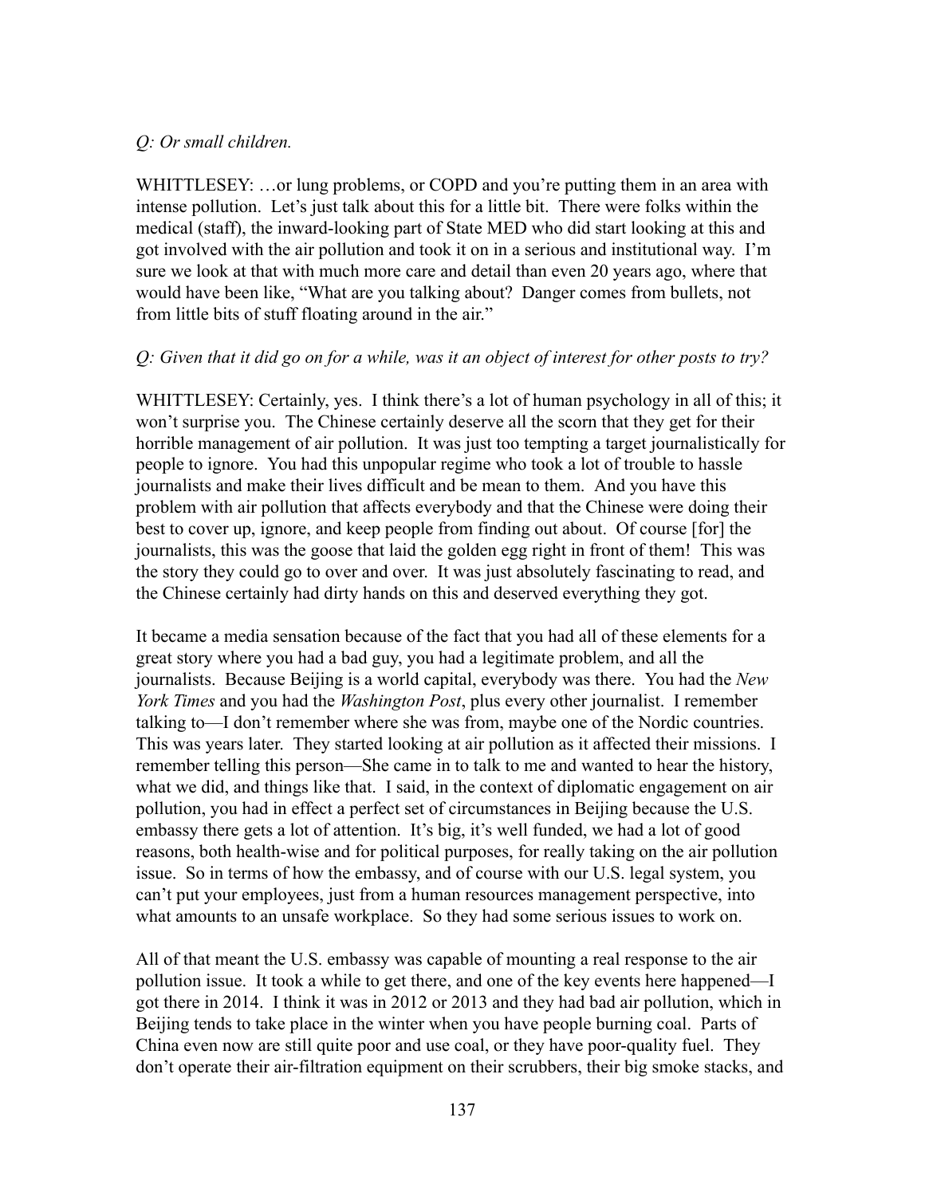*Q: Or small children.*

WHITTLESEY: …or lung problems, or COPD and you're putting them in an area with intense pollution. Let's just talk about this for a little bit. There were folks within the medical (staff), the inward-looking part of State MED who did start looking at this and got involved with the air pollution and took it on in a serious and institutional way. I'm sure we look at that with much more care and detail than even 20 years ago, where that would have been like, "What are you talking about? Danger comes from bullets, not from little bits of stuff floating around in the air."

*Q: Given that it did go on for a while, was it an object of interest for other posts to try?*

WHITTLESEY: Certainly, yes. I think there's a lot of human psychology in all of this; it won't surprise you. The Chinese certainly deserve all the scorn that they get for their horrible management of air pollution. It was just too tempting a target journalistically for people to ignore. You had this unpopular regime who took a lot of trouble to hassle journalists and make their lives difficult and be mean to them. And you have this problem with air pollution that affects everybody and that the Chinese were doing their best to cover up, ignore, and keep people from finding out about. Of course [for] the journalists, this was the goose that laid the golden egg right in front of them! This was the story they could go to over and over. It was just absolutely fascinating to read, and the Chinese certainly had dirty hands on this and deserved everything they got.

It became a media sensation because of the fact that you had all of these elements for a great story where you had a bad guy, you had a legitimate problem, and all the journalists. Because Beijing is a world capital, everybody was there. You had the *New York Times* and you had the *Washington Post*, plus every other journalist. I remember talking to—I don't remember where she was from, maybe one of the Nordic countries. This was years later. They started looking at air pollution as it affected their missions. I remember telling this person—She came in to talk to me and wanted to hear the history, what we did, and things like that. I said, in the context of diplomatic engagement on air pollution, you had in effect a perfect set of circumstances in Beijing because the U.S. embassy there gets a lot of attention. It's big, it's well funded, we had a lot of good reasons, both health-wise and for political purposes, for really taking on the air pollution issue. So in terms of how the embassy, and of course with our U.S. legal system, you can't put your employees, just from a human resources management perspective, into what amounts to an unsafe workplace. So they had some serious issues to work on.

All of that meant the U.S. embassy was capable of mounting a real response to the air pollution issue. It took a while to get there, and one of the key events here happened—I got there in 2014. I think it was in 2012 or 2013 and they had bad air pollution, which in Beijing tends to take place in the winter when you have people burning coal. Parts of China even now are still quite poor and use coal, or they have poor-quality fuel. They don't operate their air-filtration equipment on their scrubbers, their big smoke stacks, and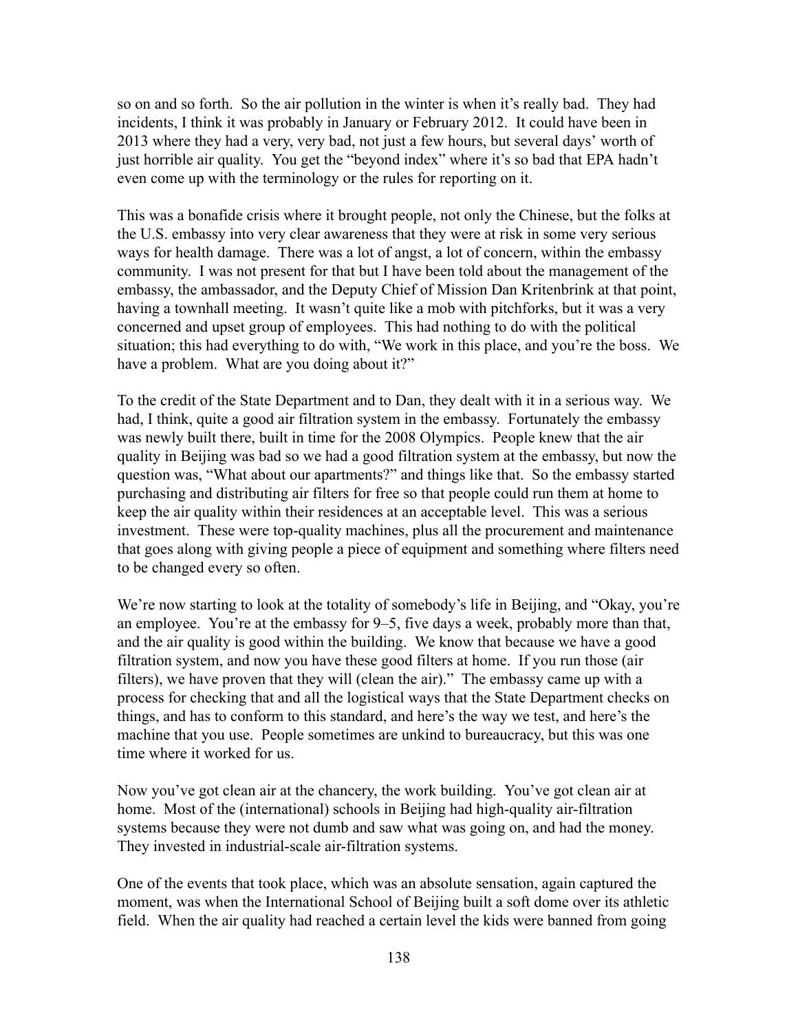so on and so forth. So the air pollution in the winter is when it's really bad. They had incidents, I think it was probably in January or February 2012. It could have been in 2013 where they had a very, very bad, not just a few hours, but several days' worth of just horrible air quality. You get the "beyond index" where it's so bad that EPA hadn't even come up with the terminology or the rules for reporting on it.

This was a bonafide crisis where it brought people, not only the Chinese, but the folks at the U.S. embassy into very clear awareness that they were at risk in some very serious ways for health damage. There was a lot of angst, a lot of concern, within the embassy community. I was not present for that but I have been told about the management of the embassy, the ambassador, and the Deputy Chief of Mission Dan Kritenbrink at that point, having a townhall meeting. It wasn't quite like a mob with pitchforks, but it was a very concerned and upset group of employees. This had nothing to do with the political situation; this had everything to do with, "We work in this place, and you're the boss. We have a problem. What are you doing about it?"

To the credit of the State Department and to Dan, they dealt with it in a serious way. We had, I think, quite a good air filtration system in the embassy. Fortunately the embassy was newly built there, built in time for the 2008 Olympics. People knew that the air quality in Beijing was bad so we had a good filtration system at the embassy, but now the question was, "What about our apartments?" and things like that. So the embassy started purchasing and distributing air filters for free so that people could run them at home to keep the air quality within their residences at an acceptable level. This was a serious investment. These were top-quality machines, plus all the procurement and maintenance that goes along with giving people a piece of equipment and something where filters need to be changed every so often.

We're now starting to look at the totality of somebody's life in Beijing, and "Okay, you're an employee. You're at the embassy for 9–5, five days a week, probably more than that, and the air quality is good within the building. We know that because we have a good filtration system, and now you have these good filters at home. If you run those (air filters), we have proven that they will (clean the air)." The embassy came up with a process for checking that and all the logistical ways that the State Department checks on things, and has to conform to this standard, and here's the way we test, and here's the machine that you use. People sometimes are unkind to bureaucracy, but this was one time where it worked for us.

Now you've got clean air at the chancery, the work building. You've got clean air at home. Most of the (international) schools in Beijing had high-quality air-filtration systems because they were not dumb and saw what was going on, and had the money. They invested in industrial-scale air-filtration systems.

One of the events that took place, which was an absolute sensation, again captured the moment, was when the International School of Beijing built a soft dome over its athletic field. When the air quality had reached a certain level the kids were banned from going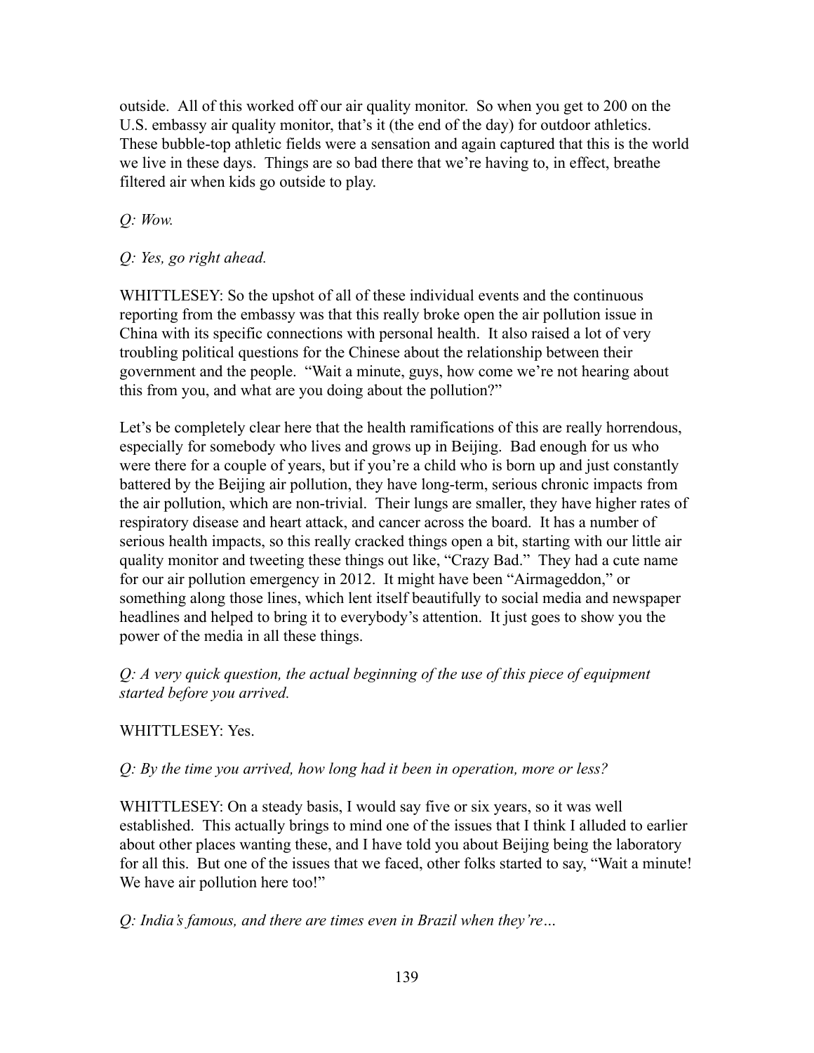outside. All of this worked off our air quality monitor. So when you get to 200 on the U.S. embassy air quality monitor, that's it (the end of the day) for outdoor athletics. These bubble-top athletic fields were a sensation and again captured that this is the world we live in these days. Things are so bad there that we're having to, in effect, breathe filtered air when kids go outside to play.

*Q: Wow.*

*Q: Yes, go right ahead.*

WHITTLESEY: So the upshot of all of these individual events and the continuous reporting from the embassy was that this really broke open the air pollution issue in China with its specific connections with personal health. It also raised a lot of very troubling political questions for the Chinese about the relationship between their government and the people. "Wait a minute, guys, how come we're not hearing about this from you, and what are you doing about the pollution?"

Let's be completely clear here that the health ramifications of this are really horrendous, especially for somebody who lives and grows up in Beijing. Bad enough for us who were there for a couple of years, but if you're a child who is born up and just constantly battered by the Beijing air pollution, they have long-term, serious chronic impacts from the air pollution, which are non-trivial. Their lungs are smaller, they have higher rates of respiratory disease and heart attack, and cancer across the board. It has a number of serious health impacts, so this really cracked things open a bit, starting with our little air quality monitor and tweeting these things out like, "Crazy Bad." They had a cute name for our air pollution emergency in 2012. It might have been "Airmageddon," or something along those lines, which lent itself beautifully to social media and newspaper headlines and helped to bring it to everybody's attention. It just goes to show you the power of the media in all these things.

*Q: A very quick question, the actual beginning of the use of this piece of equipment started before you arrived.*

WHITTLESEY: Yes.

*Q: By the time you arrived, how long had it been in operation, more or less?*

WHITTLESEY: On a steady basis, I would say five or six years, so it was well established. This actually brings to mind one of the issues that I think I alluded to earlier about other places wanting these, and I have told you about Beijing being the laboratory for all this. But one of the issues that we faced, other folks started to say, "Wait a minute! We have air pollution here too!"

*Q: India's famous, and there are times even in Brazil when they're…*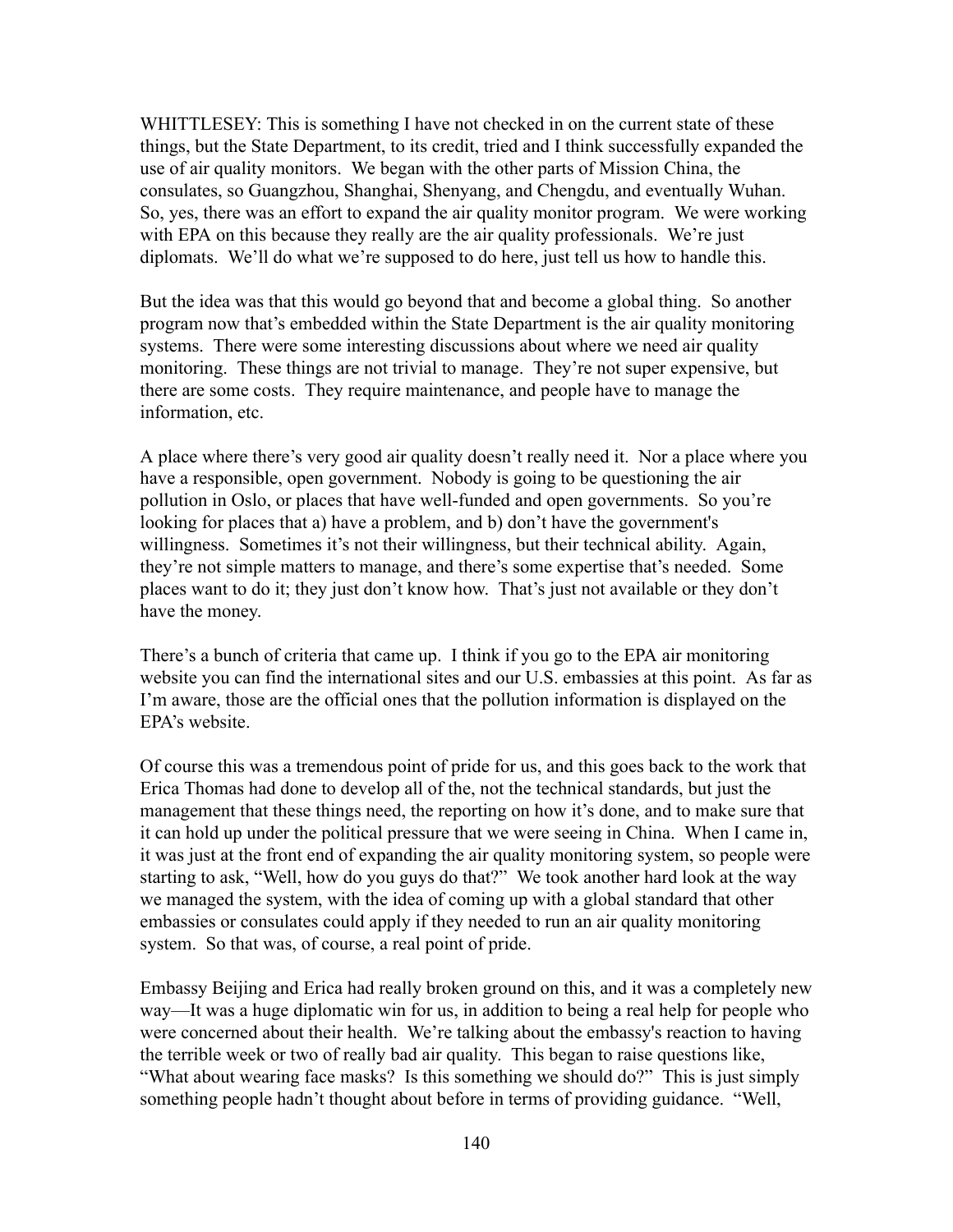WHITTLESEY: This is something I have not checked in on the current state of these things, but the State Department, to its credit, tried and I think successfully expanded the use of air quality monitors. We began with the other parts of Mission China, the consulates, so Guangzhou, Shanghai, Shenyang, and Chengdu, and eventually Wuhan. So, yes, there was an effort to expand the air quality monitor program. We were working with EPA on this because they really are the air quality professionals. We're just diplomats. We'll do what we're supposed to do here, just tell us how to handle this.

But the idea was that this would go beyond that and become a global thing. So another program now that's embedded within the State Department is the air quality monitoring systems. There were some interesting discussions about where we need air quality monitoring. These things are not trivial to manage. They're not super expensive, but there are some costs. They require maintenance, and people have to manage the information, etc.

A place where there's very good air quality doesn't really need it. Nor a place where you have a responsible, open government. Nobody is going to be questioning the air pollution in Oslo, or places that have well-funded and open governments. So you're looking for places that a) have a problem, and b) don't have the government's willingness. Sometimes it's not their willingness, but their technical ability. Again, they're not simple matters to manage, and there's some expertise that's needed. Some places want to do it; they just don't know how. That's just not available or they don't have the money.

There's a bunch of criteria that came up. I think if you go to the EPA air monitoring website you can find the international sites and our U.S. embassies at this point. As far as I'm aware, those are the official ones that the pollution information is displayed on the EPA's website.

Of course this was a tremendous point of pride for us, and this goes back to the work that Erica Thomas had done to develop all of the, not the technical standards, but just the management that these things need, the reporting on how it's done, and to make sure that it can hold up under the political pressure that we were seeing in China. When I came in, it was just at the front end of expanding the air quality monitoring system, so people were starting to ask, "Well, how do you guys do that?" We took another hard look at the way we managed the system, with the idea of coming up with a global standard that other embassies or consulates could apply if they needed to run an air quality monitoring system. So that was, of course, a real point of pride.

Embassy Beijing and Erica had really broken ground on this, and it was a completely new way—It was a huge diplomatic win for us, in addition to being a real help for people who were concerned about their health. We're talking about the embassy's reaction to having the terrible week or two of really bad air quality. This began to raise questions like, "What about wearing face masks? Is this something we should do?" This is just simply something people hadn't thought about before in terms of providing guidance. "Well,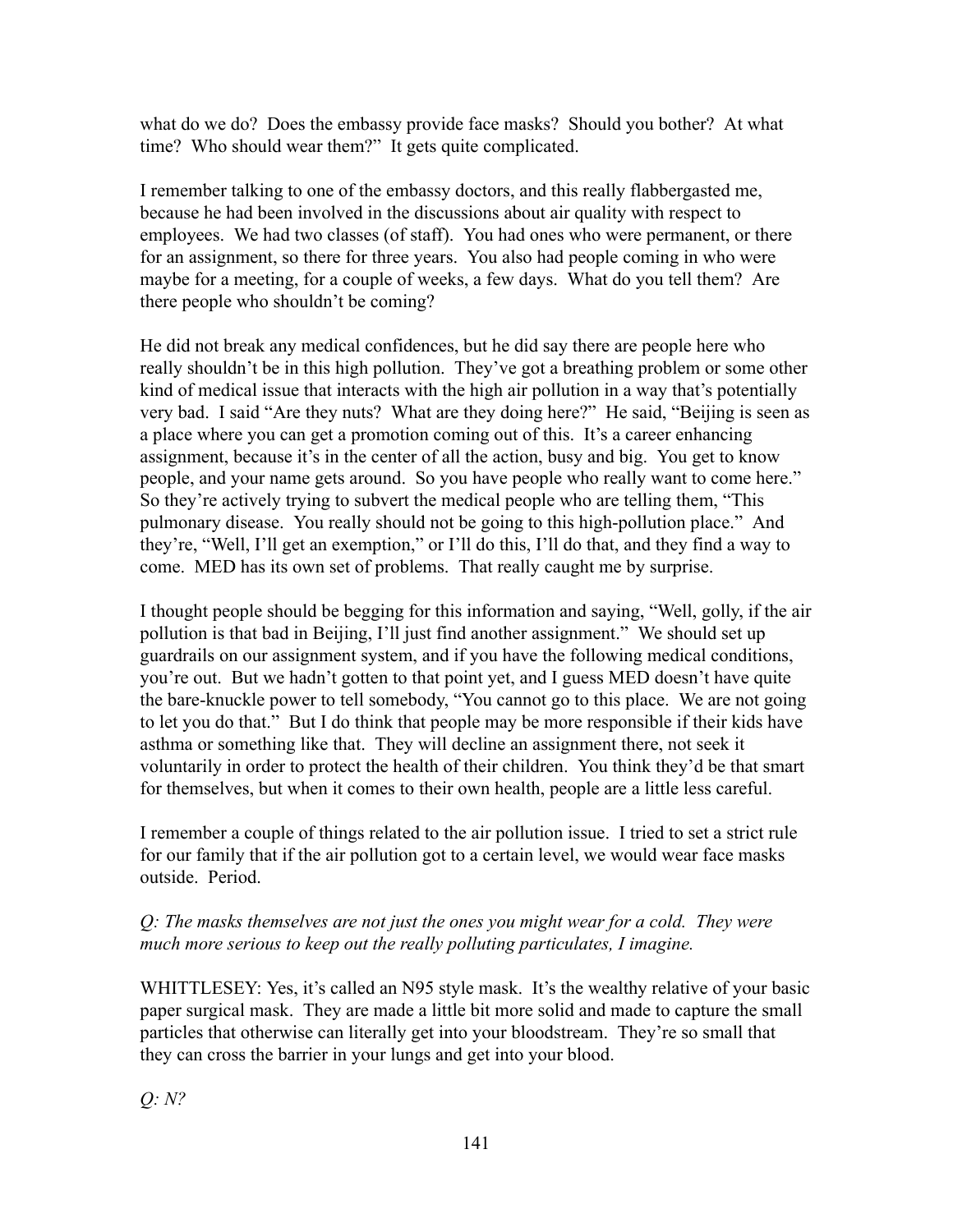what do we do? Does the embassy provide face masks? Should you bother? At what time? Who should wear them?" It gets quite complicated.

I remember talking to one of the embassy doctors, and this really flabbergasted me, because he had been involved in the discussions about air quality with respect to employees. We had two classes (of staff). You had ones who were permanent, or there for an assignment, so there for three years. You also had people coming in who were maybe for a meeting, for a couple of weeks, a few days. What do you tell them? Are there people who shouldn't be coming?

He did not break any medical confidences, but he did say there are people here who really shouldn't be in this high pollution. They've got a breathing problem or some other kind of medical issue that interacts with the high air pollution in a way that's potentially very bad. I said "Are they nuts? What are they doing here?" He said, "Beijing is seen as a place where you can get a promotion coming out of this. It's a career enhancing assignment, because it's in the center of all the action, busy and big. You get to know people, and your name gets around. So you have people who really want to come here." So they're actively trying to subvert the medical people who are telling them, "This pulmonary disease. You really should not be going to this high-pollution place." And they're, "Well, I'll get an exemption," or I'll do this, I'll do that, and they find a way to come. MED has its own set of problems. That really caught me by surprise.

I thought people should be begging for this information and saying, "Well, golly, if the air pollution is that bad in Beijing, I'll just find another assignment." We should set up guardrails on our assignment system, and if you have the following medical conditions, you're out. But we hadn't gotten to that point yet, and I guess MED doesn't have quite the bare-knuckle power to tell somebody, "You cannot go to this place. We are not going to let you do that." But I do think that people may be more responsible if their kids have asthma or something like that. They will decline an assignment there, not seek it voluntarily in order to protect the health of their children. You think they'd be that smart for themselves, but when it comes to their own health, people are a little less careful.

I remember a couple of things related to the air pollution issue. I tried to set a strict rule for our family that if the air pollution got to a certain level, we would wear face masks outside. Period.

*Q: The masks themselves are not just the ones you might wear for a cold. They were much more serious to keep out the really polluting particulates, I imagine.*

WHITTLESEY: Yes, it's called an N95 style mask. It's the wealthy relative of your basic paper surgical mask. They are made a little bit more solid and made to capture the small particles that otherwise can literally get into your bloodstream. They're so small that they can cross the barrier in your lungs and get into your blood.

*Q: N?*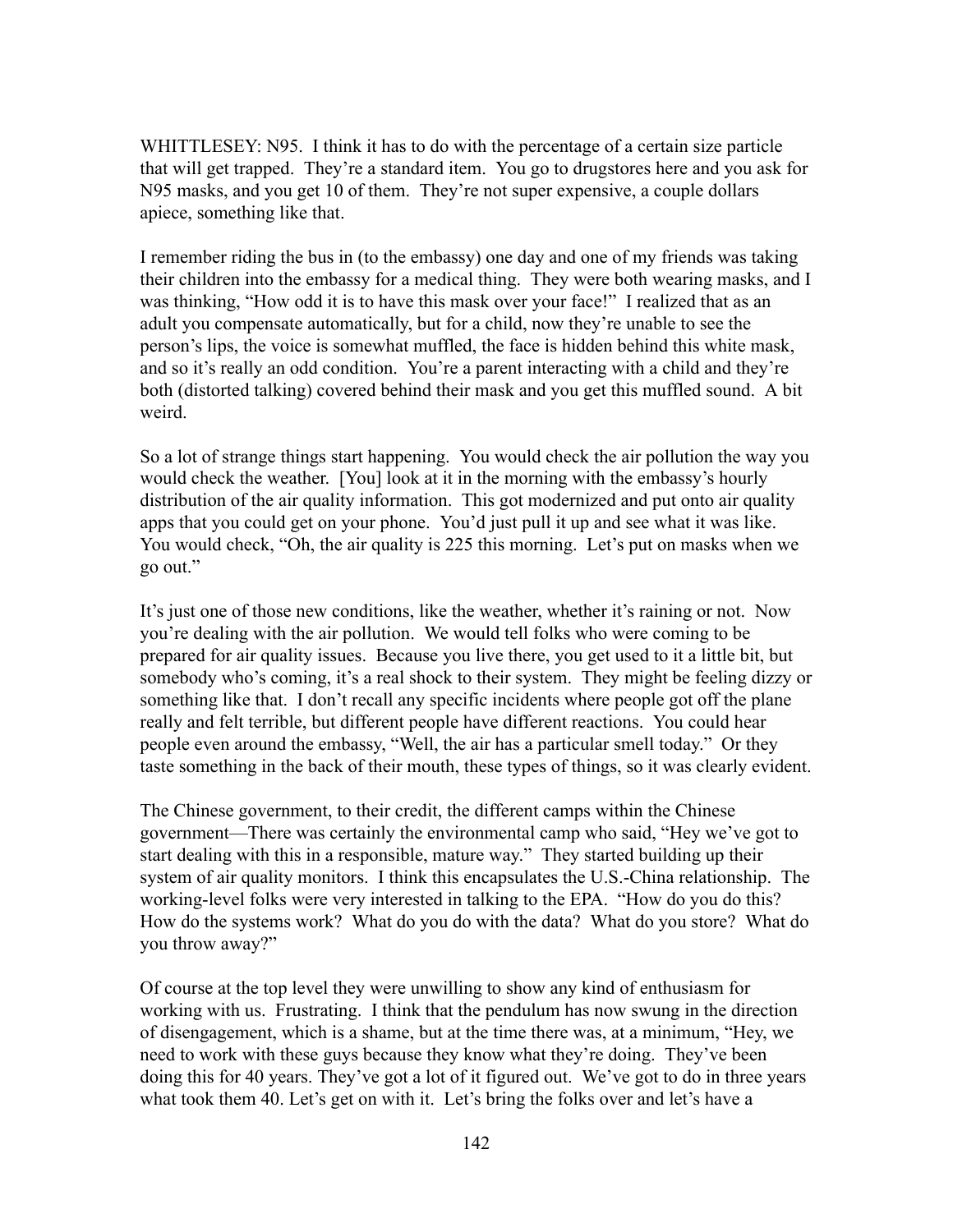WHITTLESEY: N95. I think it has to do with the percentage of a certain size particle that will get trapped. They're a standard item. You go to drugstores here and you ask for N95 masks, and you get 10 of them. They're not super expensive, a couple dollars apiece, something like that.

I remember riding the bus in (to the embassy) one day and one of my friends was taking their children into the embassy for a medical thing. They were both wearing masks, and I was thinking, "How odd it is to have this mask over your face!" I realized that as an adult you compensate automatically, but for a child, now they're unable to see the person's lips, the voice is somewhat muffled, the face is hidden behind this white mask, and so it's really an odd condition. You're a parent interacting with a child and they're both (distorted talking) covered behind their mask and you get this muffled sound. A bit weird.

So a lot of strange things start happening. You would check the air pollution the way you would check the weather. [You] look at it in the morning with the embassy's hourly distribution of the air quality information. This got modernized and put onto air quality apps that you could get on your phone. You'd just pull it up and see what it was like. You would check, "Oh, the air quality is 225 this morning. Let's put on masks when we go out."

It's just one of those new conditions, like the weather, whether it's raining or not. Now you're dealing with the air pollution. We would tell folks who were coming to be prepared for air quality issues. Because you live there, you get used to it a little bit, but somebody who's coming, it's a real shock to their system. They might be feeling dizzy or something like that. I don't recall any specific incidents where people got off the plane really and felt terrible, but different people have different reactions. You could hear people even around the embassy, "Well, the air has a particular smell today." Or they taste something in the back of their mouth, these types of things, so it was clearly evident.

The Chinese government, to their credit, the different camps within the Chinese government—There was certainly the environmental camp who said, "Hey we've got to start dealing with this in a responsible, mature way." They started building up their system of air quality monitors. I think this encapsulates the U.S.-China relationship. The working-level folks were very interested in talking to the EPA. "How do you do this? How do the systems work? What do you do with the data? What do you store? What do you throw away?"

Of course at the top level they were unwilling to show any kind of enthusiasm for working with us. Frustrating. I think that the pendulum has now swung in the direction of disengagement, which is a shame, but at the time there was, at a minimum, "Hey, we need to work with these guys because they know what they're doing. They've been doing this for 40 years. They've got a lot of it figured out. We've got to do in three years what took them 40. Let's get on with it. Let's bring the folks over and let's have a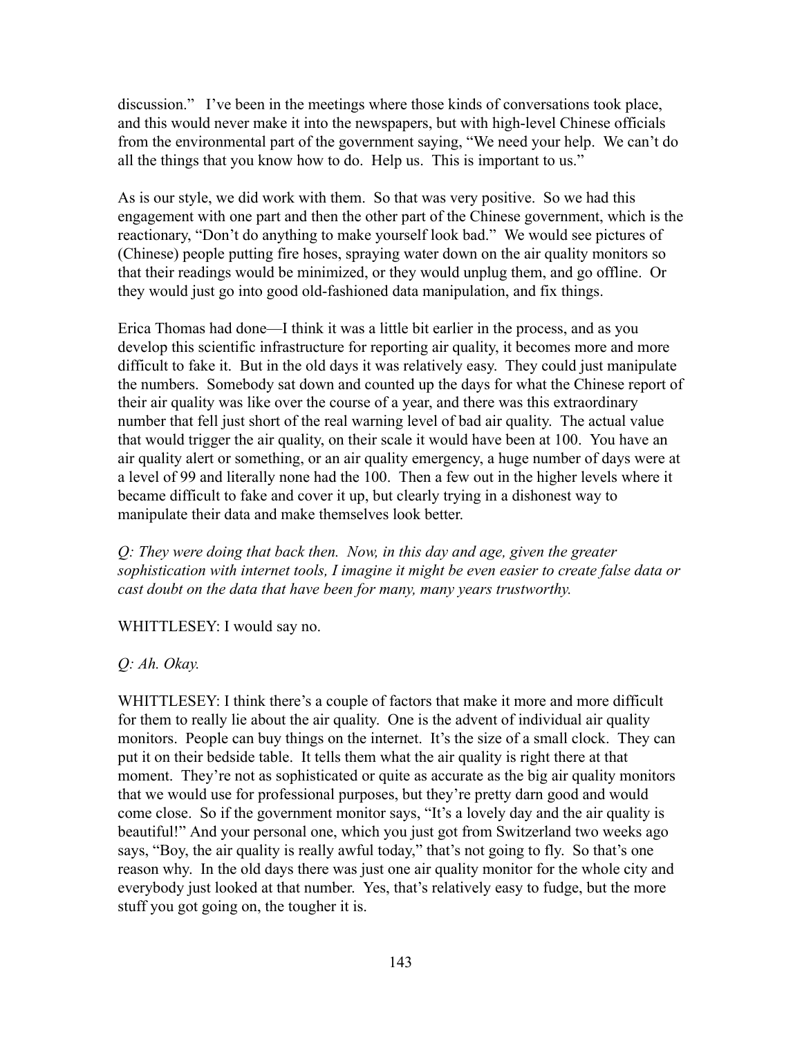discussion." I've been in the meetings where those kinds of conversations took place, and this would never make it into the newspapers, but with high-level Chinese officials from the environmental part of the government saying, "We need your help. We can't do all the things that you know how to do. Help us. This is important to us."

As is our style, we did work with them. So that was very positive. So we had this engagement with one part and then the other part of the Chinese government, which is the reactionary, "Don't do anything to make yourself look bad." We would see pictures of (Chinese) people putting fire hoses, spraying water down on the air quality monitors so that their readings would be minimized, or they would unplug them, and go offline. Or they would just go into good old-fashioned data manipulation, and fix things.

Erica Thomas had done—I think it was a little bit earlier in the process, and as you develop this scientific infrastructure for reporting air quality, it becomes more and more difficult to fake it. But in the old days it was relatively easy. They could just manipulate the numbers. Somebody sat down and counted up the days for what the Chinese report of their air quality was like over the course of a year, and there was this extraordinary number that fell just short of the real warning level of bad air quality. The actual value that would trigger the air quality, on their scale it would have been at 100. You have an air quality alert or something, or an air quality emergency, a huge number of days were at a level of 99 and literally none had the 100. Then a few out in the higher levels where it became difficult to fake and cover it up, but clearly trying in a dishonest way to manipulate their data and make themselves look better.

*Q: They were doing that back then. Now, in this day and age, given the greater sophistication with internet tools, I imagine it might be even easier to create false data or cast doubt on the data that have been for many, many years trustworthy.*

WHITTLESEY: I would say no.

*Q: Ah. Okay.*

WHITTLESEY: I think there's a couple of factors that make it more and more difficult for them to really lie about the air quality. One is the advent of individual air quality monitors. People can buy things on the internet. It's the size of a small clock. They can put it on their bedside table. It tells them what the air quality is right there at that moment. They're not as sophisticated or quite as accurate as the big air quality monitors that we would use for professional purposes, but they're pretty darn good and would come close. So if the government monitor says, "It's a lovely day and the air quality is beautiful!" And your personal one, which you just got from Switzerland two weeks ago says, "Boy, the air quality is really awful today," that's not going to fly. So that's one reason why. In the old days there was just one air quality monitor for the whole city and everybody just looked at that number. Yes, that's relatively easy to fudge, but the more stuff you got going on, the tougher it is.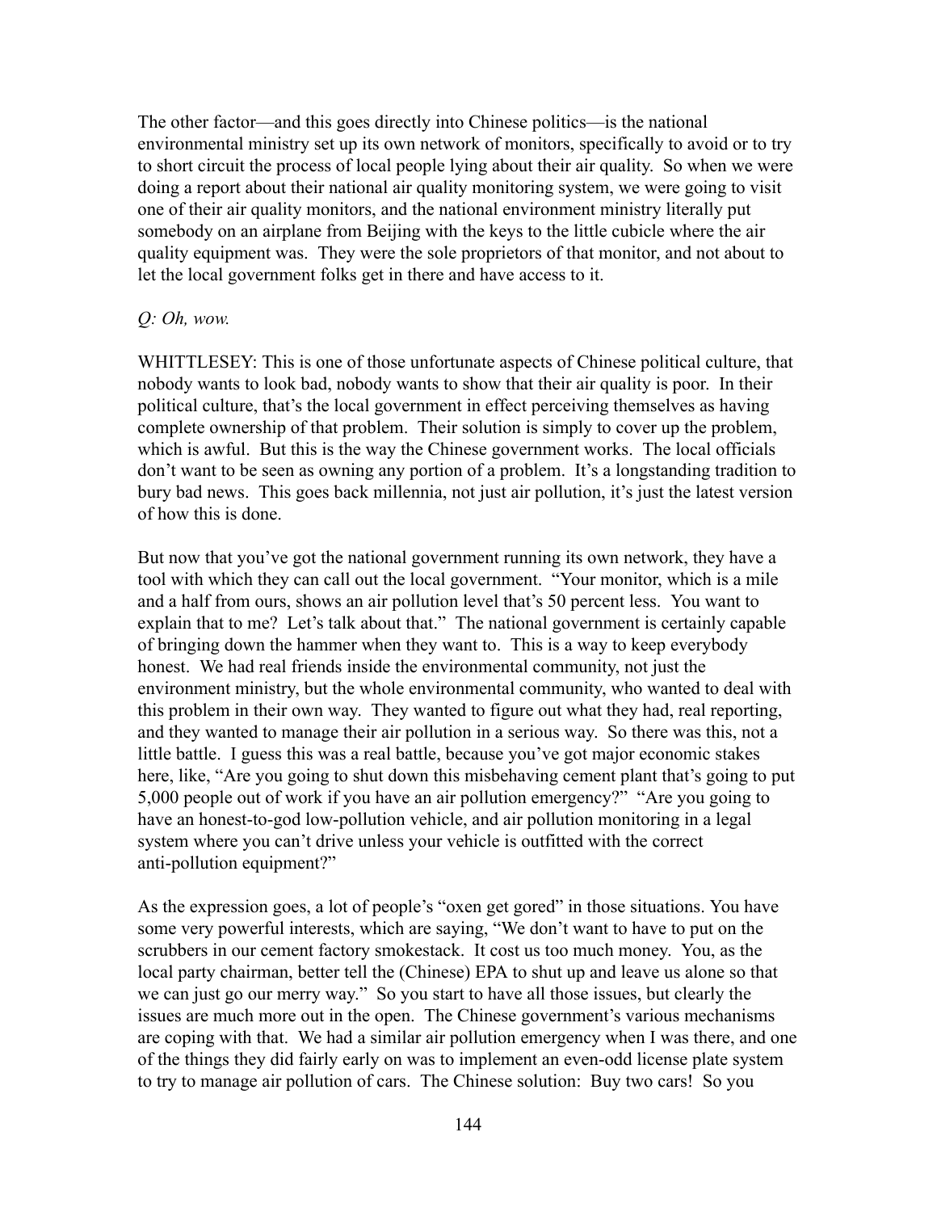The other factor—and this goes directly into Chinese politics—is the national environmental ministry set up its own network of monitors, specifically to avoid or to try to short circuit the process of local people lying about their air quality. So when we were doing a report about their national air quality monitoring system, we were going to visit one of their air quality monitors, and the national environment ministry literally put somebody on an airplane from Beijing with the keys to the little cubicle where the air quality equipment was. They were the sole proprietors of that monitor, and not about to let the local government folks get in there and have access to it.

*Q: Oh, wow.*

WHITTLESEY: This is one of those unfortunate aspects of Chinese political culture, that nobody wants to look bad, nobody wants to show that their air quality is poor. In their political culture, that's the local government in effect perceiving themselves as having complete ownership of that problem. Their solution is simply to cover up the problem, which is awful. But this is the way the Chinese government works. The local officials don't want to be seen as owning any portion of a problem. It's a longstanding tradition to bury bad news. This goes back millennia, not just air pollution, it's just the latest version of how this is done.

But now that you've got the national government running its own network, they have a tool with which they can call out the local government. "Your monitor, which is a mile and a half from ours, shows an air pollution level that's 50 percent less. You want to explain that to me? Let's talk about that." The national government is certainly capable of bringing down the hammer when they want to. This is a way to keep everybody honest. We had real friends inside the environmental community, not just the environment ministry, but the whole environmental community, who wanted to deal with this problem in their own way. They wanted to figure out what they had, real reporting, and they wanted to manage their air pollution in a serious way. So there was this, not a little battle. I guess this was a real battle, because you've got major economic stakes here, like, "Are you going to shut down this misbehaving cement plant that's going to put 5,000 people out of work if you have an air pollution emergency?" "Are you going to have an honest-to-god low-pollution vehicle, and air pollution monitoring in a legal system where you can't drive unless your vehicle is outfitted with the correct anti-pollution equipment?"

As the expression goes, a lot of people's "oxen get gored" in those situations. You have some very powerful interests, which are saying, "We don't want to have to put on the scrubbers in our cement factory smokestack. It cost us too much money. You, as the local party chairman, better tell the (Chinese) EPA to shut up and leave us alone so that we can just go our merry way." So you start to have all those issues, but clearly the issues are much more out in the open. The Chinese government's various mechanisms are coping with that. We had a similar air pollution emergency when I was there, and one of the things they did fairly early on was to implement an even-odd license plate system to try to manage air pollution of cars. The Chinese solution: Buy two cars! So you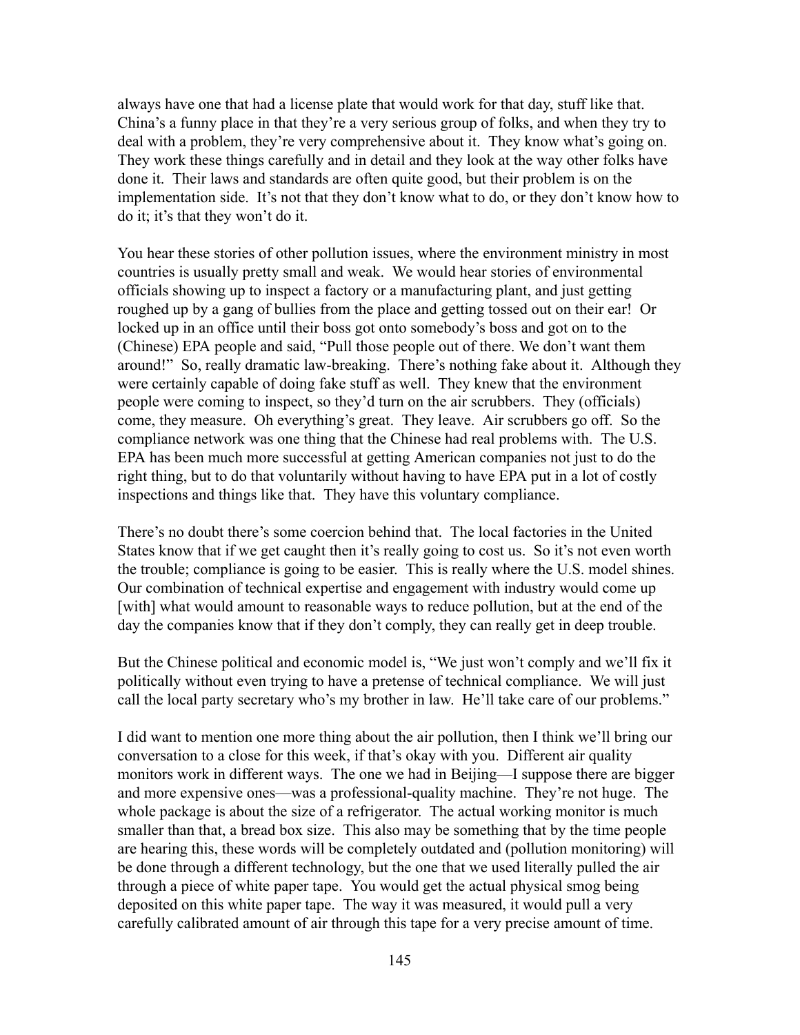always have one that had a license plate that would work for that day, stuff like that. China's a funny place in that they're a very serious group of folks, and when they try to deal with a problem, they're very comprehensive about it. They know what's going on. They work these things carefully and in detail and they look at the way other folks have done it. Their laws and standards are often quite good, but their problem is on the implementation side. It's not that they don't know what to do, or they don't know how to do it; it's that they won't do it.

You hear these stories of other pollution issues, where the environment ministry in most countries is usually pretty small and weak. We would hear stories of environmental officials showing up to inspect a factory or a manufacturing plant, and just getting roughed up by a gang of bullies from the place and getting tossed out on their ear! Or locked up in an office until their boss got onto somebody's boss and got on to the (Chinese) EPA people and said, "Pull those people out of there. We don't want them around!" So, really dramatic law-breaking. There's nothing fake about it. Although they were certainly capable of doing fake stuff as well. They knew that the environment people were coming to inspect, so they'd turn on the air scrubbers. They (officials) come, they measure. Oh everything's great. They leave. Air scrubbers go off. So the compliance network was one thing that the Chinese had real problems with. The U.S. EPA has been much more successful at getting American companies not just to do the right thing, but to do that voluntarily without having to have EPA put in a lot of costly inspections and things like that. They have this voluntary compliance.

There's no doubt there's some coercion behind that. The local factories in the United States know that if we get caught then it's really going to cost us. So it's not even worth the trouble; compliance is going to be easier. This is really where the U.S. model shines. Our combination of technical expertise and engagement with industry would come up [with] what would amount to reasonable ways to reduce pollution, but at the end of the day the companies know that if they don't comply, they can really get in deep trouble.

But the Chinese political and economic model is, "We just won't comply and we'll fix it politically without even trying to have a pretense of technical compliance. We will just call the local party secretary who's my brother in law. He'll take care of our problems."

I did want to mention one more thing about the air pollution, then I think we'll bring our conversation to a close for this week, if that's okay with you. Different air quality monitors work in different ways. The one we had in Beijing—I suppose there are bigger and more expensive ones—was a professional-quality machine. They're not huge. The whole package is about the size of a refrigerator. The actual working monitor is much smaller than that, a bread box size. This also may be something that by the time people are hearing this, these words will be completely outdated and (pollution monitoring) will be done through a different technology, but the one that we used literally pulled the air through a piece of white paper tape. You would get the actual physical smog being deposited on this white paper tape. The way it was measured, it would pull a very carefully calibrated amount of air through this tape for a very precise amount of time.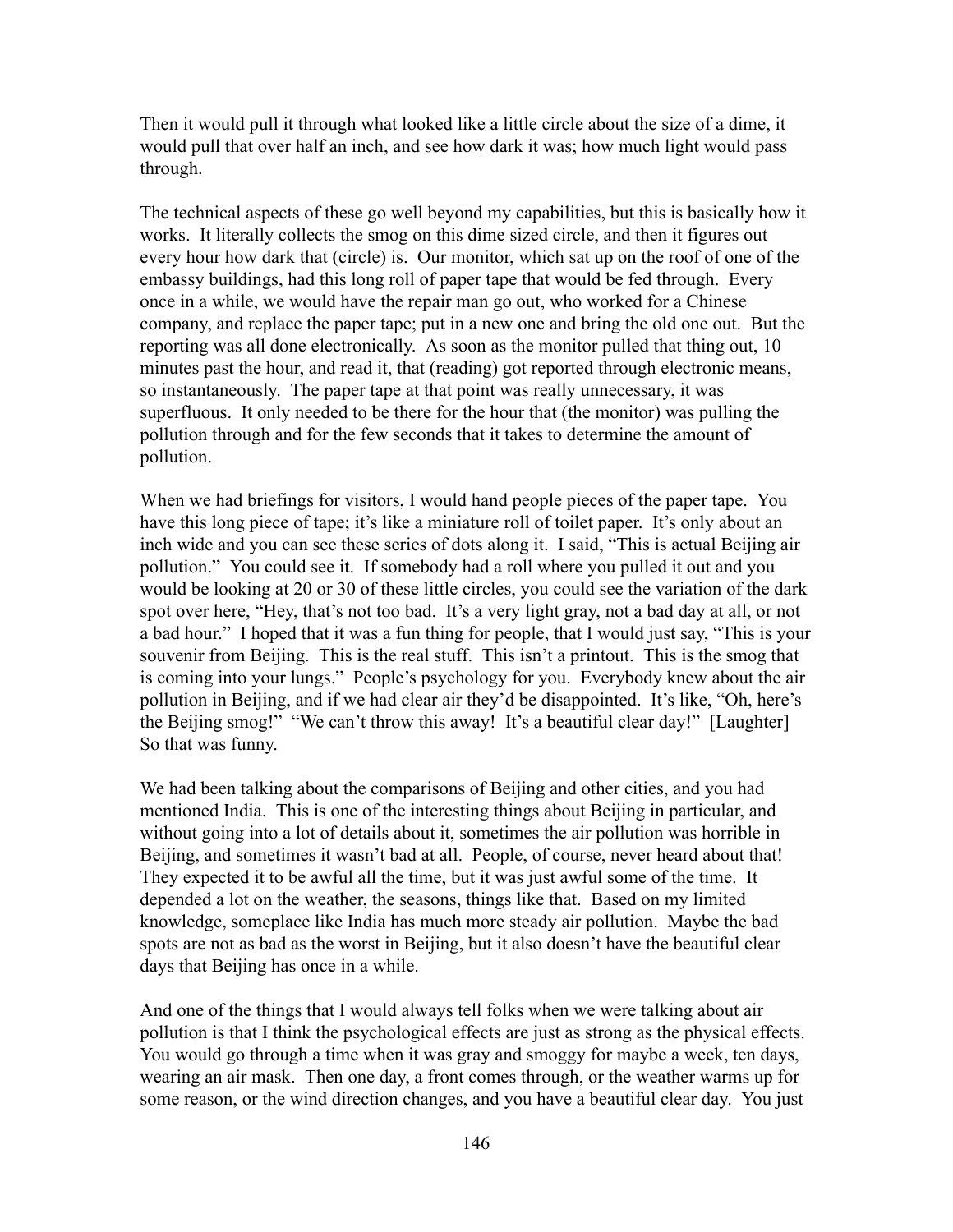Then it would pull it through what looked like a little circle about the size of a dime, it would pull that over half an inch, and see how dark it was; how much light would pass through.

The technical aspects of these go well beyond my capabilities, but this is basically how it works. It literally collects the smog on this dime sized circle, and then it figures out every hour how dark that (circle) is. Our monitor, which sat up on the roof of one of the embassy buildings, had this long roll of paper tape that would be fed through. Every once in a while, we would have the repair man go out, who worked for a Chinese company, and replace the paper tape; put in a new one and bring the old one out. But the reporting was all done electronically. As soon as the monitor pulled that thing out, 10 minutes past the hour, and read it, that (reading) got reported through electronic means, so instantaneously. The paper tape at that point was really unnecessary, it was superfluous. It only needed to be there for the hour that (the monitor) was pulling the pollution through and for the few seconds that it takes to determine the amount of pollution.

When we had briefings for visitors, I would hand people pieces of the paper tape. You have this long piece of tape; it's like a miniature roll of toilet paper. It's only about an inch wide and you can see these series of dots along it. I said, "This is actual Beijing air pollution." You could see it. If somebody had a roll where you pulled it out and you would be looking at 20 or 30 of these little circles, you could see the variation of the dark spot over here, "Hey, that's not too bad. It's a very light gray, not a bad day at all, or not a bad hour." I hoped that it was a fun thing for people, that I would just say, "This is your souvenir from Beijing. This is the real stuff. This isn't a printout. This is the smog that is coming into your lungs." People's psychology for you. Everybody knew about the air pollution in Beijing, and if we had clear air they'd be disappointed. It's like, "Oh, here's the Beijing smog!" "We can't throw this away! It's a beautiful clear day!" [Laughter] So that was funny.

We had been talking about the comparisons of Beijing and other cities, and you had mentioned India. This is one of the interesting things about Beijing in particular, and without going into a lot of details about it, sometimes the air pollution was horrible in Beijing, and sometimes it wasn't bad at all. People, of course, never heard about that! They expected it to be awful all the time, but it was just awful some of the time. It depended a lot on the weather, the seasons, things like that. Based on my limited knowledge, someplace like India has much more steady air pollution. Maybe the bad spots are not as bad as the worst in Beijing, but it also doesn't have the beautiful clear days that Beijing has once in a while.

And one of the things that I would always tell folks when we were talking about air pollution is that I think the psychological effects are just as strong as the physical effects. You would go through a time when it was gray and smoggy for maybe a week, ten days, wearing an air mask. Then one day, a front comes through, or the weather warms up for some reason, or the wind direction changes, and you have a beautiful clear day. You just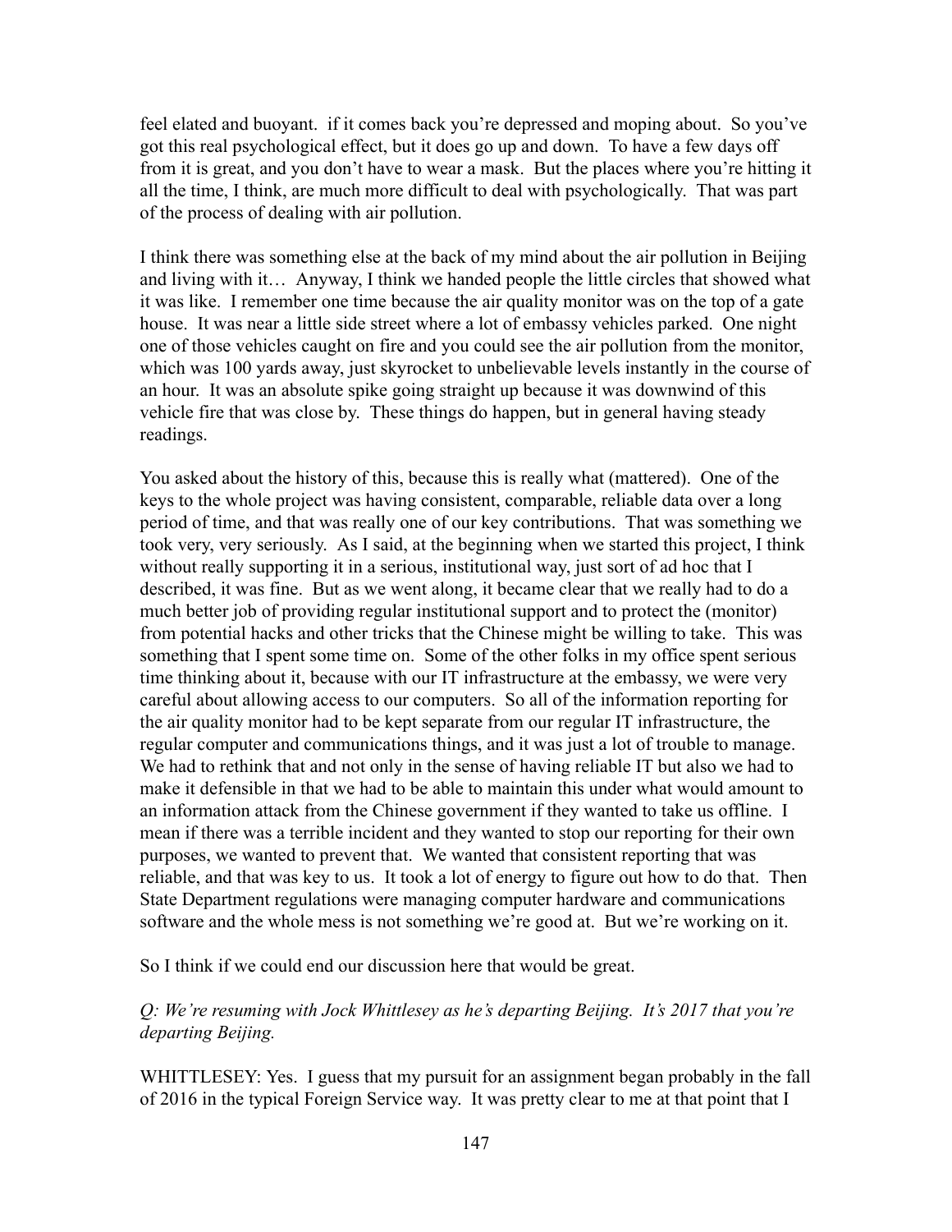feel elated and buoyant. if it comes back you're depressed and moping about. So you've got this real psychological effect, but it does go up and down. To have a few days off from it is great, and you don't have to wear a mask. But the places where you're hitting it all the time, I think, are much more difficult to deal with psychologically. That was part of the process of dealing with air pollution.

I think there was something else at the back of my mind about the air pollution in Beijing and living with it… Anyway, I think we handed people the little circles that showed what it was like. I remember one time because the air quality monitor was on the top of a gate house. It was near a little side street where a lot of embassy vehicles parked. One night one of those vehicles caught on fire and you could see the air pollution from the monitor, which was 100 yards away, just skyrocket to unbelievable levels instantly in the course of an hour. It was an absolute spike going straight up because it was downwind of this vehicle fire that was close by. These things do happen, but in general having steady readings.

You asked about the history of this, because this is really what (mattered). One of the keys to the whole project was having consistent, comparable, reliable data over a long period of time, and that was really one of our key contributions. That was something we took very, very seriously. As I said, at the beginning when we started this project, I think without really supporting it in a serious, institutional way, just sort of ad hoc that I described, it was fine. But as we went along, it became clear that we really had to do a much better job of providing regular institutional support and to protect the (monitor) from potential hacks and other tricks that the Chinese might be willing to take. This was something that I spent some time on. Some of the other folks in my office spent serious time thinking about it, because with our IT infrastructure at the embassy, we were very careful about allowing access to our computers. So all of the information reporting for the air quality monitor had to be kept separate from our regular IT infrastructure, the regular computer and communications things, and it was just a lot of trouble to manage. We had to rethink that and not only in the sense of having reliable IT but also we had to make it defensible in that we had to be able to maintain this under what would amount to an information attack from the Chinese government if they wanted to take us offline. I mean if there was a terrible incident and they wanted to stop our reporting for their own purposes, we wanted to prevent that. We wanted that consistent reporting that was reliable, and that was key to us. It took a lot of energy to figure out how to do that. Then State Department regulations were managing computer hardware and communications software and the whole mess is not something we're good at. But we're working on it.

So I think if we could end our discussion here that would be great.

*Q: We're resuming with Jock Whittlesey as he's departing Beijing. It's 2017 that you're departing Beijing.*

WHITTLESEY: Yes. I guess that my pursuit for an assignment began probably in the fall of 2016 in the typical Foreign Service way. It was pretty clear to me at that point that I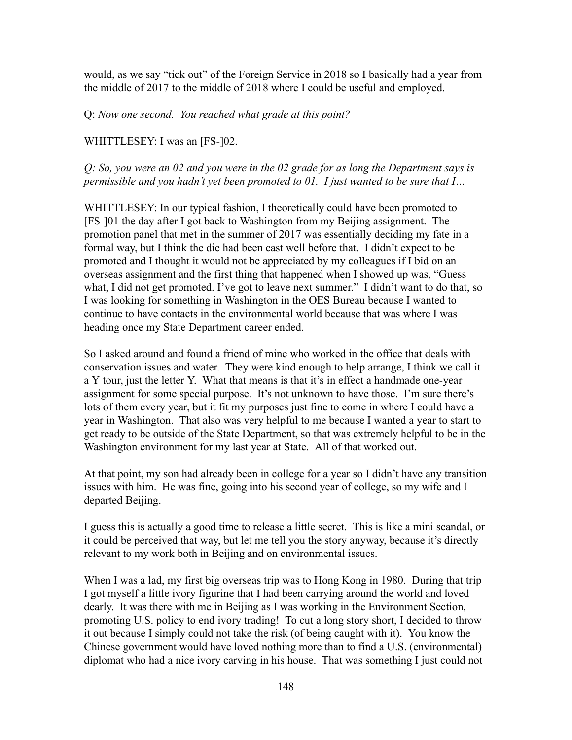would, as we say "tick out" of the Foreign Service in 2018 so I basically had a year from the middle of 2017 to the middle of 2018 where I could be useful and employed.

Q: *Now one second. You reached what grade at this point?*

WHITTLESEY: I was an [FS-]02.

*Q: So, you were an 02 and you were in the 02 grade for as long the Department says is permissible and you hadn't yet been promoted to 01. I just wanted to be sure that I…*

WHITTLESEY: In our typical fashion, I theoretically could have been promoted to [FS-]01 the day after I got back to Washington from my Beijing assignment. The promotion panel that met in the summer of 2017 was essentially deciding my fate in a formal way, but I think the die had been cast well before that. I didn't expect to be promoted and I thought it would not be appreciated by my colleagues if I bid on an overseas assignment and the first thing that happened when I showed up was, "Guess what, I did not get promoted. I've got to leave next summer." I didn't want to do that, so I was looking for something in Washington in the OES Bureau because I wanted to continue to have contacts in the environmental world because that was where I was heading once my State Department career ended.

So I asked around and found a friend of mine who worked in the office that deals with conservation issues and water. They were kind enough to help arrange, I think we call it a Y tour, just the letter Y. What that means is that it's in effect a handmade one-year assignment for some special purpose. It's not unknown to have those. I'm sure there's lots of them every year, but it fit my purposes just fine to come in where I could have a year in Washington. That also was very helpful to me because I wanted a year to start to get ready to be outside of the State Department, so that was extremely helpful to be in the Washington environment for my last year at State. All of that worked out.

At that point, my son had already been in college for a year so I didn't have any transition issues with him. He was fine, going into his second year of college, so my wife and I departed Beijing.

I guess this is actually a good time to release a little secret. This is like a mini scandal, or it could be perceived that way, but let me tell you the story anyway, because it's directly relevant to my work both in Beijing and on environmental issues.

When I was a lad, my first big overseas trip was to Hong Kong in 1980. During that trip I got myself a little ivory figurine that I had been carrying around the world and loved dearly. It was there with me in Beijing as I was working in the Environment Section, promoting U.S. policy to end ivory trading! To cut a long story short, I decided to throw it out because I simply could not take the risk (of being caught with it). You know the Chinese government would have loved nothing more than to find a U.S. (environmental) diplomat who had a nice ivory carving in his house. That was something I just could not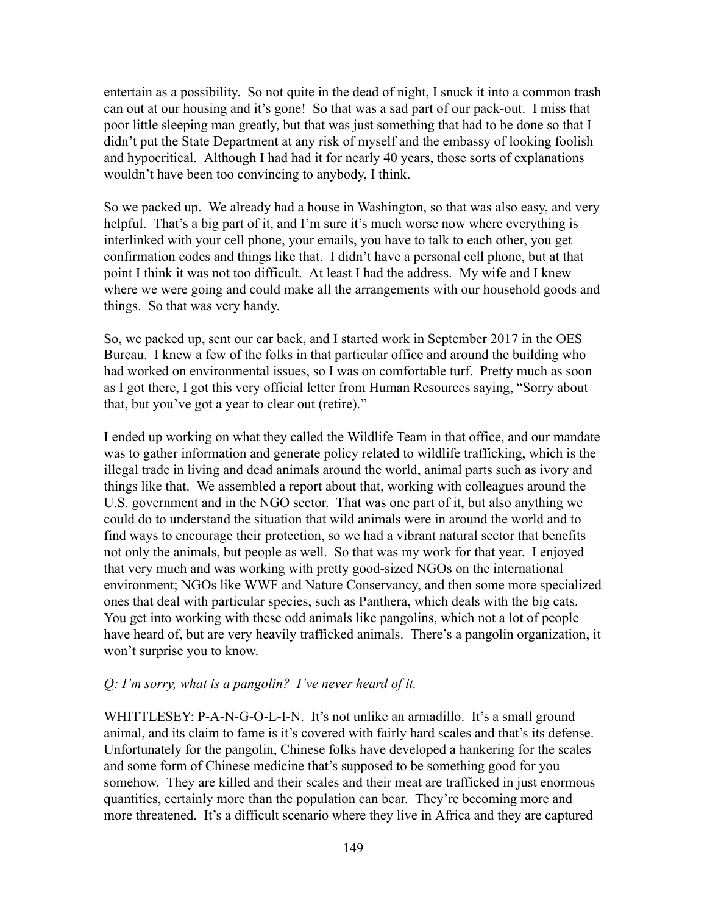entertain as a possibility. So not quite in the dead of night, I snuck it into a common trash can out at our housing and it's gone! So that was a sad part of our pack-out. I miss that poor little sleeping man greatly, but that was just something that had to be done so that I didn't put the State Department at any risk of myself and the embassy of looking foolish and hypocritical. Although I had had it for nearly 40 years, those sorts of explanations wouldn't have been too convincing to anybody, I think.

So we packed up. We already had a house in Washington, so that was also easy, and very helpful. That's a big part of it, and I'm sure it's much worse now where everything is interlinked with your cell phone, your emails, you have to talk to each other, you get confirmation codes and things like that. I didn't have a personal cell phone, but at that point I think it was not too difficult. At least I had the address. My wife and I knew where we were going and could make all the arrangements with our household goods and things. So that was very handy.

So, we packed up, sent our car back, and I started work in September 2017 in the OES Bureau. I knew a few of the folks in that particular office and around the building who had worked on environmental issues, so I was on comfortable turf. Pretty much as soon as I got there, I got this very official letter from Human Resources saying, "Sorry about that, but you've got a year to clear out (retire)."

I ended up working on what they called the Wildlife Team in that office, and our mandate was to gather information and generate policy related to wildlife trafficking, which is the illegal trade in living and dead animals around the world, animal parts such as ivory and things like that. We assembled a report about that, working with colleagues around the U.S. government and in the NGO sector. That was one part of it, but also anything we could do to understand the situation that wild animals were in around the world and to find ways to encourage their protection, so we had a vibrant natural sector that benefits not only the animals, but people as well. So that was my work for that year. I enjoyed that very much and was working with pretty good-sized NGOs on the international environment; NGOs like WWF and Nature Conservancy, and then some more specialized ones that deal with particular species, such as Panthera, which deals with the big cats. You get into working with these odd animals like pangolins, which not a lot of people have heard of, but are very heavily trafficked animals. There's a pangolin organization, it won't surprise you to know.

*Q: I'm sorry, what is a pangolin? I've never heard of it.*

WHITTLESEY: P-A-N-G-O-L-I-N. It's not unlike an armadillo. It's a small ground animal, and its claim to fame is it's covered with fairly hard scales and that's its defense. Unfortunately for the pangolin, Chinese folks have developed a hankering for the scales and some form of Chinese medicine that's supposed to be something good for you somehow. They are killed and their scales and their meat are trafficked in just enormous quantities, certainly more than the population can bear. They're becoming more and more threatened. It's a difficult scenario where they live in Africa and they are captured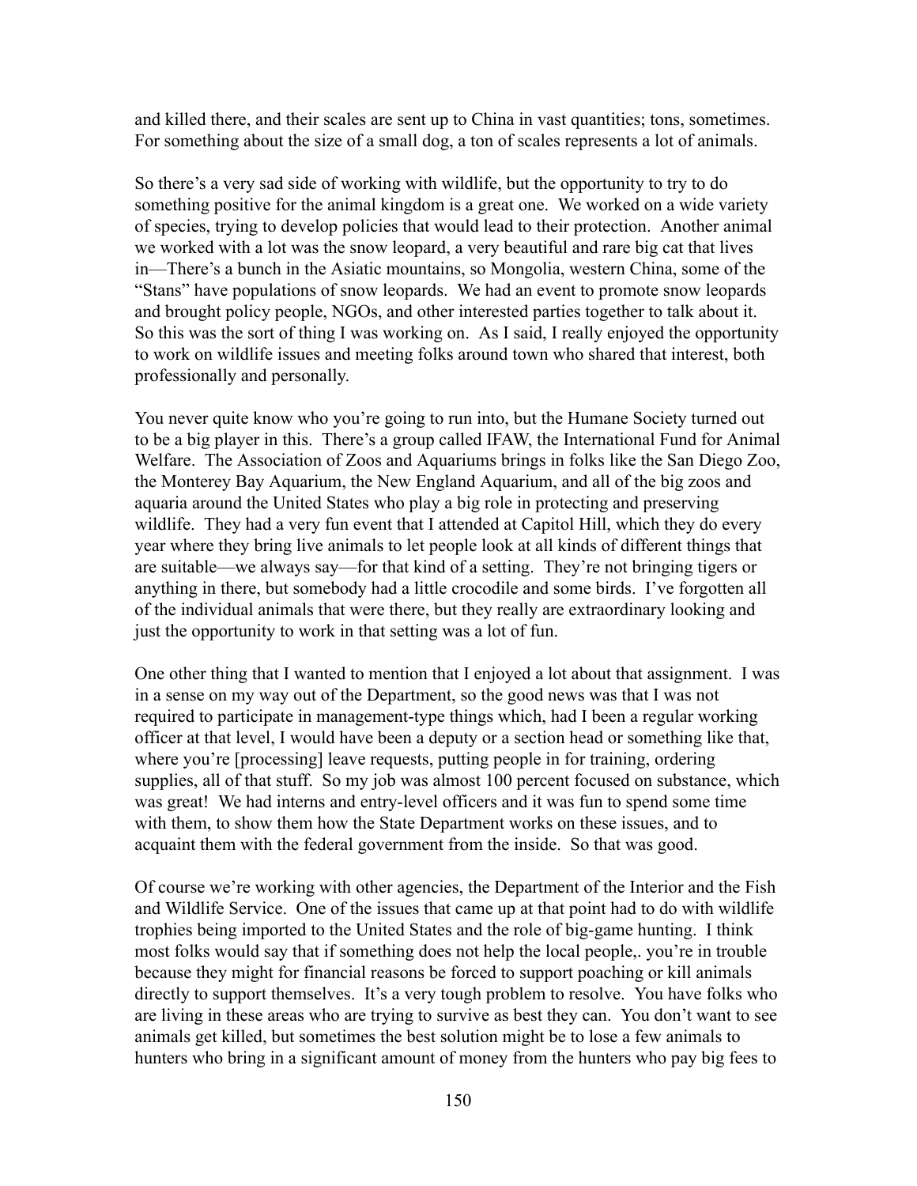and killed there, and their scales are sent up to China in vast quantities; tons, sometimes. For something about the size of a small dog, a ton of scales represents a lot of animals.

So there's a very sad side of working with wildlife, but the opportunity to try to do something positive for the animal kingdom is a great one. We worked on a wide variety of species, trying to develop policies that would lead to their protection. Another animal we worked with a lot was the snow leopard, a very beautiful and rare big cat that lives in—There's a bunch in the Asiatic mountains, so Mongolia, western China, some of the "Stans" have populations of snow leopards. We had an event to promote snow leopards and brought policy people, NGOs, and other interested parties together to talk about it. So this was the sort of thing I was working on. As I said, I really enjoyed the opportunity to work on wildlife issues and meeting folks around town who shared that interest, both professionally and personally.

You never quite know who you're going to run into, but the Humane Society turned out to be a big player in this. There's a group called IFAW, the International Fund for Animal Welfare. The Association of Zoos and Aquariums brings in folks like the San Diego Zoo, the Monterey Bay Aquarium, the New England Aquarium, and all of the big zoos and aquaria around the United States who play a big role in protecting and preserving wildlife. They had a very fun event that I attended at Capitol Hill, which they do every year where they bring live animals to let people look at all kinds of different things that are suitable—we always say—for that kind of a setting. They're not bringing tigers or anything in there, but somebody had a little crocodile and some birds. I've forgotten all of the individual animals that were there, but they really are extraordinary looking and just the opportunity to work in that setting was a lot of fun.

One other thing that I wanted to mention that I enjoyed a lot about that assignment. I was in a sense on my way out of the Department, so the good news was that I was not required to participate in management-type things which, had I been a regular working officer at that level, I would have been a deputy or a section head or something like that, where you're [processing] leave requests, putting people in for training, ordering supplies, all of that stuff. So my job was almost 100 percent focused on substance, which was great! We had interns and entry-level officers and it was fun to spend some time with them, to show them how the State Department works on these issues, and to acquaint them with the federal government from the inside. So that was good.

Of course we're working with other agencies, the Department of the Interior and the Fish and Wildlife Service. One of the issues that came up at that point had to do with wildlife trophies being imported to the United States and the role of big-game hunting. I think most folks would say that if something does not help the local people,. you're in trouble because they might for financial reasons be forced to support poaching or kill animals directly to support themselves. It's a very tough problem to resolve. You have folks who are living in these areas who are trying to survive as best they can. You don't want to see animals get killed, but sometimes the best solution might be to lose a few animals to hunters who bring in a significant amount of money from the hunters who pay big fees to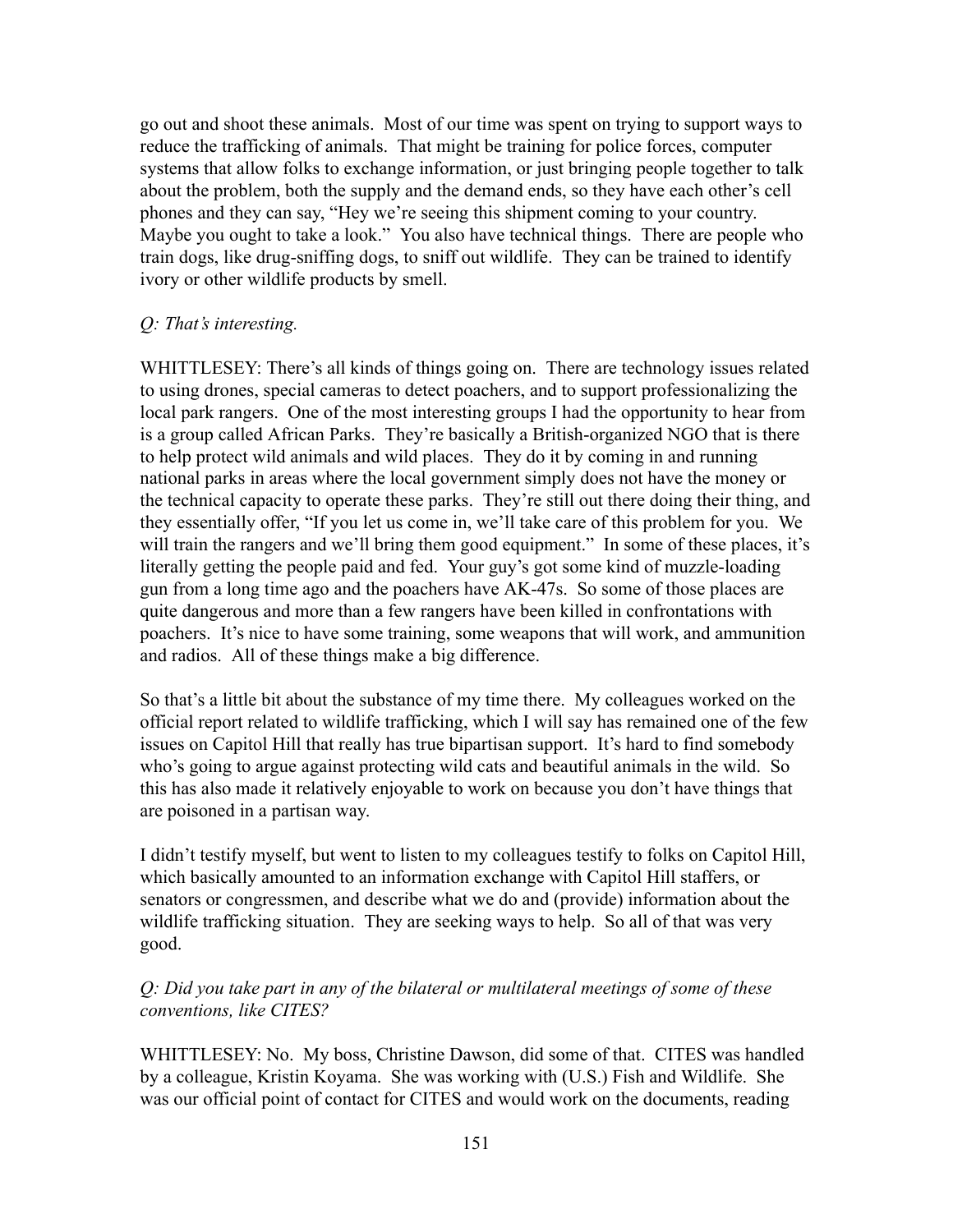go out and shoot these animals. Most of our time was spent on trying to support ways to reduce the trafficking of animals. That might be training for police forces, computer systems that allow folks to exchange information, or just bringing people together to talk about the problem, both the supply and the demand ends, so they have each other's cell phones and they can say, "Hey we're seeing this shipment coming to your country. Maybe you ought to take a look." You also have technical things. There are people who train dogs, like drug-sniffing dogs, to sniff out wildlife. They can be trained to identify ivory or other wildlife products by smell.

*Q: That's interesting.*

WHITTLESEY: There's all kinds of things going on. There are technology issues related to using drones, special cameras to detect poachers, and to support professionalizing the local park rangers. One of the most interesting groups I had the opportunity to hear from is a group called African Parks. They're basically a British-organized NGO that is there to help protect wild animals and wild places. They do it by coming in and running national parks in areas where the local government simply does not have the money or the technical capacity to operate these parks. They're still out there doing their thing, and they essentially offer, "If you let us come in, we'll take care of this problem for you. We will train the rangers and we'll bring them good equipment." In some of these places, it's literally getting the people paid and fed. Your guy's got some kind of muzzle-loading gun from a long time ago and the poachers have AK-47s. So some of those places are quite dangerous and more than a few rangers have been killed in confrontations with poachers. It's nice to have some training, some weapons that will work, and ammunition and radios. All of these things make a big difference.

So that's a little bit about the substance of my time there. My colleagues worked on the official report related to wildlife trafficking, which I will say has remained one of the few issues on Capitol Hill that really has true bipartisan support. It's hard to find somebody who's going to argue against protecting wild cats and beautiful animals in the wild. So this has also made it relatively enjoyable to work on because you don't have things that are poisoned in a partisan way.

I didn't testify myself, but went to listen to my colleagues testify to folks on Capitol Hill, which basically amounted to an information exchange with Capitol Hill staffers, or senators or congressmen, and describe what we do and (provide) information about the wildlife trafficking situation. They are seeking ways to help. So all of that was very good.

*Q: Did you take part in any of the bilateral or multilateral meetings of some of these conventions, like CITES?*

WHITTLESEY: No. My boss, Christine Dawson, did some of that. CITES was handled by a colleague, Kristin Koyama. She was working with (U.S.) Fish and Wildlife. She was our official point of contact for CITES and would work on the documents, reading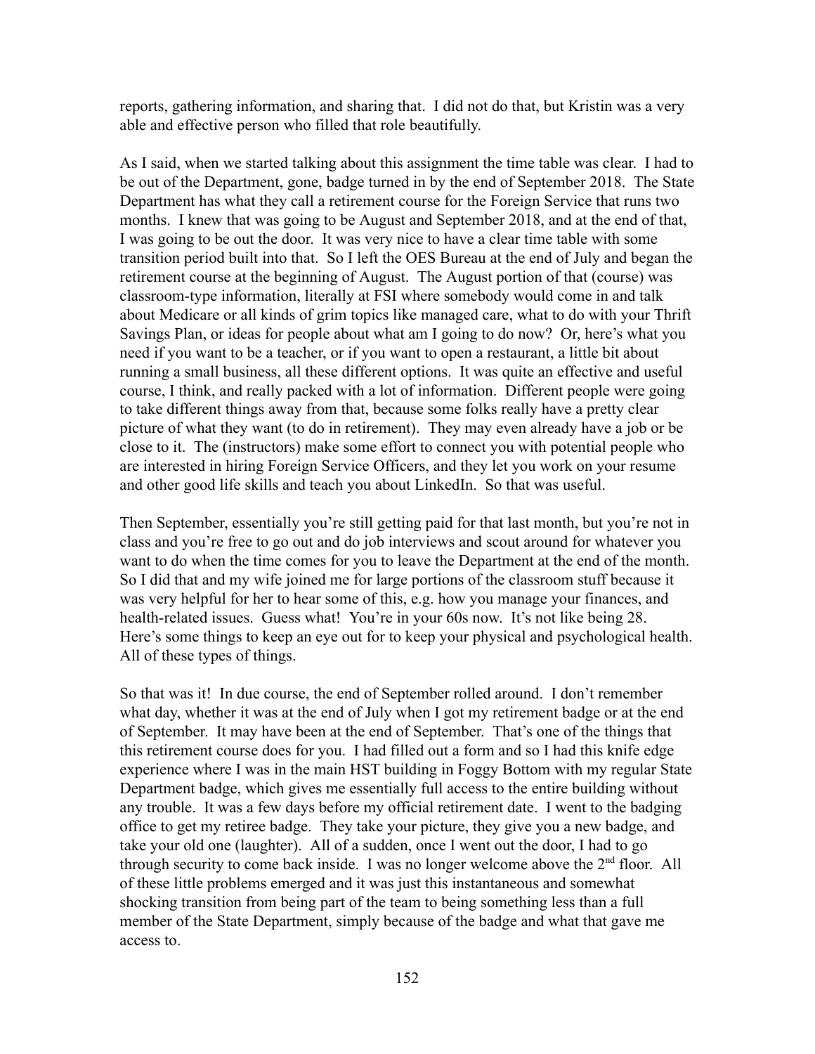reports, gathering information, and sharing that. I did not do that, but Kristin was a very able and effective person who filled that role beautifully.

As I said, when we started talking about this assignment the time table was clear. I had to be out of the Department, gone, badge turned in by the end of September 2018. The State Department has what they call a retirement course for the Foreign Service that runs two months. I knew that was going to be August and September 2018, and at the end of that, I was going to be out the door. It was very nice to have a clear time table with some transition period built into that. So I left the OES Bureau at the end of July and began the retirement course at the beginning of August. The August portion of that (course) was classroom-type information, literally at FSI where somebody would come in and talk about Medicare or all kinds of grim topics like managed care, what to do with your Thrift Savings Plan, or ideas for people about what am I going to do now? Or, here's what you need if you want to be a teacher, or if you want to open a restaurant, a little bit about running a small business, all these different options. It was quite an effective and useful course, I think, and really packed with a lot of information. Different people were going to take different things away from that, because some folks really have a pretty clear picture of what they want (to do in retirement). They may even already have a job or be close to it. The (instructors) make some effort to connect you with potential people who are interested in hiring Foreign Service Officers, and they let you work on your resume and other good life skills and teach you about LinkedIn. So that was useful.

Then September, essentially you're still getting paid for that last month, but you're not in class and you're free to go out and do job interviews and scout around for whatever you want to do when the time comes for you to leave the Department at the end of the month. So I did that and my wife joined me for large portions of the classroom stuff because it was very helpful for her to hear some of this, e.g. how you manage your finances, and health-related issues. Guess what! You're in your 60s now. It's not like being 28. Here's some things to keep an eye out for to keep your physical and psychological health. All of these types of things.

So that was it! In due course, the end of September rolled around. I don't remember what day, whether it was at the end of July when I got my retirement badge or at the end of September. It may have been at the end of September. That's one of the things that this retirement course does for you. I had filled out a form and so I had this knife edge experience where I was in the main HST building in Foggy Bottom with my regular State Department badge, which gives me essentially full access to the entire building without any trouble. It was a few days before my official retirement date. I went to the badging office to get my retiree badge. They take your picture, they give you a new badge, and take your old one (laughter). All of a sudden, once I went out the door, I had to go through security to come back inside. I was no longer welcome above the 2nd floor. All of these little problems emerged and it was just this instantaneous and somewhat shocking transition from being part of the team to being something less than a full member of the State Department, simply because of the badge and what that gave me access to.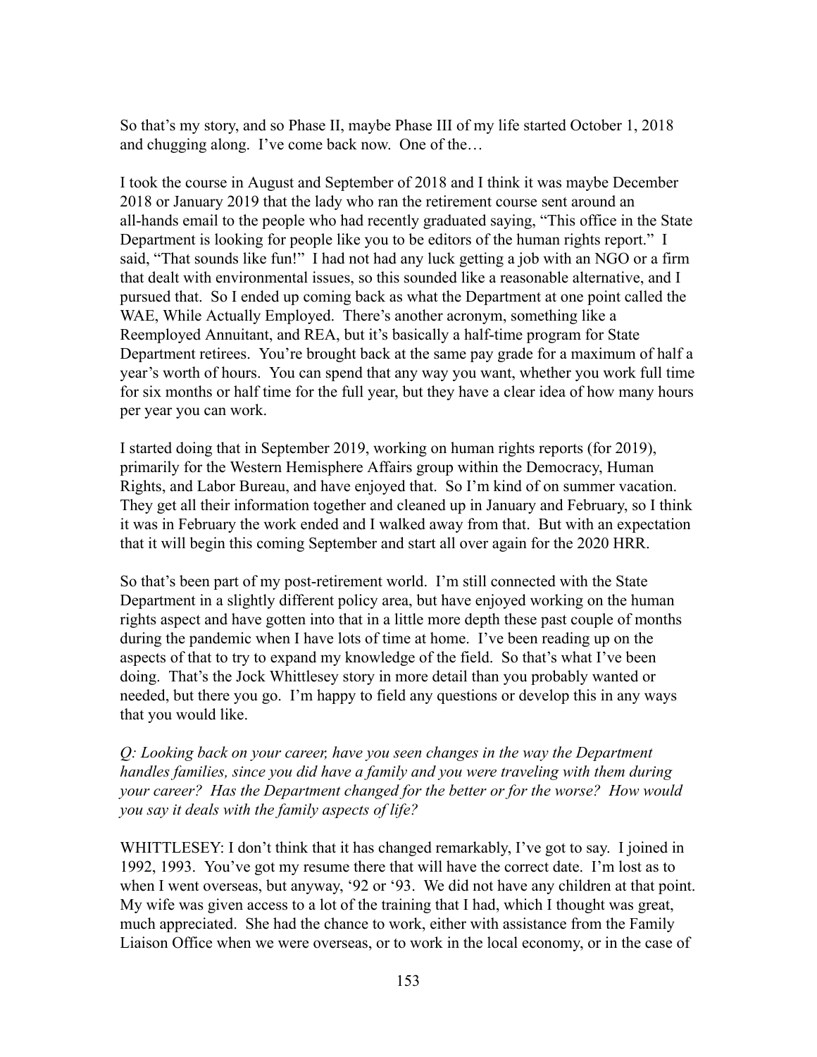So that's my story, and so Phase II, maybe Phase III of my life started October 1, 2018 and chugging along. I've come back now. One of the…

I took the course in August and September of 2018 and I think it was maybe December 2018 or January 2019 that the lady who ran the retirement course sent around an all-hands email to the people who had recently graduated saying, "This office in the State Department is looking for people like you to be editors of the human rights report." I said, "That sounds like fun!" I had not had any luck getting a job with an NGO or a firm that dealt with environmental issues, so this sounded like a reasonable alternative, and I pursued that. So I ended up coming back as what the Department at one point called the WAE, While Actually Employed. There's another acronym, something like a Reemployed Annuitant, and REA, but it's basically a half-time program for State Department retirees. You're brought back at the same pay grade for a maximum of half a year's worth of hours. You can spend that any way you want, whether you work full time for six months or half time for the full year, but they have a clear idea of how many hours per year you can work.

I started doing that in September 2019, working on human rights reports (for 2019), primarily for the Western Hemisphere Affairs group within the Democracy, Human Rights, and Labor Bureau, and have enjoyed that. So I'm kind of on summer vacation. They get all their information together and cleaned up in January and February, so I think it was in February the work ended and I walked away from that. But with an expectation that it will begin this coming September and start all over again for the 2020 HRR.

So that's been part of my post-retirement world. I'm still connected with the State Department in a slightly different policy area, but have enjoyed working on the human rights aspect and have gotten into that in a little more depth these past couple of months during the pandemic when I have lots of time at home. I've been reading up on the aspects of that to try to expand my knowledge of the field. So that's what I've been doing. That's the Jock Whittlesey story in more detail than you probably wanted or needed, but there you go. I'm happy to field any questions or develop this in any ways that you would like.

*Q: Looking back on your career, have you seen changes in the way the Department handles families, since you did have a family and you were traveling with them during your career? Has the Department changed for the better or for the worse? How would you say it deals with the family aspects of life?*

WHITTLESEY: I don't think that it has changed remarkably, I've got to say. I joined in 1992, 1993. You've got my resume there that will have the correct date. I'm lost as to when I went overseas, but anyway, '92 or '93. We did not have any children at that point. My wife was given access to a lot of the training that I had, which I thought was great, much appreciated. She had the chance to work, either with assistance from the Family Liaison Office when we were overseas, or to work in the local economy, or in the case of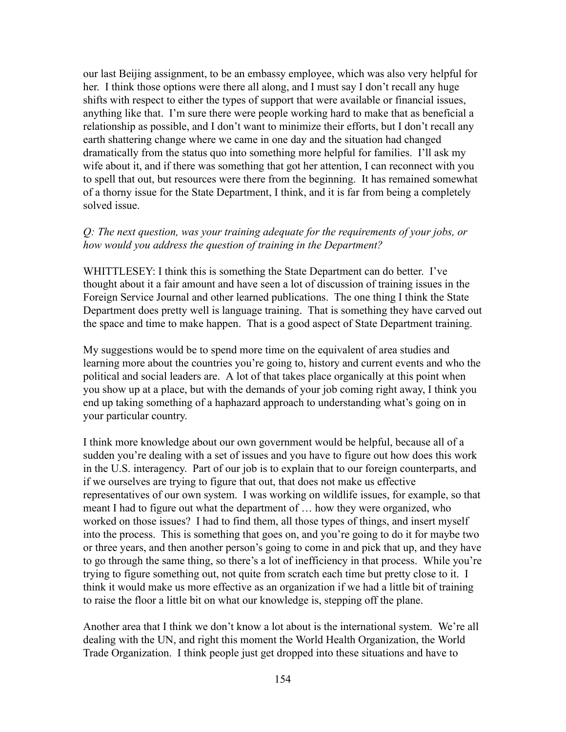our last Beijing assignment, to be an embassy employee, which was also very helpful for her. I think those options were there all along, and I must say I don't recall any huge shifts with respect to either the types of support that were available or financial issues, anything like that. I'm sure there were people working hard to make that as beneficial a relationship as possible, and I don't want to minimize their efforts, but I don't recall any earth shattering change where we came in one day and the situation had changed dramatically from the status quo into something more helpful for families. I'll ask my wife about it, and if there was something that got her attention, I can reconnect with you to spell that out, but resources were there from the beginning. It has remained somewhat of a thorny issue for the State Department, I think, and it is far from being a completely solved issue.

*Q: The next question, was your training adequate for the requirements of your jobs, or how would you address the question of training in the Department?*

WHITTLESEY: I think this is something the State Department can do better. I've thought about it a fair amount and have seen a lot of discussion of training issues in the Foreign Service Journal and other learned publications. The one thing I think the State Department does pretty well is language training. That is something they have carved out the space and time to make happen. That is a good aspect of State Department training.

My suggestions would be to spend more time on the equivalent of area studies and learning more about the countries you're going to, history and current events and who the political and social leaders are. A lot of that takes place organically at this point when you show up at a place, but with the demands of your job coming right away, I think you end up taking something of a haphazard approach to understanding what's going on in your particular country.

I think more knowledge about our own government would be helpful, because all of a sudden you're dealing with a set of issues and you have to figure out how does this work in the U.S. interagency. Part of our job is to explain that to our foreign counterparts, and if we ourselves are trying to figure that out, that does not make us effective representatives of our own system. I was working on wildlife issues, for example, so that meant I had to figure out what the department of … how they were organized, who worked on those issues? I had to find them, all those types of things, and insert myself into the process. This is something that goes on, and you're going to do it for maybe two or three years, and then another person's going to come in and pick that up, and they have to go through the same thing, so there's a lot of inefficiency in that process. While you're trying to figure something out, not quite from scratch each time but pretty close to it. I think it would make us more effective as an organization if we had a little bit of training to raise the floor a little bit on what our knowledge is, stepping off the plane.

Another area that I think we don't know a lot about is the international system. We're all dealing with the UN, and right this moment the World Health Organization, the World Trade Organization. I think people just get dropped into these situations and have to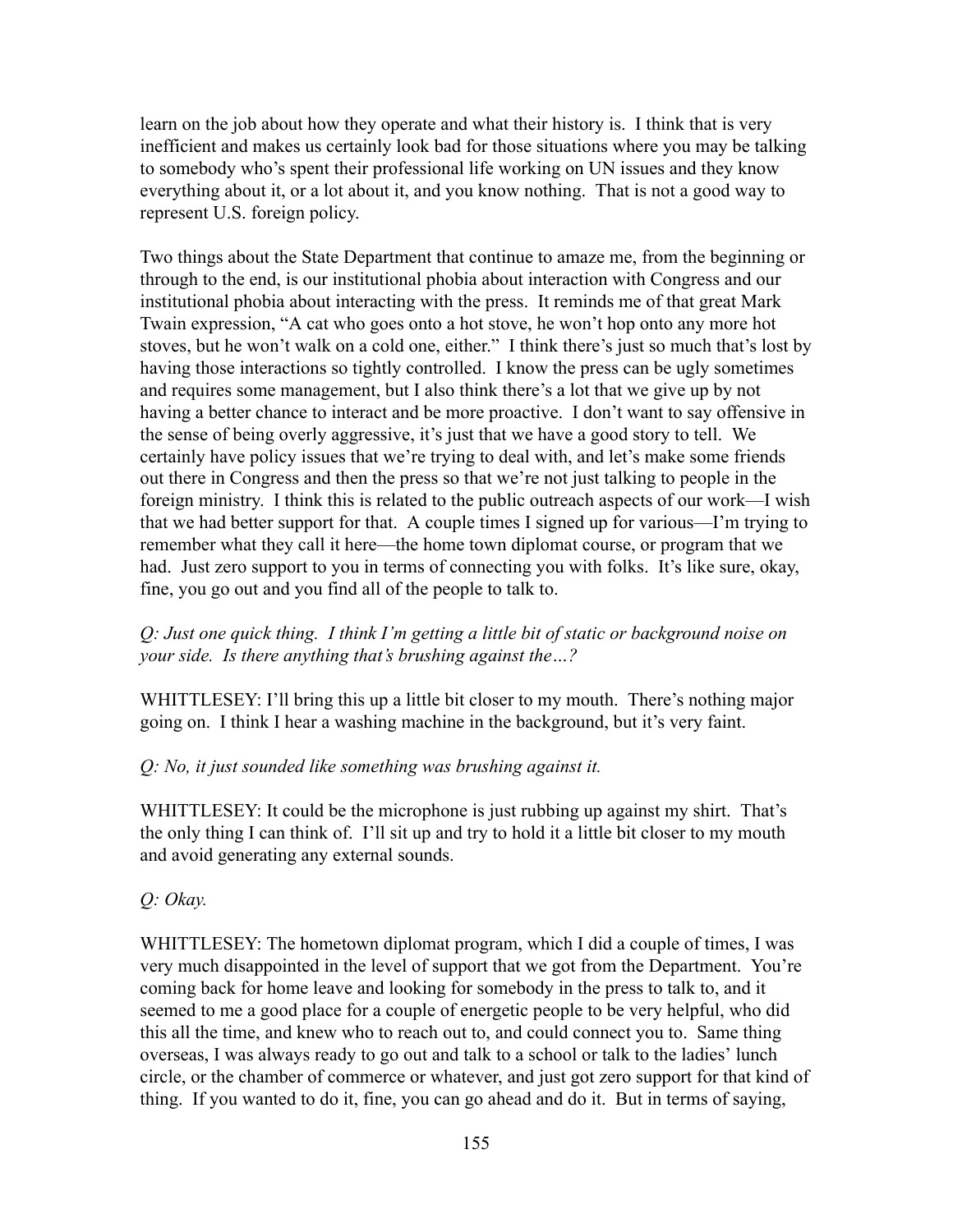learn on the job about how they operate and what their history is. I think that is very inefficient and makes us certainly look bad for those situations where you may be talking to somebody who's spent their professional life working on UN issues and they know everything about it, or a lot about it, and you know nothing. That is not a good way to represent U.S. foreign policy.

Two things about the State Department that continue to amaze me, from the beginning or through to the end, is our institutional phobia about interaction with Congress and our institutional phobia about interacting with the press. It reminds me of that great Mark Twain expression, "A cat who goes onto a hot stove, he won't hop onto any more hot stoves, but he won't walk on a cold one, either." I think there's just so much that's lost by having those interactions so tightly controlled. I know the press can be ugly sometimes and requires some management, but I also think there's a lot that we give up by not having a better chance to interact and be more proactive. I don't want to say offensive in the sense of being overly aggressive, it's just that we have a good story to tell. We certainly have policy issues that we're trying to deal with, and let's make some friends out there in Congress and then the press so that we're not just talking to people in the foreign ministry. I think this is related to the public outreach aspects of our work—I wish that we had better support for that. A couple times I signed up for various—I'm trying to remember what they call it here—the home town diplomat course, or program that we had. Just zero support to you in terms of connecting you with folks. It's like sure, okay, fine, you go out and you find all of the people to talk to.

*Q: Just one quick thing. I think I'm getting a little bit of static or background noise on your side. Is there anything that's brushing against the…?*

WHITTLESEY: I'll bring this up a little bit closer to my mouth. There's nothing major going on. I think I hear a washing machine in the background, but it's very faint.

*Q: No, it just sounded like something was brushing against it.*

WHITTLESEY: It could be the microphone is just rubbing up against my shirt. That's the only thing I can think of. I'll sit up and try to hold it a little bit closer to my mouth and avoid generating any external sounds.

*Q: Okay.*

WHITTLESEY: The hometown diplomat program, which I did a couple of times, I was very much disappointed in the level of support that we got from the Department. You're coming back for home leave and looking for somebody in the press to talk to, and it seemed to me a good place for a couple of energetic people to be very helpful, who did this all the time, and knew who to reach out to, and could connect you to. Same thing overseas, I was always ready to go out and talk to a school or talk to the ladies' lunch circle, or the chamber of commerce or whatever, and just got zero support for that kind of thing. If you wanted to do it, fine, you can go ahead and do it. But in terms of saying,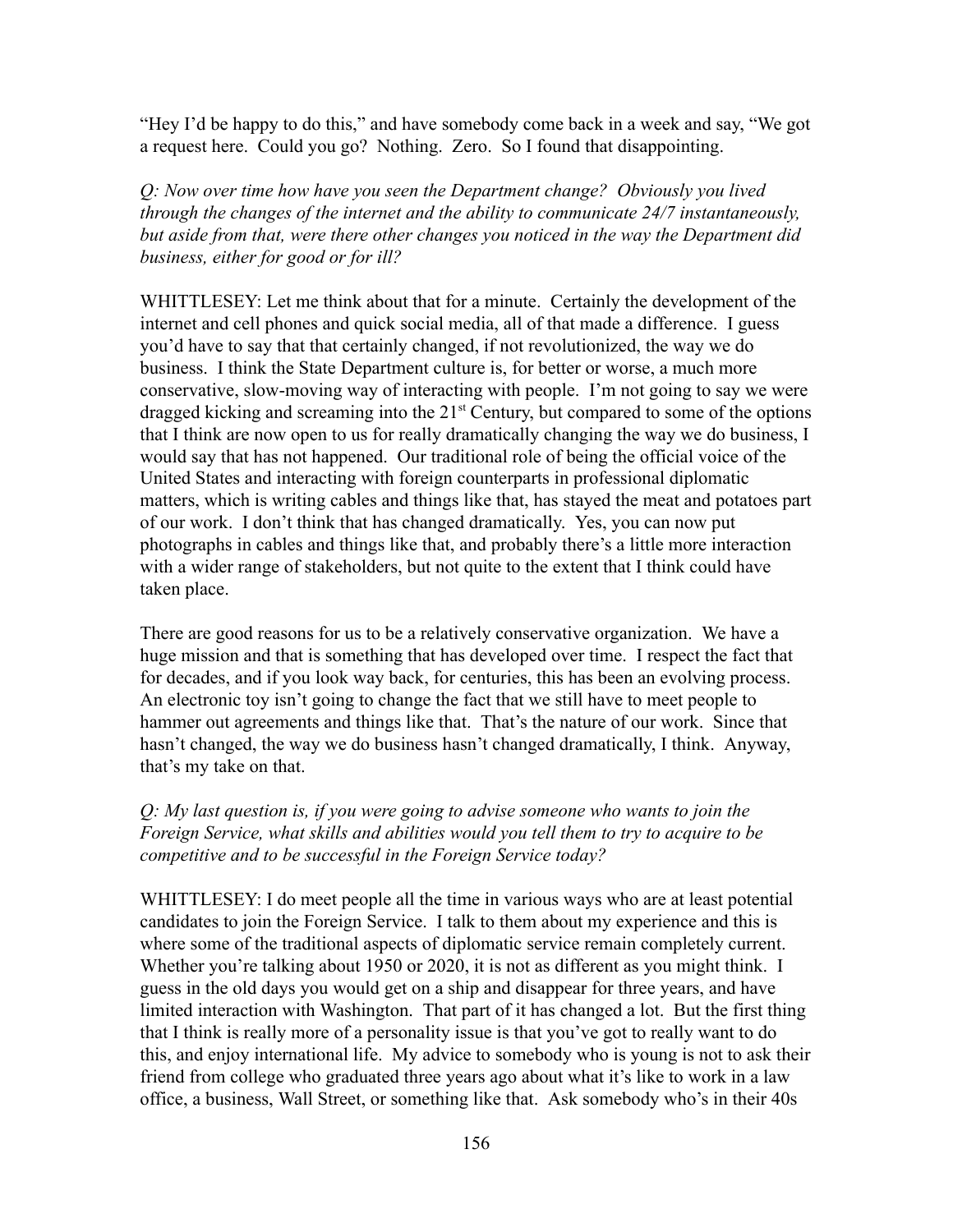"Hey I'd be happy to do this," and have somebody come back in a week and say, "We got a request here. Could you go? Nothing. Zero. So I found that disappointing.

*Q: Now over time how have you seen the Department change? Obviously you lived through the changes of the internet and the ability to communicate 24/7 instantaneously, but aside from that, were there other changes you noticed in the way the Department did business, either for good or for ill?*

WHITTLESEY: Let me think about that for a minute. Certainly the development of the internet and cell phones and quick social media, all of that made a difference. I guess you'd have to say that that certainly changed, if not revolutionized, the way we do business. I think the State Department culture is, for better or worse, a much more conservative, slow-moving way of interacting with people. I'm not going to say we were dragged kicking and screaming into the 21st Century, but compared to some of the options that I think are now open to us for really dramatically changing the way we do business, I would say that has not happened. Our traditional role of being the official voice of the United States and interacting with foreign counterparts in professional diplomatic matters, which is writing cables and things like that, has stayed the meat and potatoes part of our work. I don't think that has changed dramatically. Yes, you can now put photographs in cables and things like that, and probably there's a little more interaction with a wider range of stakeholders, but not quite to the extent that I think could have taken place.

There are good reasons for us to be a relatively conservative organization. We have a huge mission and that is something that has developed over time. I respect the fact that for decades, and if you look way back, for centuries, this has been an evolving process. An electronic toy isn't going to change the fact that we still have to meet people to hammer out agreements and things like that. That's the nature of our work. Since that hasn't changed, the way we do business hasn't changed dramatically, I think. Anyway, that's my take on that.

*Q: My last question is, if you were going to advise someone who wants to join the Foreign Service, what skills and abilities would you tell them to try to acquire to be competitive and to be successful in the Foreign Service today?*

WHITTLESEY: I do meet people all the time in various ways who are at least potential candidates to join the Foreign Service. I talk to them about my experience and this is where some of the traditional aspects of diplomatic service remain completely current. Whether you're talking about 1950 or 2020, it is not as different as you might think. I guess in the old days you would get on a ship and disappear for three years, and have limited interaction with Washington. That part of it has changed a lot. But the first thing that I think is really more of a personality issue is that you've got to really want to do this, and enjoy international life. My advice to somebody who is young is not to ask their friend from college who graduated three years ago about what it's like to work in a law office, a business, Wall Street, or something like that. Ask somebody who's in their 40s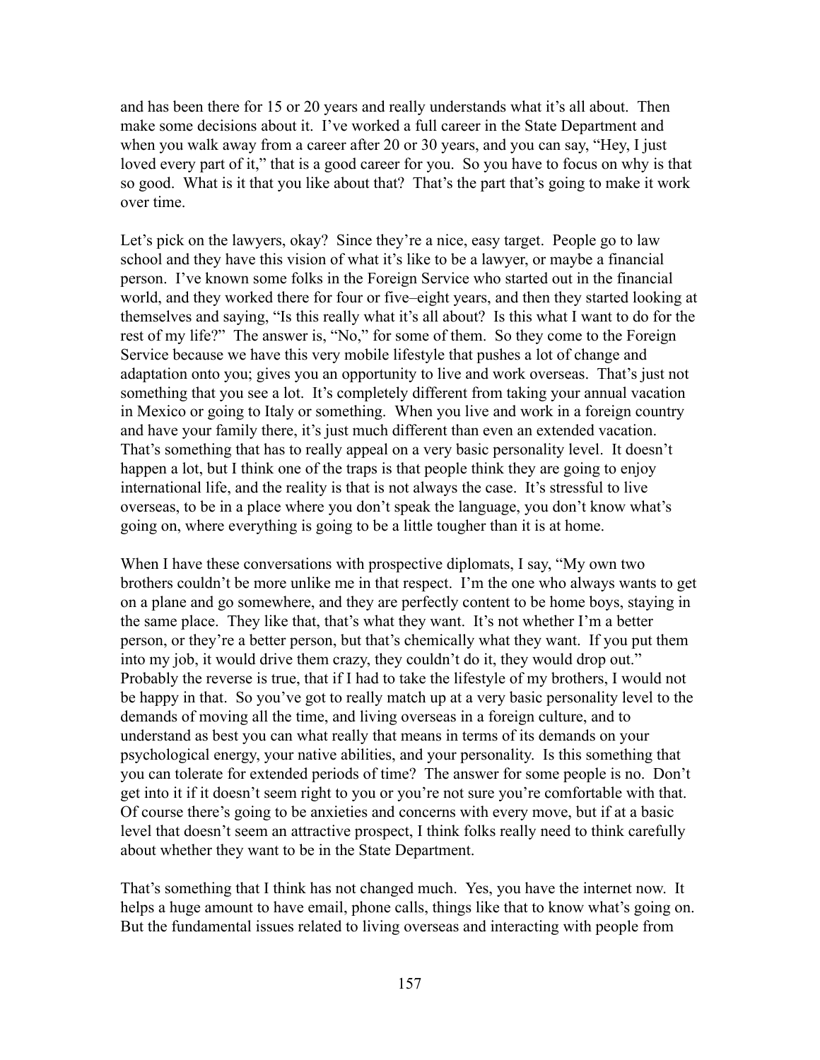and has been there for 15 or 20 years and really understands what it's all about. Then make some decisions about it. I've worked a full career in the State Department and when you walk away from a career after 20 or 30 years, and you can say, "Hey, I just loved every part of it," that is a good career for you. So you have to focus on why is that so good. What is it that you like about that? That's the part that's going to make it work over time.

Let's pick on the lawyers, okay? Since they're a nice, easy target. People go to law school and they have this vision of what it's like to be a lawyer, or maybe a financial person. I've known some folks in the Foreign Service who started out in the financial world, and they worked there for four or five–eight years, and then they started looking at themselves and saying, "Is this really what it's all about? Is this what I want to do for the rest of my life?" The answer is, "No," for some of them. So they come to the Foreign Service because we have this very mobile lifestyle that pushes a lot of change and adaptation onto you; gives you an opportunity to live and work overseas. That's just not something that you see a lot. It's completely different from taking your annual vacation in Mexico or going to Italy or something. When you live and work in a foreign country and have your family there, it's just much different than even an extended vacation. That's something that has to really appeal on a very basic personality level. It doesn't happen a lot, but I think one of the traps is that people think they are going to enjoy international life, and the reality is that is not always the case. It's stressful to live overseas, to be in a place where you don't speak the language, you don't know what's going on, where everything is going to be a little tougher than it is at home.

When I have these conversations with prospective diplomats, I say, "My own two brothers couldn't be more unlike me in that respect. I'm the one who always wants to get on a plane and go somewhere, and they are perfectly content to be home boys, staying in the same place. They like that, that's what they want. It's not whether I'm a better person, or they're a better person, but that's chemically what they want. If you put them into my job, it would drive them crazy, they couldn't do it, they would drop out." Probably the reverse is true, that if I had to take the lifestyle of my brothers, I would not be happy in that. So you've got to really match up at a very basic personality level to the demands of moving all the time, and living overseas in a foreign culture, and to understand as best you can what really that means in terms of its demands on your psychological energy, your native abilities, and your personality. Is this something that you can tolerate for extended periods of time? The answer for some people is no. Don't get into it if it doesn't seem right to you or you're not sure you're comfortable with that. Of course there's going to be anxieties and concerns with every move, but if at a basic level that doesn't seem an attractive prospect, I think folks really need to think carefully about whether they want to be in the State Department.

That's something that I think has not changed much. Yes, you have the internet now. It helps a huge amount to have email, phone calls, things like that to know what's going on. But the fundamental issues related to living overseas and interacting with people from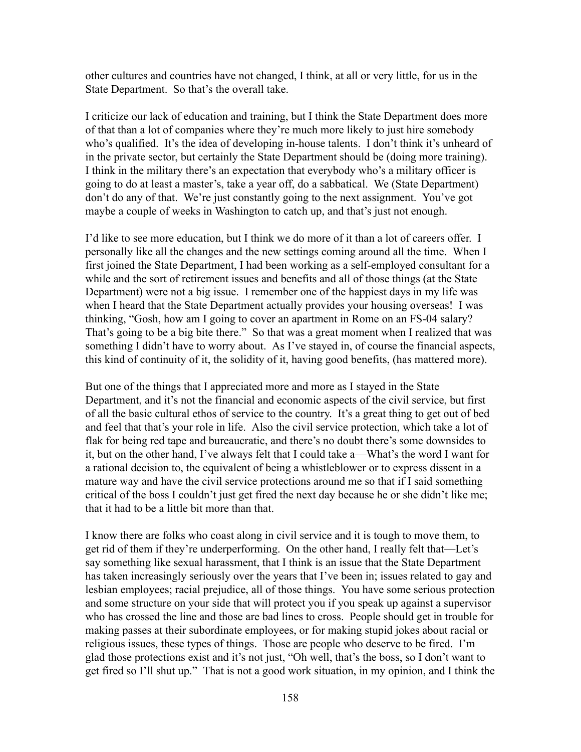other cultures and countries have not changed, I think, at all or very little, for us in the State Department. So that's the overall take.

I criticize our lack of education and training, but I think the State Department does more of that than a lot of companies where they're much more likely to just hire somebody who's qualified. It's the idea of developing in-house talents. I don't think it's unheard of in the private sector, but certainly the State Department should be (doing more training). I think in the military there's an expectation that everybody who's a military officer is going to do at least a master's, take a year off, do a sabbatical. We (State Department) don't do any of that. We're just constantly going to the next assignment. You've got maybe a couple of weeks in Washington to catch up, and that's just not enough.

I'd like to see more education, but I think we do more of it than a lot of careers offer. I personally like all the changes and the new settings coming around all the time. When I first joined the State Department, I had been working as a self-employed consultant for a while and the sort of retirement issues and benefits and all of those things (at the State Department) were not a big issue. I remember one of the happiest days in my life was when I heard that the State Department actually provides your housing overseas! I was thinking, "Gosh, how am I going to cover an apartment in Rome on an FS-04 salary? That's going to be a big bite there." So that was a great moment when I realized that was something I didn't have to worry about. As I've stayed in, of course the financial aspects, this kind of continuity of it, the solidity of it, having good benefits, (has mattered more).

But one of the things that I appreciated more and more as I stayed in the State Department, and it's not the financial and economic aspects of the civil service, but first of all the basic cultural ethos of service to the country. It's a great thing to get out of bed and feel that that's your role in life. Also the civil service protection, which take a lot of flak for being red tape and bureaucratic, and there's no doubt there's some downsides to it, but on the other hand, I've always felt that I could take a—What's the word I want for a rational decision to, the equivalent of being a whistleblower or to express dissent in a mature way and have the civil service protections around me so that if I said something critical of the boss I couldn't just get fired the next day because he or she didn't like me; that it had to be a little bit more than that.

I know there are folks who coast along in civil service and it is tough to move them, to get rid of them if they're underperforming. On the other hand, I really felt that—Let's say something like sexual harassment, that I think is an issue that the State Department has taken increasingly seriously over the years that I've been in; issues related to gay and lesbian employees; racial prejudice, all of those things. You have some serious protection and some structure on your side that will protect you if you speak up against a supervisor who has crossed the line and those are bad lines to cross. People should get in trouble for making passes at their subordinate employees, or for making stupid jokes about racial or religious issues, these types of things. Those are people who deserve to be fired. I'm glad those protections exist and it's not just, "Oh well, that's the boss, so I don't want to get fired so I'll shut up." That is not a good work situation, in my opinion, and I think the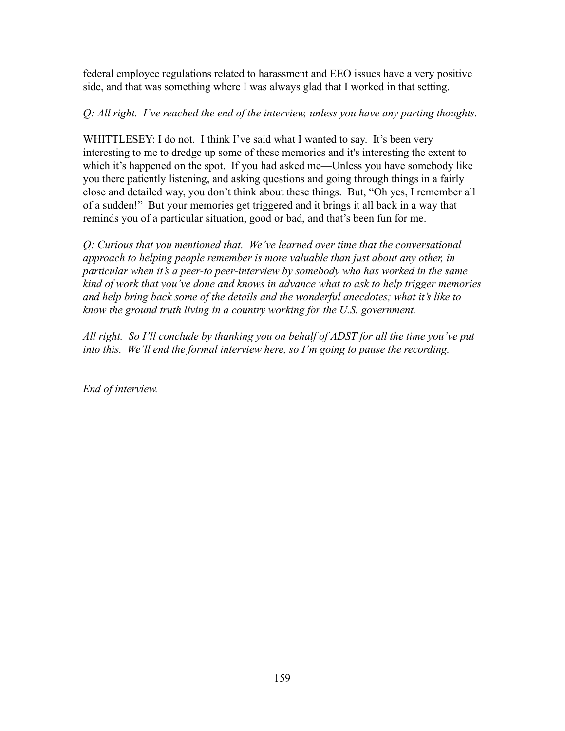federal employee regulations related to harassment and EEO issues have a very positive side, and that was something where I was always glad that I worked in that setting.

*Q: All right. I've reached the end of the interview, unless you have any parting thoughts.*

WHITTLESEY: I do not. I think I've said what I wanted to say. It's been very interesting to me to dredge up some of these memories and it's interesting the extent to which it's happened on the spot. If you had asked me—Unless you have somebody like you there patiently listening, and asking questions and going through things in a fairly close and detailed way, you don't think about these things. But, "Oh yes, I remember all of a sudden!" But your memories get triggered and it brings it all back in a way that reminds you of a particular situation, good or bad, and that's been fun for me.

*Q: Curious that you mentioned that. We've learned over time that the conversational approach to helping people remember is more valuable than just about any other, in particular when it's a peer-to peer-interview by somebody who has worked in the same kind of work that you've done and knows in advance what to ask to help trigger memories and help bring back some of the details and the wonderful anecdotes; what it's like to know the ground truth living in a country working for the U.S. government.*

*All right. So I'll conclude by thanking you on behalf of ADST for all the time you've put into this. We'll end the formal interview here, so I'm going to pause the recording.*

*End of interview.*